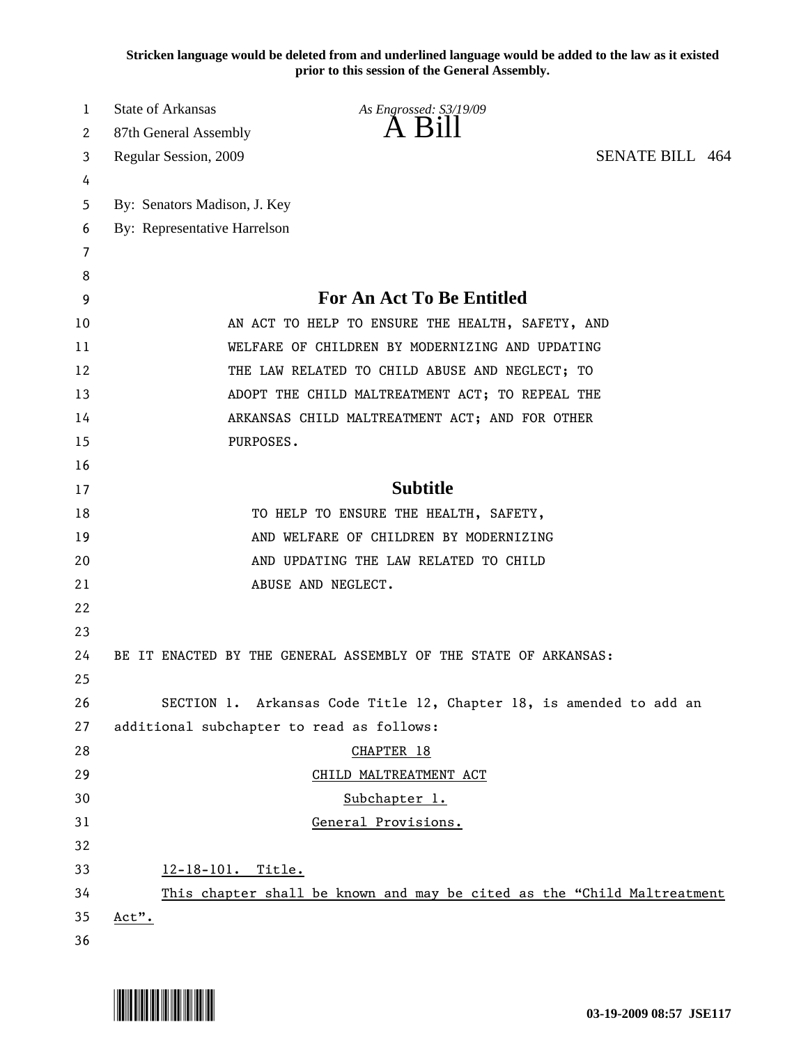**Stricken language would be deleted from and underlined language would be added to the law as it existed prior to this session of the General Assembly.**

State of Arkansas
87th General Assembly
Regular Session, 2009

*As Engrossed: S3/19/09*

# A Bill

SENATE BILL 464

By: Senators Madison, J. Key
By: Representative Harrelson

## For An Act To Be Entitled

AN ACT TO HELP TO ENSURE THE HEALTH, SAFETY, AND WELFARE OF CHILDREN BY MODERNIZING AND UPDATING THE LAW RELATED TO CHILD ABUSE AND NEGLECT; TO ADOPT THE CHILD MALTREATMENT ACT; TO REPEAL THE ARKANSAS CHILD MALTREATMENT ACT; AND FOR OTHER PURPOSES.

## Subtitle

TO HELP TO ENSURE THE HEALTH, SAFETY, AND WELFARE OF CHILDREN BY MODERNIZING AND UPDATING THE LAW RELATED TO CHILD ABUSE AND NEGLECT.

BE IT ENACTED BY THE GENERAL ASSEMBLY OF THE STATE OF ARKANSAS:

SECTION 1. Arkansas Code Title 12, Chapter 18, is amended to add an additional subchapter to read as follows:

<u>CHAPTER 18</u>

<u>CHILD MALTREATMENT ACT</u>

<u>Subchapter 1.</u>

<u>General Provisions.</u>

<u>12-18-101. Title.</u>

<u>This chapter shall be known and may be cited as the "Child Maltreatment Act".</u>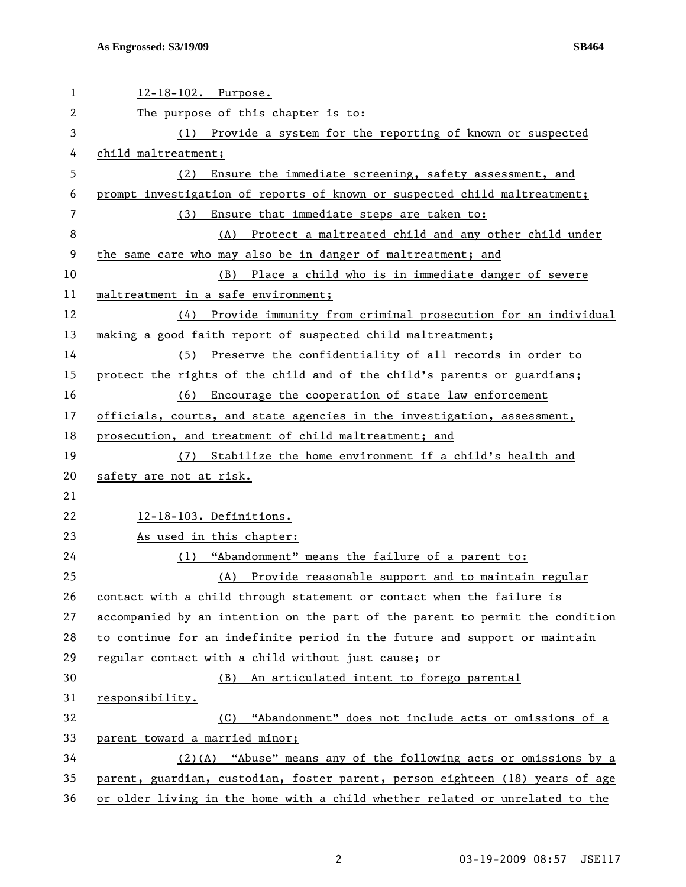12-18-102. Purpose.

The purpose of this chapter is to:

(1) Provide a system for the reporting of known or suspected child maltreatment;

(2) Ensure the immediate screening, safety assessment, and prompt investigation of reports of known or suspected child maltreatment;

(3) Ensure that immediate steps are taken to:

(A) Protect a maltreated child and any other child under the same care who may also be in danger of maltreatment; and

(B) Place a child who is in immediate danger of severe maltreatment in a safe environment;

(4) Provide immunity from criminal prosecution for an individual making a good faith report of suspected child maltreatment;

(5) Preserve the confidentiality of all records in order to protect the rights of the child and of the child's parents or guardians;

(6) Encourage the cooperation of state law enforcement officials, courts, and state agencies in the investigation, assessment, prosecution, and treatment of child maltreatment; and

(7) Stabilize the home environment if a child's health and safety are not at risk.

12-18-103. Definitions.

As used in this chapter:

(1) "Abandonment" means the failure of a parent to:

(A) Provide reasonable support and to maintain regular contact with a child through statement or contact when the failure is accompanied by an intention on the part of the parent to permit the condition to continue for an indefinite period in the future and support or maintain regular contact with a child without just cause; or

(B) An articulated intent to forego parental responsibility.

(C) "Abandonment" does not include acts or omissions of a parent toward a married minor;

(2)(A) "Abuse" means any of the following acts or omissions by a parent, guardian, custodian, foster parent, person eighteen (18) years of age or older living in the home with a child whether related or unrelated to the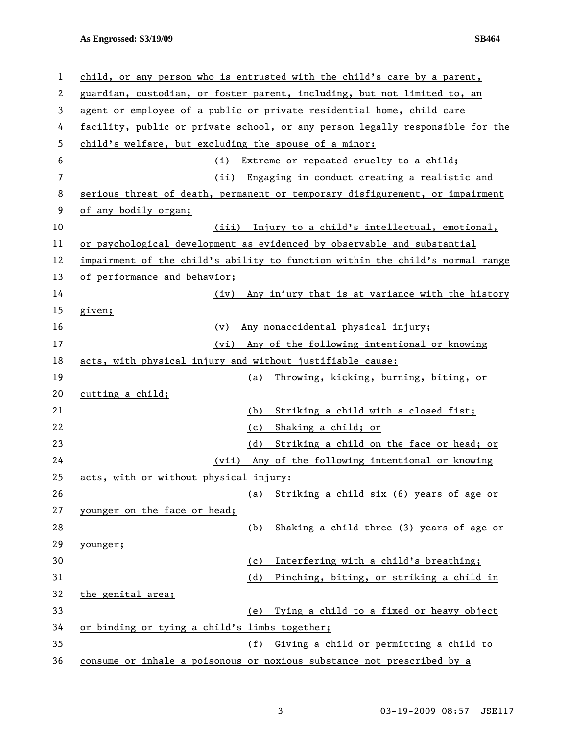child, or any person who is entrusted with the child's care by a parent, guardian, custodian, or foster parent, including, but not limited to, an agent or employee of a public or private residential home, child care facility, public or private school, or any person legally responsible for the child's welfare, but excluding the spouse of a minor:

(i) Extreme or repeated cruelty to a child;

(ii) Engaging in conduct creating a realistic and serious threat of death, permanent or temporary disfigurement, or impairment of any bodily organ;

(iii) Injury to a child's intellectual, emotional, or psychological development as evidenced by observable and substantial impairment of the child's ability to function within the child's normal range of performance and behavior;

(iv) Any injury that is at variance with the history given;

(v) Any nonaccidental physical injury;

(vi) Any of the following intentional or knowing acts, with physical injury and without justifiable cause:

(a) Throwing, kicking, burning, biting, or cutting a child;

(b) Striking a child with a closed fist;

(c) Shaking a child; or

(d) Striking a child on the face or head; or

(vii) Any of the following intentional or knowing acts, with or without physical injury:

(a) Striking a child six (6) years of age or younger on the face or head;

(b) Shaking a child three (3) years of age or younger;

(c) Interfering with a child's breathing;

(d) Pinching, biting, or striking a child in the genital area;

(e) Tying a child to a fixed or heavy object or binding or tying a child's limbs together;

(f) Giving a child or permitting a child to consume or inhale a poisonous or noxious substance not prescribed by a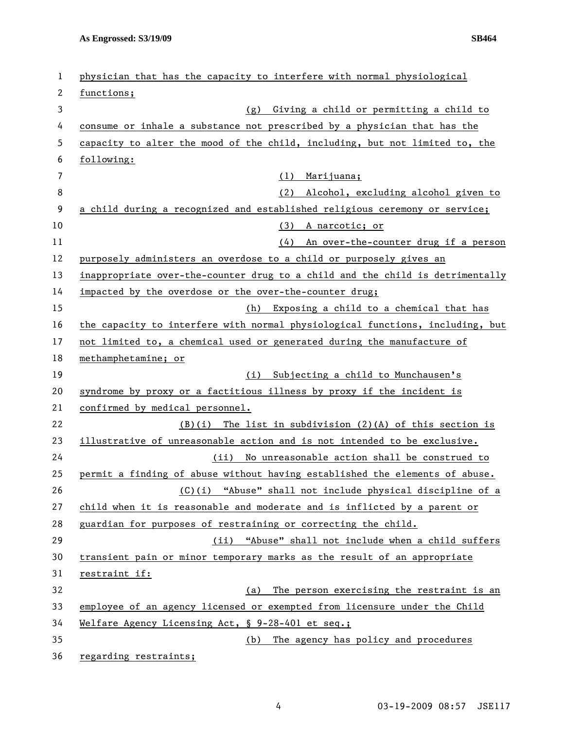physician that has the capacity to interfere with normal physiological functions;

(g) Giving a child or permitting a child to consume or inhale a substance not prescribed by a physician that has the capacity to alter the mood of the child, including, but not limited to, the following:

(1) Marijuana;

(2) Alcohol, excluding alcohol given to a child during a recognized and established religious ceremony or service;

(3) A narcotic; or

(4) An over-the-counter drug if a person purposely administers an overdose to a child or purposely gives an inappropriate over-the-counter drug to a child and the child is detrimentally impacted by the overdose or the over-the-counter drug;

(h) Exposing a child to a chemical that has the capacity to interfere with normal physiological functions, including, but not limited to, a chemical used or generated during the manufacture of methamphetamine; or

(i) Subjecting a child to Munchausen's syndrome by proxy or a factitious illness by proxy if the incident is confirmed by medical personnel.

(B)(i) The list in subdivision (2)(A) of this section is illustrative of unreasonable action and is not intended to be exclusive.

(ii) No unreasonable action shall be construed to permit a finding of abuse without having established the elements of abuse.

(C)(i) "Abuse" shall not include physical discipline of a child when it is reasonable and moderate and is inflicted by a parent or guardian for purposes of restraining or correcting the child.

(ii) "Abuse" shall not include when a child suffers transient pain or minor temporary marks as the result of an appropriate restraint if:

(a) The person exercising the restraint is an employee of an agency licensed or exempted from licensure under the Child Welfare Agency Licensing Act, § 9-28-401 et seq.;

(b) The agency has policy and procedures regarding restraints;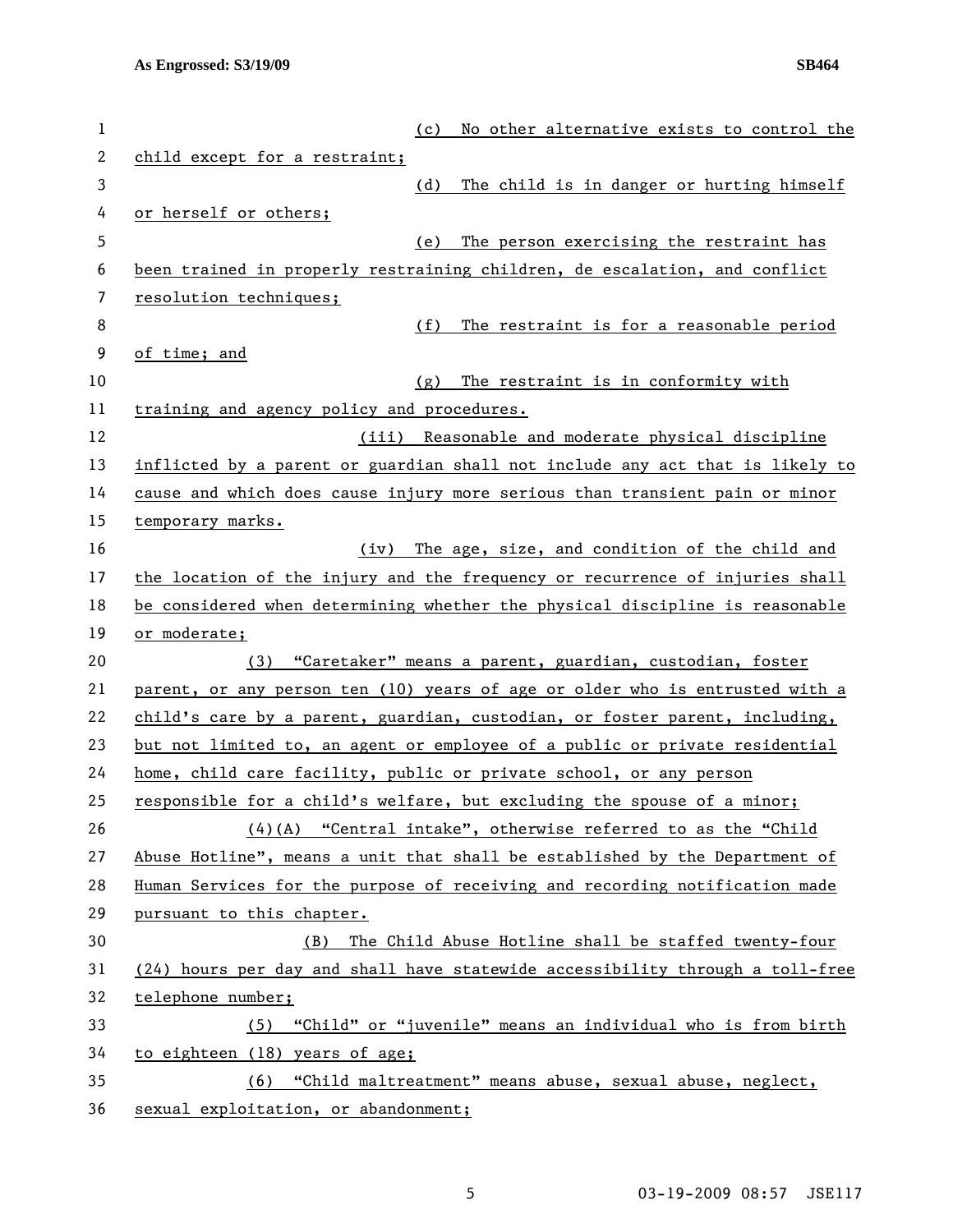(c) No other alternative exists to control the child except for a restraint;

(d) The child is in danger or hurting himself or herself or others;

(e) The person exercising the restraint has been trained in properly restraining children, de escalation, and conflict resolution techniques;

(f) The restraint is for a reasonable period of time; and

(g) The restraint is in conformity with training and agency policy and procedures.

(iii) Reasonable and moderate physical discipline inflicted by a parent or guardian shall not include any act that is likely to cause and which does cause injury more serious than transient pain or minor temporary marks.

(iv) The age, size, and condition of the child and the location of the injury and the frequency or recurrence of injuries shall be considered when determining whether the physical discipline is reasonable or moderate;

(3) "Caretaker" means a parent, guardian, custodian, foster parent, or any person ten (10) years of age or older who is entrusted with a child's care by a parent, guardian, custodian, or foster parent, including, but not limited to, an agent or employee of a public or private residential home, child care facility, public or private school, or any person responsible for a child's welfare, but excluding the spouse of a minor;

(4)(A) "Central intake", otherwise referred to as the "Child Abuse Hotline", means a unit that shall be established by the Department of Human Services for the purpose of receiving and recording notification made pursuant to this chapter.

(B) The Child Abuse Hotline shall be staffed twenty-four (24) hours per day and shall have statewide accessibility through a toll-free telephone number;

(5) "Child" or "juvenile" means an individual who is from birth to eighteen (18) years of age;

(6) "Child maltreatment" means abuse, sexual abuse, neglect, sexual exploitation, or abandonment;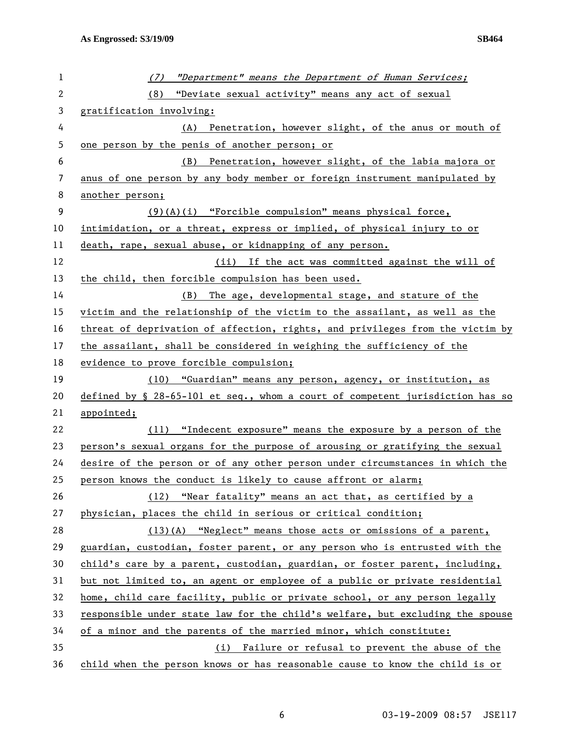*(7) "Department" means the Department of Human Services;*

(8) "Deviate sexual activity" means any act of sexual gratification involving:

(A) Penetration, however slight, of the anus or mouth of one person by the penis of another person; or

(B) Penetration, however slight, of the labia majora or anus of one person by any body member or foreign instrument manipulated by another person;

(9)(A)(i) "Forcible compulsion" means physical force, intimidation, or a threat, express or implied, of physical injury to or death, rape, sexual abuse, or kidnapping of any person.

(ii) If the act was committed against the will of the child, then forcible compulsion has been used.

(B) The age, developmental stage, and stature of the victim and the relationship of the victim to the assailant, as well as the threat of deprivation of affection, rights, and privileges from the victim by the assailant, shall be considered in weighing the sufficiency of the evidence to prove forcible compulsion;

(10) "Guardian" means any person, agency, or institution, as defined by § 28-65-101 et seq., whom a court of competent jurisdiction has so appointed;

(11) "Indecent exposure" means the exposure by a person of the person's sexual organs for the purpose of arousing or gratifying the sexual desire of the person or of any other person under circumstances in which the person knows the conduct is likely to cause affront or alarm;

(12) "Near fatality" means an act that, as certified by a physician, places the child in serious or critical condition;

(13)(A) "Neglect" means those acts or omissions of a parent, guardian, custodian, foster parent, or any person who is entrusted with the child's care by a parent, custodian, guardian, or foster parent, including, but not limited to, an agent or employee of a public or private residential home, child care facility, public or private school, or any person legally responsible under state law for the child's welfare, but excluding the spouse of a minor and the parents of the married minor, which constitute:

(i) Failure or refusal to prevent the abuse of the child when the person knows or has reasonable cause to know the child is or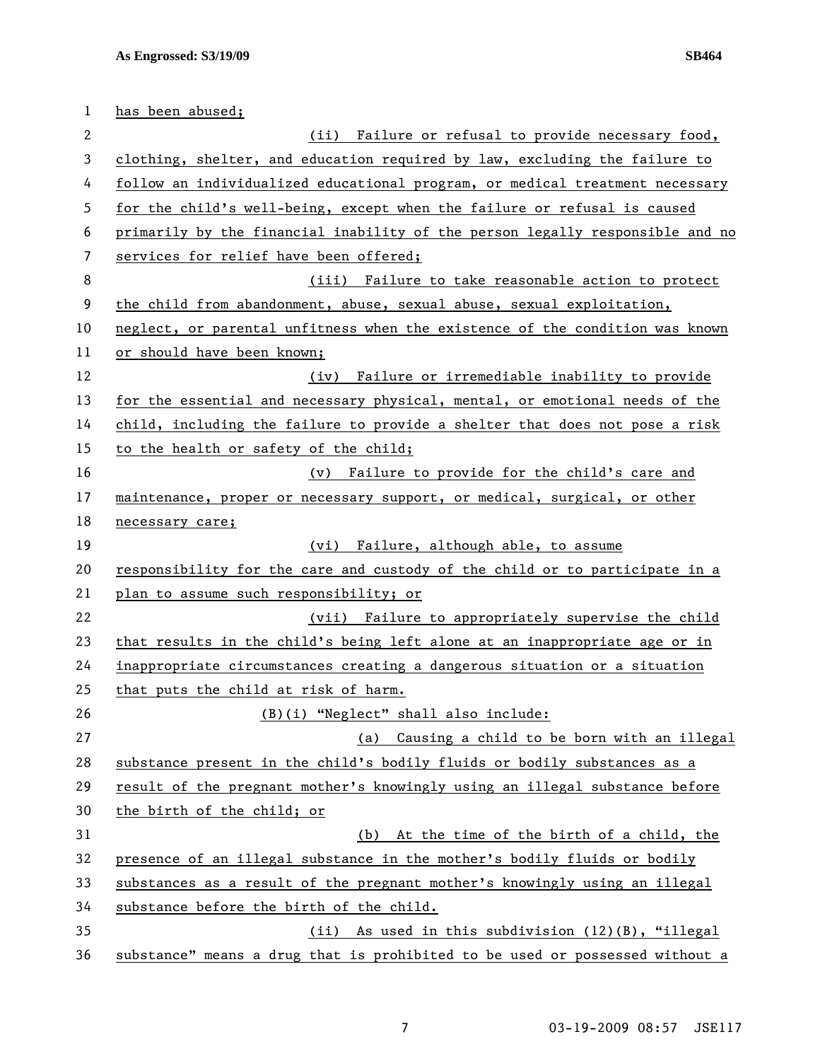has been abused;

(ii) Failure or refusal to provide necessary food, clothing, shelter, and education required by law, excluding the failure to follow an individualized educational program, or medical treatment necessary for the child's well-being, except when the failure or refusal is caused primarily by the financial inability of the person legally responsible and no services for relief have been offered;

(iii) Failure to take reasonable action to protect the child from abandonment, abuse, sexual abuse, sexual exploitation, neglect, or parental unfitness when the existence of the condition was known or should have been known;

(iv) Failure or irremediable inability to provide for the essential and necessary physical, mental, or emotional needs of the child, including the failure to provide a shelter that does not pose a risk to the health or safety of the child;

(v) Failure to provide for the child's care and maintenance, proper or necessary support, or medical, surgical, or other necessary care;

(vi) Failure, although able, to assume responsibility for the care and custody of the child or to participate in a plan to assume such responsibility; or

(vii) Failure to appropriately supervise the child that results in the child's being left alone at an inappropriate age or in inappropriate circumstances creating a dangerous situation or a situation that puts the child at risk of harm.

(B)(i) "Neglect" shall also include:

(a) Causing a child to be born with an illegal substance present in the child's bodily fluids or bodily substances as a result of the pregnant mother's knowingly using an illegal substance before the birth of the child; or

(b) At the time of the birth of a child, the presence of an illegal substance in the mother's bodily fluids or bodily substances as a result of the pregnant mother's knowingly using an illegal substance before the birth of the child.

(ii) As used in this subdivision (12)(B), "illegal substance" means a drug that is prohibited to be used or possessed without a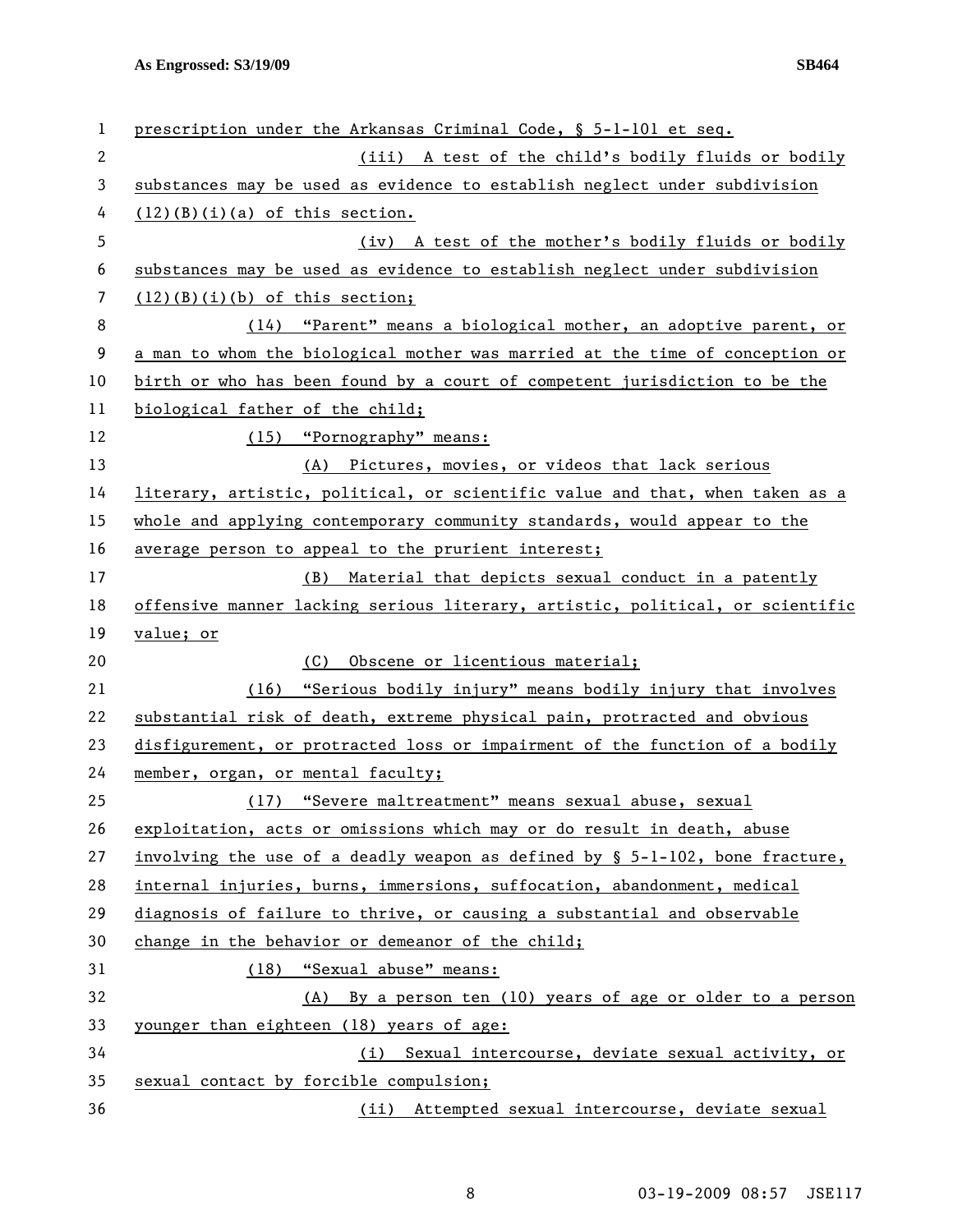prescription under the Arkansas Criminal Code, § 5-1-101 et seq.

(iii) A test of the child's bodily fluids or bodily substances may be used as evidence to establish neglect under subdivision (12)(B)(i)(a) of this section.

(iv) A test of the mother's bodily fluids or bodily substances may be used as evidence to establish neglect under subdivision (12)(B)(i)(b) of this section;

(14) "Parent" means a biological mother, an adoptive parent, or a man to whom the biological mother was married at the time of conception or birth or who has been found by a court of competent jurisdiction to be the biological father of the child;

(15) "Pornography" means:

(A) Pictures, movies, or videos that lack serious literary, artistic, political, or scientific value and that, when taken as a whole and applying contemporary community standards, would appear to the average person to appeal to the prurient interest;

(B) Material that depicts sexual conduct in a patently offensive manner lacking serious literary, artistic, political, or scientific value; or

(C) Obscene or licentious material;

(16) "Serious bodily injury" means bodily injury that involves substantial risk of death, extreme physical pain, protracted and obvious disfigurement, or protracted loss or impairment of the function of a bodily member, organ, or mental faculty;

(17) "Severe maltreatment" means sexual abuse, sexual exploitation, acts or omissions which may or do result in death, abuse involving the use of a deadly weapon as defined by § 5-1-102, bone fracture, internal injuries, burns, immersions, suffocation, abandonment, medical diagnosis of failure to thrive, or causing a substantial and observable change in the behavior or demeanor of the child;

(18) "Sexual abuse" means:

(A) By a person ten (10) years of age or older to a person younger than eighteen (18) years of age:

(i) Sexual intercourse, deviate sexual activity, or sexual contact by forcible compulsion;

(ii) Attempted sexual intercourse, deviate sexual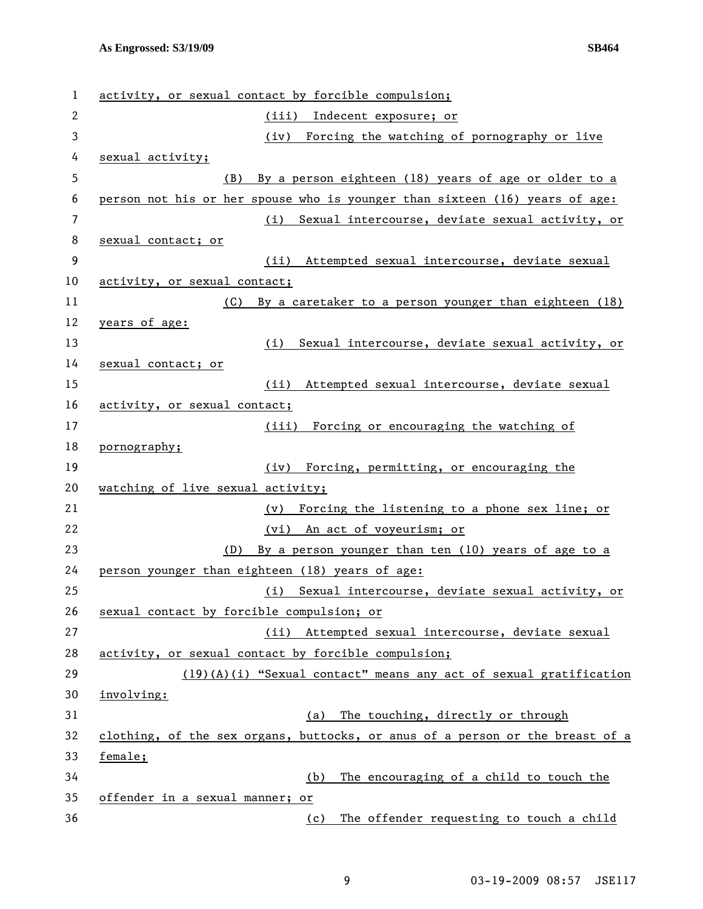activity, or sexual contact by forcible compulsion;

(iii) Indecent exposure; or

(iv) Forcing the watching of pornography or live sexual activity;

(B) By a person eighteen (18) years of age or older to a person not his or her spouse who is younger than sixteen (16) years of age:

(i) Sexual intercourse, deviate sexual activity, or sexual contact; or

(ii) Attempted sexual intercourse, deviate sexual activity, or sexual contact;

(C) By a caretaker to a person younger than eighteen (18) years of age:

(i) Sexual intercourse, deviate sexual activity, or sexual contact; or

(ii) Attempted sexual intercourse, deviate sexual activity, or sexual contact;

(iii) Forcing or encouraging the watching of pornography;

(iv) Forcing, permitting, or encouraging the watching of live sexual activity;

(v) Forcing the listening to a phone sex line; or

(vi) An act of voyeurism; or

(D) By a person younger than ten (10) years of age to a person younger than eighteen (18) years of age:

(i) Sexual intercourse, deviate sexual activity, or sexual contact by forcible compulsion; or

(ii) Attempted sexual intercourse, deviate sexual activity, or sexual contact by forcible compulsion;

(19)(A)(i) "Sexual contact" means any act of sexual gratification involving:

(a) The touching, directly or through clothing, of the sex organs, buttocks, or anus of a person or the breast of a female;

(b) The encouraging of a child to touch the offender in a sexual manner; or

(c) The offender requesting to touch a child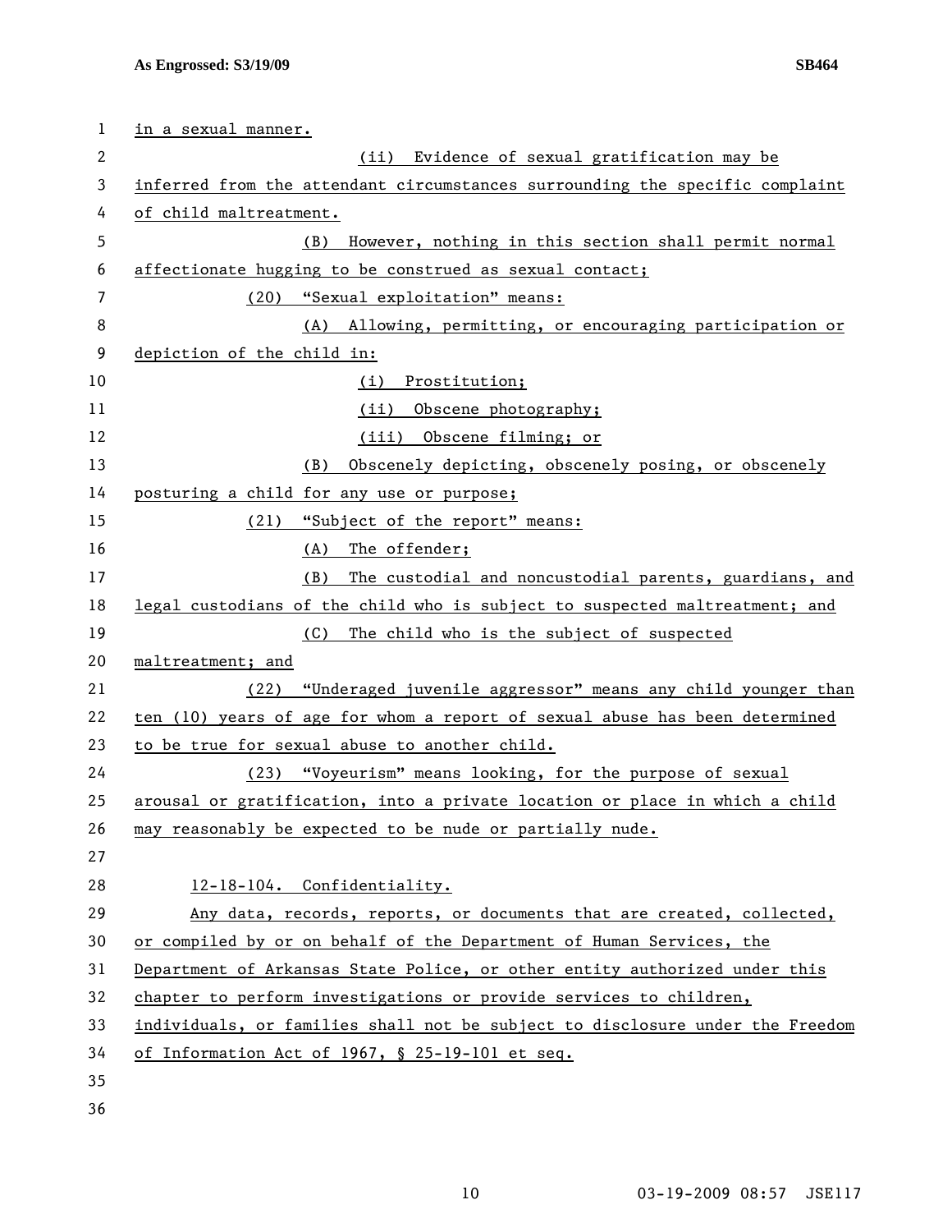in a sexual manner.

(ii) Evidence of sexual gratification may be inferred from the attendant circumstances surrounding the specific complaint of child maltreatment.

(B) However, nothing in this section shall permit normal affectionate hugging to be construed as sexual contact;

(20) "Sexual exploitation" means:

(A) Allowing, permitting, or encouraging participation or depiction of the child in:

(i) Prostitution;

(ii) Obscene photography;

(iii) Obscene filming; or

(B) Obscenely depicting, obscenely posing, or obscenely posturing a child for any use or purpose;

(21) "Subject of the report" means:

(A) The offender;

(B) The custodial and noncustodial parents, guardians, and legal custodians of the child who is subject to suspected maltreatment; and

(C) The child who is the subject of suspected maltreatment; and

(22) "Underaged juvenile aggressor" means any child younger than ten (10) years of age for whom a report of sexual abuse has been determined to be true for sexual abuse to another child.

(23) "Voyeurism" means looking, for the purpose of sexual arousal or gratification, into a private location or place in which a child may reasonably be expected to be nude or partially nude.

12-18-104. Confidentiality.

Any data, records, reports, or documents that are created, collected, or compiled by or on behalf of the Department of Human Services, the Department of Arkansas State Police, or other entity authorized under this chapter to perform investigations or provide services to children, individuals, or families shall not be subject to disclosure under the Freedom of Information Act of 1967, § 25-19-101 et seq.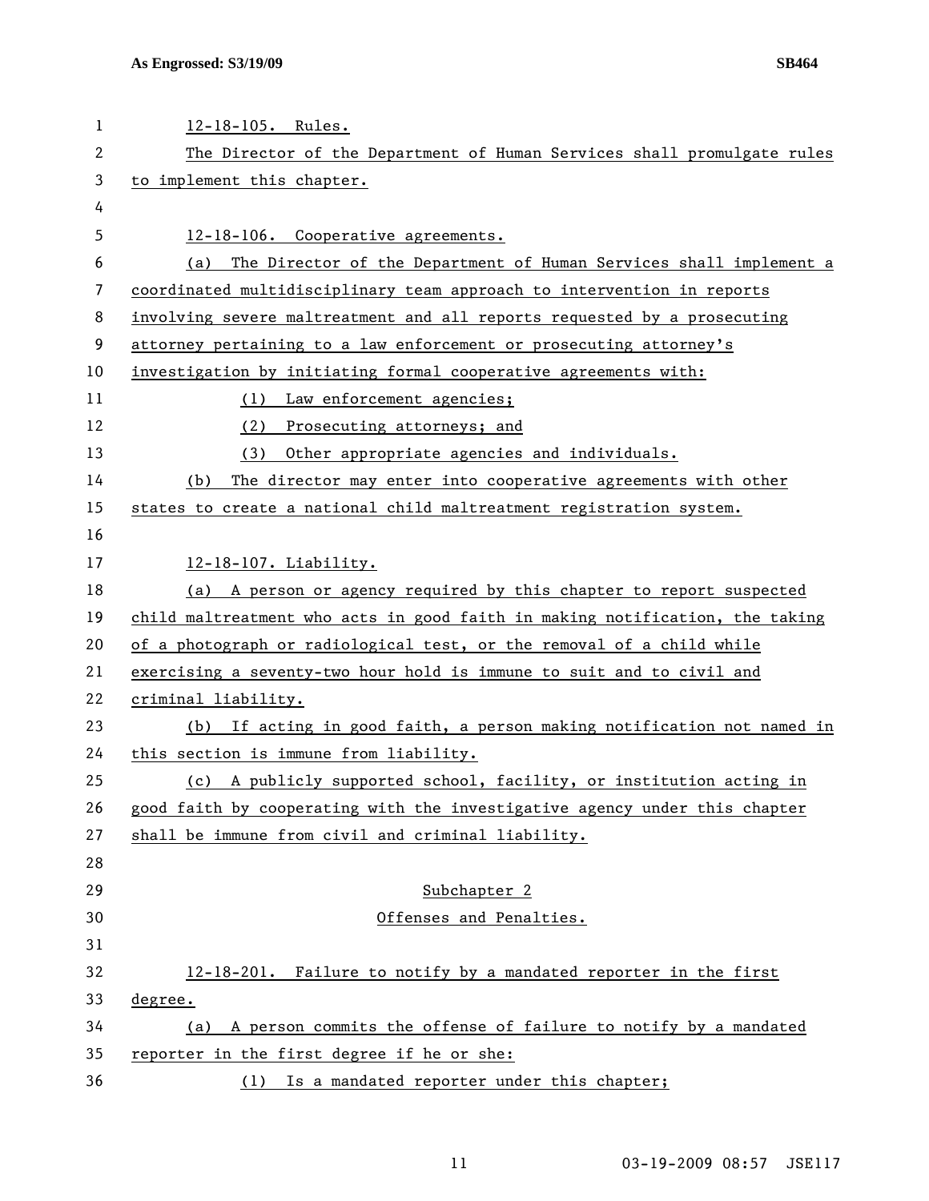12-18-105. Rules.

The Director of the Department of Human Services shall promulgate rules to implement this chapter.

12-18-106. Cooperative agreements.

(a) The Director of the Department of Human Services shall implement a coordinated multidisciplinary team approach to intervention in reports involving severe maltreatment and all reports requested by a prosecuting attorney pertaining to a law enforcement or prosecuting attorney's investigation by initiating formal cooperative agreements with:

(1) Law enforcement agencies;

(2) Prosecuting attorneys; and

(3) Other appropriate agencies and individuals.

(b) The director may enter into cooperative agreements with other states to create a national child maltreatment registration system.

12-18-107. Liability.

(a) A person or agency required by this chapter to report suspected child maltreatment who acts in good faith in making notification, the taking of a photograph or radiological test, or the removal of a child while exercising a seventy-two hour hold is immune to suit and to civil and criminal liability.

(b) If acting in good faith, a person making notification not named in this section is immune from liability.

(c) A publicly supported school, facility, or institution acting in good faith by cooperating with the investigative agency under this chapter shall be immune from civil and criminal liability.

## Subchapter 2
## Offenses and Penalties.

12-18-201. Failure to notify by a mandated reporter in the first degree.

(a) A person commits the offense of failure to notify by a mandated reporter in the first degree if he or she:

(1) Is a mandated reporter under this chapter;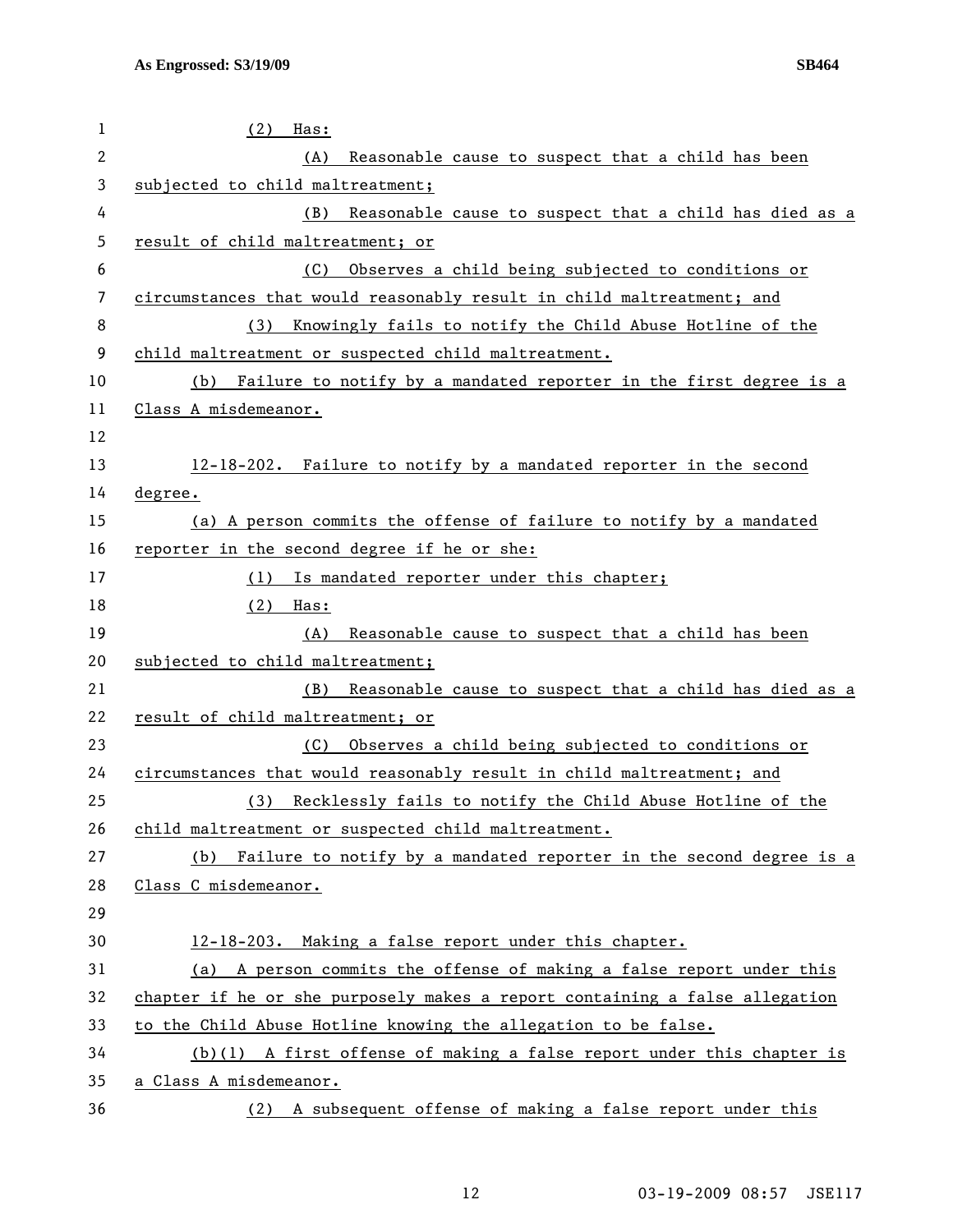(2) Has:

(A) Reasonable cause to suspect that a child has been subjected to child maltreatment;

(B) Reasonable cause to suspect that a child has died as a result of child maltreatment; or

(C) Observes a child being subjected to conditions or circumstances that would reasonably result in child maltreatment; and

(3) Knowingly fails to notify the Child Abuse Hotline of the child maltreatment or suspected child maltreatment.

(b) Failure to notify by a mandated reporter in the first degree is a Class A misdemeanor.

12-18-202. Failure to notify by a mandated reporter in the second degree.

(a) A person commits the offense of failure to notify by a mandated reporter in the second degree if he or she:

(1) Is mandated reporter under this chapter;

(2) Has:

(A) Reasonable cause to suspect that a child has been subjected to child maltreatment;

(B) Reasonable cause to suspect that a child has died as a result of child maltreatment; or

(C) Observes a child being subjected to conditions or circumstances that would reasonably result in child maltreatment; and

(3) Recklessly fails to notify the Child Abuse Hotline of the child maltreatment or suspected child maltreatment.

(b) Failure to notify by a mandated reporter in the second degree is a Class C misdemeanor.

12-18-203. Making a false report under this chapter.

(a) A person commits the offense of making a false report under this chapter if he or she purposely makes a report containing a false allegation to the Child Abuse Hotline knowing the allegation to be false.

(b)(1) A first offense of making a false report under this chapter is a Class A misdemeanor.

(2) A subsequent offense of making a false report under this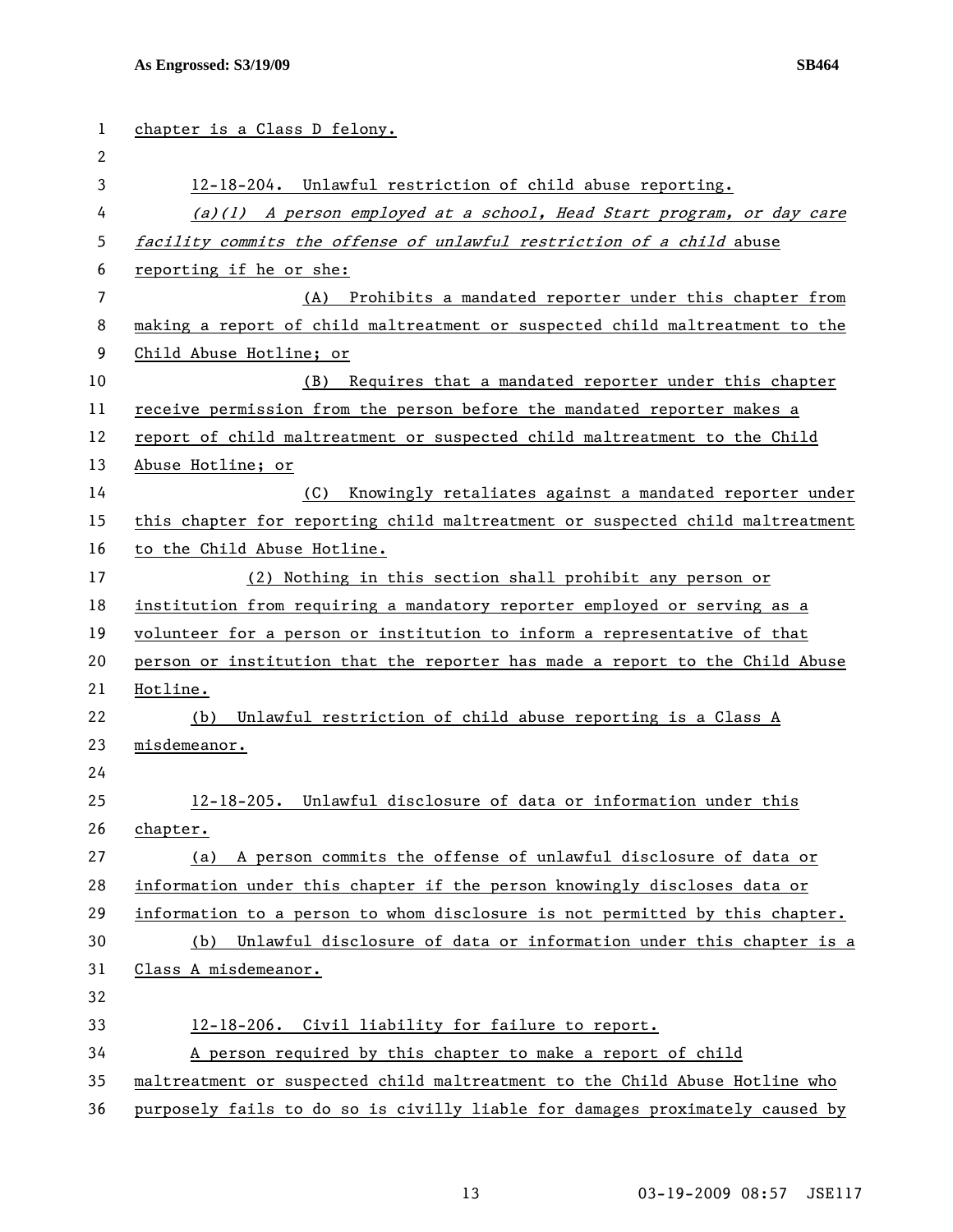chapter is a Class D felony.

12-18-204. Unlawful restriction of child abuse reporting.

*(a)(1) A person employed at a school, Head Start program, or day care facility commits the offense of unlawful restriction of a child* abuse reporting if he or she:

(A) Prohibits a mandated reporter under this chapter from making a report of child maltreatment or suspected child maltreatment to the Child Abuse Hotline; or

(B) Requires that a mandated reporter under this chapter receive permission from the person before the mandated reporter makes a report of child maltreatment or suspected child maltreatment to the Child Abuse Hotline; or

(C) Knowingly retaliates against a mandated reporter under this chapter for reporting child maltreatment or suspected child maltreatment to the Child Abuse Hotline.

(2) Nothing in this section shall prohibit any person or institution from requiring a mandatory reporter employed or serving as a volunteer for a person or institution to inform a representative of that person or institution that the reporter has made a report to the Child Abuse Hotline.

(b) Unlawful restriction of child abuse reporting is a Class A misdemeanor.

12-18-205. Unlawful disclosure of data or information under this chapter.

(a) A person commits the offense of unlawful disclosure of data or information under this chapter if the person knowingly discloses data or information to a person to whom disclosure is not permitted by this chapter.

(b) Unlawful disclosure of data or information under this chapter is a Class A misdemeanor.

12-18-206. Civil liability for failure to report.

A person required by this chapter to make a report of child maltreatment or suspected child maltreatment to the Child Abuse Hotline who purposely fails to do so is civilly liable for damages proximately caused by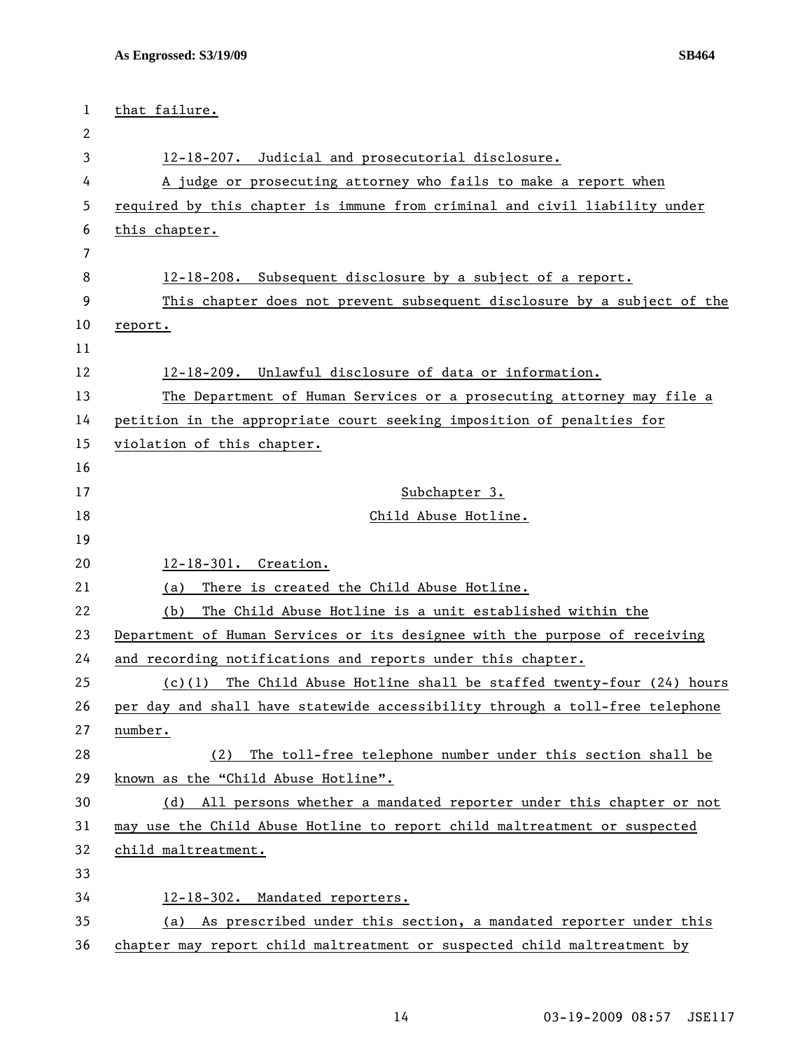that failure.

12-18-207. Judicial and prosecutorial disclosure.

A judge or prosecuting attorney who fails to make a report when required by this chapter is immune from criminal and civil liability under this chapter.

12-18-208. Subsequent disclosure by a subject of a report.

This chapter does not prevent subsequent disclosure by a subject of the report.

12-18-209. Unlawful disclosure of data or information.

The Department of Human Services or a prosecuting attorney may file a petition in the appropriate court seeking imposition of penalties for violation of this chapter.

## Subchapter 3.
## Child Abuse Hotline.

12-18-301. Creation.

(a) There is created the Child Abuse Hotline.

(b) The Child Abuse Hotline is a unit established within the Department of Human Services or its designee with the purpose of receiving and recording notifications and reports under this chapter.

(c)(1) The Child Abuse Hotline shall be staffed twenty-four (24) hours per day and shall have statewide accessibility through a toll-free telephone number.

(2) The toll-free telephone number under this section shall be known as the "Child Abuse Hotline".

(d) All persons whether a mandated reporter under this chapter or not may use the Child Abuse Hotline to report child maltreatment or suspected child maltreatment.

12-18-302. Mandated reporters.

(a) As prescribed under this section, a mandated reporter under this chapter may report child maltreatment or suspected child maltreatment by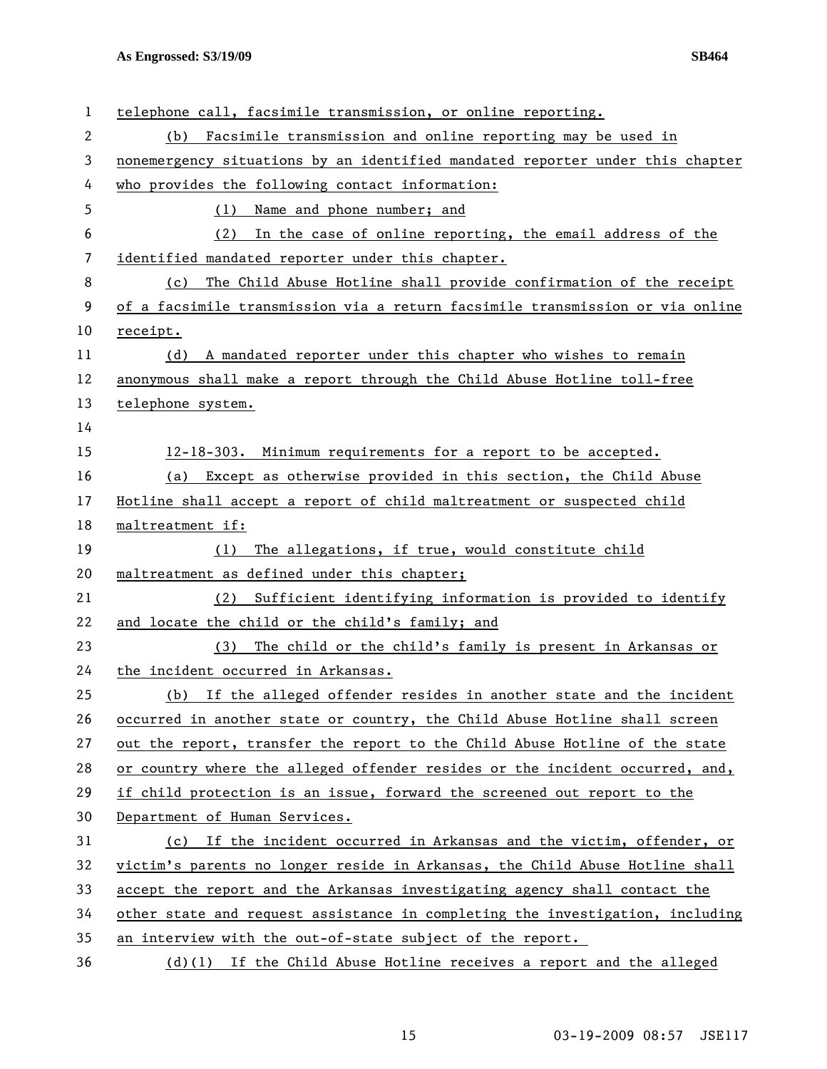telephone call, facsimile transmission, or online reporting.

(b) Facsimile transmission and online reporting may be used in nonemergency situations by an identified mandated reporter under this chapter who provides the following contact information:

(1) Name and phone number; and

(2) In the case of online reporting, the email address of the identified mandated reporter under this chapter.

(c) The Child Abuse Hotline shall provide confirmation of the receipt of a facsimile transmission via a return facsimile transmission or via online receipt.

(d) A mandated reporter under this chapter who wishes to remain anonymous shall make a report through the Child Abuse Hotline toll-free telephone system.

12-18-303. Minimum requirements for a report to be accepted.

(a) Except as otherwise provided in this section, the Child Abuse Hotline shall accept a report of child maltreatment or suspected child maltreatment if:

(1) The allegations, if true, would constitute child maltreatment as defined under this chapter;

(2) Sufficient identifying information is provided to identify and locate the child or the child's family; and

(3) The child or the child's family is present in Arkansas or the incident occurred in Arkansas.

(b) If the alleged offender resides in another state and the incident occurred in another state or country, the Child Abuse Hotline shall screen out the report, transfer the report to the Child Abuse Hotline of the state or country where the alleged offender resides or the incident occurred, and, if child protection is an issue, forward the screened out report to the Department of Human Services.

(c) If the incident occurred in Arkansas and the victim, offender, or victim's parents no longer reside in Arkansas, the Child Abuse Hotline shall accept the report and the Arkansas investigating agency shall contact the other state and request assistance in completing the investigation, including an interview with the out-of-state subject of the report.

(d)(1) If the Child Abuse Hotline receives a report and the alleged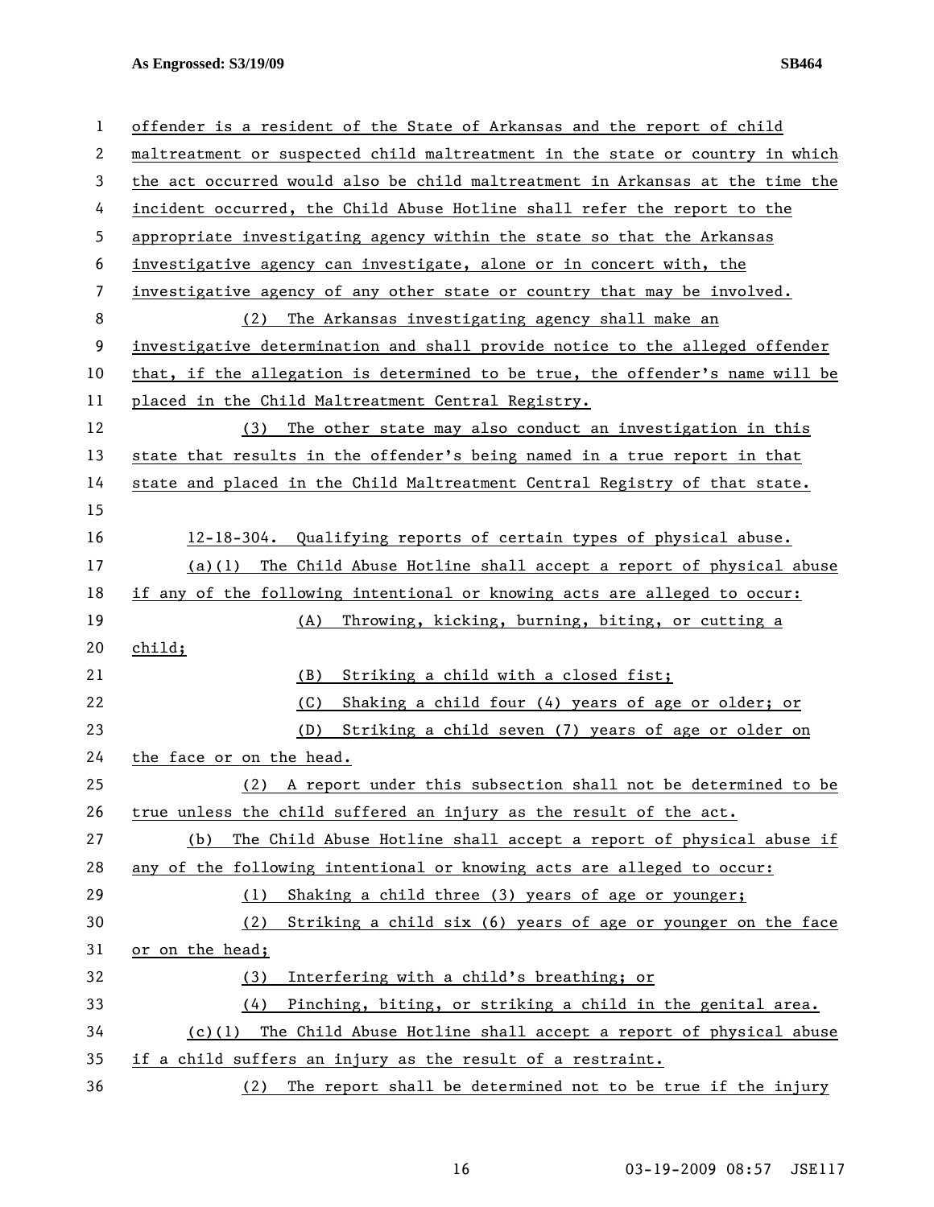offender is a resident of the State of Arkansas and the report of child maltreatment or suspected child maltreatment in the state or country in which the act occurred would also be child maltreatment in Arkansas at the time the incident occurred, the Child Abuse Hotline shall refer the report to the appropriate investigating agency within the state so that the Arkansas investigative agency can investigate, alone or in concert with, the investigative agency of any other state or country that may be involved.

(2) The Arkansas investigating agency shall make an investigative determination and shall provide notice to the alleged offender that, if the allegation is determined to be true, the offender's name will be placed in the Child Maltreatment Central Registry.

(3) The other state may also conduct an investigation in this state that results in the offender's being named in a true report in that state and placed in the Child Maltreatment Central Registry of that state.

12-18-304. Qualifying reports of certain types of physical abuse.

(a)(1) The Child Abuse Hotline shall accept a report of physical abuse if any of the following intentional or knowing acts are alleged to occur:

(A) Throwing, kicking, burning, biting, or cutting a child;

(B) Striking a child with a closed fist;

(C) Shaking a child four (4) years of age or older; or

(D) Striking a child seven (7) years of age or older on the face or on the head.

(2) A report under this subsection shall not be determined to be true unless the child suffered an injury as the result of the act.

(b) The Child Abuse Hotline shall accept a report of physical abuse if any of the following intentional or knowing acts are alleged to occur:

(1) Shaking a child three (3) years of age or younger;

(2) Striking a child six (6) years of age or younger on the face or on the head;

(3) Interfering with a child's breathing; or

(4) Pinching, biting, or striking a child in the genital area.

(c)(1) The Child Abuse Hotline shall accept a report of physical abuse if a child suffers an injury as the result of a restraint.

(2) The report shall be determined not to be true if the injury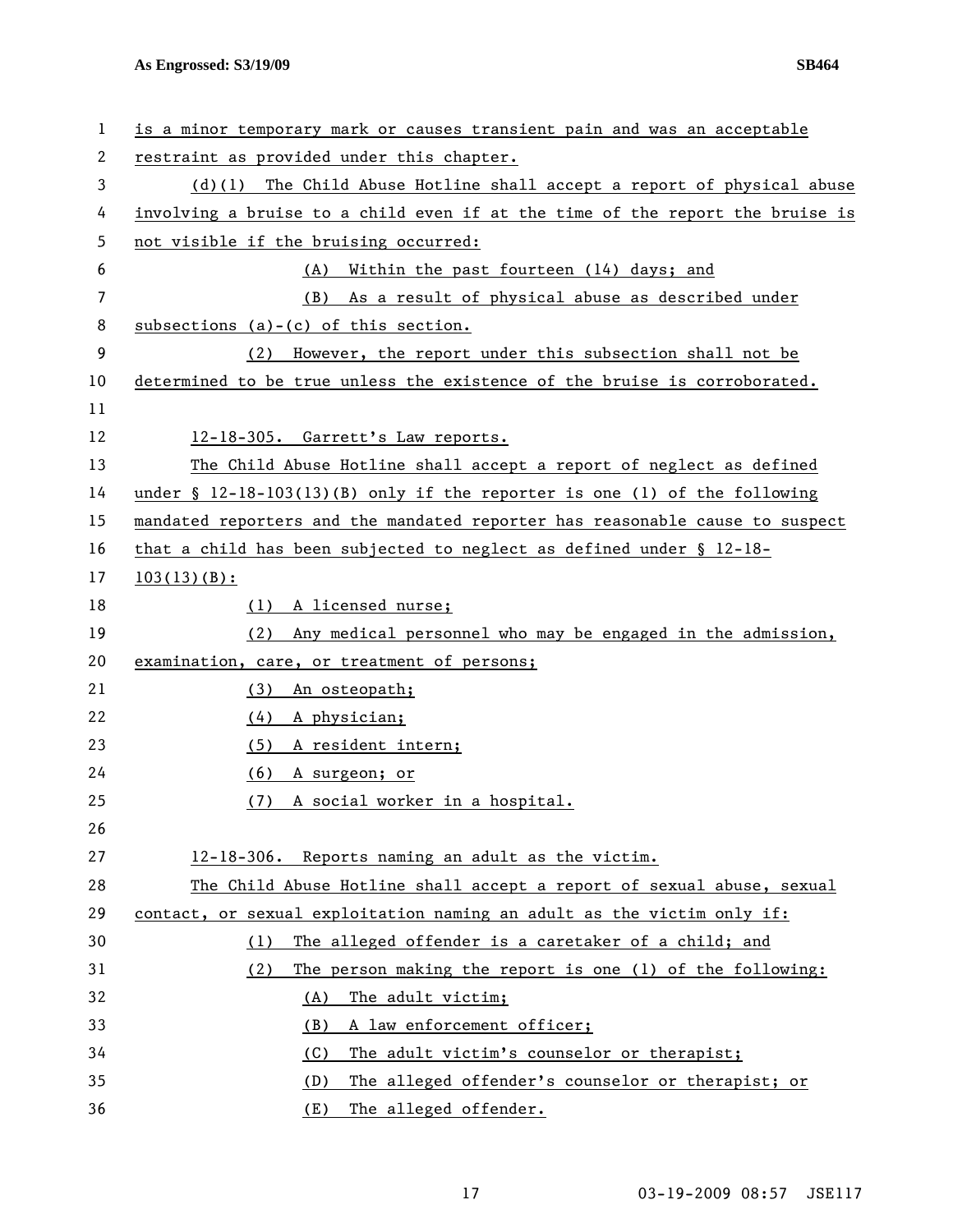is a minor temporary mark or causes transient pain and was an acceptable restraint as provided under this chapter.

(d)(1) The Child Abuse Hotline shall accept a report of physical abuse involving a bruise to a child even if at the time of the report the bruise is not visible if the bruising occurred:

(A) Within the past fourteen (14) days; and

(B) As a result of physical abuse as described under subsections (a)-(c) of this section.

(2) However, the report under this subsection shall not be determined to be true unless the existence of the bruise is corroborated.

12-18-305. Garrett's Law reports.

The Child Abuse Hotline shall accept a report of neglect as defined under § 12-18-103(13)(B) only if the reporter is one (1) of the following mandated reporters and the mandated reporter has reasonable cause to suspect that a child has been subjected to neglect as defined under § 12-18-103(13)(B):

(1) A licensed nurse;

(2) Any medical personnel who may be engaged in the admission, examination, care, or treatment of persons;

(3) An osteopath;

(4) A physician;

(5) A resident intern;

(6) A surgeon; or

(7) A social worker in a hospital.

12-18-306. Reports naming an adult as the victim.

The Child Abuse Hotline shall accept a report of sexual abuse, sexual contact, or sexual exploitation naming an adult as the victim only if:

(1) The alleged offender is a caretaker of a child; and

(2) The person making the report is one (1) of the following:

(A) The adult victim;

(B) A law enforcement officer;

(C) The adult victim's counselor or therapist;

(D) The alleged offender's counselor or therapist; or

(E) The alleged offender.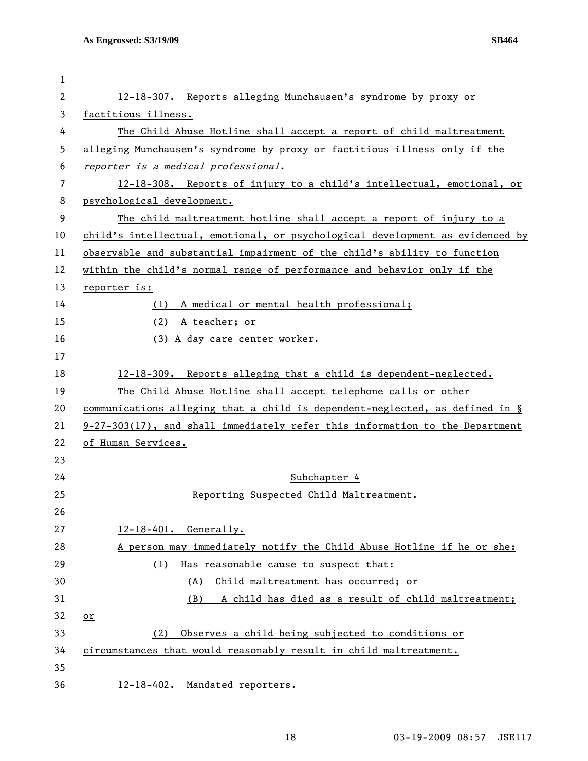12-18-307. Reports alleging Munchausen's syndrome by proxy or factitious illness.

The Child Abuse Hotline shall accept a report of child maltreatment alleging Munchausen's syndrome by proxy or factitious illness only if the *reporter is a medical professional.*

12-18-308. Reports of injury to a child's intellectual, emotional, or psychological development.

The child maltreatment hotline shall accept a report of injury to a child's intellectual, emotional, or psychological development as evidenced by observable and substantial impairment of the child's ability to function within the child's normal range of performance and behavior only if the reporter is:

(1) A medical or mental health professional;

(2) A teacher; or

(3) A day care center worker.

12-18-309. Reports alleging that a child is dependent-neglected.

The Child Abuse Hotline shall accept telephone calls or other communications alleging that a child is dependent-neglected, as defined in § 9-27-303(17), and shall immediately refer this information to the Department of Human Services.

## Subchapter 4
## Reporting Suspected Child Maltreatment.

12-18-401. Generally.

A person may immediately notify the Child Abuse Hotline if he or she:

(1) Has reasonable cause to suspect that:

(A) Child maltreatment has occurred; or

(B) A child has died as a result of child maltreatment; or

(2) Observes a child being subjected to conditions or circumstances that would reasonably result in child maltreatment.

12-18-402. Mandated reporters.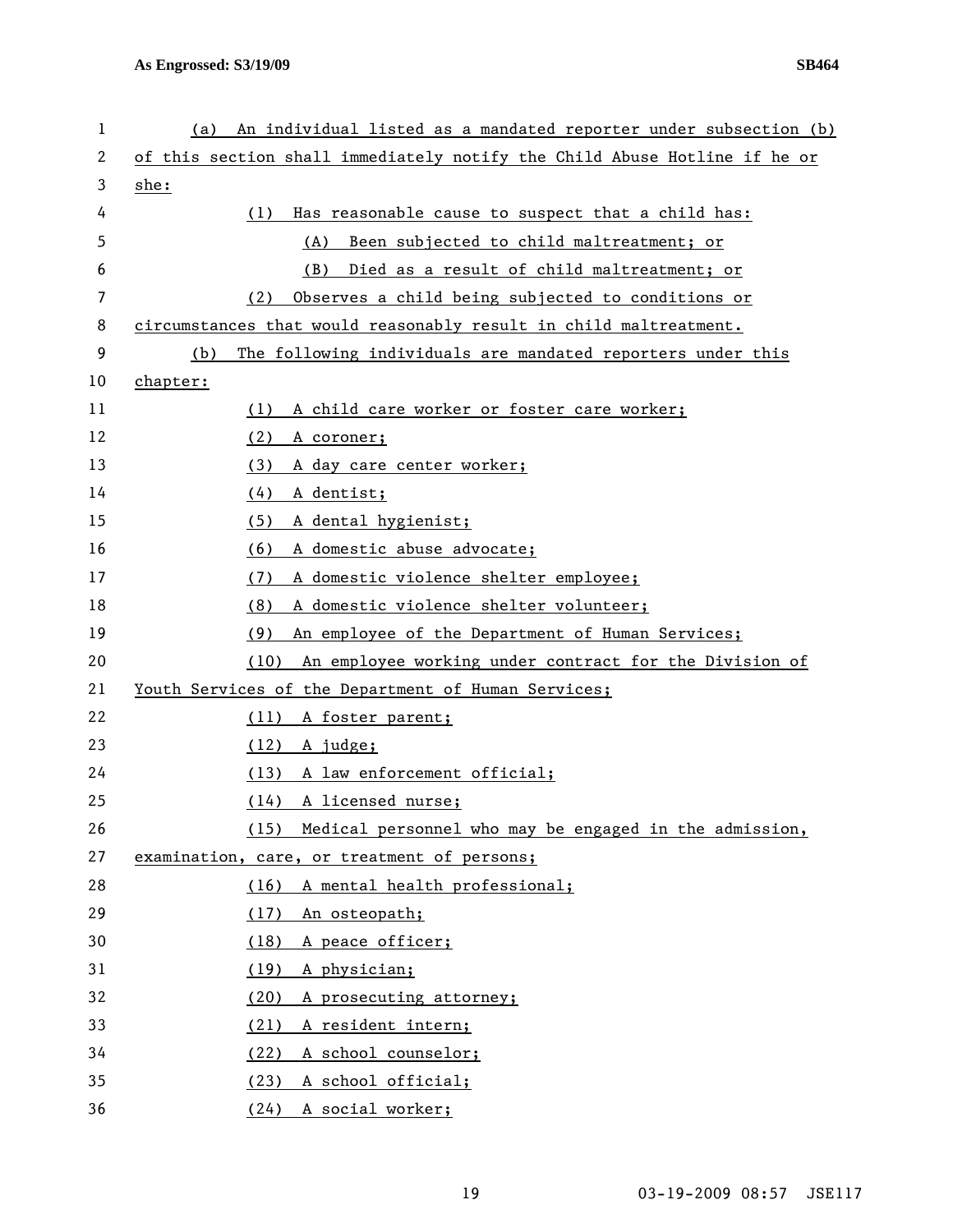(a) An individual listed as a mandated reporter under subsection (b) of this section shall immediately notify the Child Abuse Hotline if he or she:

(1) Has reasonable cause to suspect that a child has:

(A) Been subjected to child maltreatment; or

(B) Died as a result of child maltreatment; or

(2) Observes a child being subjected to conditions or circumstances that would reasonably result in child maltreatment.

(b) The following individuals are mandated reporters under this chapter:

(1) A child care worker or foster care worker;

(2) A coroner;

(3) A day care center worker;

(4) A dentist;

(5) A dental hygienist;

(6) A domestic abuse advocate;

(7) A domestic violence shelter employee;

(8) A domestic violence shelter volunteer;

(9) An employee of the Department of Human Services;

(10) An employee working under contract for the Division of Youth Services of the Department of Human Services;

(11) A foster parent;

(12) A judge;

(13) A law enforcement official;

(14) A licensed nurse;

(15) Medical personnel who may be engaged in the admission, examination, care, or treatment of persons;

(16) A mental health professional;

(17) An osteopath;

(18) A peace officer;

(19) A physician;

(20) A prosecuting attorney;

(21) A resident intern;

(22) A school counselor;

(23) A school official;

(24) A social worker;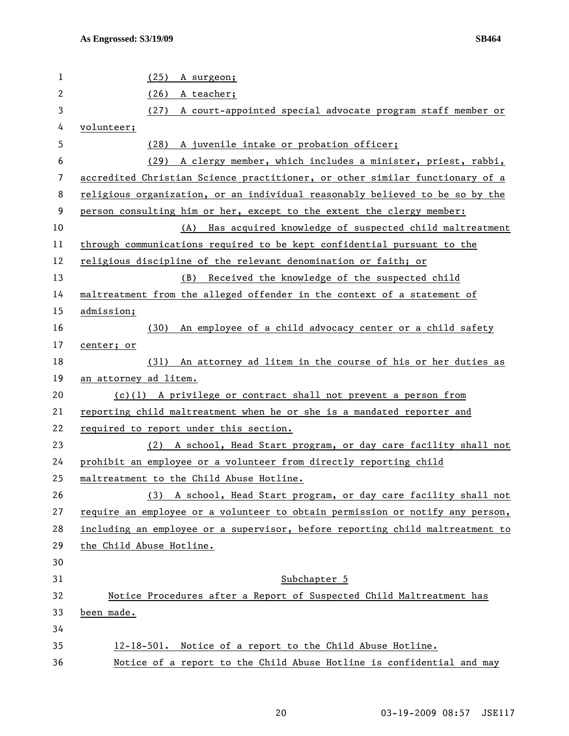(25) A surgeon;

(26) A teacher;

(27) A court-appointed special advocate program staff member or volunteer;

(28) A juvenile intake or probation officer;

(29) A clergy member, which includes a minister, priest, rabbi, accredited Christian Science practitioner, or other similar functionary of a religious organization, or an individual reasonably believed to be so by the person consulting him or her, except to the extent the clergy member:

(A) Has acquired knowledge of suspected child maltreatment through communications required to be kept confidential pursuant to the religious discipline of the relevant denomination or faith; or

(B) Received the knowledge of the suspected child maltreatment from the alleged offender in the context of a statement of admission;

(30) An employee of a child advocacy center or a child safety center; or

(31) An attorney ad litem in the course of his or her duties as an attorney ad litem.

(c)(1) A privilege or contract shall not prevent a person from reporting child maltreatment when he or she is a mandated reporter and required to report under this section.

(2) A school, Head Start program, or day care facility shall not prohibit an employee or a volunteer from directly reporting child maltreatment to the Child Abuse Hotline.

(3) A school, Head Start program, or day care facility shall not require an employee or a volunteer to obtain permission or notify any person, including an employee or a supervisor, before reporting child maltreatment to the Child Abuse Hotline.

## Subchapter 5

## Notice Procedures after a Report of Suspected Child Maltreatment has been made.

12-18-501. Notice of a report to the Child Abuse Hotline.

Notice of a report to the Child Abuse Hotline is confidential and may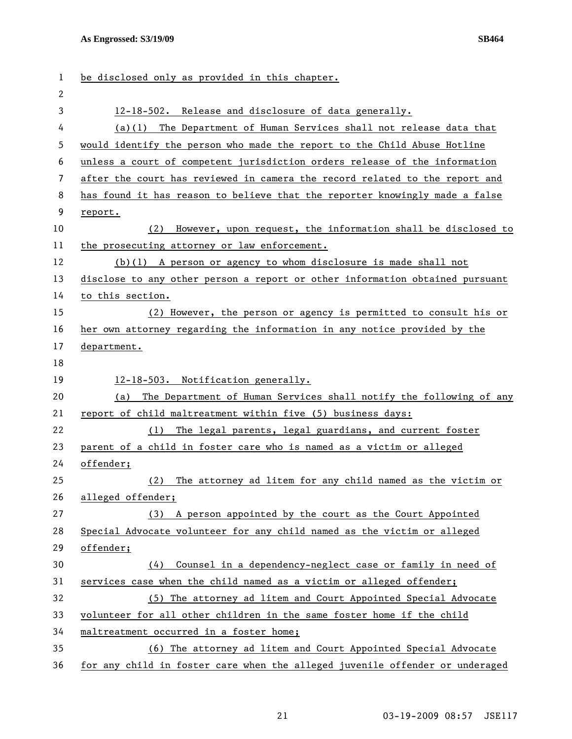be disclosed only as provided in this chapter.

12-18-502. Release and disclosure of data generally.

(a)(1) The Department of Human Services shall not release data that would identify the person who made the report to the Child Abuse Hotline unless a court of competent jurisdiction orders release of the information after the court has reviewed in camera the record related to the report and has found it has reason to believe that the reporter knowingly made a false report.

(2) However, upon request, the information shall be disclosed to the prosecuting attorney or law enforcement.

(b)(1) A person or agency to whom disclosure is made shall not disclose to any other person a report or other information obtained pursuant to this section.

(2) However, the person or agency is permitted to consult his or her own attorney regarding the information in any notice provided by the department.

12-18-503. Notification generally.

(a) The Department of Human Services shall notify the following of any report of child maltreatment within five (5) business days:

(1) The legal parents, legal guardians, and current foster parent of a child in foster care who is named as a victim or alleged offender;

(2) The attorney ad litem for any child named as the victim or alleged offender;

(3) A person appointed by the court as the Court Appointed Special Advocate volunteer for any child named as the victim or alleged offender;

(4) Counsel in a dependency-neglect case or family in need of services case when the child named as a victim or alleged offender;

(5) The attorney ad litem and Court Appointed Special Advocate volunteer for all other children in the same foster home if the child maltreatment occurred in a foster home;

(6) The attorney ad litem and Court Appointed Special Advocate for any child in foster care when the alleged juvenile offender or underaged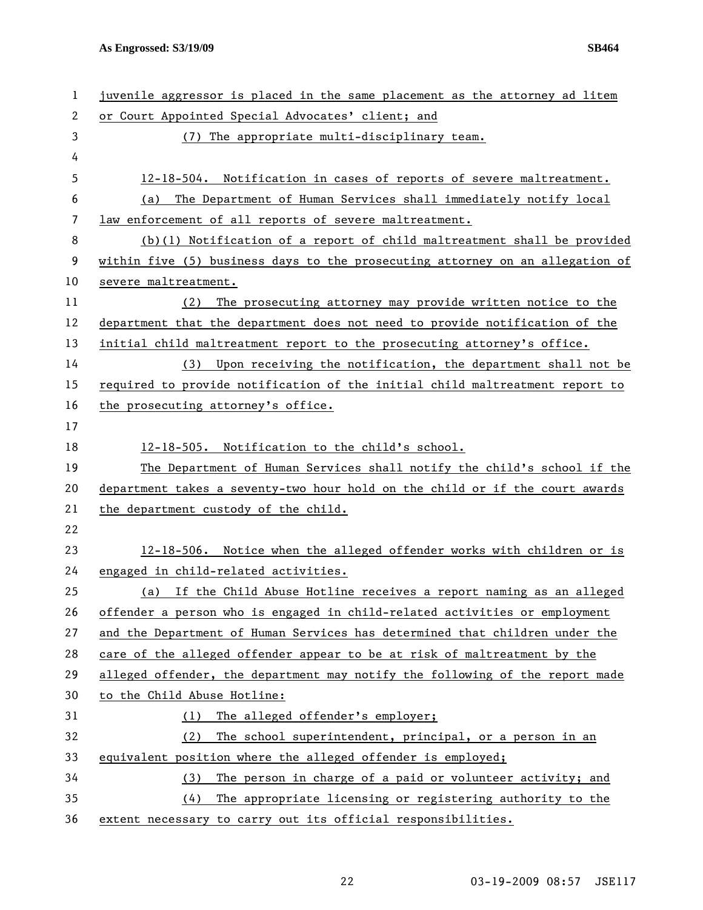juvenile aggressor is placed in the same placement as the attorney ad litem or Court Appointed Special Advocates' client; and

(7) The appropriate multi-disciplinary team.

12-18-504. Notification in cases of reports of severe maltreatment.

(a) The Department of Human Services shall immediately notify local law enforcement of all reports of severe maltreatment.

(b)(1) Notification of a report of child maltreatment shall be provided within five (5) business days to the prosecuting attorney on an allegation of severe maltreatment.

(2) The prosecuting attorney may provide written notice to the department that the department does not need to provide notification of the initial child maltreatment report to the prosecuting attorney's office.

(3) Upon receiving the notification, the department shall not be required to provide notification of the initial child maltreatment report to the prosecuting attorney's office.

12-18-505. Notification to the child's school.

The Department of Human Services shall notify the child's school if the department takes a seventy-two hour hold on the child or if the court awards the department custody of the child.

12-18-506. Notice when the alleged offender works with children or is engaged in child-related activities.

(a) If the Child Abuse Hotline receives a report naming as an alleged offender a person who is engaged in child-related activities or employment and the Department of Human Services has determined that children under the care of the alleged offender appear to be at risk of maltreatment by the alleged offender, the department may notify the following of the report made to the Child Abuse Hotline:

(1) The alleged offender's employer;

(2) The school superintendent, principal, or a person in an equivalent position where the alleged offender is employed;

(3) The person in charge of a paid or volunteer activity; and

(4) The appropriate licensing or registering authority to the extent necessary to carry out its official responsibilities.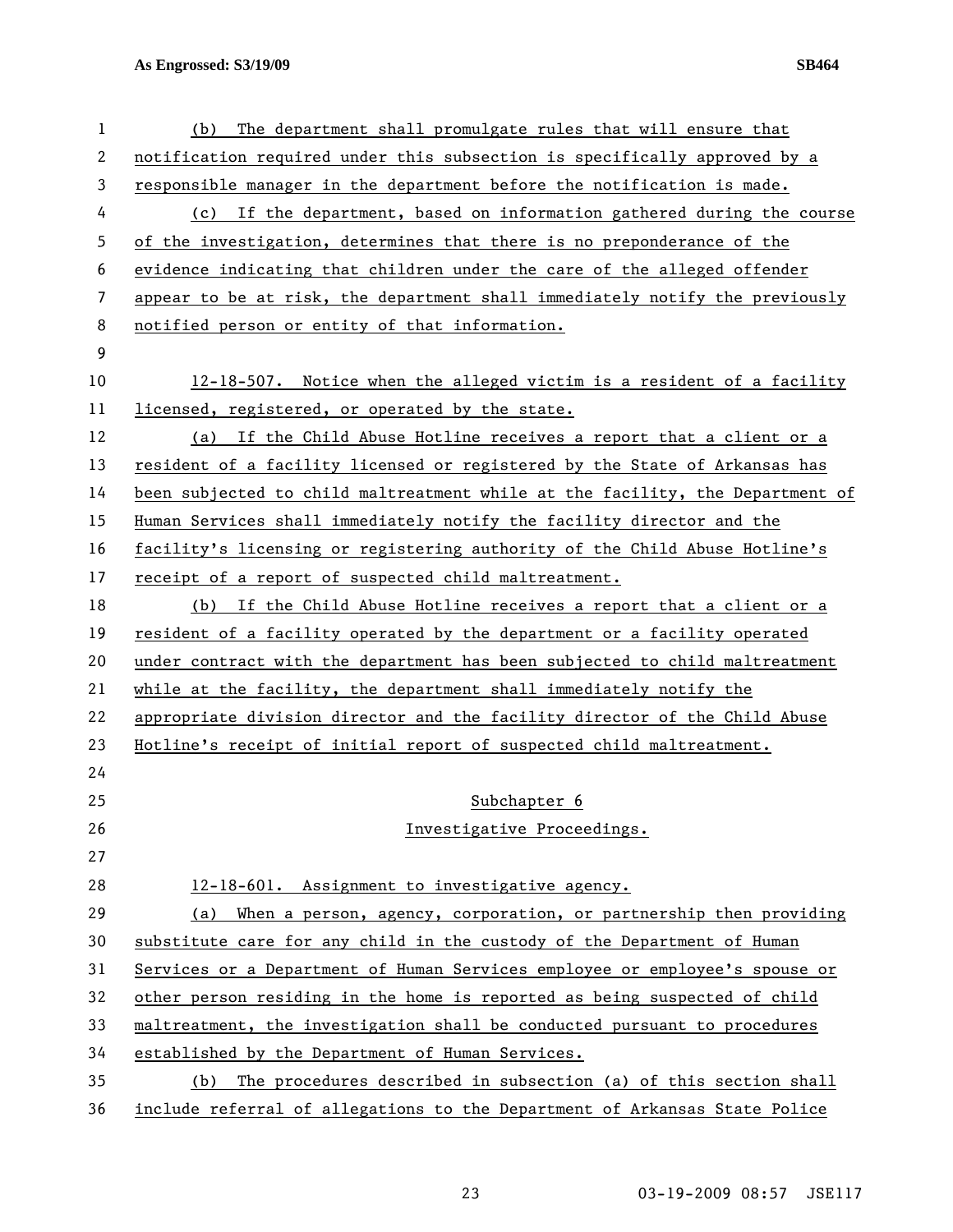(b) The department shall promulgate rules that will ensure that notification required under this subsection is specifically approved by a responsible manager in the department before the notification is made.

(c) If the department, based on information gathered during the course of the investigation, determines that there is no preponderance of the evidence indicating that children under the care of the alleged offender appear to be at risk, the department shall immediately notify the previously notified person or entity of that information.

12-18-507. Notice when the alleged victim is a resident of a facility licensed, registered, or operated by the state.

(a) If the Child Abuse Hotline receives a report that a client or a resident of a facility licensed or registered by the State of Arkansas has been subjected to child maltreatment while at the facility, the Department of Human Services shall immediately notify the facility director and the facility's licensing or registering authority of the Child Abuse Hotline's receipt of a report of suspected child maltreatment.

(b) If the Child Abuse Hotline receives a report that a client or a resident of a facility operated by the department or a facility operated under contract with the department has been subjected to child maltreatment while at the facility, the department shall immediately notify the appropriate division director and the facility director of the Child Abuse Hotline's receipt of initial report of suspected child maltreatment.

## Subchapter 6
## Investigative Proceedings.

12-18-601. Assignment to investigative agency.

(a) When a person, agency, corporation, or partnership then providing substitute care for any child in the custody of the Department of Human Services or a Department of Human Services employee or employee's spouse or other person residing in the home is reported as being suspected of child maltreatment, the investigation shall be conducted pursuant to procedures established by the Department of Human Services.

(b) The procedures described in subsection (a) of this section shall include referral of allegations to the Department of Arkansas State Police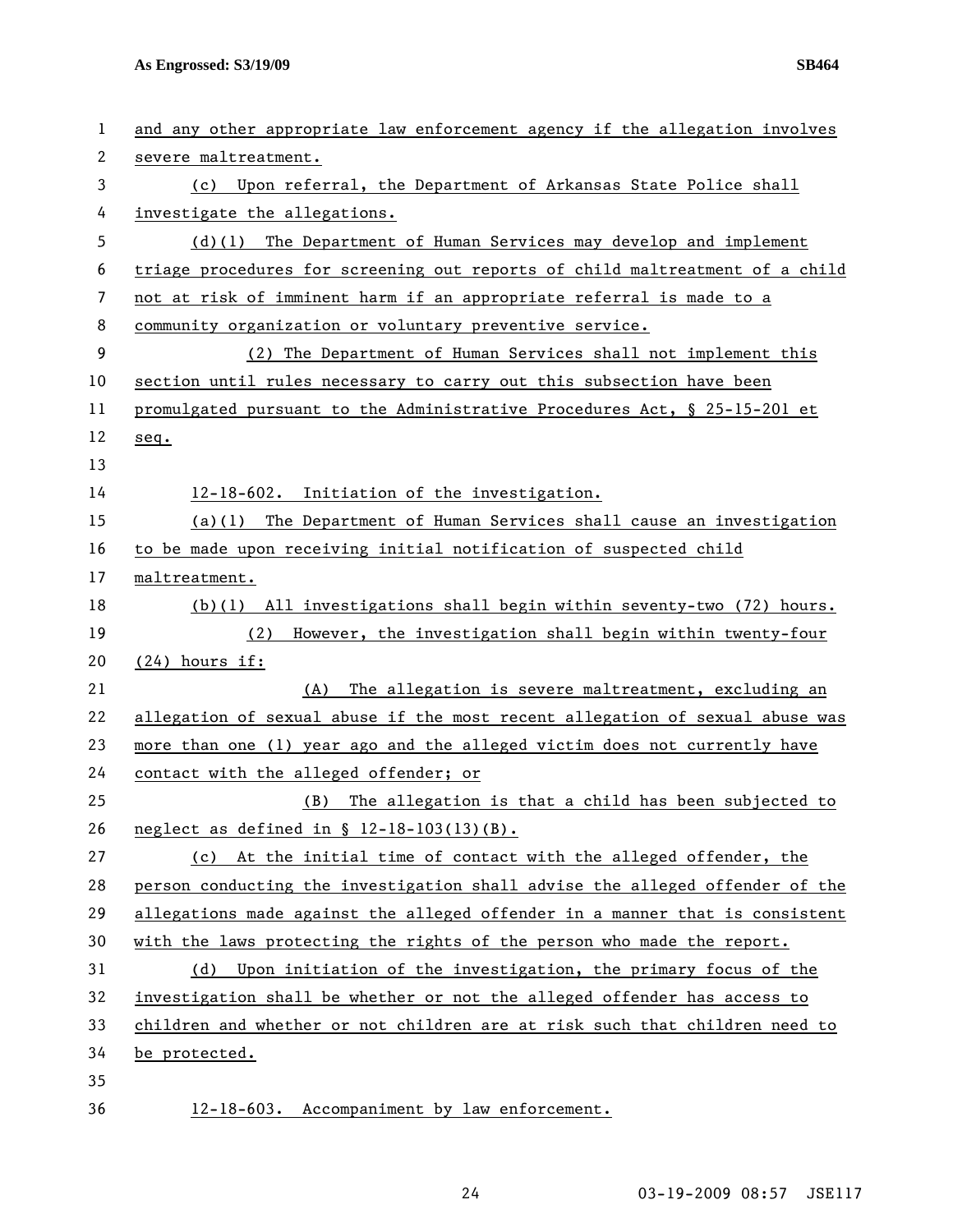and any other appropriate law enforcement agency if the allegation involves severe maltreatment.

(c) Upon referral, the Department of Arkansas State Police shall investigate the allegations.

(d)(1) The Department of Human Services may develop and implement triage procedures for screening out reports of child maltreatment of a child not at risk of imminent harm if an appropriate referral is made to a community organization or voluntary preventive service.

(2) The Department of Human Services shall not implement this section until rules necessary to carry out this subsection have been promulgated pursuant to the Administrative Procedures Act, § 25-15-201 et seq.

12-18-602. Initiation of the investigation.

(a)(1) The Department of Human Services shall cause an investigation to be made upon receiving initial notification of suspected child maltreatment.

(b)(1) All investigations shall begin within seventy-two (72) hours.

(2) However, the investigation shall begin within twenty-four (24) hours if:

(A) The allegation is severe maltreatment, excluding an allegation of sexual abuse if the most recent allegation of sexual abuse was more than one (1) year ago and the alleged victim does not currently have contact with the alleged offender; or

(B) The allegation is that a child has been subjected to neglect as defined in § 12-18-103(13)(B).

(c) At the initial time of contact with the alleged offender, the person conducting the investigation shall advise the alleged offender of the allegations made against the alleged offender in a manner that is consistent with the laws protecting the rights of the person who made the report.

(d) Upon initiation of the investigation, the primary focus of the investigation shall be whether or not the alleged offender has access to children and whether or not children are at risk such that children need to be protected.

12-18-603. Accompaniment by law enforcement.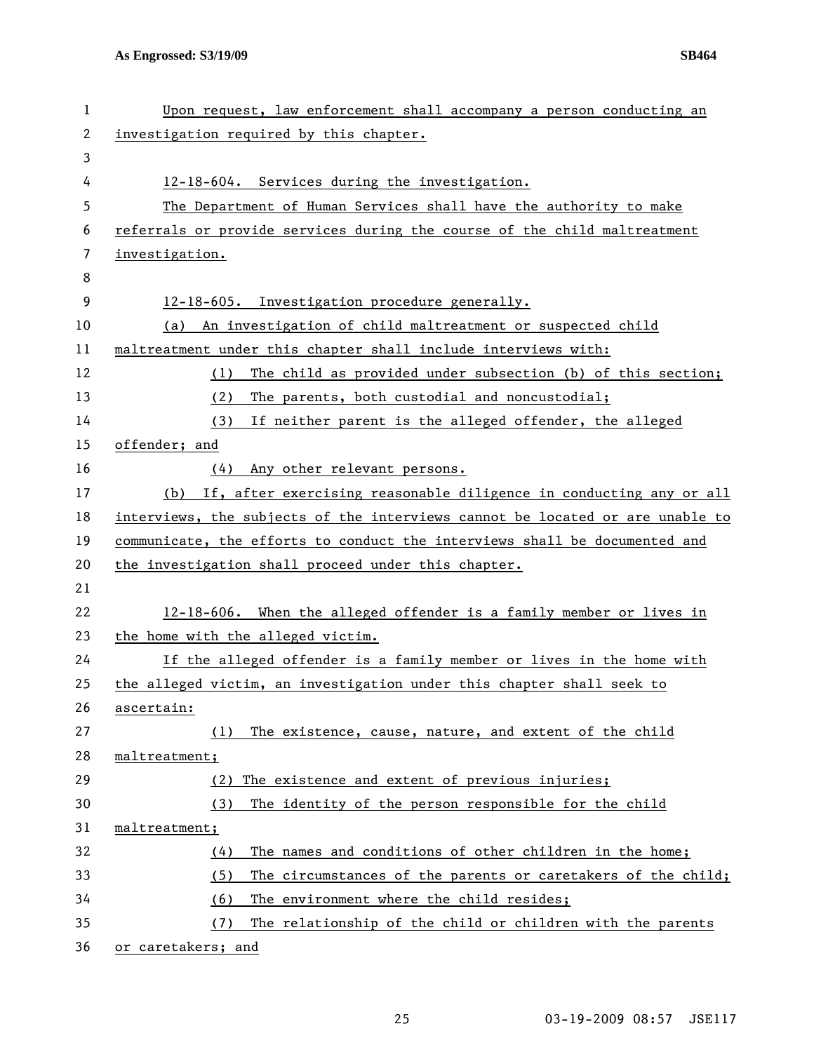Upon request, law enforcement shall accompany a person conducting an investigation required by this chapter.

12-18-604. Services during the investigation.

The Department of Human Services shall have the authority to make referrals or provide services during the course of the child maltreatment investigation.

12-18-605. Investigation procedure generally.

(a) An investigation of child maltreatment or suspected child maltreatment under this chapter shall include interviews with:

(1) The child as provided under subsection (b) of this section;

(2) The parents, both custodial and noncustodial;

(3) If neither parent is the alleged offender, the alleged offender; and

(4) Any other relevant persons.

(b) If, after exercising reasonable diligence in conducting any or all interviews, the subjects of the interviews cannot be located or are unable to communicate, the efforts to conduct the interviews shall be documented and the investigation shall proceed under this chapter.

12-18-606. When the alleged offender is a family member or lives in the home with the alleged victim.

If the alleged offender is a family member or lives in the home with the alleged victim, an investigation under this chapter shall seek to ascertain:

(1) The existence, cause, nature, and extent of the child maltreatment;

(2) The existence and extent of previous injuries;

(3) The identity of the person responsible for the child maltreatment;

(4) The names and conditions of other children in the home;

(5) The circumstances of the parents or caretakers of the child;

(6) The environment where the child resides;

(7) The relationship of the child or children with the parents or caretakers; and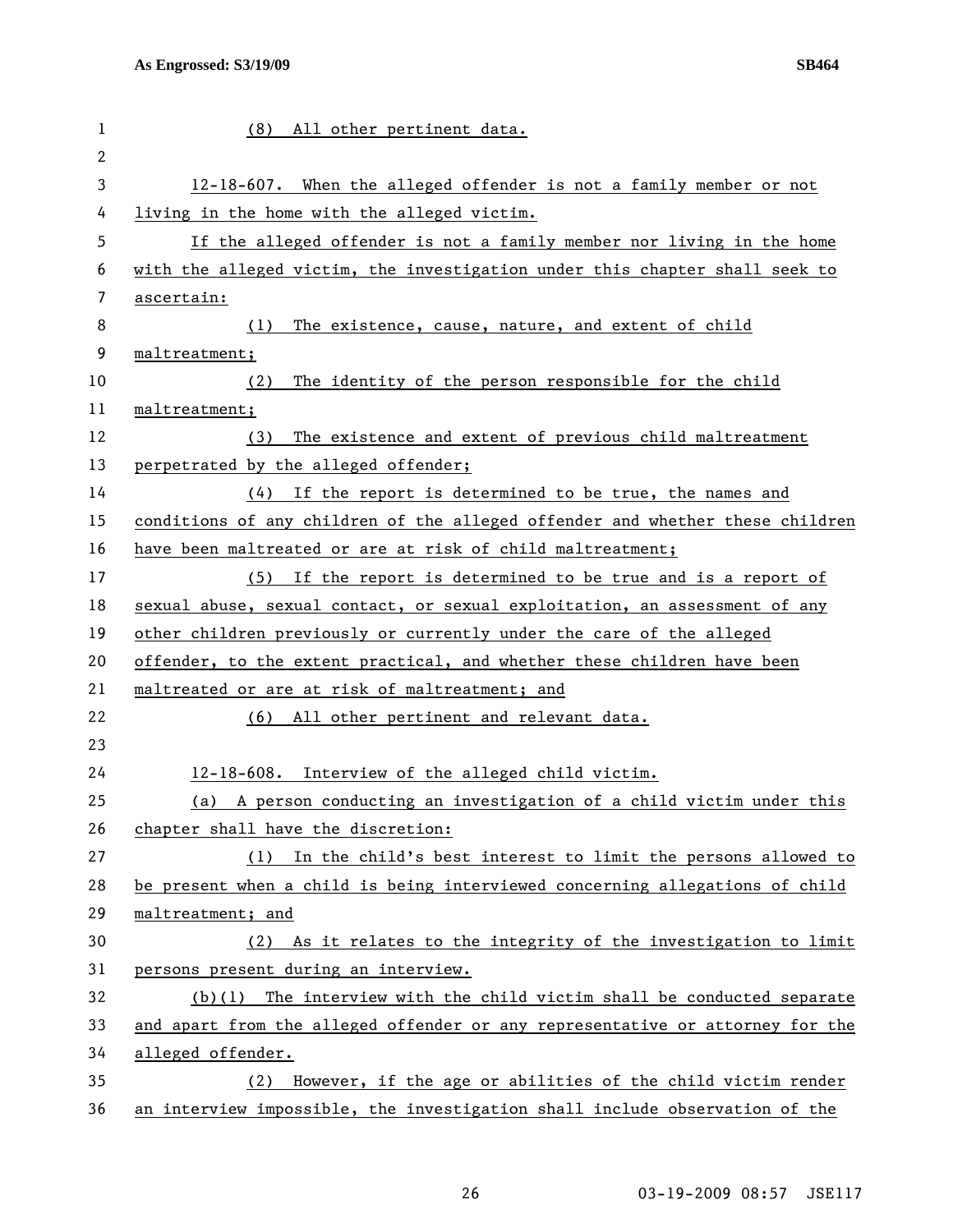(8) All other pertinent data.

12-18-607. When the alleged offender is not a family member or not living in the home with the alleged victim.

If the alleged offender is not a family member nor living in the home with the alleged victim, the investigation under this chapter shall seek to ascertain:

(1) The existence, cause, nature, and extent of child maltreatment;

(2) The identity of the person responsible for the child maltreatment;

(3) The existence and extent of previous child maltreatment perpetrated by the alleged offender;

(4) If the report is determined to be true, the names and conditions of any children of the alleged offender and whether these children have been maltreated or are at risk of child maltreatment;

(5) If the report is determined to be true and is a report of sexual abuse, sexual contact, or sexual exploitation, an assessment of any other children previously or currently under the care of the alleged offender, to the extent practical, and whether these children have been maltreated or are at risk of maltreatment; and

(6) All other pertinent and relevant data.

12-18-608. Interview of the alleged child victim.

(a) A person conducting an investigation of a child victim under this chapter shall have the discretion:

(1) In the child's best interest to limit the persons allowed to be present when a child is being interviewed concerning allegations of child maltreatment; and

(2) As it relates to the integrity of the investigation to limit persons present during an interview.

(b)(1) The interview with the child victim shall be conducted separate and apart from the alleged offender or any representative or attorney for the alleged offender.

(2) However, if the age or abilities of the child victim render an interview impossible, the investigation shall include observation of the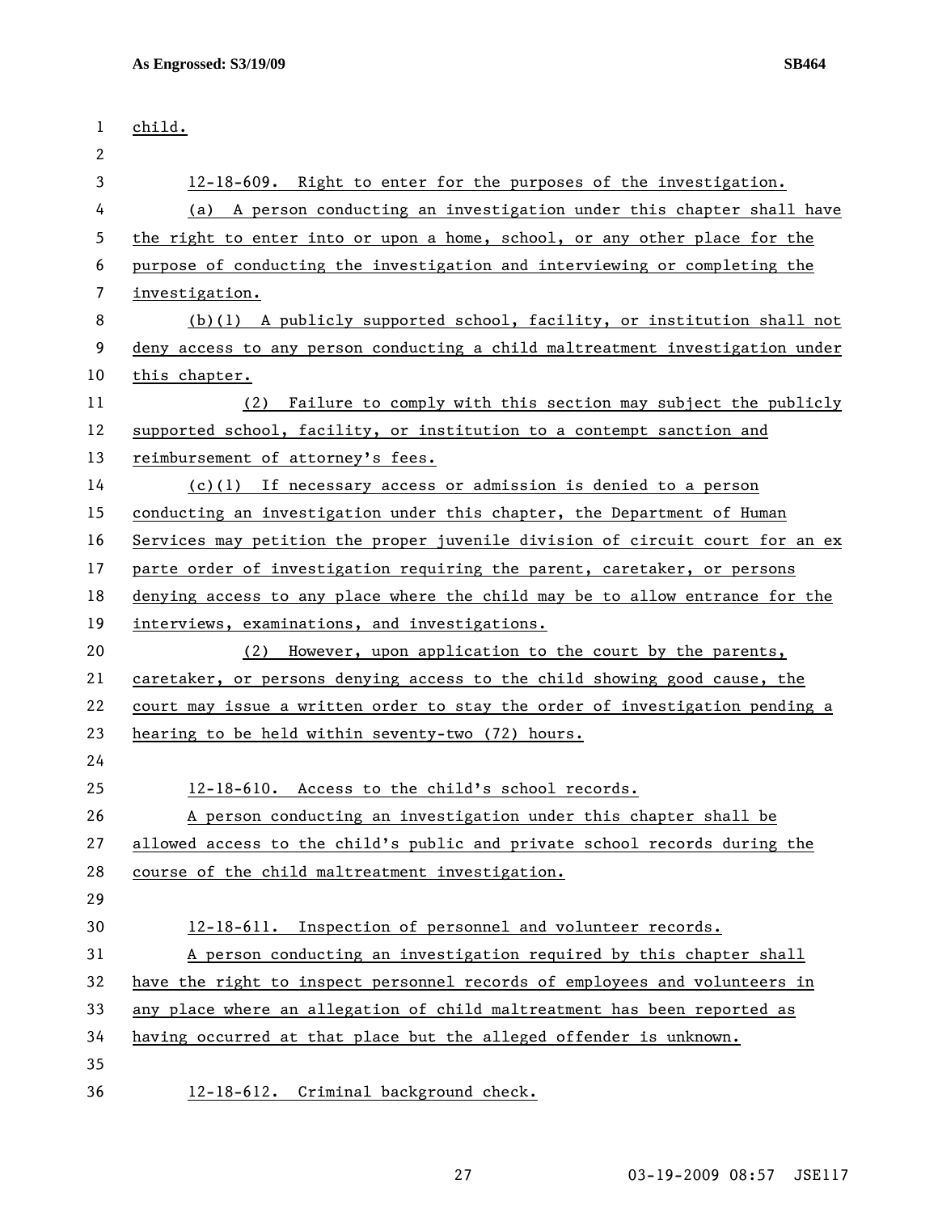child.

12-18-609. Right to enter for the purposes of the investigation.

(a) A person conducting an investigation under this chapter shall have the right to enter into or upon a home, school, or any other place for the purpose of conducting the investigation and interviewing or completing the investigation.

(b)(1) A publicly supported school, facility, or institution shall not deny access to any person conducting a child maltreatment investigation under this chapter.

(2) Failure to comply with this section may subject the publicly supported school, facility, or institution to a contempt sanction and reimbursement of attorney's fees.

(c)(1) If necessary access or admission is denied to a person conducting an investigation under this chapter, the Department of Human Services may petition the proper juvenile division of circuit court for an ex parte order of investigation requiring the parent, caretaker, or persons denying access to any place where the child may be to allow entrance for the interviews, examinations, and investigations.

(2) However, upon application to the court by the parents, caretaker, or persons denying access to the child showing good cause, the court may issue a written order to stay the order of investigation pending a hearing to be held within seventy-two (72) hours.

12-18-610. Access to the child's school records.

A person conducting an investigation under this chapter shall be allowed access to the child's public and private school records during the course of the child maltreatment investigation.

12-18-611. Inspection of personnel and volunteer records.

A person conducting an investigation required by this chapter shall have the right to inspect personnel records of employees and volunteers in any place where an allegation of child maltreatment has been reported as having occurred at that place but the alleged offender is unknown.

12-18-612. Criminal background check.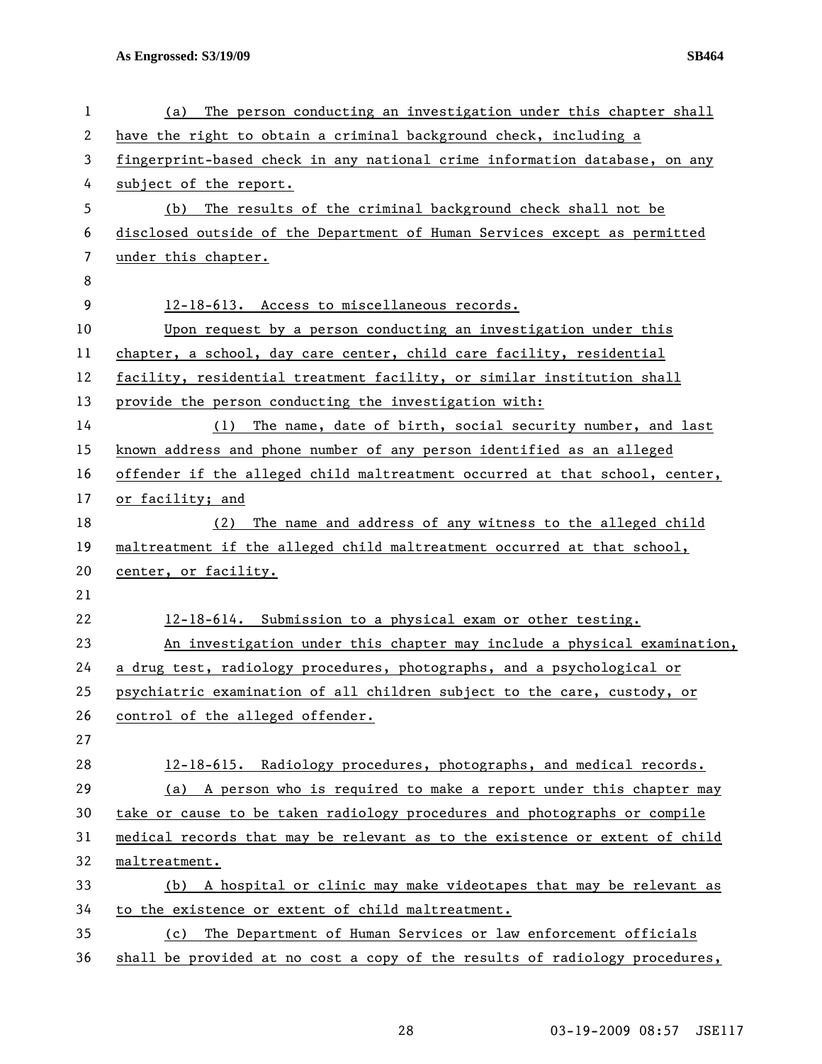(a) The person conducting an investigation under this chapter shall have the right to obtain a criminal background check, including a fingerprint-based check in any national crime information database, on any subject of the report.

(b) The results of the criminal background check shall not be disclosed outside of the Department of Human Services except as permitted under this chapter.

12-18-613. Access to miscellaneous records.

Upon request by a person conducting an investigation under this chapter, a school, day care center, child care facility, residential facility, residential treatment facility, or similar institution shall provide the person conducting the investigation with:

(1) The name, date of birth, social security number, and last known address and phone number of any person identified as an alleged offender if the alleged child maltreatment occurred at that school, center, or facility; and

(2) The name and address of any witness to the alleged child maltreatment if the alleged child maltreatment occurred at that school, center, or facility.

12-18-614. Submission to a physical exam or other testing.

An investigation under this chapter may include a physical examination, a drug test, radiology procedures, photographs, and a psychological or psychiatric examination of all children subject to the care, custody, or control of the alleged offender.

12-18-615. Radiology procedures, photographs, and medical records.

(a) A person who is required to make a report under this chapter may take or cause to be taken radiology procedures and photographs or compile medical records that may be relevant as to the existence or extent of child maltreatment.

(b) A hospital or clinic may make videotapes that may be relevant as to the existence or extent of child maltreatment.

(c) The Department of Human Services or law enforcement officials shall be provided at no cost a copy of the results of radiology procedures,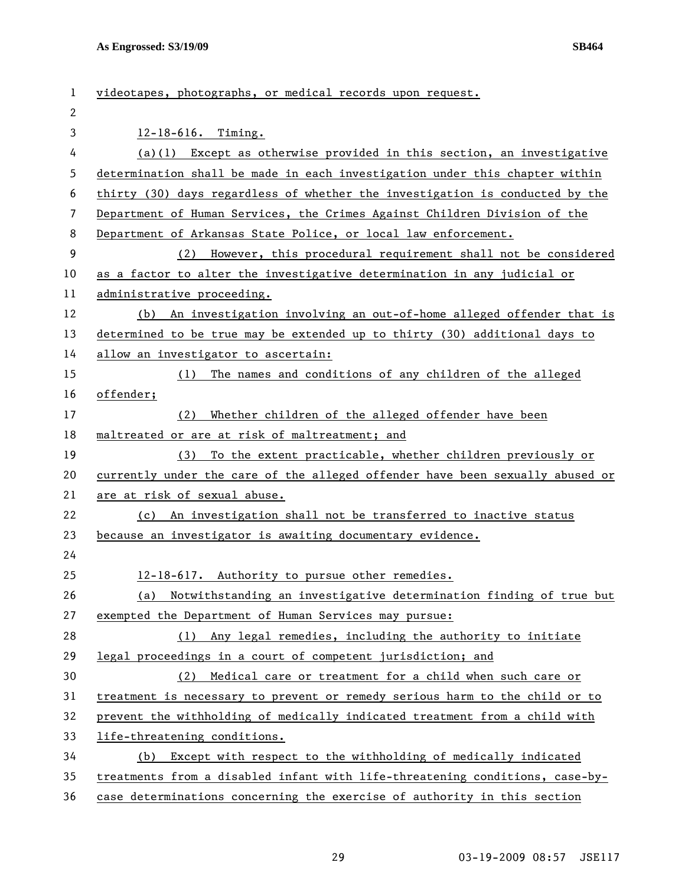videotapes, photographs, or medical records upon request.

12-18-616. Timing.

(a)(1) Except as otherwise provided in this section, an investigative determination shall be made in each investigation under this chapter within thirty (30) days regardless of whether the investigation is conducted by the Department of Human Services, the Crimes Against Children Division of the Department of Arkansas State Police, or local law enforcement.

(2) However, this procedural requirement shall not be considered as a factor to alter the investigative determination in any judicial or administrative proceeding.

(b) An investigation involving an out-of-home alleged offender that is determined to be true may be extended up to thirty (30) additional days to allow an investigator to ascertain:

(1) The names and conditions of any children of the alleged offender;

(2) Whether children of the alleged offender have been maltreated or are at risk of maltreatment; and

(3) To the extent practicable, whether children previously or currently under the care of the alleged offender have been sexually abused or are at risk of sexual abuse.

(c) An investigation shall not be transferred to inactive status because an investigator is awaiting documentary evidence.

12-18-617. Authority to pursue other remedies.

(a) Notwithstanding an investigative determination finding of true but exempted the Department of Human Services may pursue:

(1) Any legal remedies, including the authority to initiate legal proceedings in a court of competent jurisdiction; and

(2) Medical care or treatment for a child when such care or treatment is necessary to prevent or remedy serious harm to the child or to prevent the withholding of medically indicated treatment from a child with life-threatening conditions.

(b) Except with respect to the withholding of medically indicated treatments from a disabled infant with life-threatening conditions, case-by-case determinations concerning the exercise of authority in this section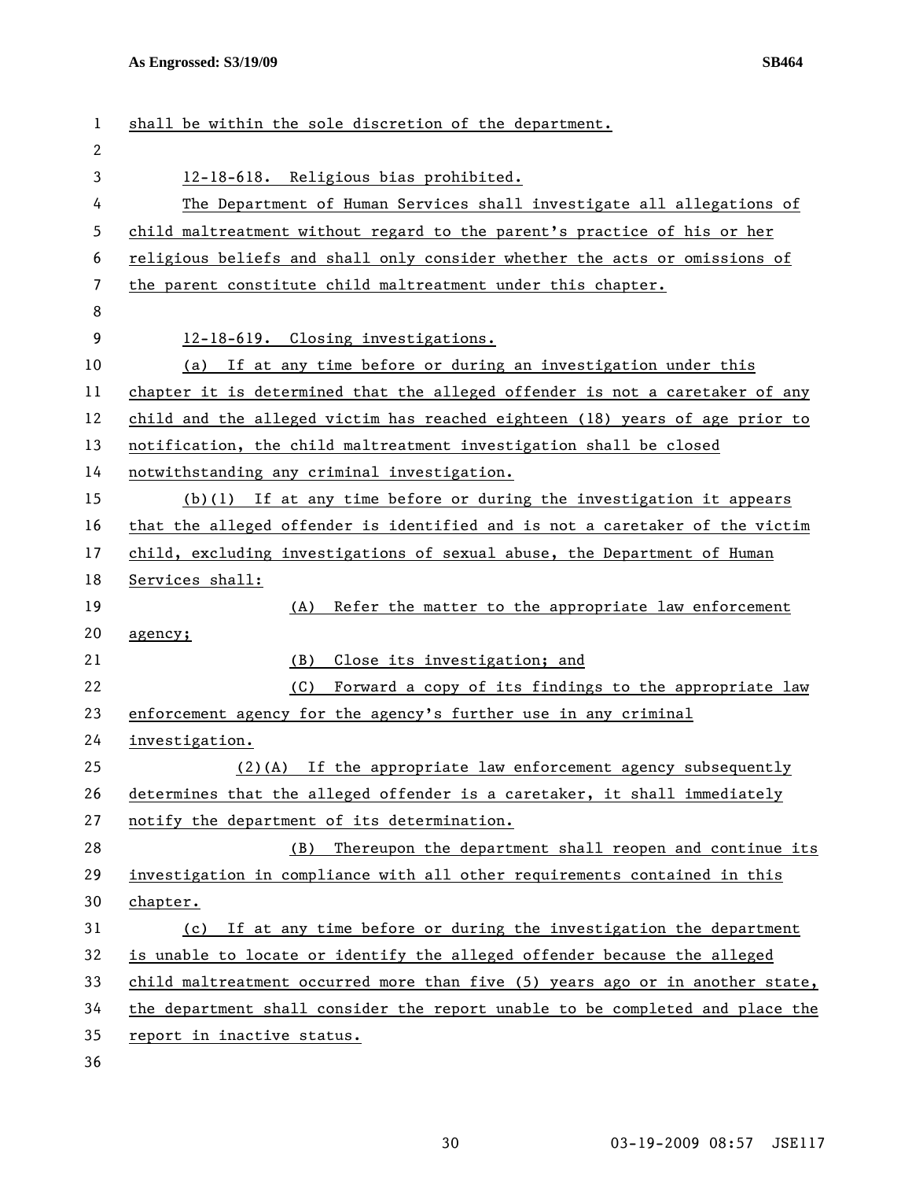shall be within the sole discretion of the department.

12-18-618. Religious bias prohibited.

The Department of Human Services shall investigate all allegations of child maltreatment without regard to the parent's practice of his or her religious beliefs and shall only consider whether the acts or omissions of the parent constitute child maltreatment under this chapter.

12-18-619. Closing investigations.

(a) If at any time before or during an investigation under this chapter it is determined that the alleged offender is not a caretaker of any child and the alleged victim has reached eighteen (18) years of age prior to notification, the child maltreatment investigation shall be closed notwithstanding any criminal investigation.

(b)(1) If at any time before or during the investigation it appears that the alleged offender is identified and is not a caretaker of the victim child, excluding investigations of sexual abuse, the Department of Human Services shall:

(A) Refer the matter to the appropriate law enforcement agency;

(B) Close its investigation; and

(C) Forward a copy of its findings to the appropriate law enforcement agency for the agency's further use in any criminal investigation.

(2)(A) If the appropriate law enforcement agency subsequently determines that the alleged offender is a caretaker, it shall immediately notify the department of its determination.

(B) Thereupon the department shall reopen and continue its investigation in compliance with all other requirements contained in this chapter.

(c) If at any time before or during the investigation the department is unable to locate or identify the alleged offender because the alleged child maltreatment occurred more than five (5) years ago or in another state, the department shall consider the report unable to be completed and place the report in inactive status.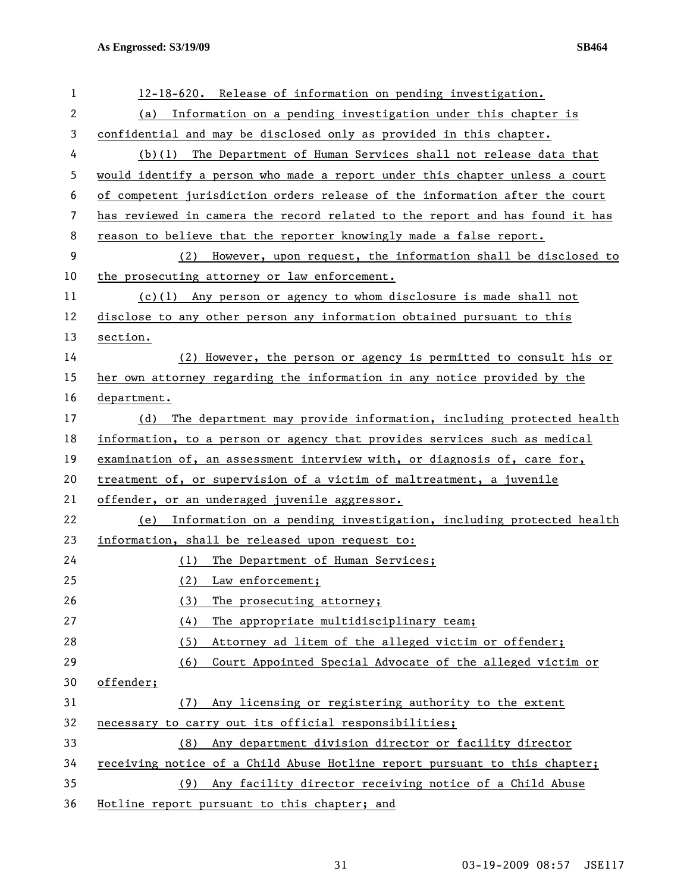12-18-620. Release of information on pending investigation.

(a) Information on a pending investigation under this chapter is confidential and may be disclosed only as provided in this chapter.

(b)(1) The Department of Human Services shall not release data that would identify a person who made a report under this chapter unless a court of competent jurisdiction orders release of the information after the court has reviewed in camera the record related to the report and has found it has reason to believe that the reporter knowingly made a false report.

(2) However, upon request, the information shall be disclosed to the prosecuting attorney or law enforcement.

(c)(1) Any person or agency to whom disclosure is made shall not disclose to any other person any information obtained pursuant to this section.

(2) However, the person or agency is permitted to consult his or her own attorney regarding the information in any notice provided by the department.

(d) The department may provide information, including protected health information, to a person or agency that provides services such as medical examination of, an assessment interview with, or diagnosis of, care for, treatment of, or supervision of a victim of maltreatment, a juvenile offender, or an underaged juvenile aggressor.

(e) Information on a pending investigation, including protected health information, shall be released upon request to:

(1) The Department of Human Services;

(2) Law enforcement;

(3) The prosecuting attorney;

(4) The appropriate multidisciplinary team;

(5) Attorney ad litem of the alleged victim or offender;

(6) Court Appointed Special Advocate of the alleged victim or offender;

(7) Any licensing or registering authority to the extent necessary to carry out its official responsibilities;

(8) Any department division director or facility director receiving notice of a Child Abuse Hotline report pursuant to this chapter;

(9) Any facility director receiving notice of a Child Abuse Hotline report pursuant to this chapter; and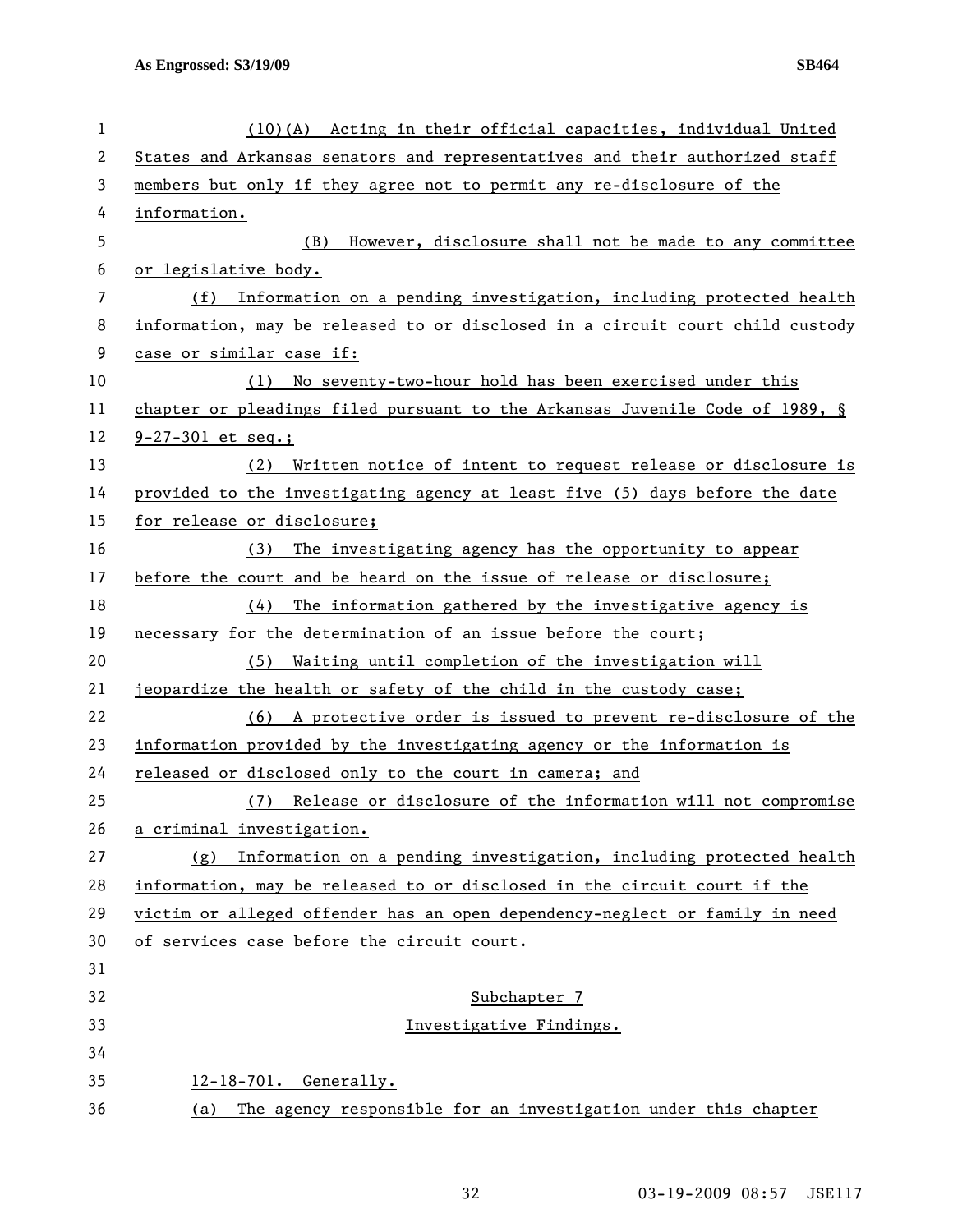(10)(A) Acting in their official capacities, individual United States and Arkansas senators and representatives and their authorized staff members but only if they agree not to permit any re-disclosure of the information.

(B) However, disclosure shall not be made to any committee or legislative body.

(f) Information on a pending investigation, including protected health information, may be released to or disclosed in a circuit court child custody case or similar case if:

(1) No seventy-two-hour hold has been exercised under this chapter or pleadings filed pursuant to the Arkansas Juvenile Code of 1989, § 9-27-301 et seq.;

(2) Written notice of intent to request release or disclosure is provided to the investigating agency at least five (5) days before the date for release or disclosure;

(3) The investigating agency has the opportunity to appear before the court and be heard on the issue of release or disclosure;

(4) The information gathered by the investigative agency is necessary for the determination of an issue before the court;

(5) Waiting until completion of the investigation will jeopardize the health or safety of the child in the custody case;

(6) A protective order is issued to prevent re-disclosure of the information provided by the investigating agency or the information is released or disclosed only to the court in camera; and

(7) Release or disclosure of the information will not compromise a criminal investigation.

(g) Information on a pending investigation, including protected health information, may be released to or disclosed in the circuit court if the victim or alleged offender has an open dependency-neglect or family in need of services case before the circuit court.

## Subchapter 7
## Investigative Findings.

12-18-701. Generally.

(a) The agency responsible for an investigation under this chapter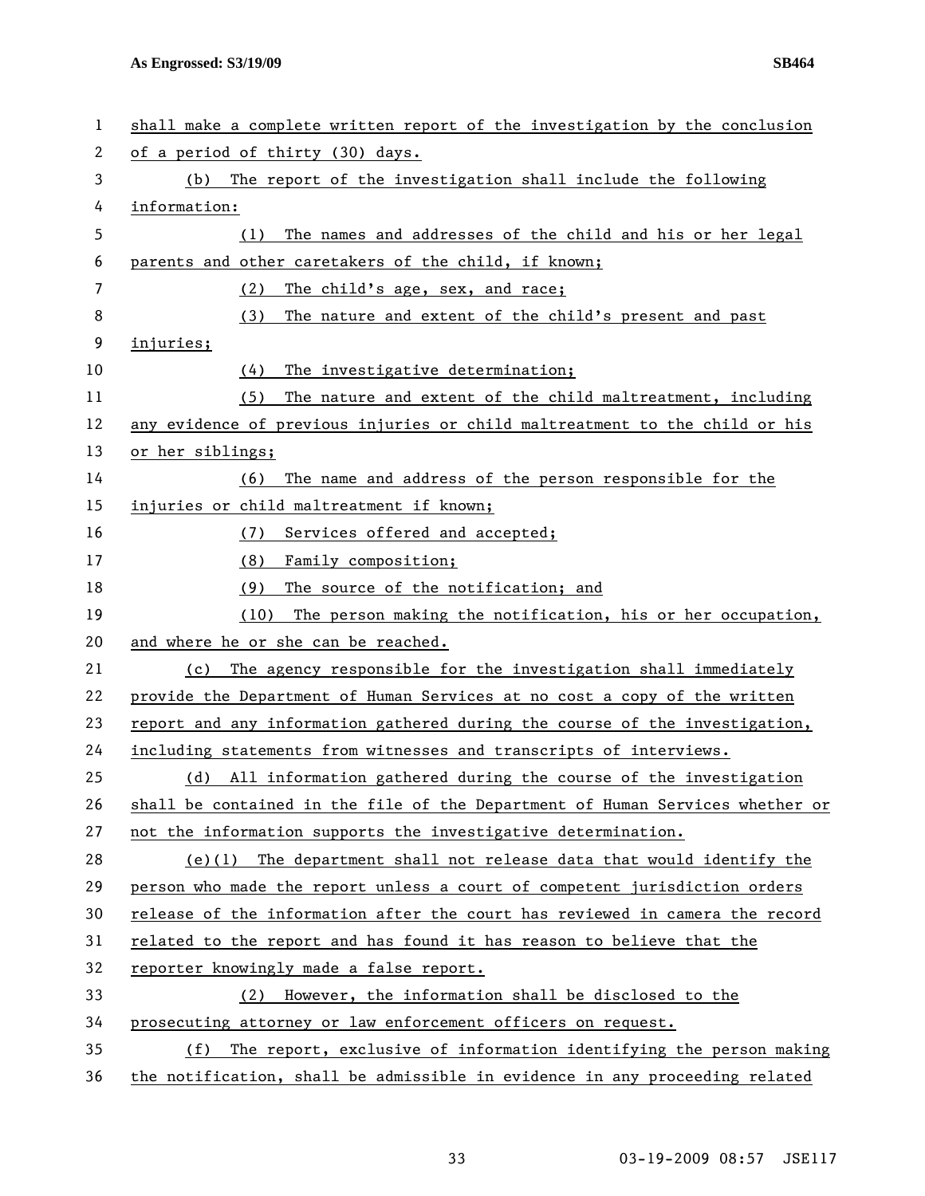shall make a complete written report of the investigation by the conclusion of a period of thirty (30) days.

(b) The report of the investigation shall include the following information:

(1) The names and addresses of the child and his or her legal parents and other caretakers of the child, if known;

(2) The child's age, sex, and race;

(3) The nature and extent of the child's present and past injuries;

(4) The investigative determination;

(5) The nature and extent of the child maltreatment, including any evidence of previous injuries or child maltreatment to the child or his or her siblings;

(6) The name and address of the person responsible for the injuries or child maltreatment if known;

(7) Services offered and accepted;

(8) Family composition;

(9) The source of the notification; and

(10) The person making the notification, his or her occupation, and where he or she can be reached.

(c) The agency responsible for the investigation shall immediately provide the Department of Human Services at no cost a copy of the written report and any information gathered during the course of the investigation, including statements from witnesses and transcripts of interviews.

(d) All information gathered during the course of the investigation shall be contained in the file of the Department of Human Services whether or not the information supports the investigative determination.

(e)(1) The department shall not release data that would identify the person who made the report unless a court of competent jurisdiction orders release of the information after the court has reviewed in camera the record related to the report and has found it has reason to believe that the reporter knowingly made a false report.

(2) However, the information shall be disclosed to the prosecuting attorney or law enforcement officers on request.

(f) The report, exclusive of information identifying the person making the notification, shall be admissible in evidence in any proceeding related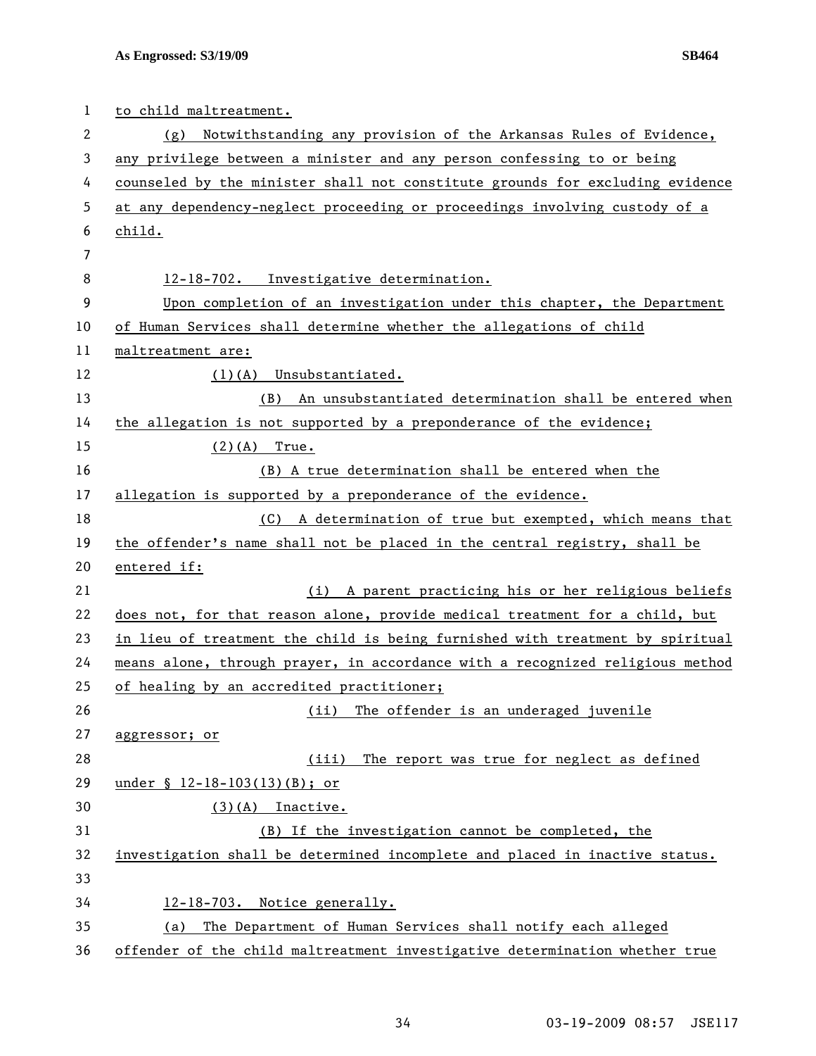to child maltreatment.

(g) Notwithstanding any provision of the Arkansas Rules of Evidence, any privilege between a minister and any person confessing to or being counseled by the minister shall not constitute grounds for excluding evidence at any dependency-neglect proceeding or proceedings involving custody of a child.

12-18-702. Investigative determination.

Upon completion of an investigation under this chapter, the Department of Human Services shall determine whether the allegations of child maltreatment are:

(1)(A) Unsubstantiated.

(B) An unsubstantiated determination shall be entered when the allegation is not supported by a preponderance of the evidence;

(2)(A) True.

(B) A true determination shall be entered when the allegation is supported by a preponderance of the evidence.

(C) A determination of true but exempted, which means that the offender's name shall not be placed in the central registry, shall be entered if:

(i) A parent practicing his or her religious beliefs does not, for that reason alone, provide medical treatment for a child, but in lieu of treatment the child is being furnished with treatment by spiritual means alone, through prayer, in accordance with a recognized religious method of healing by an accredited practitioner;

(ii) The offender is an underaged juvenile aggressor; or

(iii) The report was true for neglect as defined under § 12-18-103(13)(B); or

(3)(A) Inactive.

(B) If the investigation cannot be completed, the investigation shall be determined incomplete and placed in inactive status.

12-18-703. Notice generally.

(a) The Department of Human Services shall notify each alleged offender of the child maltreatment investigative determination whether true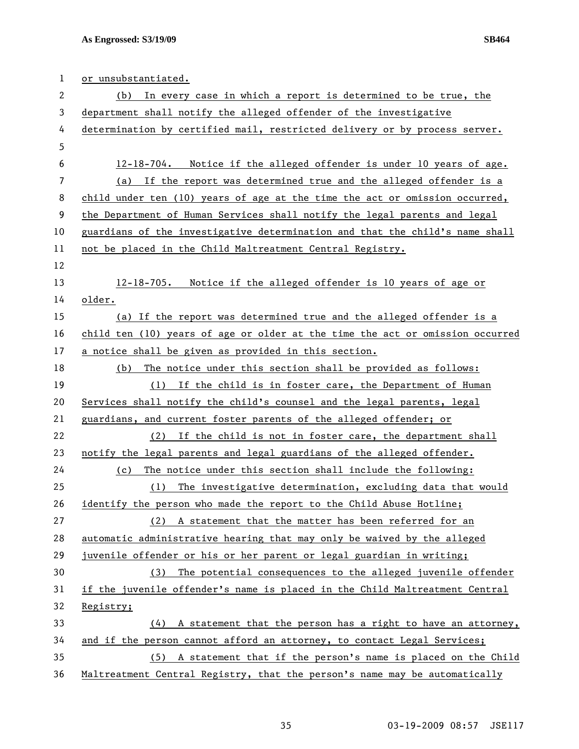or unsubstantiated.

(b) In every case in which a report is determined to be true, the department shall notify the alleged offender of the investigative determination by certified mail, restricted delivery or by process server.

12-18-704. Notice if the alleged offender is under 10 years of age.

(a) If the report was determined true and the alleged offender is a child under ten (10) years of age at the time the act or omission occurred, the Department of Human Services shall notify the legal parents and legal guardians of the investigative determination and that the child's name shall not be placed in the Child Maltreatment Central Registry.

12-18-705. Notice if the alleged offender is 10 years of age or older.

(a) If the report was determined true and the alleged offender is a child ten (10) years of age or older at the time the act or omission occurred a notice shall be given as provided in this section.

(b) The notice under this section shall be provided as follows:

(1) If the child is in foster care, the Department of Human Services shall notify the child's counsel and the legal parents, legal guardians, and current foster parents of the alleged offender; or

(2) If the child is not in foster care, the department shall notify the legal parents and legal guardians of the alleged offender.

(c) The notice under this section shall include the following:

(1) The investigative determination, excluding data that would identify the person who made the report to the Child Abuse Hotline;

(2) A statement that the matter has been referred for an automatic administrative hearing that may only be waived by the alleged juvenile offender or his or her parent or legal guardian in writing;

(3) The potential consequences to the alleged juvenile offender if the juvenile offender's name is placed in the Child Maltreatment Central Registry;

(4) A statement that the person has a right to have an attorney, and if the person cannot afford an attorney, to contact Legal Services;

(5) A statement that if the person's name is placed on the Child Maltreatment Central Registry, that the person's name may be automatically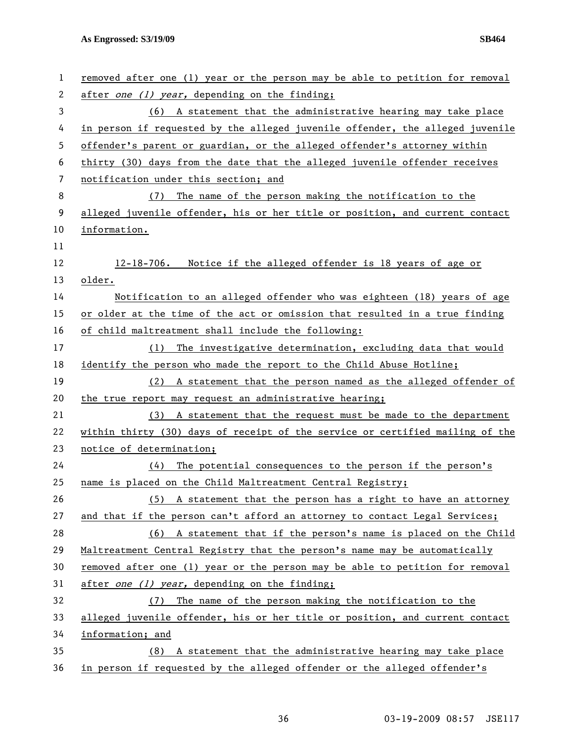removed after one (1) year or the person may be able to petition for removal after *one (1) year,* depending on the finding;

(6) A statement that the administrative hearing may take place in person if requested by the alleged juvenile offender, the alleged juvenile offender's parent or guardian, or the alleged offender's attorney within thirty (30) days from the date that the alleged juvenile offender receives notification under this section; and

(7) The name of the person making the notification to the alleged juvenile offender, his or her title or position, and current contact information.

12-18-706. Notice if the alleged offender is 18 years of age or older.

Notification to an alleged offender who was eighteen (18) years of age or older at the time of the act or omission that resulted in a true finding of child maltreatment shall include the following:

(1) The investigative determination, excluding data that would identify the person who made the report to the Child Abuse Hotline;

(2) A statement that the person named as the alleged offender of the true report may request an administrative hearing;

(3) A statement that the request must be made to the department within thirty (30) days of receipt of the service or certified mailing of the notice of determination;

(4) The potential consequences to the person if the person's name is placed on the Child Maltreatment Central Registry;

(5) A statement that the person has a right to have an attorney and that if the person can't afford an attorney to contact Legal Services;

(6) A statement that if the person's name is placed on the Child Maltreatment Central Registry that the person's name may be automatically removed after one (1) year or the person may be able to petition for removal after *one (1) year,* depending on the finding;

(7) The name of the person making the notification to the alleged juvenile offender, his or her title or position, and current contact information; and

(8) A statement that the administrative hearing may take place in person if requested by the alleged offender or the alleged offender's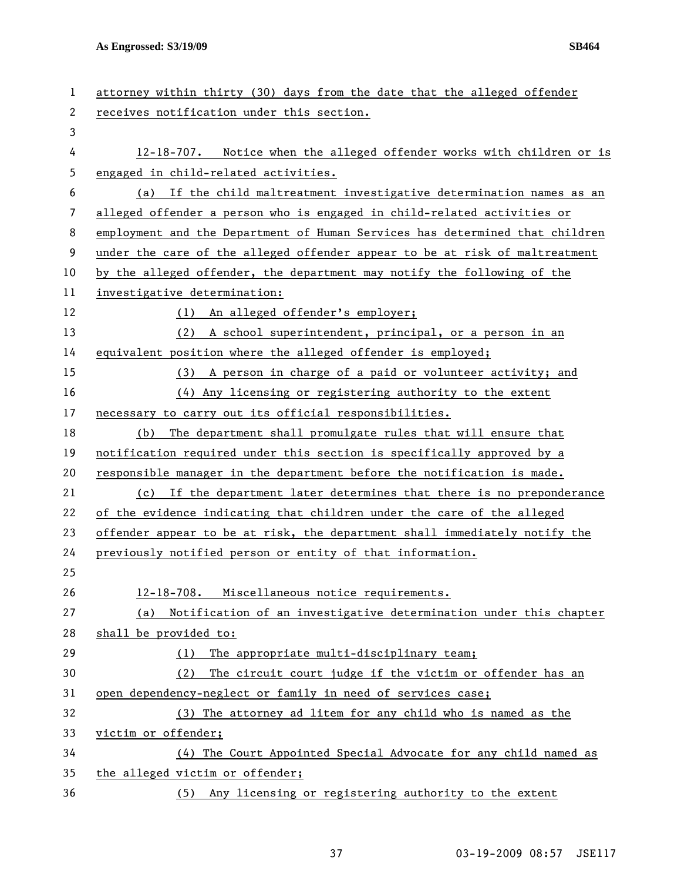attorney within thirty (30) days from the date that the alleged offender receives notification under this section.

12-18-707. Notice when the alleged offender works with children or is engaged in child-related activities.

(a) If the child maltreatment investigative determination names as an alleged offender a person who is engaged in child-related activities or employment and the Department of Human Services has determined that children under the care of the alleged offender appear to be at risk of maltreatment by the alleged offender, the department may notify the following of the investigative determination:

(1) An alleged offender's employer;

(2) A school superintendent, principal, or a person in an equivalent position where the alleged offender is employed;

(3) A person in charge of a paid or volunteer activity; and

(4) Any licensing or registering authority to the extent necessary to carry out its official responsibilities.

(b) The department shall promulgate rules that will ensure that notification required under this section is specifically approved by a responsible manager in the department before the notification is made.

(c) If the department later determines that there is no preponderance of the evidence indicating that children under the care of the alleged offender appear to be at risk, the department shall immediately notify the previously notified person or entity of that information.

12-18-708. Miscellaneous notice requirements.

(a) Notification of an investigative determination under this chapter shall be provided to:

(1) The appropriate multi-disciplinary team;

(2) The circuit court judge if the victim or offender has an open dependency-neglect or family in need of services case;

(3) The attorney ad litem for any child who is named as the victim or offender;

(4) The Court Appointed Special Advocate for any child named as the alleged victim or offender;

(5) Any licensing or registering authority to the extent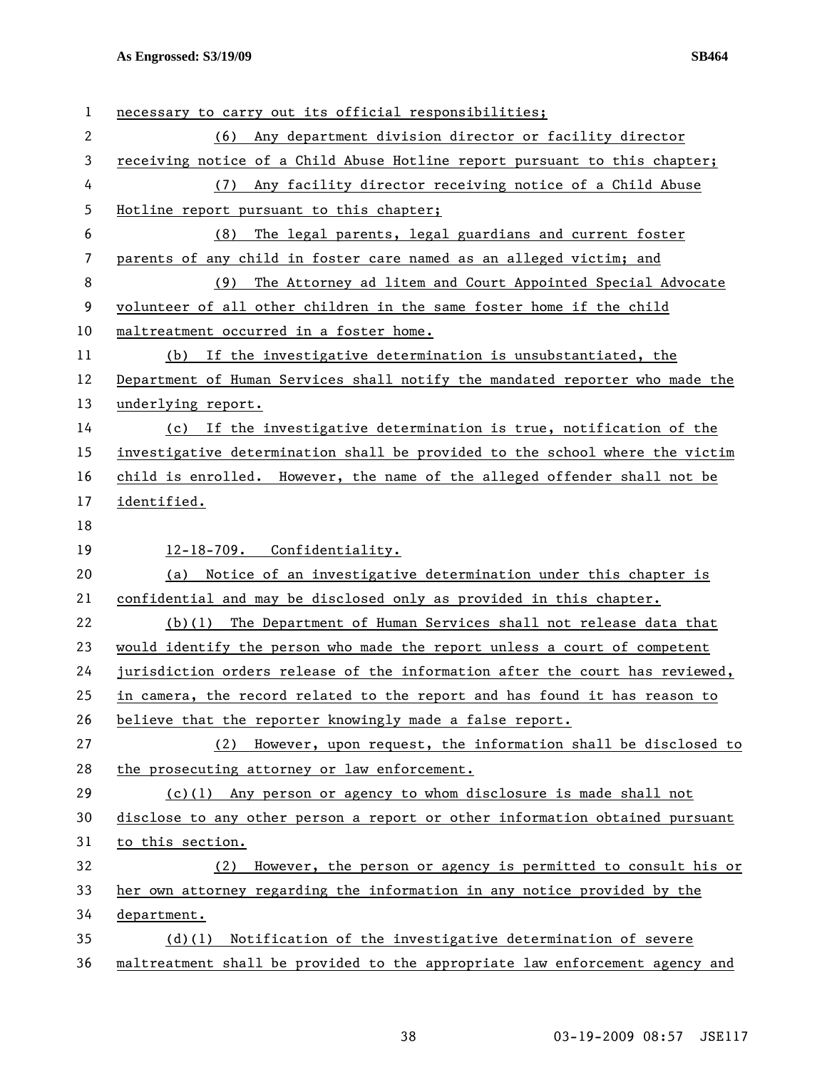necessary to carry out its official responsibilities;

(6) Any department division director or facility director receiving notice of a Child Abuse Hotline report pursuant to this chapter;

(7) Any facility director receiving notice of a Child Abuse Hotline report pursuant to this chapter;

(8) The legal parents, legal guardians and current foster parents of any child in foster care named as an alleged victim; and

(9) The Attorney ad litem and Court Appointed Special Advocate volunteer of all other children in the same foster home if the child maltreatment occurred in a foster home.

(b) If the investigative determination is unsubstantiated, the Department of Human Services shall notify the mandated reporter who made the underlying report.

(c) If the investigative determination is true, notification of the investigative determination shall be provided to the school where the victim child is enrolled. However, the name of the alleged offender shall not be identified.

12-18-709. Confidentiality.

(a) Notice of an investigative determination under this chapter is confidential and may be disclosed only as provided in this chapter.

(b)(1) The Department of Human Services shall not release data that would identify the person who made the report unless a court of competent jurisdiction orders release of the information after the court has reviewed, in camera, the record related to the report and has found it has reason to believe that the reporter knowingly made a false report.

(2) However, upon request, the information shall be disclosed to the prosecuting attorney or law enforcement.

(c)(1) Any person or agency to whom disclosure is made shall not disclose to any other person a report or other information obtained pursuant to this section.

(2) However, the person or agency is permitted to consult his or her own attorney regarding the information in any notice provided by the department.

(d)(1) Notification of the investigative determination of severe maltreatment shall be provided to the appropriate law enforcement agency and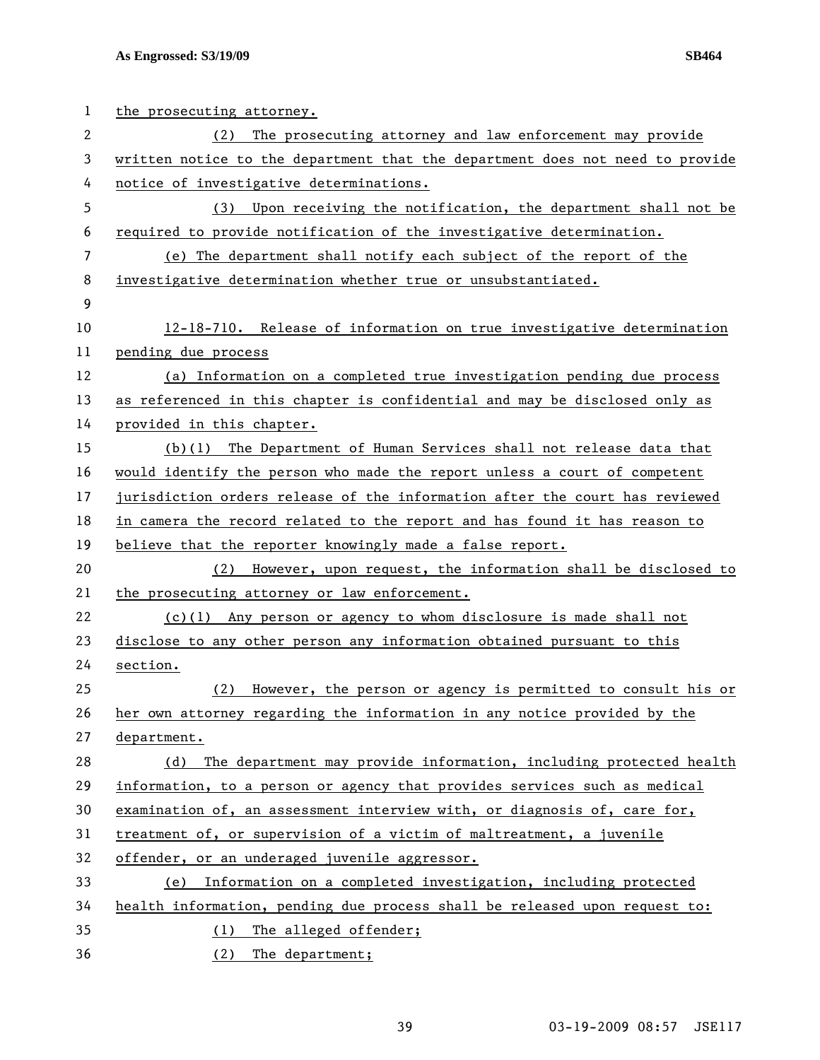the prosecuting attorney.

(2) The prosecuting attorney and law enforcement may provide written notice to the department that the department does not need to provide notice of investigative determinations.

(3) Upon receiving the notification, the department shall not be required to provide notification of the investigative determination.

(e) The department shall notify each subject of the report of the investigative determination whether true or unsubstantiated.

12-18-710. Release of information on true investigative determination pending due process

(a) Information on a completed true investigation pending due process as referenced in this chapter is confidential and may be disclosed only as provided in this chapter.

(b)(1) The Department of Human Services shall not release data that would identify the person who made the report unless a court of competent jurisdiction orders release of the information after the court has reviewed in camera the record related to the report and has found it has reason to believe that the reporter knowingly made a false report.

(2) However, upon request, the information shall be disclosed to the prosecuting attorney or law enforcement.

(c)(1) Any person or agency to whom disclosure is made shall not disclose to any other person any information obtained pursuant to this section.

(2) However, the person or agency is permitted to consult his or her own attorney regarding the information in any notice provided by the department.

(d) The department may provide information, including protected health information, to a person or agency that provides services such as medical examination of, an assessment interview with, or diagnosis of, care for, treatment of, or supervision of a victim of maltreatment, a juvenile offender, or an underaged juvenile aggressor.

(e) Information on a completed investigation, including protected health information, pending due process shall be released upon request to:

(1) The alleged offender;

(2) The department;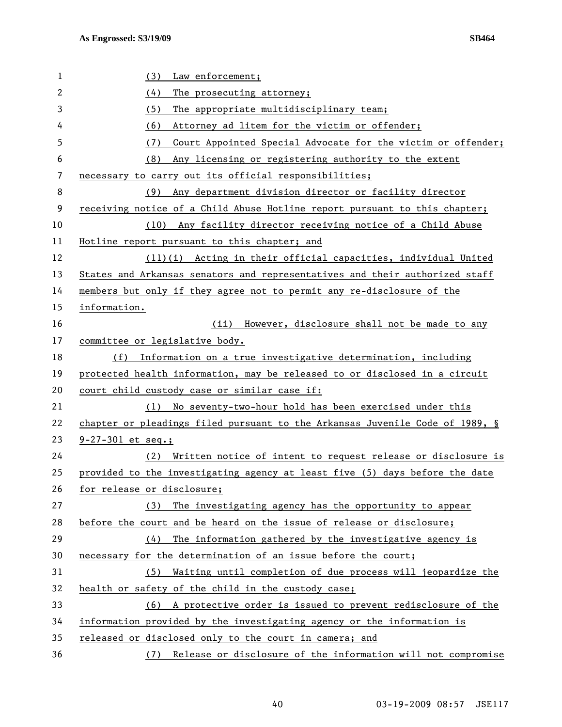(3) Law enforcement;

(4) The prosecuting attorney;

(5) The appropriate multidisciplinary team;

(6) Attorney ad litem for the victim or offender;

(7) Court Appointed Special Advocate for the victim or offender;

(8) Any licensing or registering authority to the extent necessary to carry out its official responsibilities;

(9) Any department division director or facility director receiving notice of a Child Abuse Hotline report pursuant to this chapter;

(10) Any facility director receiving notice of a Child Abuse Hotline report pursuant to this chapter; and

(11)(i) Acting in their official capacities, individual United States and Arkansas senators and representatives and their authorized staff members but only if they agree not to permit any re-disclosure of the information.

(ii) However, disclosure shall not be made to any committee or legislative body.

(f) Information on a true investigative determination, including protected health information, may be released to or disclosed in a circuit court child custody case or similar case if:

(1) No seventy-two-hour hold has been exercised under this chapter or pleadings filed pursuant to the Arkansas Juvenile Code of 1989, § 9-27-301 et seq.;

(2) Written notice of intent to request release or disclosure is provided to the investigating agency at least five (5) days before the date for release or disclosure;

(3) The investigating agency has the opportunity to appear before the court and be heard on the issue of release or disclosure;

(4) The information gathered by the investigative agency is necessary for the determination of an issue before the court;

(5) Waiting until completion of due process will jeopardize the health or safety of the child in the custody case;

(6) A protective order is issued to prevent redisclosure of the information provided by the investigating agency or the information is released or disclosed only to the court in camera; and

(7) Release or disclosure of the information will not compromise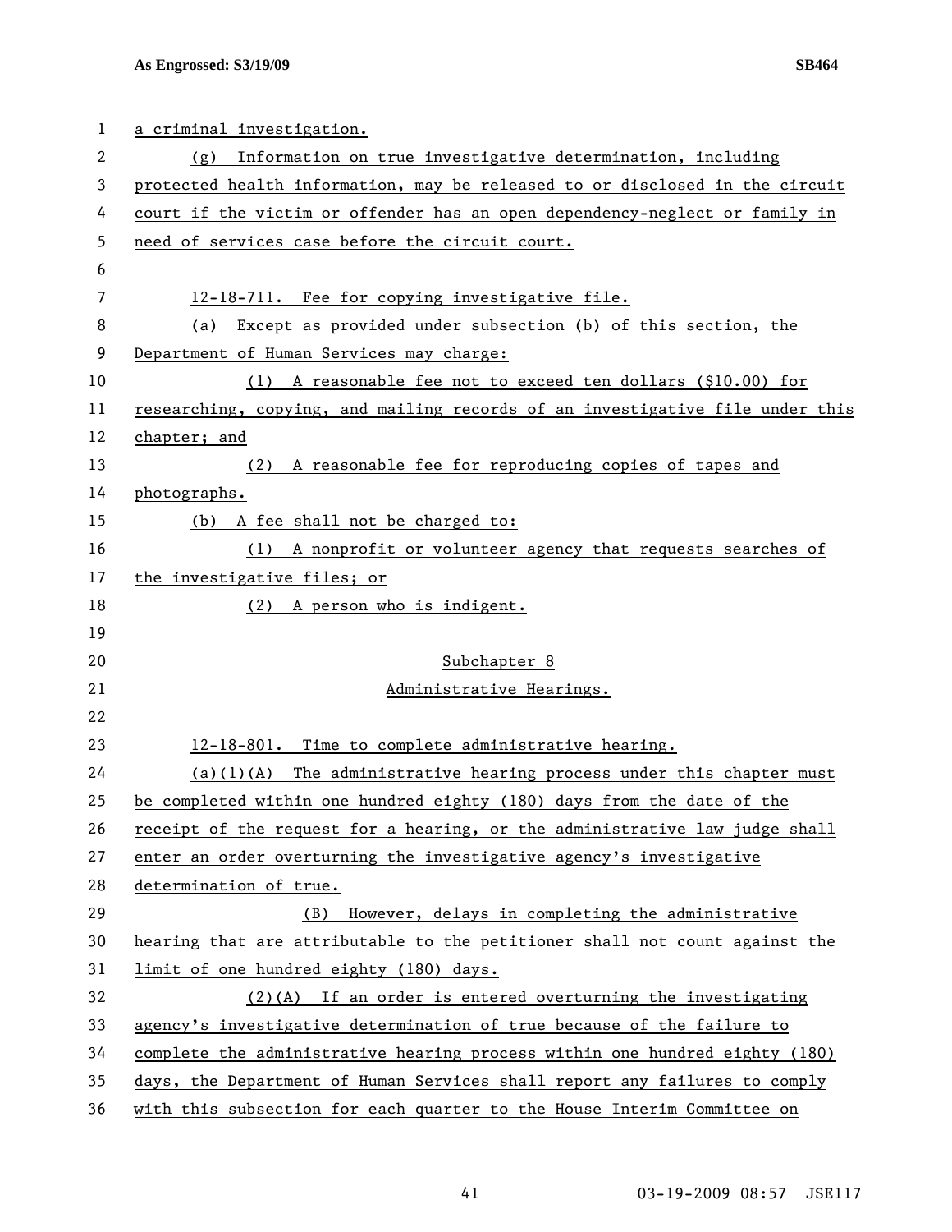a criminal investigation.

(g) Information on true investigative determination, including protected health information, may be released to or disclosed in the circuit court if the victim or offender has an open dependency-neglect or family in need of services case before the circuit court.

12-18-711. Fee for copying investigative file.

(a) Except as provided under subsection (b) of this section, the Department of Human Services may charge:

(1) A reasonable fee not to exceed ten dollars ($10.00) for researching, copying, and mailing records of an investigative file under this chapter; and

(2) A reasonable fee for reproducing copies of tapes and photographs.

(b) A fee shall not be charged to:

(1) A nonprofit or volunteer agency that requests searches of the investigative files; or

(2) A person who is indigent.

## Subchapter 8
## Administrative Hearings.

12-18-801. Time to complete administrative hearing.

(a)(1)(A) The administrative hearing process under this chapter must be completed within one hundred eighty (180) days from the date of the receipt of the request for a hearing, or the administrative law judge shall enter an order overturning the investigative agency's investigative determination of true.

(B) However, delays in completing the administrative hearing that are attributable to the petitioner shall not count against the limit of one hundred eighty (180) days.

(2)(A) If an order is entered overturning the investigating agency's investigative determination of true because of the failure to complete the administrative hearing process within one hundred eighty (180) days, the Department of Human Services shall report any failures to comply with this subsection for each quarter to the House Interim Committee on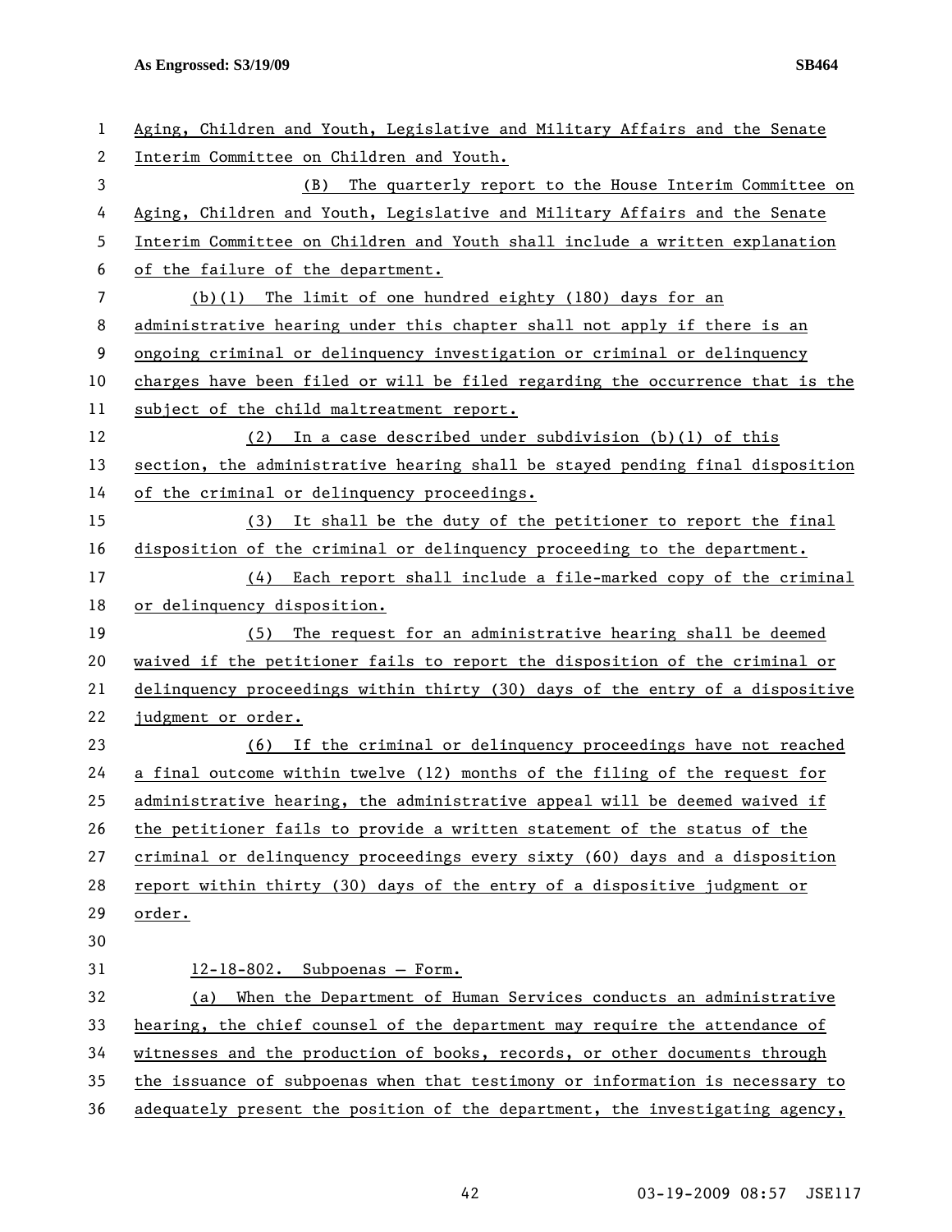Aging, Children and Youth, Legislative and Military Affairs and the Senate Interim Committee on Children and Youth.

(B) The quarterly report to the House Interim Committee on Aging, Children and Youth, Legislative and Military Affairs and the Senate Interim Committee on Children and Youth shall include a written explanation of the failure of the department.

(b)(1) The limit of one hundred eighty (180) days for an administrative hearing under this chapter shall not apply if there is an ongoing criminal or delinquency investigation or criminal or delinquency charges have been filed or will be filed regarding the occurrence that is the subject of the child maltreatment report.

(2) In a case described under subdivision (b)(1) of this section, the administrative hearing shall be stayed pending final disposition of the criminal or delinquency proceedings.

(3) It shall be the duty of the petitioner to report the final disposition of the criminal or delinquency proceeding to the department.

(4) Each report shall include a file-marked copy of the criminal or delinquency disposition.

(5) The request for an administrative hearing shall be deemed waived if the petitioner fails to report the disposition of the criminal or delinquency proceedings within thirty (30) days of the entry of a dispositive judgment or order.

(6) If the criminal or delinquency proceedings have not reached a final outcome within twelve (12) months of the filing of the request for administrative hearing, the administrative appeal will be deemed waived if the petitioner fails to provide a written statement of the status of the criminal or delinquency proceedings every sixty (60) days and a disposition report within thirty (30) days of the entry of a dispositive judgment or order.

12-18-802. Subpoenas — Form.

(a) When the Department of Human Services conducts an administrative hearing, the chief counsel of the department may require the attendance of witnesses and the production of books, records, or other documents through the issuance of subpoenas when that testimony or information is necessary to adequately present the position of the department, the investigating agency,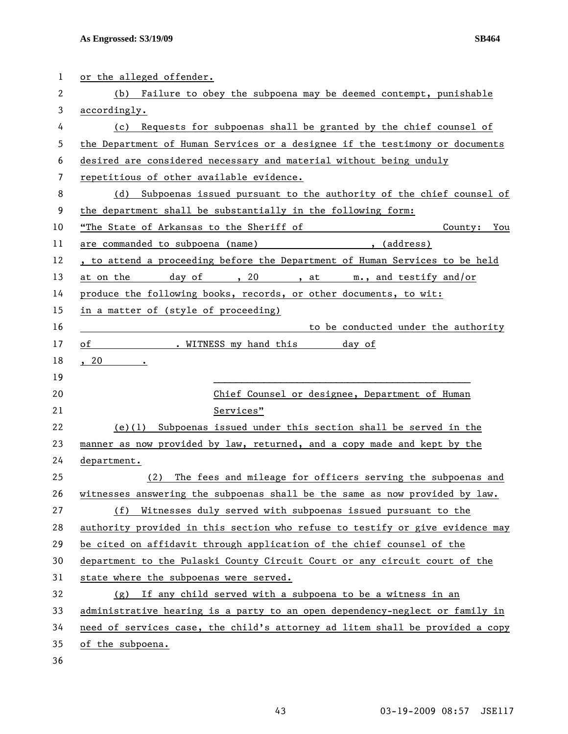or the alleged offender.

(b) Failure to obey the subpoena may be deemed contempt, punishable accordingly.

(c) Requests for subpoenas shall be granted by the chief counsel of the Department of Human Services or a designee if the testimony or documents desired are considered necessary and material without being unduly repetitious of other available evidence.

(d) Subpoenas issued pursuant to the authority of the chief counsel of the department shall be substantially in the following form:

"The State of Arkansas to the Sheriff of ______________________ County: You are commanded to subpoena (name) ________________, (address) ________________, to attend a proceeding before the Department of Human Services to be held at on the ______ day of ______, 20 ______, at ______ m., and testify and/or produce the following books, records, or other documents, to wit: in a matter of (style of proceeding) ______________________________ to be conducted under the authority of ____________. WITNESS my hand this ______ day of ______, 20 ______.

______________________________________________

Chief Counsel or designee, Department of Human Services"

(e)(1) Subpoenas issued under this section shall be served in the manner as now provided by law, returned, and a copy made and kept by the department.

(2) The fees and mileage for officers serving the subpoenas and witnesses answering the subpoenas shall be the same as now provided by law.

(f) Witnesses duly served with subpoenas issued pursuant to the authority provided in this section who refuse to testify or give evidence may be cited on affidavit through application of the chief counsel of the department to the Pulaski County Circuit Court or any circuit court of the state where the subpoenas were served.

(g) If any child served with a subpoena to be a witness in an administrative hearing is a party to an open dependency-neglect or family in need of services case, the child's attorney ad litem shall be provided a copy of the subpoena.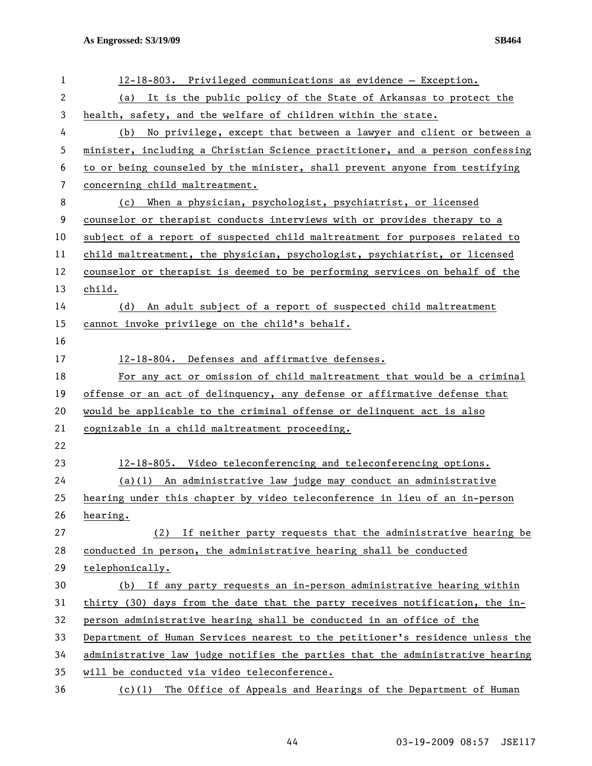12-18-803. Privileged communications as evidence — Exception.

(a) It is the public policy of the State of Arkansas to protect the health, safety, and the welfare of children within the state.

(b) No privilege, except that between a lawyer and client or between a minister, including a Christian Science practitioner, and a person confessing to or being counseled by the minister, shall prevent anyone from testifying concerning child maltreatment.

(c) When a physician, psychologist, psychiatrist, or licensed counselor or therapist conducts interviews with or provides therapy to a subject of a report of suspected child maltreatment for purposes related to child maltreatment, the physician, psychologist, psychiatrist, or licensed counselor or therapist is deemed to be performing services on behalf of the child.

(d) An adult subject of a report of suspected child maltreatment cannot invoke privilege on the child's behalf.

12-18-804. Defenses and affirmative defenses.

For any act or omission of child maltreatment that would be a criminal offense or an act of delinquency, any defense or affirmative defense that would be applicable to the criminal offense or delinquent act is also cognizable in a child maltreatment proceeding.

12-18-805. Video teleconferencing and teleconferencing options.

(a)(1) An administrative law judge may conduct an administrative hearing under this chapter by video teleconference in lieu of an in-person hearing.

(2) If neither party requests that the administrative hearing be conducted in person, the administrative hearing shall be conducted telephonically.

(b) If any party requests an in-person administrative hearing within thirty (30) days from the date that the party receives notification, the in-person administrative hearing shall be conducted in an office of the Department of Human Services nearest to the petitioner's residence unless the administrative law judge notifies the parties that the administrative hearing will be conducted via video teleconference.

(c)(1) The Office of Appeals and Hearings of the Department of Human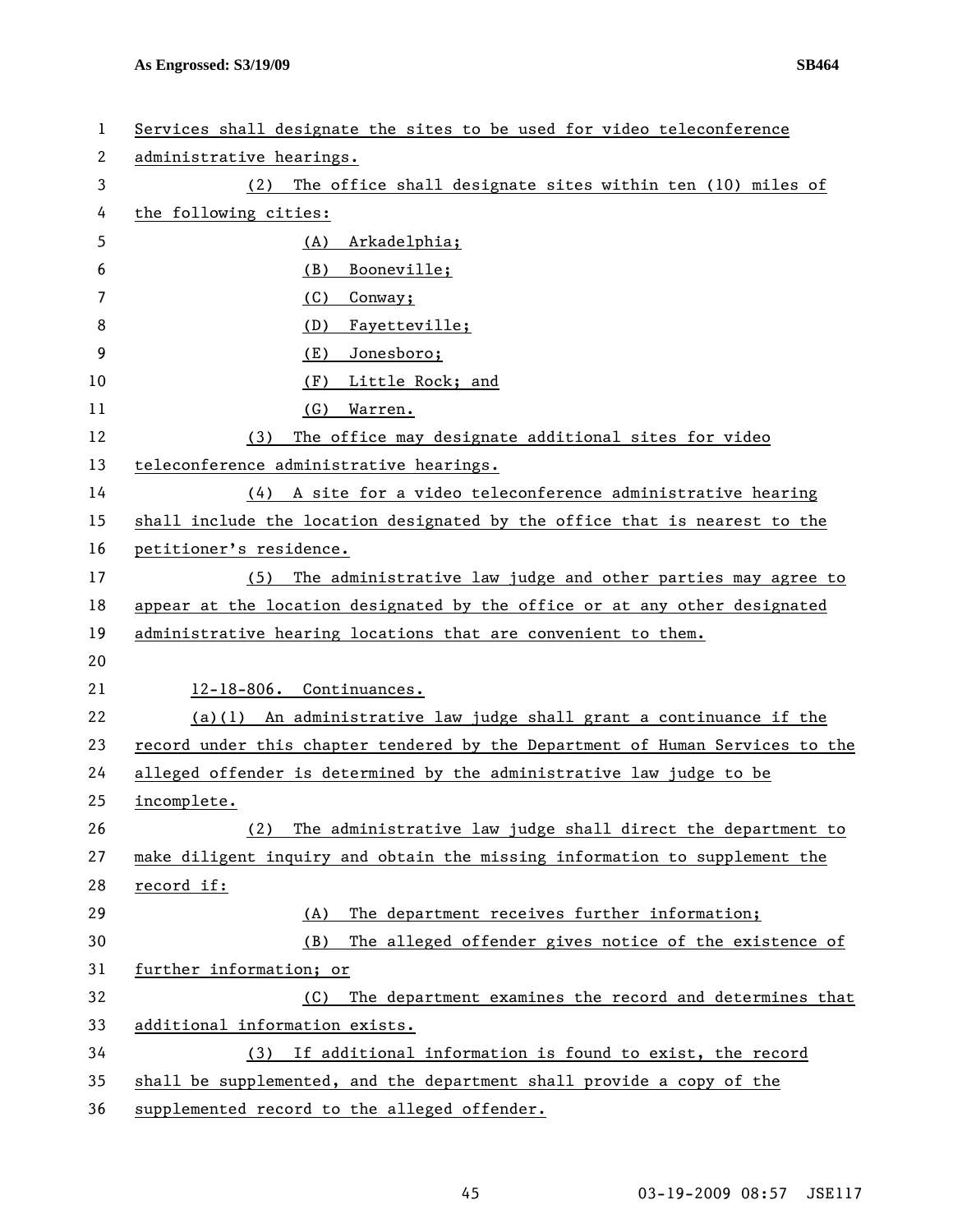Services shall designate the sites to be used for video teleconference administrative hearings.

(2) The office shall designate sites within ten (10) miles of the following cities:

(A) Arkadelphia;

(B) Booneville;

(C) Conway;

(D) Fayetteville;

(E) Jonesboro;

(F) Little Rock; and

(G) Warren.

(3) The office may designate additional sites for video teleconference administrative hearings.

(4) A site for a video teleconference administrative hearing shall include the location designated by the office that is nearest to the petitioner's residence.

(5) The administrative law judge and other parties may agree to appear at the location designated by the office or at any other designated administrative hearing locations that are convenient to them.

12-18-806. Continuances.

(a)(1) An administrative law judge shall grant a continuance if the record under this chapter tendered by the Department of Human Services to the alleged offender is determined by the administrative law judge to be incomplete.

(2) The administrative law judge shall direct the department to make diligent inquiry and obtain the missing information to supplement the record if:

(A) The department receives further information;

(B) The alleged offender gives notice of the existence of further information; or

(C) The department examines the record and determines that additional information exists.

(3) If additional information is found to exist, the record shall be supplemented, and the department shall provide a copy of the supplemented record to the alleged offender.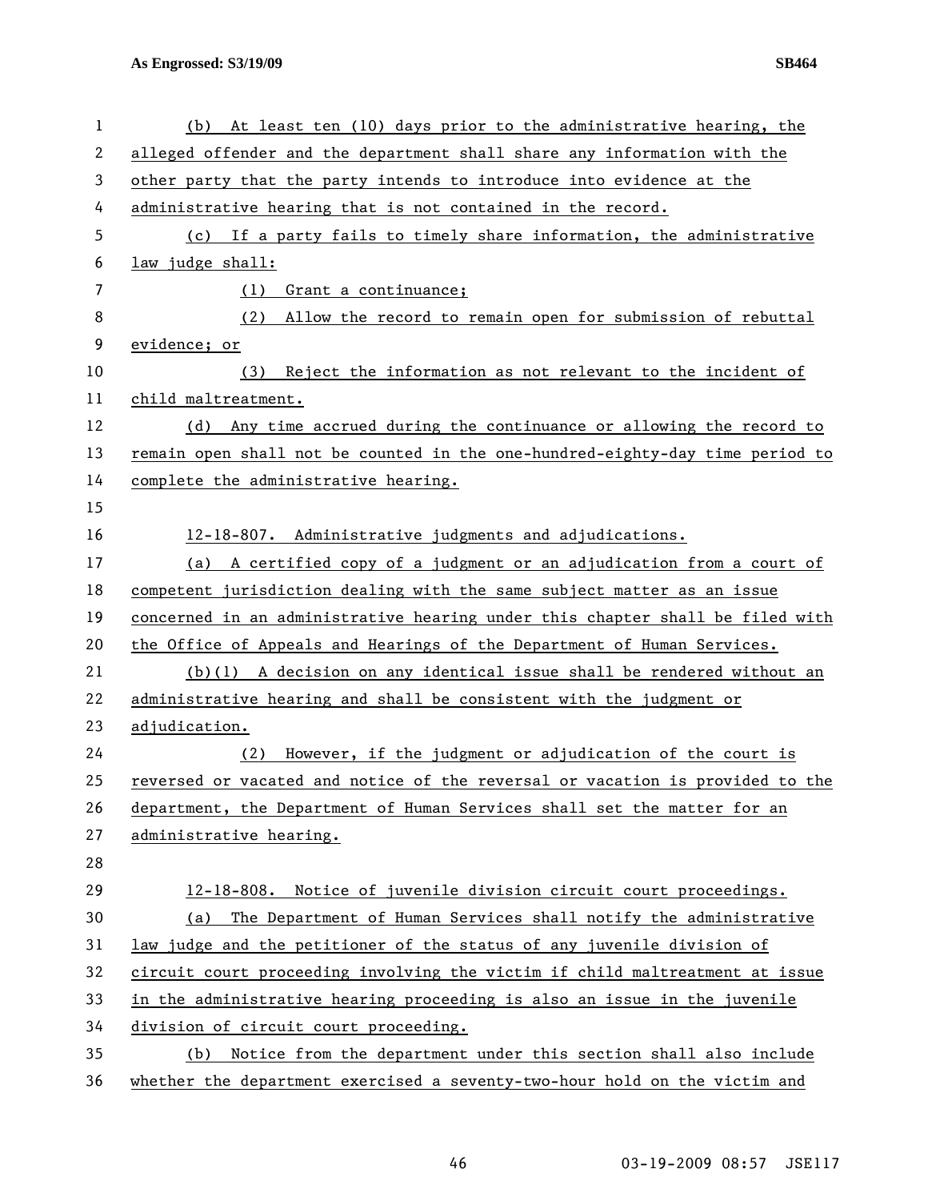(b) At least ten (10) days prior to the administrative hearing, the alleged offender and the department shall share any information with the other party that the party intends to introduce into evidence at the administrative hearing that is not contained in the record.

(c) If a party fails to timely share information, the administrative law judge shall:

(1) Grant a continuance;

(2) Allow the record to remain open for submission of rebuttal evidence; or

(3) Reject the information as not relevant to the incident of child maltreatment.

(d) Any time accrued during the continuance or allowing the record to remain open shall not be counted in the one-hundred-eighty-day time period to complete the administrative hearing.

12-18-807. Administrative judgments and adjudications.

(a) A certified copy of a judgment or an adjudication from a court of competent jurisdiction dealing with the same subject matter as an issue concerned in an administrative hearing under this chapter shall be filed with the Office of Appeals and Hearings of the Department of Human Services.

(b)(1) A decision on any identical issue shall be rendered without an administrative hearing and shall be consistent with the judgment or adjudication.

(2) However, if the judgment or adjudication of the court is reversed or vacated and notice of the reversal or vacation is provided to the department, the Department of Human Services shall set the matter for an administrative hearing.

12-18-808. Notice of juvenile division circuit court proceedings.

(a) The Department of Human Services shall notify the administrative law judge and the petitioner of the status of any juvenile division of circuit court proceeding involving the victim if child maltreatment at issue in the administrative hearing proceeding is also an issue in the juvenile division of circuit court proceeding.

(b) Notice from the department under this section shall also include whether the department exercised a seventy-two-hour hold on the victim and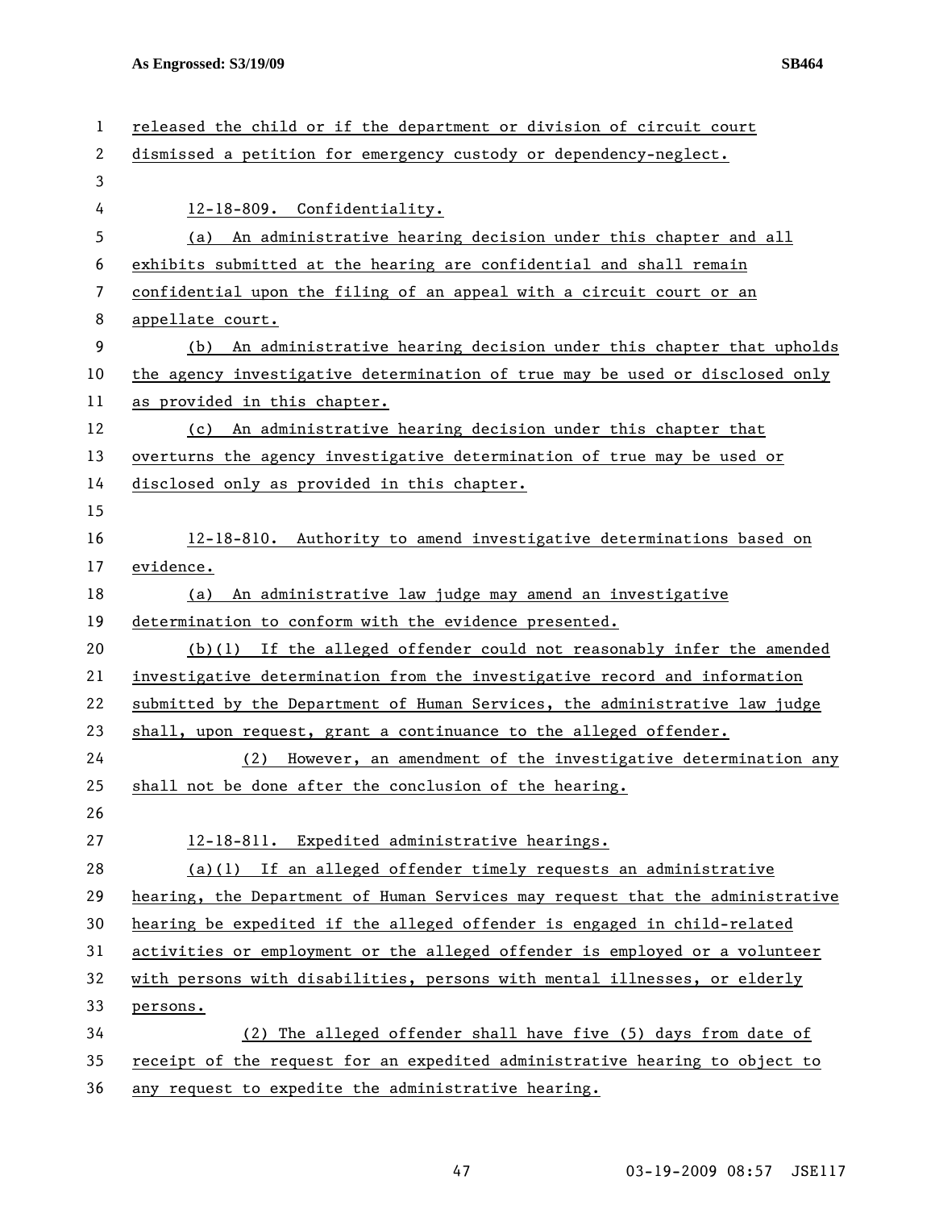released the child or if the department or division of circuit court dismissed a petition for emergency custody or dependency-neglect.

12-18-809. Confidentiality.

(a) An administrative hearing decision under this chapter and all exhibits submitted at the hearing are confidential and shall remain confidential upon the filing of an appeal with a circuit court or an appellate court.

(b) An administrative hearing decision under this chapter that upholds the agency investigative determination of true may be used or disclosed only as provided in this chapter.

(c) An administrative hearing decision under this chapter that overturns the agency investigative determination of true may be used or disclosed only as provided in this chapter.

12-18-810. Authority to amend investigative determinations based on evidence.

(a) An administrative law judge may amend an investigative determination to conform with the evidence presented.

(b)(1) If the alleged offender could not reasonably infer the amended investigative determination from the investigative record and information submitted by the Department of Human Services, the administrative law judge shall, upon request, grant a continuance to the alleged offender.

(2) However, an amendment of the investigative determination any shall not be done after the conclusion of the hearing.

12-18-811. Expedited administrative hearings.

(a)(1) If an alleged offender timely requests an administrative hearing, the Department of Human Services may request that the administrative hearing be expedited if the alleged offender is engaged in child-related activities or employment or the alleged offender is employed or a volunteer with persons with disabilities, persons with mental illnesses, or elderly persons.

(2) The alleged offender shall have five (5) days from date of receipt of the request for an expedited administrative hearing to object to any request to expedite the administrative hearing.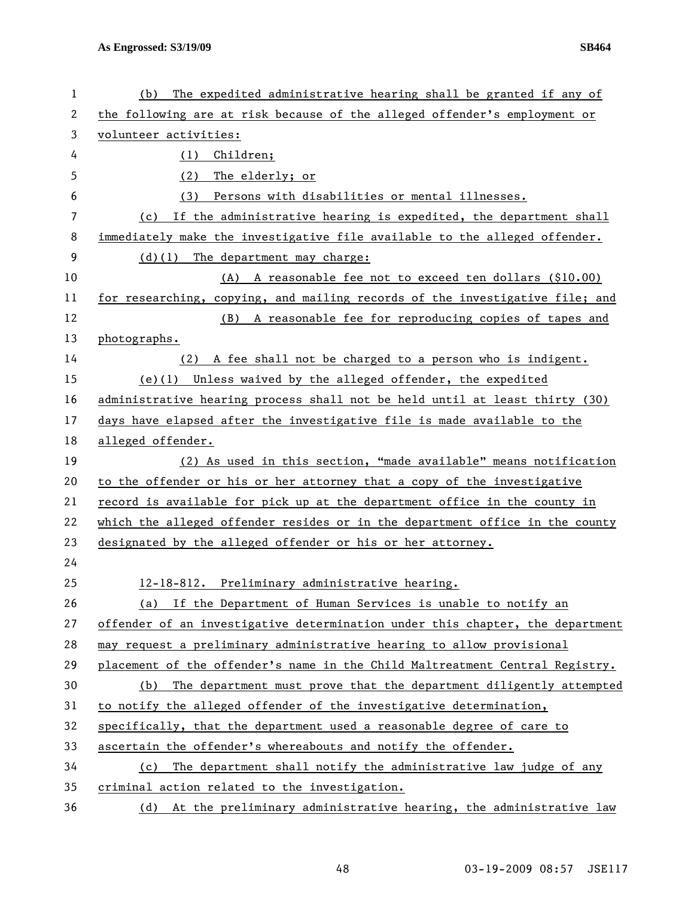(b) The expedited administrative hearing shall be granted if any of the following are at risk because of the alleged offender's employment or volunteer activities:

(1) Children;

(2) The elderly; or

(3) Persons with disabilities or mental illnesses.

(c) If the administrative hearing is expedited, the department shall immediately make the investigative file available to the alleged offender.

(d)(1) The department may charge:

(A) A reasonable fee not to exceed ten dollars ($10.00) for researching, copying, and mailing records of the investigative file; and

(B) A reasonable fee for reproducing copies of tapes and photographs.

(2) A fee shall not be charged to a person who is indigent.

(e)(1) Unless waived by the alleged offender, the expedited administrative hearing process shall not be held until at least thirty (30) days have elapsed after the investigative file is made available to the alleged offender.

(2) As used in this section, "made available" means notification to the offender or his or her attorney that a copy of the investigative record is available for pick up at the department office in the county in which the alleged offender resides or in the department office in the county designated by the alleged offender or his or her attorney.

12-18-812. Preliminary administrative hearing.

(a) If the Department of Human Services is unable to notify an offender of an investigative determination under this chapter, the department may request a preliminary administrative hearing to allow provisional placement of the offender's name in the Child Maltreatment Central Registry.

(b) The department must prove that the department diligently attempted to notify the alleged offender of the investigative determination, specifically, that the department used a reasonable degree of care to ascertain the offender's whereabouts and notify the offender.

(c) The department shall notify the administrative law judge of any criminal action related to the investigation.

(d) At the preliminary administrative hearing, the administrative law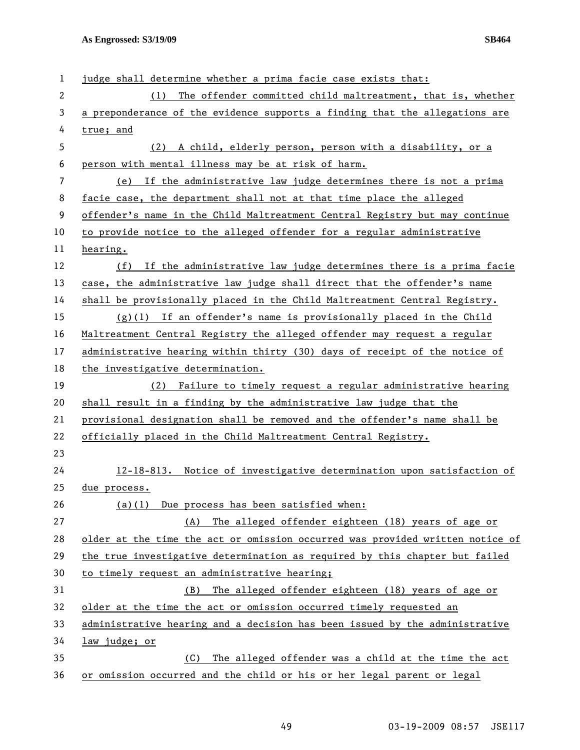judge shall determine whether a prima facie case exists that:

(1) The offender committed child maltreatment, that is, whether a preponderance of the evidence supports a finding that the allegations are true; and

(2) A child, elderly person, person with a disability, or a person with mental illness may be at risk of harm.

(e) If the administrative law judge determines there is not a prima facie case, the department shall not at that time place the alleged offender's name in the Child Maltreatment Central Registry but may continue to provide notice to the alleged offender for a regular administrative hearing.

(f) If the administrative law judge determines there is a prima facie case, the administrative law judge shall direct that the offender's name shall be provisionally placed in the Child Maltreatment Central Registry.

(g)(1) If an offender's name is provisionally placed in the Child Maltreatment Central Registry the alleged offender may request a regular administrative hearing within thirty (30) days of receipt of the notice of the investigative determination.

(2) Failure to timely request a regular administrative hearing shall result in a finding by the administrative law judge that the provisional designation shall be removed and the offender's name shall be officially placed in the Child Maltreatment Central Registry.

12-18-813. Notice of investigative determination upon satisfaction of due process.

(a)(1) Due process has been satisfied when:

(A) The alleged offender eighteen (18) years of age or older at the time the act or omission occurred was provided written notice of the true investigative determination as required by this chapter but failed to timely request an administrative hearing;

(B) The alleged offender eighteen (18) years of age or older at the time the act or omission occurred timely requested an administrative hearing and a decision has been issued by the administrative law judge; or

(C) The alleged offender was a child at the time the act or omission occurred and the child or his or her legal parent or legal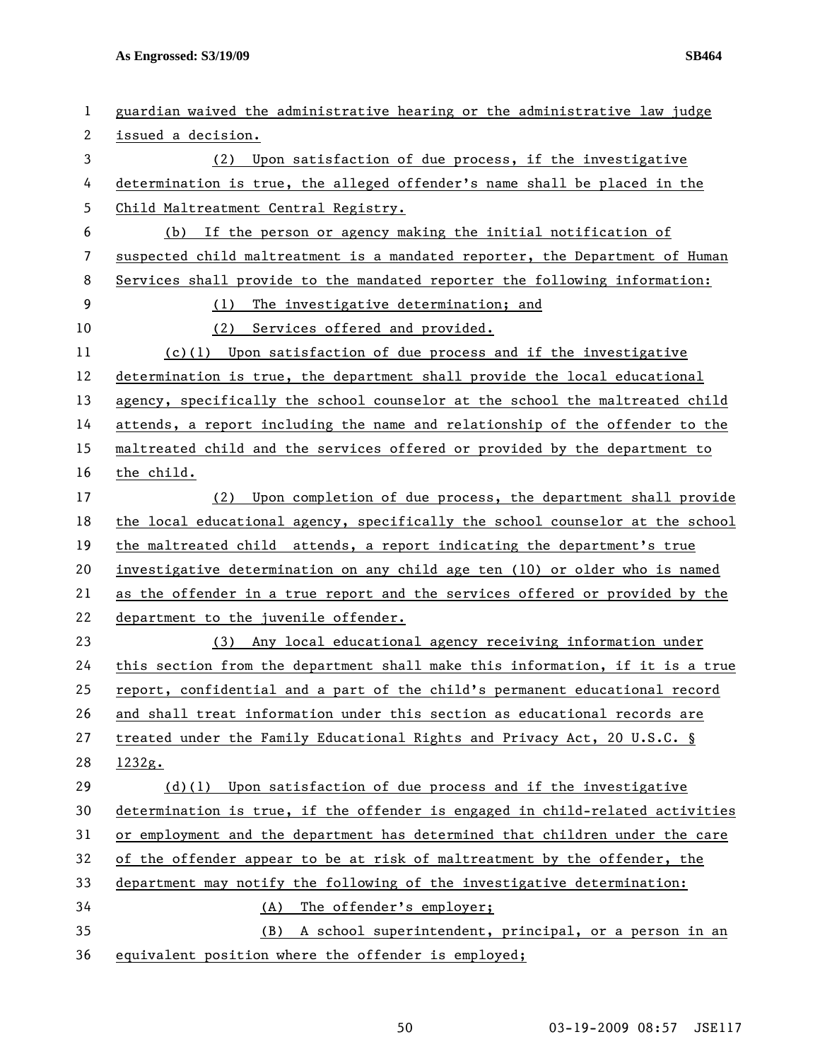guardian waived the administrative hearing or the administrative law judge issued a decision.

(2) Upon satisfaction of due process, if the investigative determination is true, the alleged offender's name shall be placed in the Child Maltreatment Central Registry.

(b) If the person or agency making the initial notification of suspected child maltreatment is a mandated reporter, the Department of Human Services shall provide to the mandated reporter the following information:

(1) The investigative determination; and

(2) Services offered and provided.

(c)(1) Upon satisfaction of due process and if the investigative determination is true, the department shall provide the local educational agency, specifically the school counselor at the school the maltreated child attends, a report including the name and relationship of the offender to the maltreated child and the services offered or provided by the department to the child.

(2) Upon completion of due process, the department shall provide the local educational agency, specifically the school counselor at the school the maltreated child attends, a report indicating the department's true investigative determination on any child age ten (10) or older who is named as the offender in a true report and the services offered or provided by the department to the juvenile offender.

(3) Any local educational agency receiving information under this section from the department shall make this information, if it is a true report, confidential and a part of the child's permanent educational record and shall treat information under this section as educational records are treated under the Family Educational Rights and Privacy Act, 20 U.S.C. § 1232g.

(d)(1) Upon satisfaction of due process and if the investigative determination is true, if the offender is engaged in child-related activities or employment and the department has determined that children under the care of the offender appear to be at risk of maltreatment by the offender, the department may notify the following of the investigative determination:

(A) The offender's employer;

(B) A school superintendent, principal, or a person in an equivalent position where the offender is employed;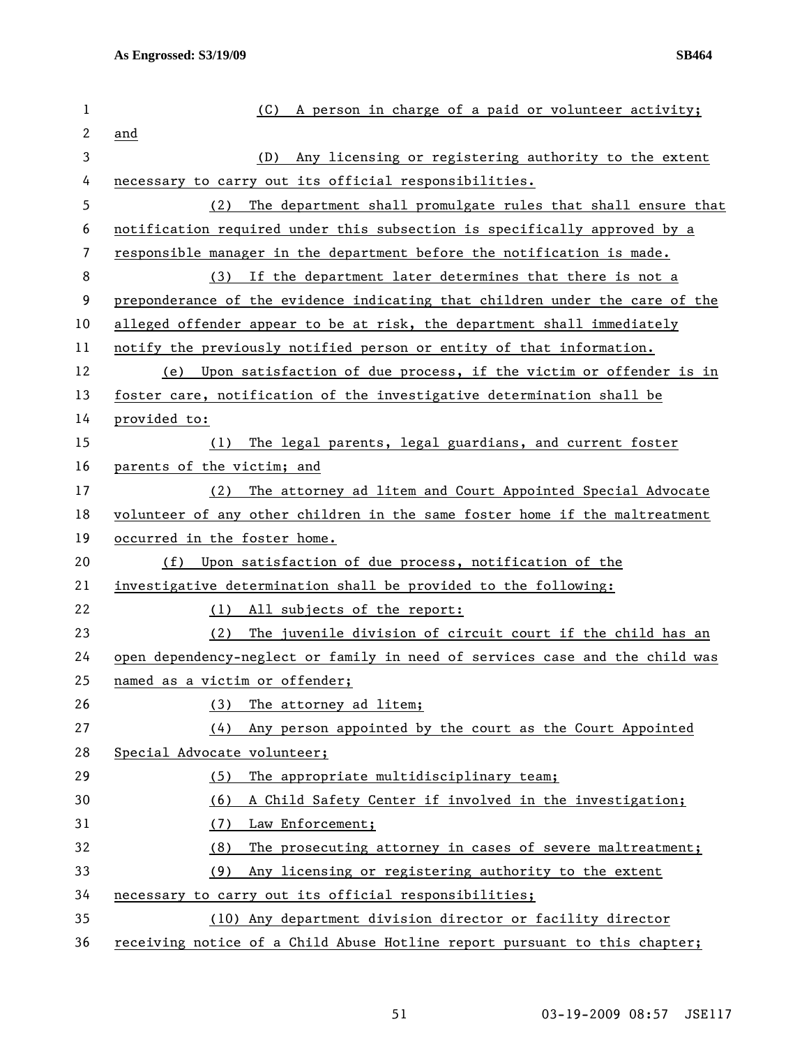(C) A person in charge of a paid or volunteer activity; and

(D) Any licensing or registering authority to the extent necessary to carry out its official responsibilities.

(2) The department shall promulgate rules that shall ensure that notification required under this subsection is specifically approved by a responsible manager in the department before the notification is made.

(3) If the department later determines that there is not a preponderance of the evidence indicating that children under the care of the alleged offender appear to be at risk, the department shall immediately notify the previously notified person or entity of that information.

(e) Upon satisfaction of due process, if the victim or offender is in foster care, notification of the investigative determination shall be provided to:

(1) The legal parents, legal guardians, and current foster parents of the victim; and

(2) The attorney ad litem and Court Appointed Special Advocate volunteer of any other children in the same foster home if the maltreatment occurred in the foster home.

(f) Upon satisfaction of due process, notification of the investigative determination shall be provided to the following:

(1) All subjects of the report:

(2) The juvenile division of circuit court if the child has an open dependency-neglect or family in need of services case and the child was named as a victim or offender;

(3) The attorney ad litem;

(4) Any person appointed by the court as the Court Appointed Special Advocate volunteer;

(5) The appropriate multidisciplinary team;

(6) A Child Safety Center if involved in the investigation;

(7) Law Enforcement;

(8) The prosecuting attorney in cases of severe maltreatment;

(9) Any licensing or registering authority to the extent necessary to carry out its official responsibilities;

(10) Any department division director or facility director receiving notice of a Child Abuse Hotline report pursuant to this chapter;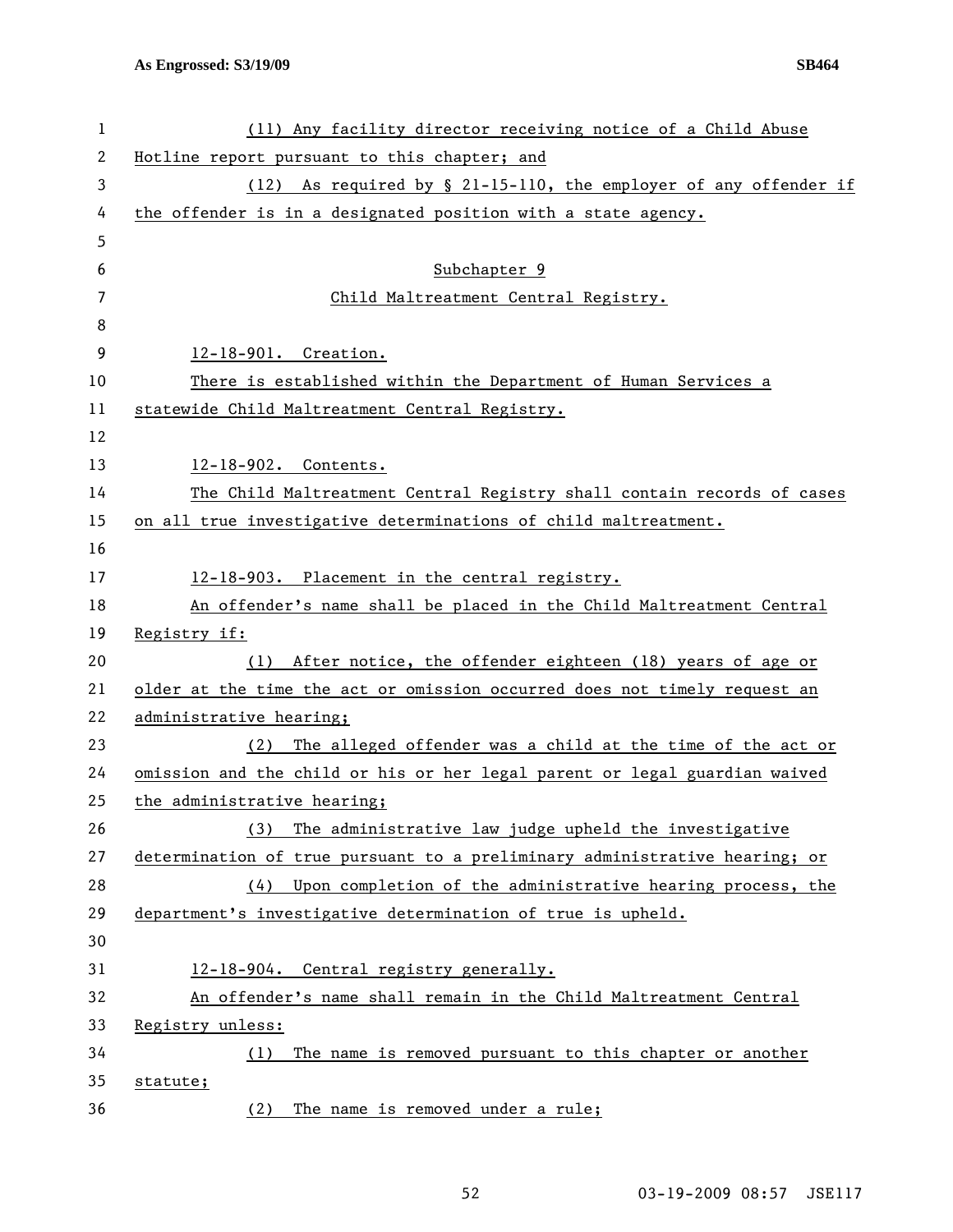(11) Any facility director receiving notice of a Child Abuse Hotline report pursuant to this chapter; and

(12) As required by § 21-15-110, the employer of any offender if the offender is in a designated position with a state agency.

Subchapter 9

Child Maltreatment Central Registry.

12-18-901. Creation.

There is established within the Department of Human Services a statewide Child Maltreatment Central Registry.

12-18-902. Contents.

The Child Maltreatment Central Registry shall contain records of cases on all true investigative determinations of child maltreatment.

12-18-903. Placement in the central registry.

An offender's name shall be placed in the Child Maltreatment Central Registry if:

(1) After notice, the offender eighteen (18) years of age or older at the time the act or omission occurred does not timely request an administrative hearing;

(2) The alleged offender was a child at the time of the act or omission and the child or his or her legal parent or legal guardian waived the administrative hearing;

(3) The administrative law judge upheld the investigative determination of true pursuant to a preliminary administrative hearing; or

(4) Upon completion of the administrative hearing process, the department's investigative determination of true is upheld.

12-18-904. Central registry generally.

An offender's name shall remain in the Child Maltreatment Central Registry unless:

(1) The name is removed pursuant to this chapter or another statute;

(2) The name is removed under a rule;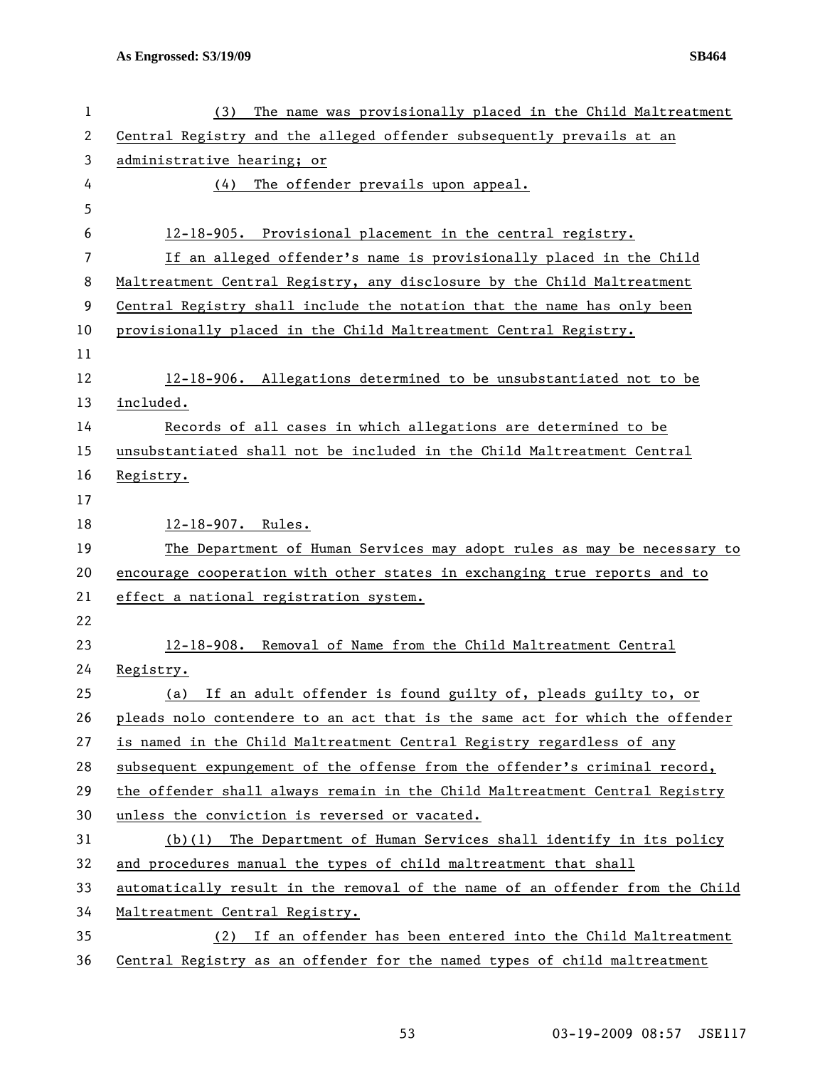(3) The name was provisionally placed in the Child Maltreatment Central Registry and the alleged offender subsequently prevails at an administrative hearing; or

(4) The offender prevails upon appeal.

12-18-905. Provisional placement in the central registry.

If an alleged offender's name is provisionally placed in the Child Maltreatment Central Registry, any disclosure by the Child Maltreatment Central Registry shall include the notation that the name has only been provisionally placed in the Child Maltreatment Central Registry.

12-18-906. Allegations determined to be unsubstantiated not to be included.

Records of all cases in which allegations are determined to be unsubstantiated shall not be included in the Child Maltreatment Central Registry.

12-18-907. Rules.

The Department of Human Services may adopt rules as may be necessary to encourage cooperation with other states in exchanging true reports and to effect a national registration system.

12-18-908. Removal of Name from the Child Maltreatment Central Registry.

(a) If an adult offender is found guilty of, pleads guilty to, or pleads nolo contendere to an act that is the same act for which the offender is named in the Child Maltreatment Central Registry regardless of any subsequent expungement of the offense from the offender's criminal record, the offender shall always remain in the Child Maltreatment Central Registry unless the conviction is reversed or vacated.

(b)(1) The Department of Human Services shall identify in its policy and procedures manual the types of child maltreatment that shall automatically result in the removal of the name of an offender from the Child Maltreatment Central Registry.

(2) If an offender has been entered into the Child Maltreatment Central Registry as an offender for the named types of child maltreatment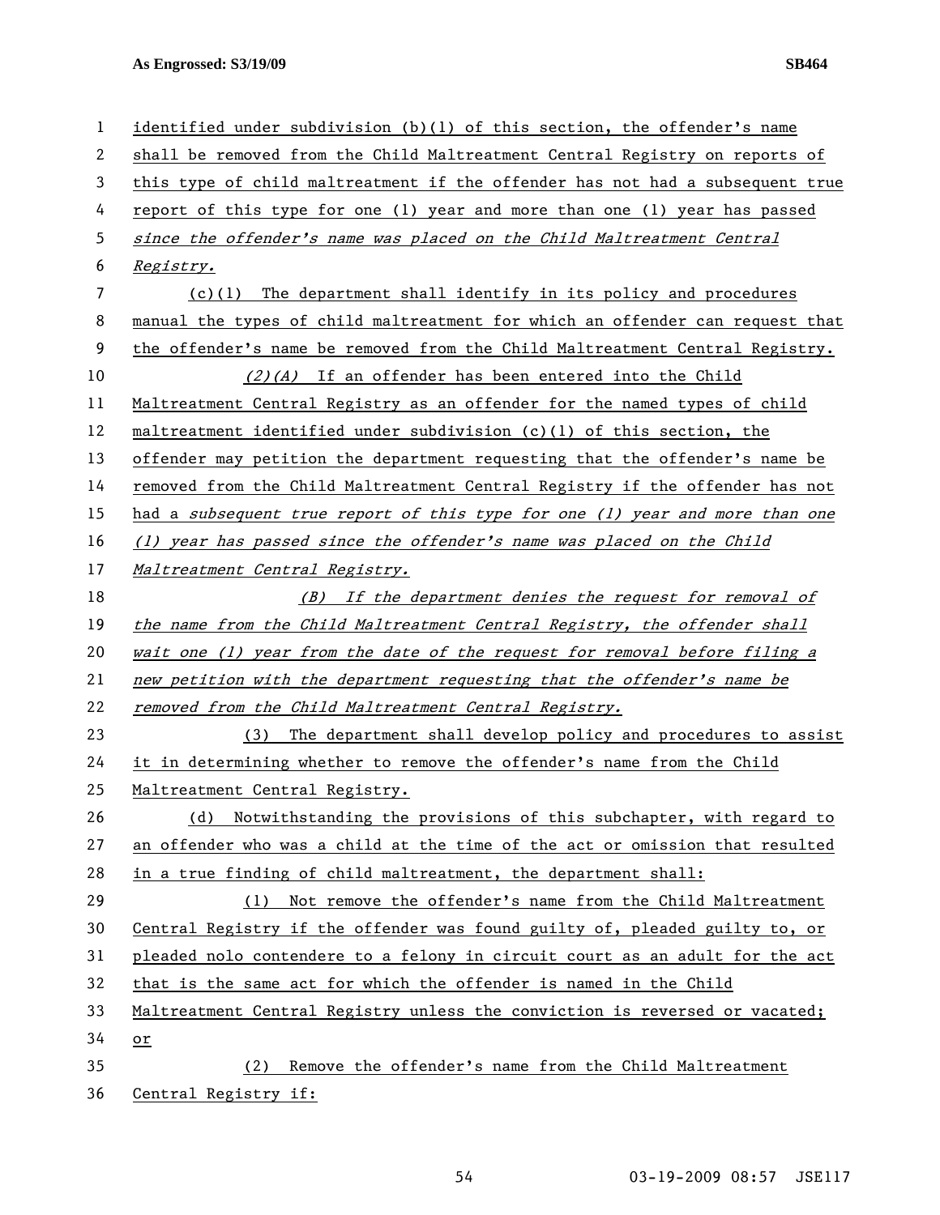identified under subdivision (b)(1) of this section, the offender's name shall be removed from the Child Maltreatment Central Registry on reports of this type of child maltreatment if the offender has not had a subsequent true report of this type for one (1) year and more than one (1) year has passed *since the offender's name was placed on the Child Maltreatment Central Registry.*

(c)(1) The department shall identify in its policy and procedures manual the types of child maltreatment for which an offender can request that the offender's name be removed from the Child Maltreatment Central Registry.

*(2)(A)* If an offender has been entered into the Child Maltreatment Central Registry as an offender for the named types of child maltreatment identified under subdivision (c)(1) of this section, the offender may petition the department requesting that the offender's name be removed from the Child Maltreatment Central Registry if the offender has not had a *subsequent true report of this type for one (1) year and more than one (1) year has passed since the offender's name was placed on the Child Maltreatment Central Registry.*

*(B) If the department denies the request for removal of the name from the Child Maltreatment Central Registry, the offender shall wait one (1) year from the date of the request for removal before filing a new petition with the department requesting that the offender's name be removed from the Child Maltreatment Central Registry.*

(3) The department shall develop policy and procedures to assist it in determining whether to remove the offender's name from the Child Maltreatment Central Registry.

(d) Notwithstanding the provisions of this subchapter, with regard to an offender who was a child at the time of the act or omission that resulted in a true finding of child maltreatment, the department shall:

(1) Not remove the offender's name from the Child Maltreatment Central Registry if the offender was found guilty of, pleaded guilty to, or pleaded nolo contendere to a felony in circuit court as an adult for the act that is the same act for which the offender is named in the Child Maltreatment Central Registry unless the conviction is reversed or vacated; or

(2) Remove the offender's name from the Child Maltreatment Central Registry if: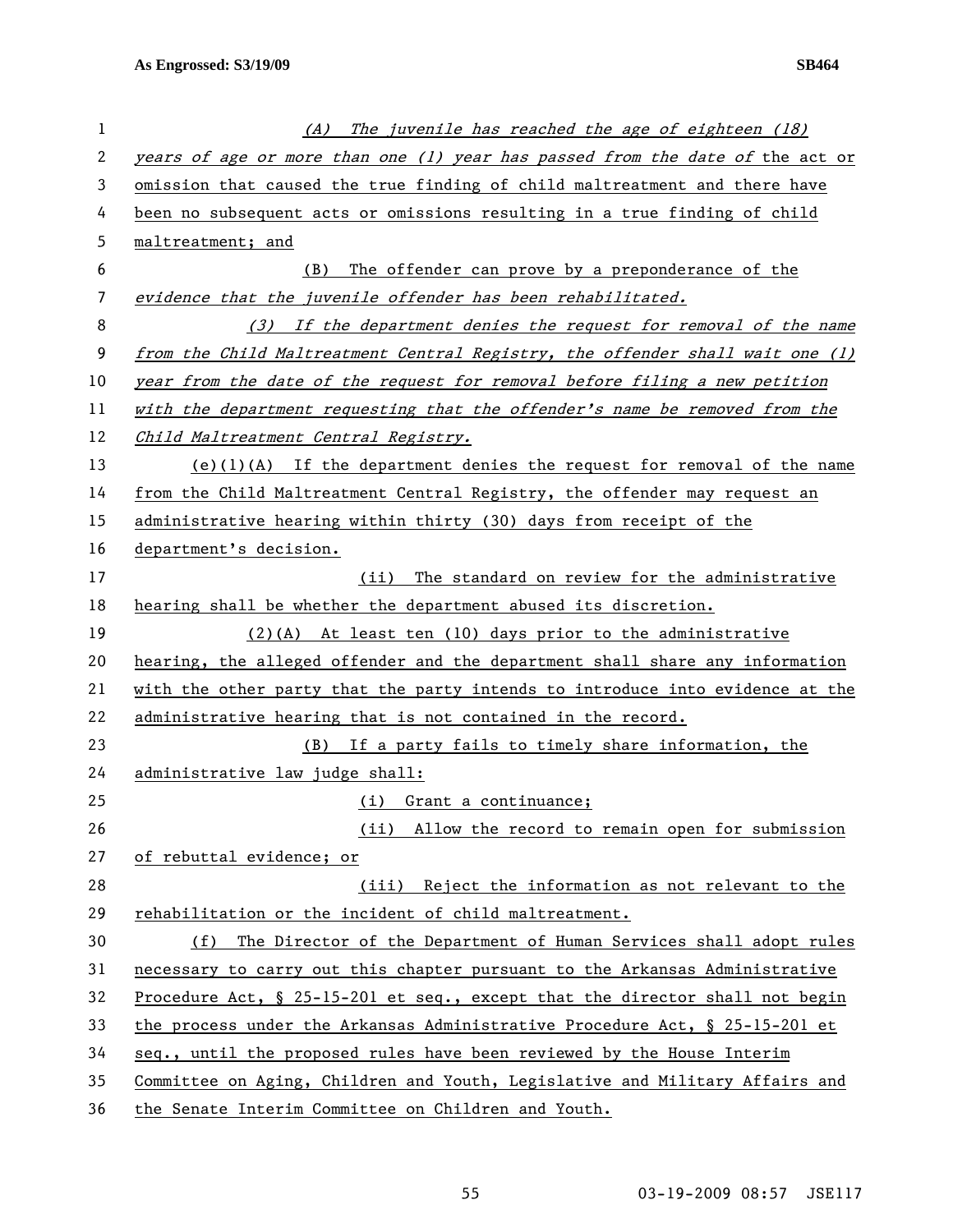(A) The juvenile has reached the age of eighteen (18) years of age or more than one (1) year has passed from the date of the act or omission that caused the true finding of child maltreatment and there have been no subsequent acts or omissions resulting in a true finding of child maltreatment; and

(B) The offender can prove by a preponderance of the evidence that the juvenile offender has been rehabilitated.

(3) If the department denies the request for removal of the name from the Child Maltreatment Central Registry, the offender shall wait one (1) year from the date of the request for removal before filing a new petition with the department requesting that the offender's name be removed from the Child Maltreatment Central Registry.

(e)(1)(A) If the department denies the request for removal of the name from the Child Maltreatment Central Registry, the offender may request an administrative hearing within thirty (30) days from receipt of the department's decision.

(ii) The standard on review for the administrative hearing shall be whether the department abused its discretion.

(2)(A) At least ten (10) days prior to the administrative hearing, the alleged offender and the department shall share any information with the other party that the party intends to introduce into evidence at the administrative hearing that is not contained in the record.

(B) If a party fails to timely share information, the administrative law judge shall:

(i) Grant a continuance;

(ii) Allow the record to remain open for submission of rebuttal evidence; or

(iii) Reject the information as not relevant to the rehabilitation or the incident of child maltreatment.

(f) The Director of the Department of Human Services shall adopt rules necessary to carry out this chapter pursuant to the Arkansas Administrative Procedure Act, § 25-15-201 et seq., except that the director shall not begin the process under the Arkansas Administrative Procedure Act, § 25-15-201 et seq., until the proposed rules have been reviewed by the House Interim Committee on Aging, Children and Youth, Legislative and Military Affairs and the Senate Interim Committee on Children and Youth.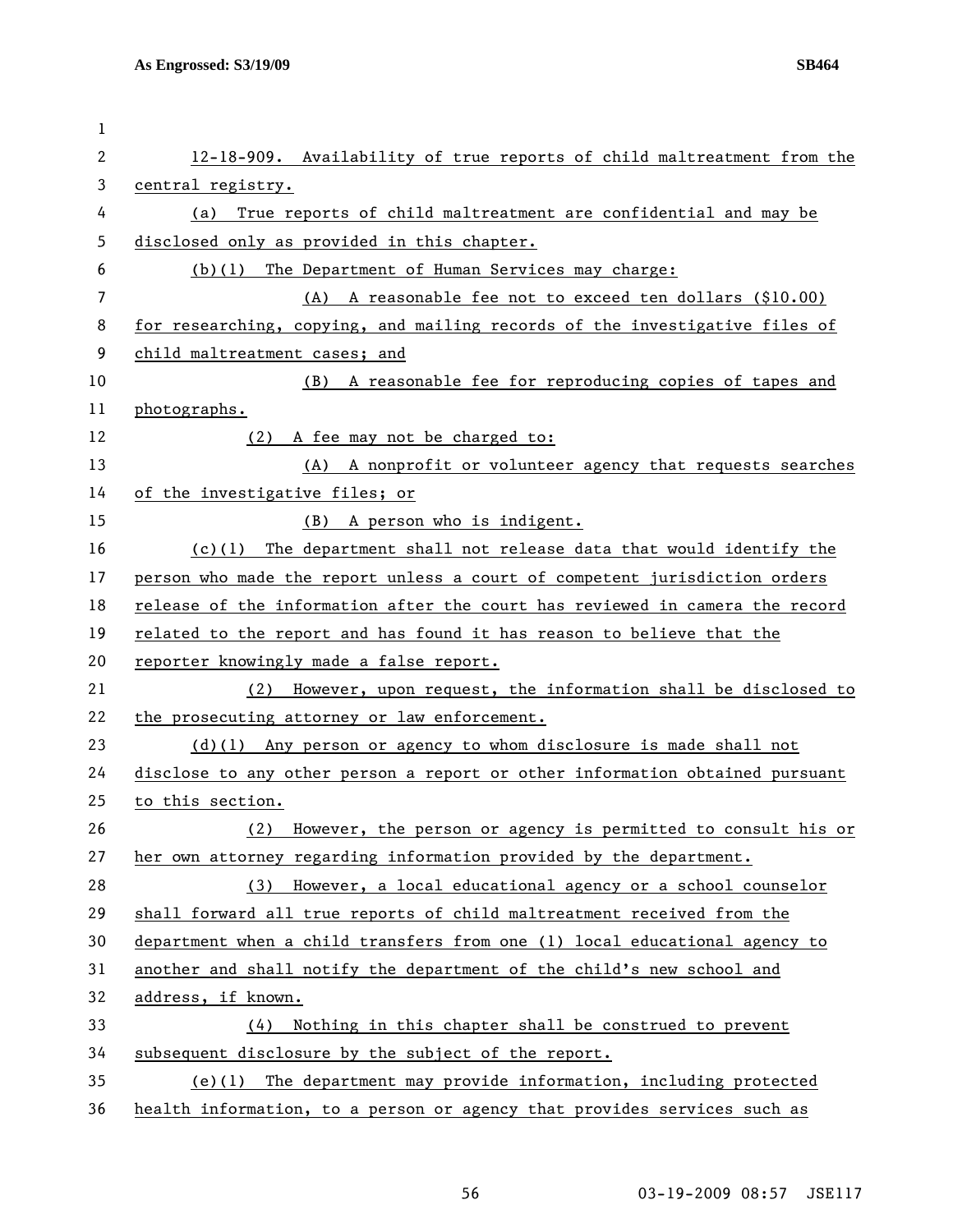12-18-909. Availability of true reports of child maltreatment from the central registry.

(a) True reports of child maltreatment are confidential and may be disclosed only as provided in this chapter.

(b)(1) The Department of Human Services may charge:

(A) A reasonable fee not to exceed ten dollars ($10.00) for researching, copying, and mailing records of the investigative files of child maltreatment cases; and

(B) A reasonable fee for reproducing copies of tapes and photographs.

(2) A fee may not be charged to:

(A) A nonprofit or volunteer agency that requests searches of the investigative files; or

(B) A person who is indigent.

(c)(1) The department shall not release data that would identify the person who made the report unless a court of competent jurisdiction orders release of the information after the court has reviewed in camera the record related to the report and has found it has reason to believe that the reporter knowingly made a false report.

(2) However, upon request, the information shall be disclosed to the prosecuting attorney or law enforcement.

(d)(1) Any person or agency to whom disclosure is made shall not disclose to any other person a report or other information obtained pursuant to this section.

(2) However, the person or agency is permitted to consult his or her own attorney regarding information provided by the department.

(3) However, a local educational agency or a school counselor shall forward all true reports of child maltreatment received from the department when a child transfers from one (1) local educational agency to another and shall notify the department of the child's new school and address, if known.

(4) Nothing in this chapter shall be construed to prevent subsequent disclosure by the subject of the report.

(e)(1) The department may provide information, including protected health information, to a person or agency that provides services such as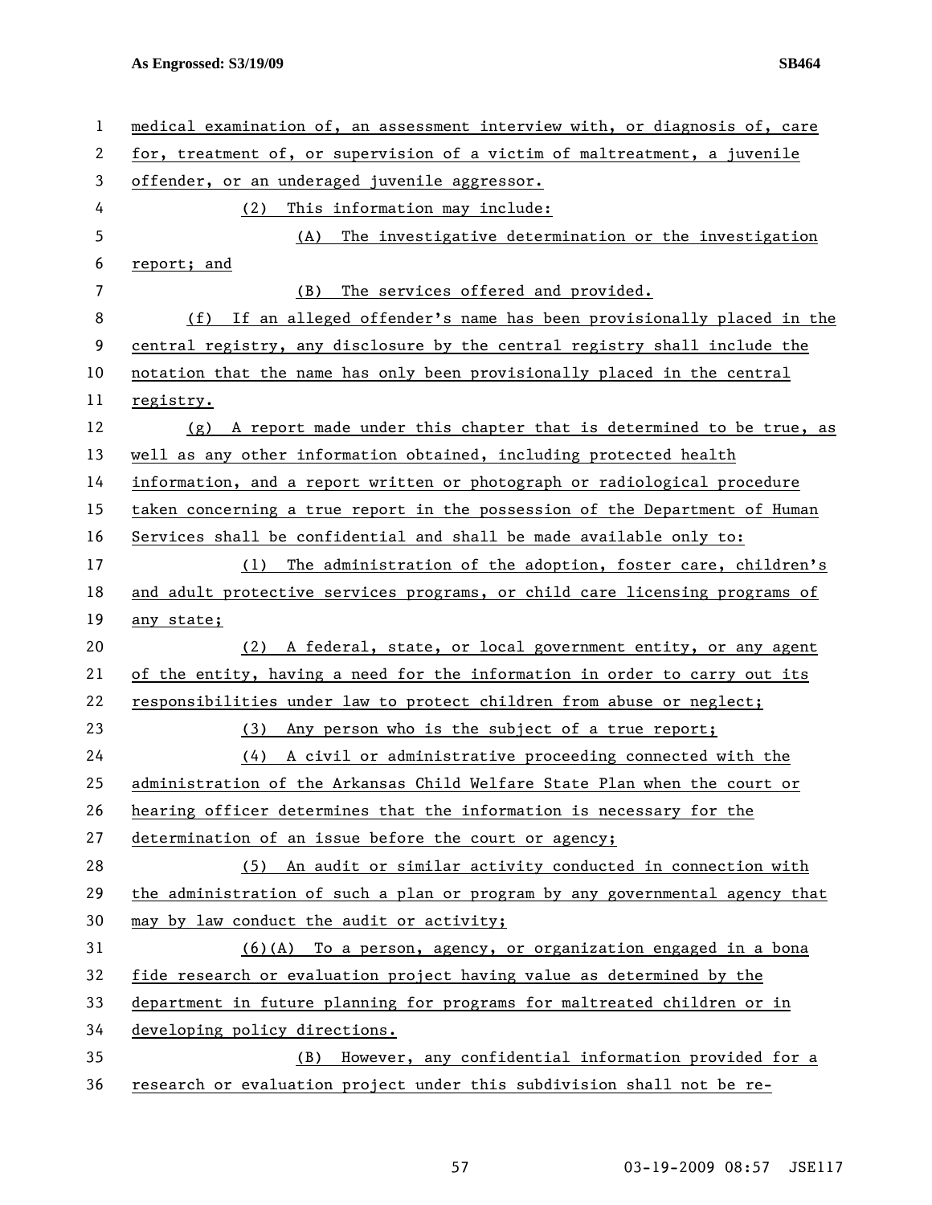medical examination of, an assessment interview with, or diagnosis of, care for, treatment of, or supervision of a victim of maltreatment, a juvenile offender, or an underaged juvenile aggressor.

(2) This information may include:

(A) The investigative determination or the investigation report; and

(B) The services offered and provided.

(f) If an alleged offender's name has been provisionally placed in the central registry, any disclosure by the central registry shall include the notation that the name has only been provisionally placed in the central registry.

(g) A report made under this chapter that is determined to be true, as well as any other information obtained, including protected health information, and a report written or photograph or radiological procedure taken concerning a true report in the possession of the Department of Human Services shall be confidential and shall be made available only to:

(1) The administration of the adoption, foster care, children's and adult protective services programs, or child care licensing programs of any state;

(2) A federal, state, or local government entity, or any agent of the entity, having a need for the information in order to carry out its responsibilities under law to protect children from abuse or neglect;

(3) Any person who is the subject of a true report;

(4) A civil or administrative proceeding connected with the administration of the Arkansas Child Welfare State Plan when the court or hearing officer determines that the information is necessary for the determination of an issue before the court or agency;

(5) An audit or similar activity conducted in connection with the administration of such a plan or program by any governmental agency that may by law conduct the audit or activity;

(6)(A) To a person, agency, or organization engaged in a bona fide research or evaluation project having value as determined by the department in future planning for programs for maltreated children or in developing policy directions.

(B) However, any confidential information provided for a research or evaluation project under this subdivision shall not be re-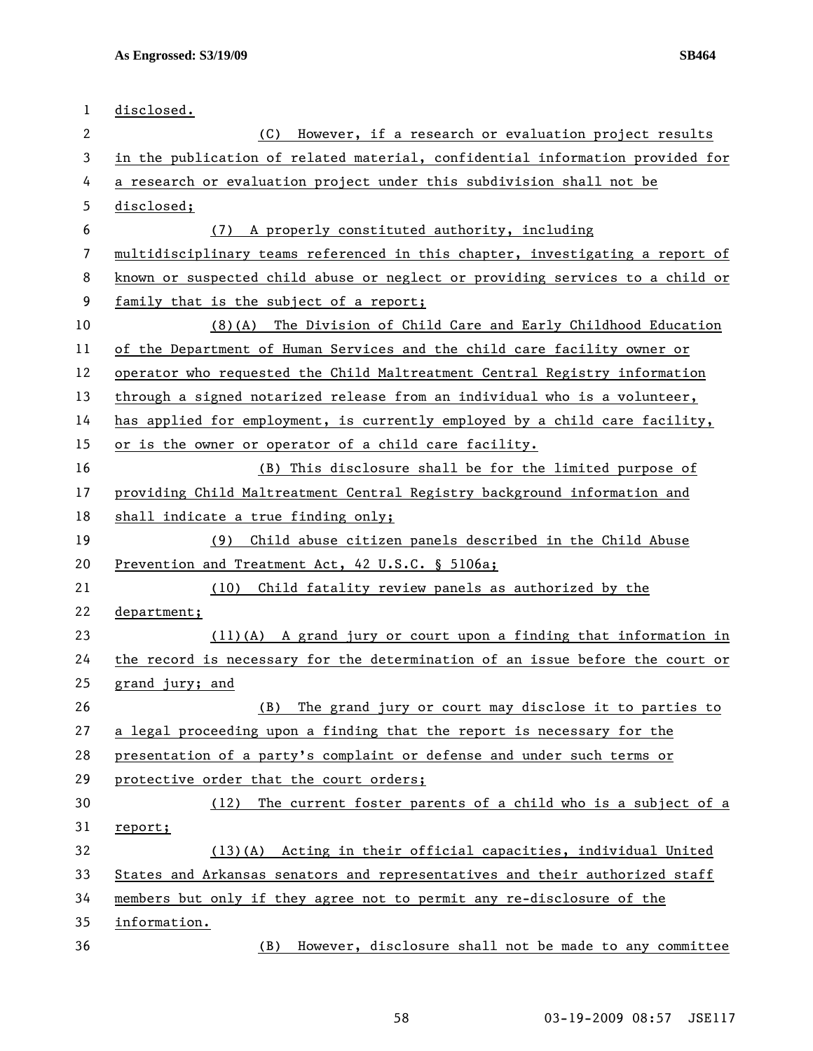disclosed.

(C) However, if a research or evaluation project results in the publication of related material, confidential information provided for a research or evaluation project under this subdivision shall not be disclosed;

(7) A properly constituted authority, including multidisciplinary teams referenced in this chapter, investigating a report of known or suspected child abuse or neglect or providing services to a child or family that is the subject of a report;

(8)(A) The Division of Child Care and Early Childhood Education of the Department of Human Services and the child care facility owner or operator who requested the Child Maltreatment Central Registry information through a signed notarized release from an individual who is a volunteer, has applied for employment, is currently employed by a child care facility, or is the owner or operator of a child care facility.

(B) This disclosure shall be for the limited purpose of providing Child Maltreatment Central Registry background information and shall indicate a true finding only;

(9) Child abuse citizen panels described in the Child Abuse Prevention and Treatment Act, 42 U.S.C. § 5106a;

(10) Child fatality review panels as authorized by the department;

(11)(A) A grand jury or court upon a finding that information in the record is necessary for the determination of an issue before the court or grand jury; and

(B) The grand jury or court may disclose it to parties to a legal proceeding upon a finding that the report is necessary for the presentation of a party's complaint or defense and under such terms or protective order that the court orders;

(12) The current foster parents of a child who is a subject of a report;

(13)(A) Acting in their official capacities, individual United States and Arkansas senators and representatives and their authorized staff members but only if they agree not to permit any re-disclosure of the information.

(B) However, disclosure shall not be made to any committee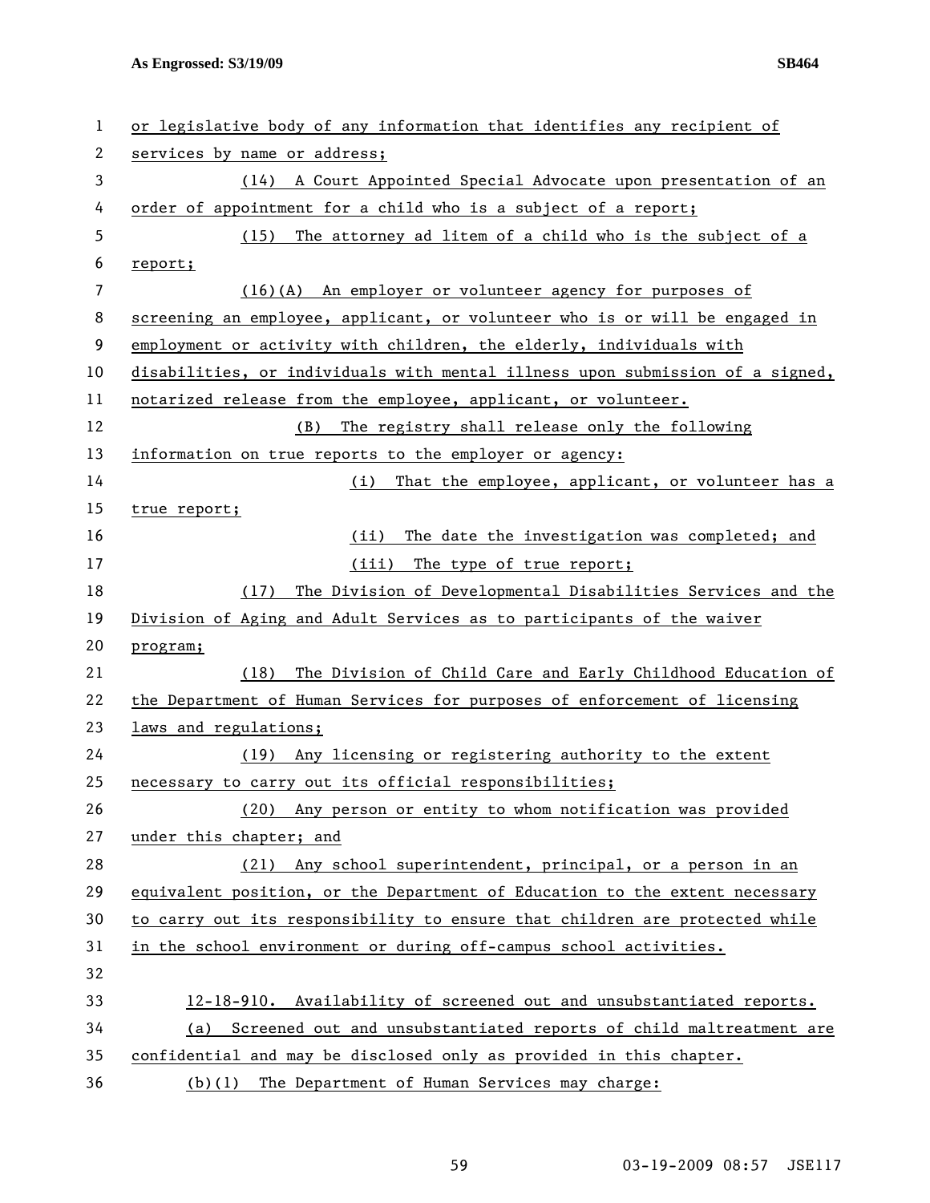or legislative body of any information that identifies any recipient of services by name or address;

(14) A Court Appointed Special Advocate upon presentation of an order of appointment for a child who is a subject of a report;

(15) The attorney ad litem of a child who is the subject of a report;

(16)(A) An employer or volunteer agency for purposes of screening an employee, applicant, or volunteer who is or will be engaged in employment or activity with children, the elderly, individuals with disabilities, or individuals with mental illness upon submission of a signed, notarized release from the employee, applicant, or volunteer.

(B) The registry shall release only the following information on true reports to the employer or agency:

(i) That the employee, applicant, or volunteer has a true report;

(ii) The date the investigation was completed; and

(iii) The type of true report;

(17) The Division of Developmental Disabilities Services and the Division of Aging and Adult Services as to participants of the waiver program;

(18) The Division of Child Care and Early Childhood Education of the Department of Human Services for purposes of enforcement of licensing laws and regulations;

(19) Any licensing or registering authority to the extent necessary to carry out its official responsibilities;

(20) Any person or entity to whom notification was provided under this chapter; and

(21) Any school superintendent, principal, or a person in an equivalent position, or the Department of Education to the extent necessary to carry out its responsibility to ensure that children are protected while in the school environment or during off-campus school activities.

12-18-910. Availability of screened out and unsubstantiated reports.

(a) Screened out and unsubstantiated reports of child maltreatment are confidential and may be disclosed only as provided in this chapter.

(b)(1) The Department of Human Services may charge: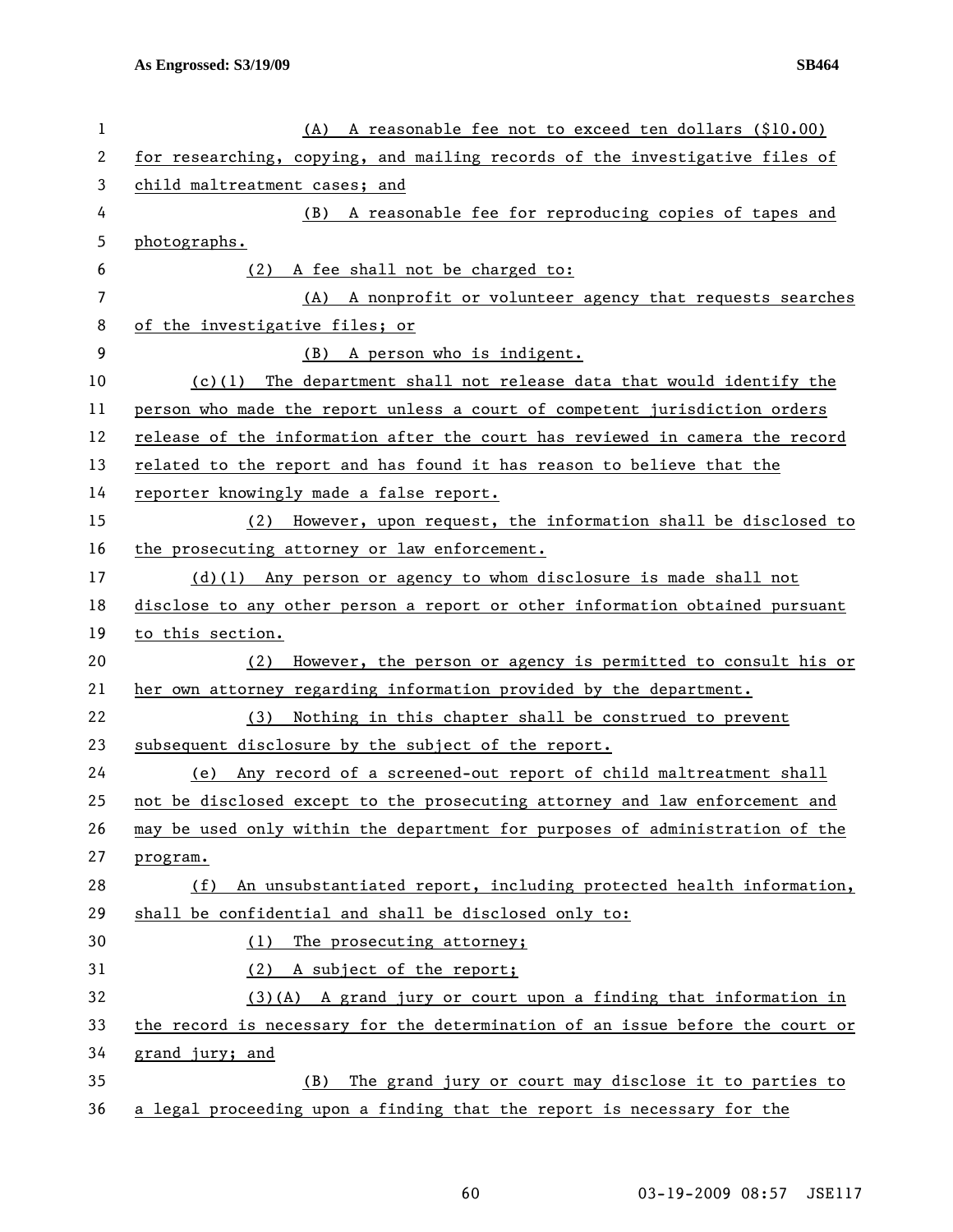(A) A reasonable fee not to exceed ten dollars ($10.00) for researching, copying, and mailing records of the investigative files of child maltreatment cases; and

(B) A reasonable fee for reproducing copies of tapes and photographs.

(2) A fee shall not be charged to:

(A) A nonprofit or volunteer agency that requests searches of the investigative files; or

(B) A person who is indigent.

(c)(1) The department shall not release data that would identify the person who made the report unless a court of competent jurisdiction orders release of the information after the court has reviewed in camera the record related to the report and has found it has reason to believe that the reporter knowingly made a false report.

(2) However, upon request, the information shall be disclosed to the prosecuting attorney or law enforcement.

(d)(1) Any person or agency to whom disclosure is made shall not disclose to any other person a report or other information obtained pursuant to this section.

(2) However, the person or agency is permitted to consult his or her own attorney regarding information provided by the department.

(3) Nothing in this chapter shall be construed to prevent subsequent disclosure by the subject of the report.

(e) Any record of a screened-out report of child maltreatment shall not be disclosed except to the prosecuting attorney and law enforcement and may be used only within the department for purposes of administration of the program.

(f) An unsubstantiated report, including protected health information, shall be confidential and shall be disclosed only to:

(1) The prosecuting attorney;

(2) A subject of the report;

(3)(A) A grand jury or court upon a finding that information in the record is necessary for the determination of an issue before the court or grand jury; and

(B) The grand jury or court may disclose it to parties to a legal proceeding upon a finding that the report is necessary for the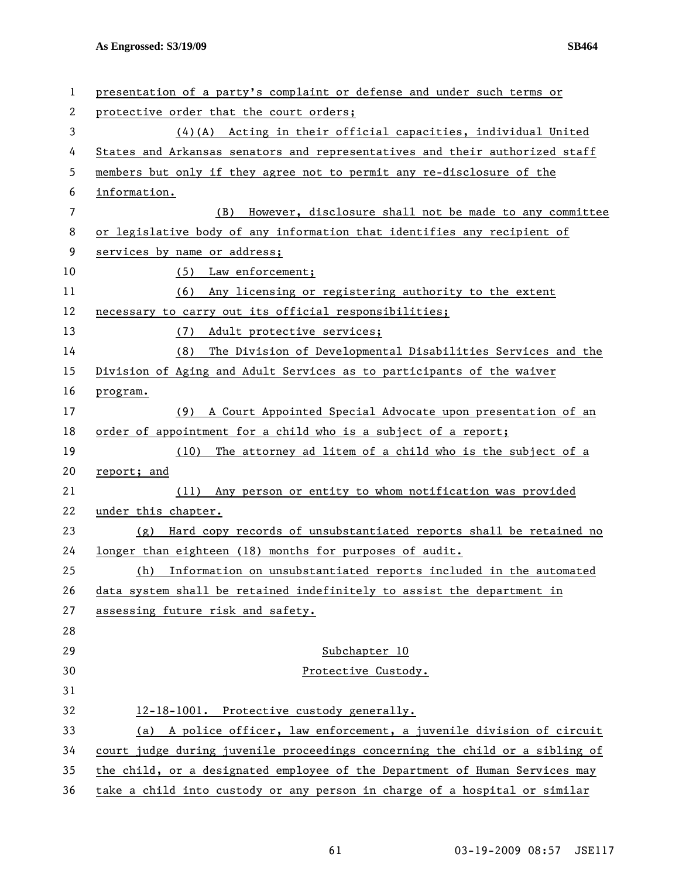presentation of a party's complaint or defense and under such terms or protective order that the court orders;

(4)(A) Acting in their official capacities, individual United States and Arkansas senators and representatives and their authorized staff members but only if they agree not to permit any re-disclosure of the information.

(B) However, disclosure shall not be made to any committee or legislative body of any information that identifies any recipient of services by name or address;

(5) Law enforcement;

(6) Any licensing or registering authority to the extent necessary to carry out its official responsibilities;

(7) Adult protective services;

(8) The Division of Developmental Disabilities Services and the Division of Aging and Adult Services as to participants of the waiver program.

(9) A Court Appointed Special Advocate upon presentation of an order of appointment for a child who is a subject of a report;

(10) The attorney ad litem of a child who is the subject of a report; and

(11) Any person or entity to whom notification was provided under this chapter.

(g) Hard copy records of unsubstantiated reports shall be retained no longer than eighteen (18) months for purposes of audit.

(h) Information on unsubstantiated reports included in the automated data system shall be retained indefinitely to assist the department in assessing future risk and safety.

## Subchapter 10
## Protective Custody.

12-18-1001. Protective custody generally.

(a) A police officer, law enforcement, a juvenile division of circuit court judge during juvenile proceedings concerning the child or a sibling of the child, or a designated employee of the Department of Human Services may take a child into custody or any person in charge of a hospital or similar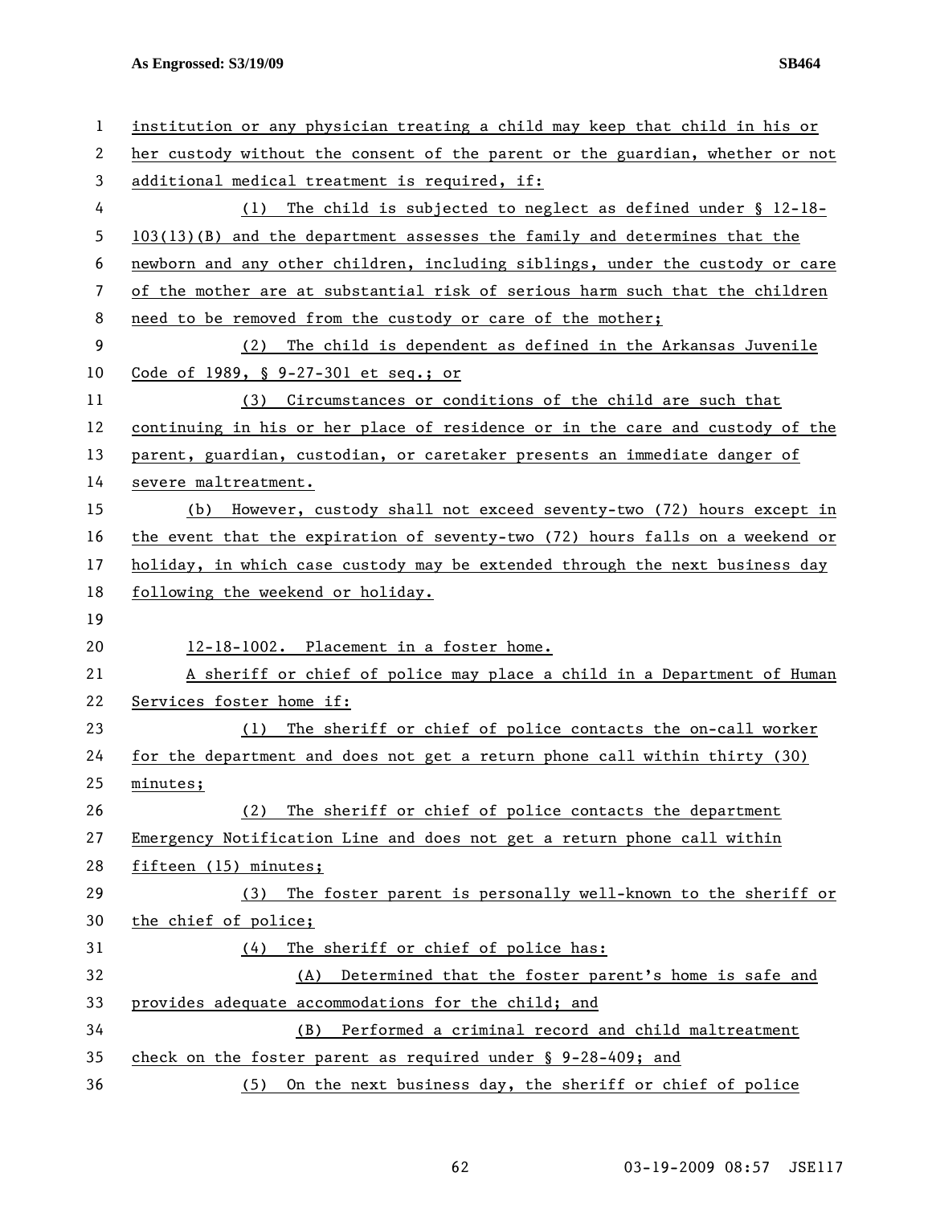institution or any physician treating a child may keep that child in his or her custody without the consent of the parent or the guardian, whether or not additional medical treatment is required, if:

(1) The child is subjected to neglect as defined under § 12-18-103(13)(B) and the department assesses the family and determines that the newborn and any other children, including siblings, under the custody or care of the mother are at substantial risk of serious harm such that the children need to be removed from the custody or care of the mother;

(2) The child is dependent as defined in the Arkansas Juvenile Code of 1989, § 9-27-301 et seq.; or

(3) Circumstances or conditions of the child are such that continuing in his or her place of residence or in the care and custody of the parent, guardian, custodian, or caretaker presents an immediate danger of severe maltreatment.

(b) However, custody shall not exceed seventy-two (72) hours except in the event that the expiration of seventy-two (72) hours falls on a weekend or holiday, in which case custody may be extended through the next business day following the weekend or holiday.

12-18-1002. Placement in a foster home.

A sheriff or chief of police may place a child in a Department of Human Services foster home if:

(1) The sheriff or chief of police contacts the on-call worker for the department and does not get a return phone call within thirty (30) minutes;

(2) The sheriff or chief of police contacts the department Emergency Notification Line and does not get a return phone call within fifteen (15) minutes;

(3) The foster parent is personally well-known to the sheriff or the chief of police;

(4) The sheriff or chief of police has:

(A) Determined that the foster parent's home is safe and provides adequate accommodations for the child; and

(B) Performed a criminal record and child maltreatment check on the foster parent as required under § 9-28-409; and

(5) On the next business day, the sheriff or chief of police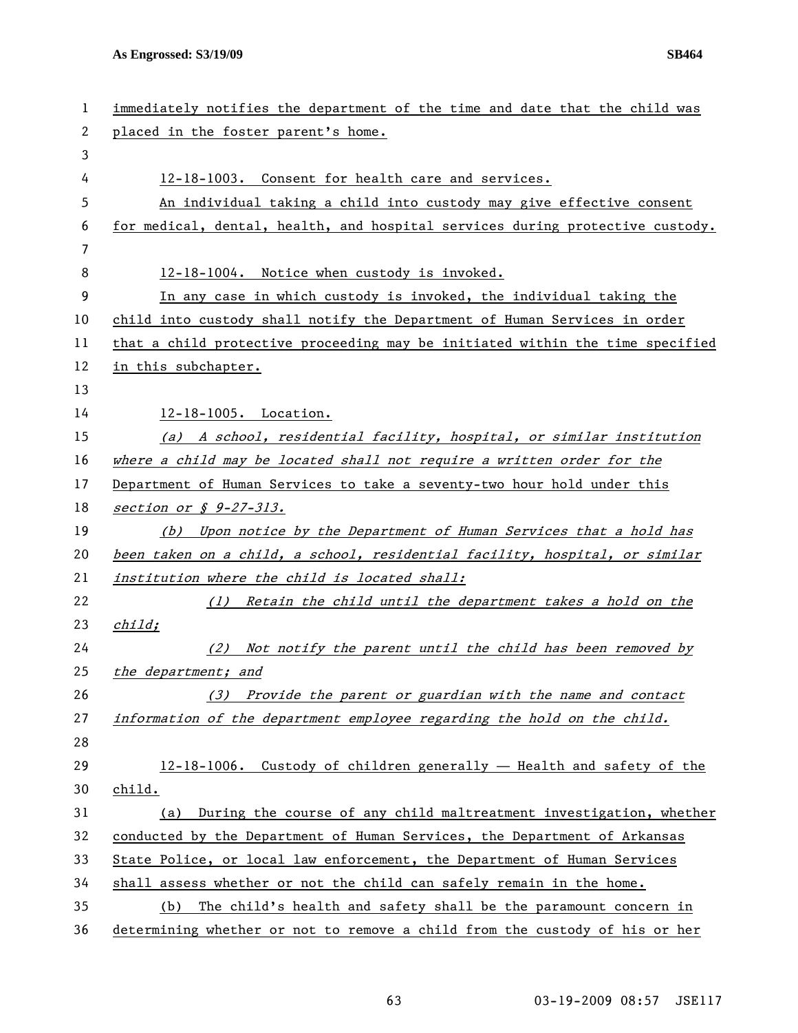immediately notifies the department of the time and date that the child was placed in the foster parent's home.

12-18-1003. Consent for health care and services.

An individual taking a child into custody may give effective consent for medical, dental, health, and hospital services during protective custody.

12-18-1004. Notice when custody is invoked.

In any case in which custody is invoked, the individual taking the child into custody shall notify the Department of Human Services in order that a child protective proceeding may be initiated within the time specified in this subchapter.

12-18-1005. Location.

*(a) A school, residential facility, hospital, or similar institution where a child may be located shall not require a written order for the* Department of Human Services to take a seventy-two hour hold under this *section or § 9-27-313.*

*(b) Upon notice by the Department of Human Services that a hold has been taken on a child, a school, residential facility, hospital, or similar institution where the child is located shall:*

*(1) Retain the child until the department takes a hold on the child;*

*(2) Not notify the parent until the child has been removed by the department; and*

*(3) Provide the parent or guardian with the name and contact information of the department employee regarding the hold on the child.*

12-18-1006. Custody of children generally — Health and safety of the child.

(a) During the course of any child maltreatment investigation, whether conducted by the Department of Human Services, the Department of Arkansas State Police, or local law enforcement, the Department of Human Services shall assess whether or not the child can safely remain in the home.

(b) The child's health and safety shall be the paramount concern in determining whether or not to remove a child from the custody of his or her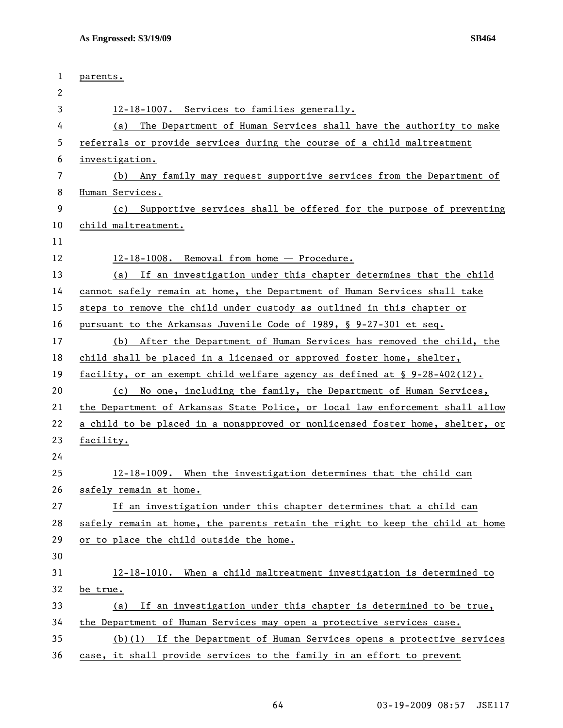parents.

12-18-1007. Services to families generally.

(a) The Department of Human Services shall have the authority to make referrals or provide services during the course of a child maltreatment investigation.

(b) Any family may request supportive services from the Department of Human Services.

(c) Supportive services shall be offered for the purpose of preventing child maltreatment.

12-18-1008. Removal from home — Procedure.

(a) If an investigation under this chapter determines that the child cannot safely remain at home, the Department of Human Services shall take steps to remove the child under custody as outlined in this chapter or pursuant to the Arkansas Juvenile Code of 1989, § 9-27-301 et seq.

(b) After the Department of Human Services has removed the child, the child shall be placed in a licensed or approved foster home, shelter, facility, or an exempt child welfare agency as defined at § 9-28-402(12).

(c) No one, including the family, the Department of Human Services, the Department of Arkansas State Police, or local law enforcement shall allow a child to be placed in a nonapproved or nonlicensed foster home, shelter, or facility.

12-18-1009. When the investigation determines that the child can safely remain at home.

If an investigation under this chapter determines that a child can safely remain at home, the parents retain the right to keep the child at home or to place the child outside the home.

12-18-1010. When a child maltreatment investigation is determined to be true.

(a) If an investigation under this chapter is determined to be true, the Department of Human Services may open a protective services case.

(b)(1) If the Department of Human Services opens a protective services case, it shall provide services to the family in an effort to prevent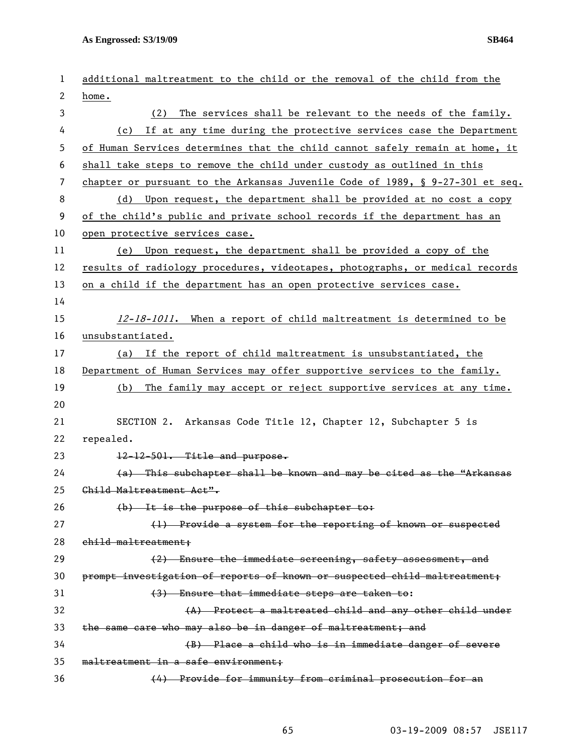additional maltreatment to the child or the removal of the child from the home.

(2) The services shall be relevant to the needs of the family.

(c) If at any time during the protective services case the Department of Human Services determines that the child cannot safely remain at home, it shall take steps to remove the child under custody as outlined in this chapter or pursuant to the Arkansas Juvenile Code of 1989, § 9-27-301 et seq.

(d) Upon request, the department shall be provided at no cost a copy of the child's public and private school records if the department has an open protective services case.

(e) Upon request, the department shall be provided a copy of the results of radiology procedures, videotapes, photographs, or medical records on a child if the department has an open protective services case.

*12-18-1011*. When a report of child maltreatment is determined to be unsubstantiated.

(a) If the report of child maltreatment is unsubstantiated, the Department of Human Services may offer supportive services to the family.

(b) The family may accept or reject supportive services at any time.

SECTION 2. Arkansas Code Title 12, Chapter 12, Subchapter 5 is repealed.

~~12-12-501. Title and purpose.~~

~~(a) This subchapter shall be known and may be cited as the "Arkansas Child Maltreatment Act".~~

~~(b) It is the purpose of this subchapter to:~~

~~(1) Provide a system for the reporting of known or suspected child maltreatment;~~

~~(2) Ensure the immediate screening, safety assessment, and prompt investigation of reports of known or suspected child maltreatment;~~

~~(3) Ensure that immediate steps are taken to:~~

~~(A) Protect a maltreated child and any other child under the same care who may also be in danger of maltreatment; and~~

~~(B) Place a child who is in immediate danger of severe maltreatment in a safe environment;~~

~~(4) Provide for immunity from criminal prosecution for an~~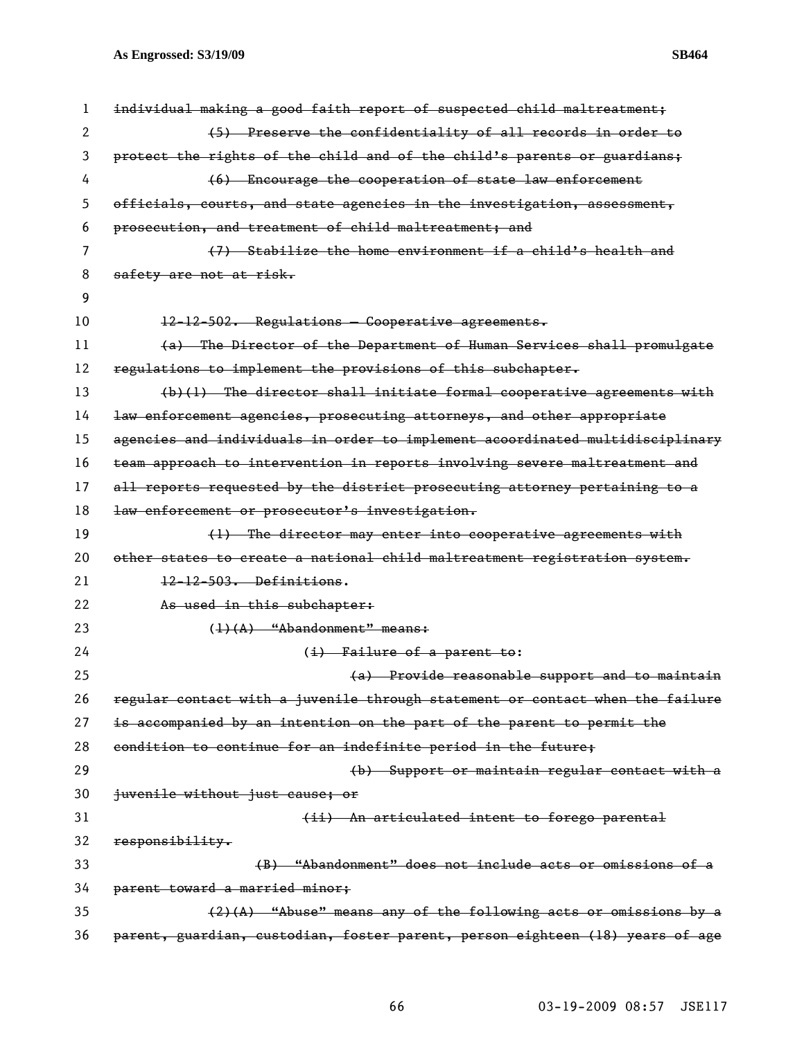individual making a good faith report of suspected child maltreatment;

(5) Preserve the confidentiality of all records in order to protect the rights of the child and of the child's parents or guardians;

(6) Encourage the cooperation of state law enforcement officials, courts, and state agencies in the investigation, assessment, prosecution, and treatment of child maltreatment; and

(7) Stabilize the home environment if a child's health and safety are not at risk.

12-12-502. Regulations — Cooperative agreements.

(a) The Director of the Department of Human Services shall promulgate regulations to implement the provisions of this subchapter.

(b)(1) The director shall initiate formal cooperative agreements with law enforcement agencies, prosecuting attorneys, and other appropriate agencies and individuals in order to implement acoordinated multidisciplinary team approach to intervention in reports involving severe maltreatment and all reports requested by the district prosecuting attorney pertaining to a law enforcement or prosecutor's investigation.

(1) The director may enter into cooperative agreements with other states to create a national child maltreatment registration system.

12-12-503. Definitions.

As used in this subchapter:

(1)(A) "Abandonment" means:

(i) Failure of a parent to:

(a) Provide reasonable support and to maintain regular contact with a juvenile through statement or contact when the failure is accompanied by an intention on the part of the parent to permit the condition to continue for an indefinite period in the future;

(b) Support or maintain regular contact with a juvenile without just cause; or

(ii) An articulated intent to forego parental responsibility.

(B) "Abandonment" does not include acts or omissions of a parent toward a married minor;

(2)(A) "Abuse" means any of the following acts or omissions by a parent, guardian, custodian, foster parent, person eighteen (18) years of age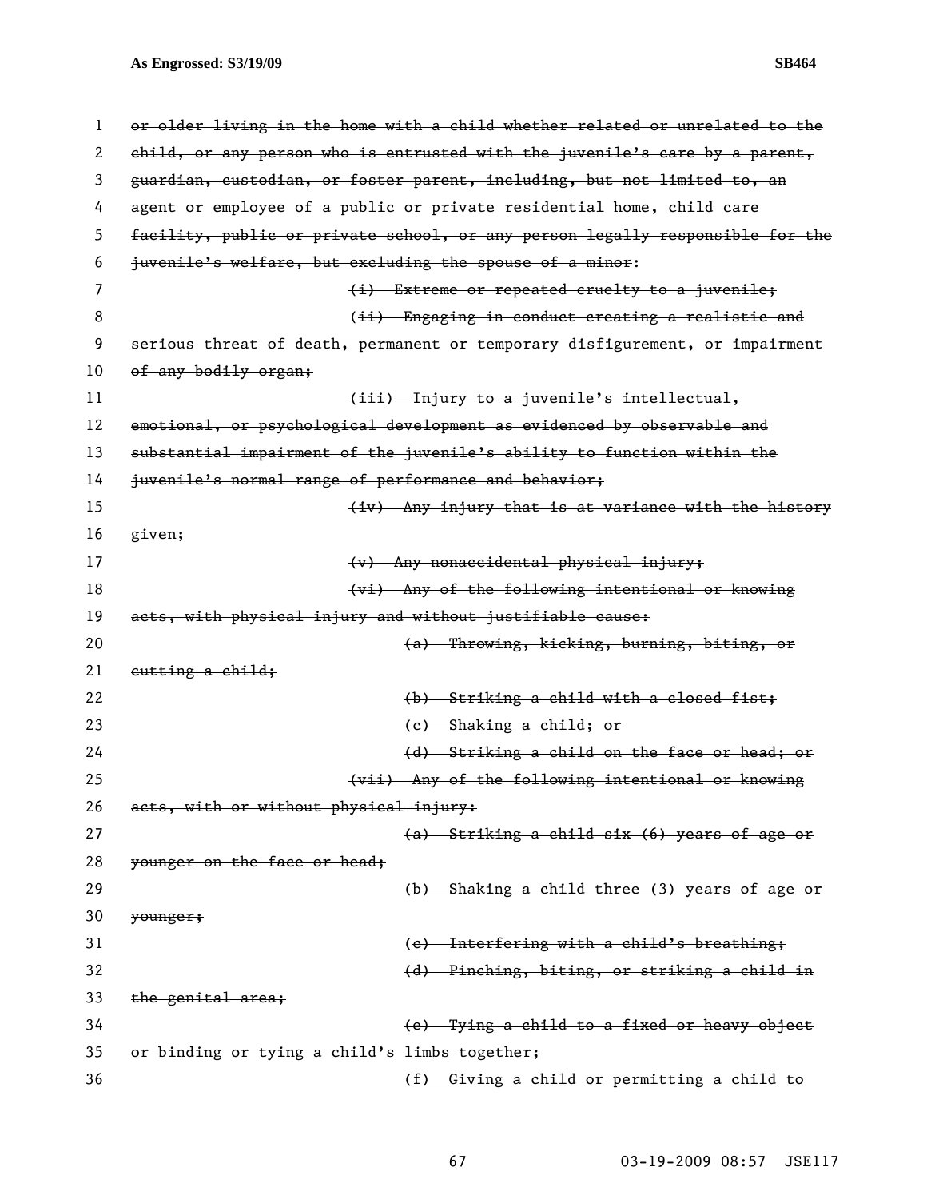~~or older living in the home with a child whether related or unrelated to the child, or any person who is entrusted with the juvenile's care by a parent, guardian, custodian, or foster parent, including, but not limited to, an agent or employee of a public or private residential home, child care facility, public or private school, or any person legally responsible for the juvenile's welfare, but excluding the spouse of a minor:~~

~~(i) Extreme or repeated cruelty to a juvenile;~~

~~(ii) Engaging in conduct creating a realistic and serious threat of death, permanent or temporary disfigurement, or impairment of any bodily organ;~~

~~(iii) Injury to a juvenile's intellectual, emotional, or psychological development as evidenced by observable and substantial impairment of the juvenile's ability to function within the juvenile's normal range of performance and behavior;~~

~~(iv) Any injury that is at variance with the history given;~~

~~(v) Any nonaccidental physical injury;~~

~~(vi) Any of the following intentional or knowing acts, with physical injury and without justifiable cause:~~

~~(a) Throwing, kicking, burning, biting, or cutting a child;~~

~~(b) Striking a child with a closed fist;~~

~~(c) Shaking a child; or~~

~~(d) Striking a child on the face or head; or~~

~~(vii) Any of the following intentional or knowing acts, with or without physical injury:~~

~~(a) Striking a child six (6) years of age or younger on the face or head;~~

~~(b) Shaking a child three (3) years of age or younger;~~

~~(c) Interfering with a child's breathing;~~

~~(d) Pinching, biting, or striking a child in the genital area;~~

~~(e) Tying a child to a fixed or heavy object or binding or tying a child's limbs together;~~

~~(f) Giving a child or permitting a child to~~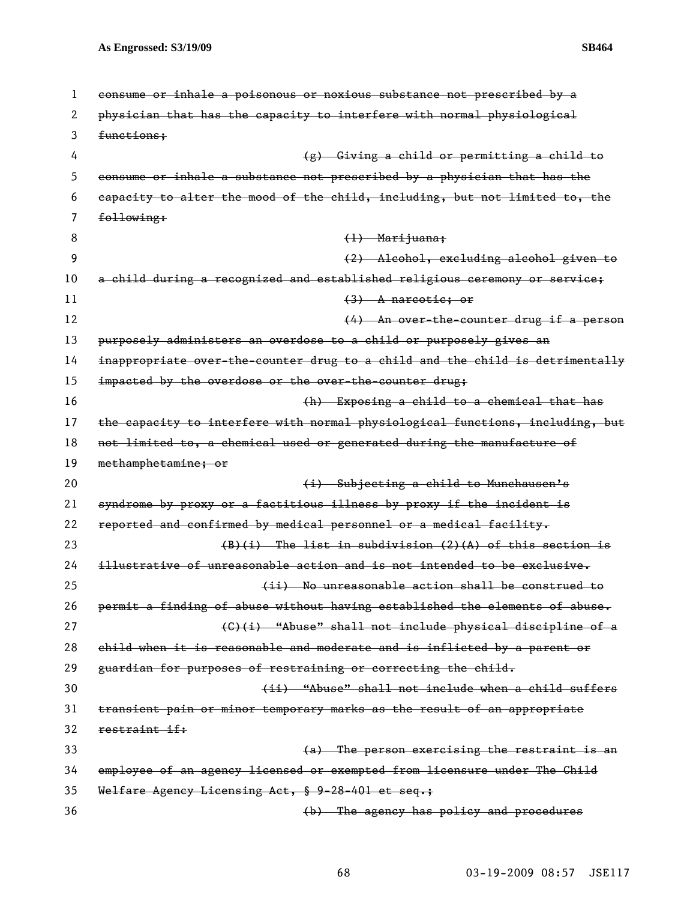~~consume or inhale a poisonous or noxious substance not prescribed by a physician that has the capacity to interfere with normal physiological functions;~~

~~(g) Giving a child or permitting a child to consume or inhale a substance not prescribed by a physician that has the capacity to alter the mood of the child, including, but not limited to, the following:~~

~~(1) Marijuana;~~

~~(2) Alcohol, excluding alcohol given to a child during a recognized and established religious ceremony or service;~~

~~(3) A narcotic; or~~

~~(4) An over-the-counter drug if a person purposely administers an overdose to a child or purposely gives an inappropriate over-the-counter drug to a child and the child is detrimentally impacted by the overdose or the over-the-counter drug;~~

~~(h) Exposing a child to a chemical that has the capacity to interfere with normal physiological functions, including, but not limited to, a chemical used or generated during the manufacture of methamphetamine; or~~

~~(i) Subjecting a child to Munchausen's syndrome by proxy or a factitious illness by proxy if the incident is reported and confirmed by medical personnel or a medical facility.~~

~~(B)(i) The list in subdivision (2)(A) of this section is illustrative of unreasonable action and is not intended to be exclusive.~~

~~(ii) No unreasonable action shall be construed to permit a finding of abuse without having established the elements of abuse.~~

~~(C)(i) "Abuse" shall not include physical discipline of a child when it is reasonable and moderate and is inflicted by a parent or guardian for purposes of restraining or correcting the child.~~

~~(ii) "Abuse" shall not include when a child suffers transient pain or minor temporary marks as the result of an appropriate restraint if:~~

~~(a) The person exercising the restraint is an employee of an agency licensed or exempted from licensure under The Child Welfare Agency Licensing Act, § 9-28-401 et seq.;~~

~~(b) The agency has policy and procedures~~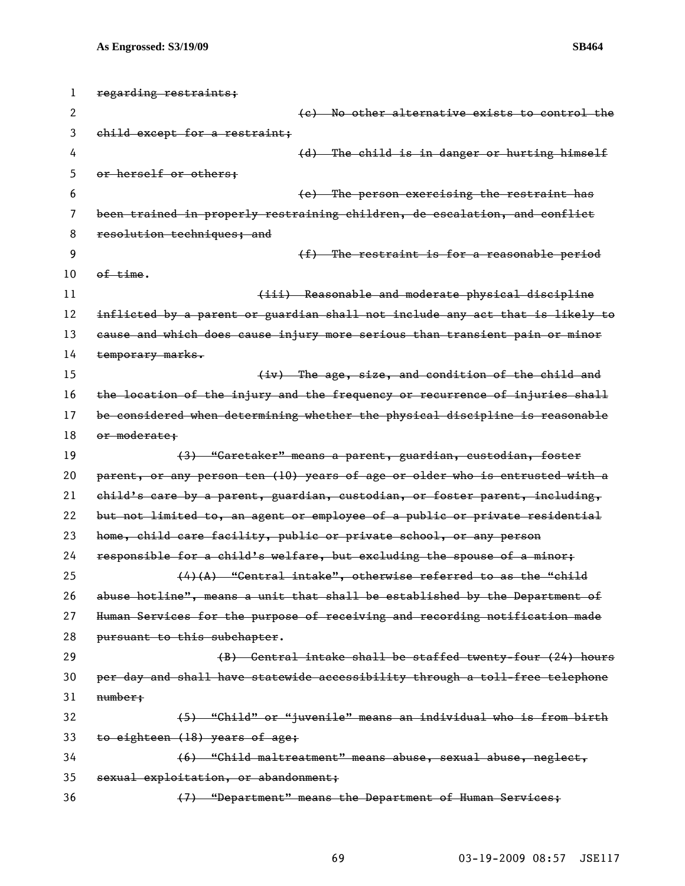~~regarding restraints;~~

~~(c) No other alternative exists to control the child except for a restraint;~~

~~(d) The child is in danger or hurting himself or herself or others;~~

~~(e) The person exercising the restraint has been trained in properly restraining children, de escalation, and conflict resolution techniques; and~~

~~(f) The restraint is for a reasonable period of time~~.

~~(iii) Reasonable and moderate physical discipline inflicted by a parent or guardian shall not include any act that is likely to cause and which does cause injury more serious than transient pain or minor temporary marks.~~

~~(iv) The age, size, and condition of the child and the location of the injury and the frequency or recurrence of injuries shall be considered when determining whether the physical discipline is reasonable or moderate;~~

~~(3) "Caretaker" means a parent, guardian, custodian, foster parent, or any person ten (10) years of age or older who is entrusted with a child's care by a parent, guardian, custodian, or foster parent, including, but not limited to, an agent or employee of a public or private residential home, child care facility, public or private school, or any person responsible for a child's welfare, but excluding the spouse of a minor;~~

~~(4)(A) "Central intake", otherwise referred to as the "child abuse hotline", means a unit that shall be established by the Department of Human Services for the purpose of receiving and recording notification made pursuant to this subchapter~~.

~~(B) Central intake shall be staffed twenty-four (24) hours per day and shall have statewide accessibility through a toll-free telephone number;~~

~~(5) "Child" or "juvenile" means an individual who is from birth to eighteen (18) years of age;~~

~~(6) "Child maltreatment" means abuse, sexual abuse, neglect, sexual exploitation, or abandonment;~~

~~(7) "Department" means the Department of Human Services;~~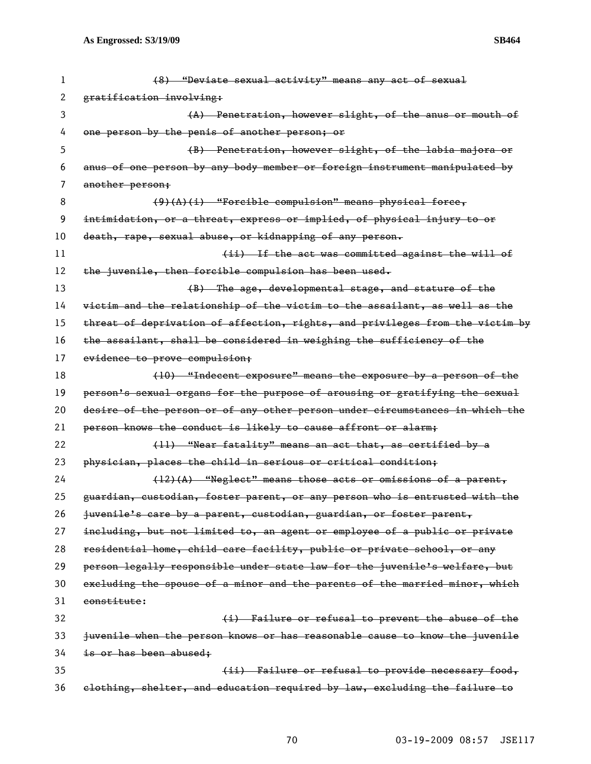~~(8) "Deviate sexual activity" means any act of sexual gratification involving:~~

~~(A) Penetration, however slight, of the anus or mouth of one person by the penis of another person; or~~

~~(B) Penetration, however slight, of the labia majora or anus of one person by any body member or foreign instrument manipulated by another person;~~

~~(9)(A)(i) "Forcible compulsion" means physical force, intimidation, or a threat, express or implied, of physical injury to or death, rape, sexual abuse, or kidnapping of any person.~~

~~(ii) If the act was committed against the will of the juvenile, then forcible compulsion has been used.~~

~~(B) The age, developmental stage, and stature of the victim and the relationship of the victim to the assailant, as well as the threat of deprivation of affection, rights, and privileges from the victim by the assailant, shall be considered in weighing the sufficiency of the evidence to prove compulsion;~~

~~(10) "Indecent exposure" means the exposure by a person of the person's sexual organs for the purpose of arousing or gratifying the sexual desire of the person or of any other person under circumstances in which the person knows the conduct is likely to cause affront or alarm;~~

~~(11) "Near fatality" means an act that, as certified by a physician, places the child in serious or critical condition;~~

~~(12)(A) "Neglect" means those acts or omissions of a parent, guardian, custodian, foster parent, or any person who is entrusted with the juvenile's care by a parent, custodian, guardian, or foster parent, including, but not limited to, an agent or employee of a public or private residential home, child care facility, public or private school, or any person legally responsible under state law for the juvenile's welfare, but excluding the spouse of a minor and the parents of the married minor, which constitute:~~

~~(i) Failure or refusal to prevent the abuse of the juvenile when the person knows or has reasonable cause to know the juvenile is or has been abused;~~

~~(ii) Failure or refusal to provide necessary food, clothing, shelter, and education required by law, excluding the failure to~~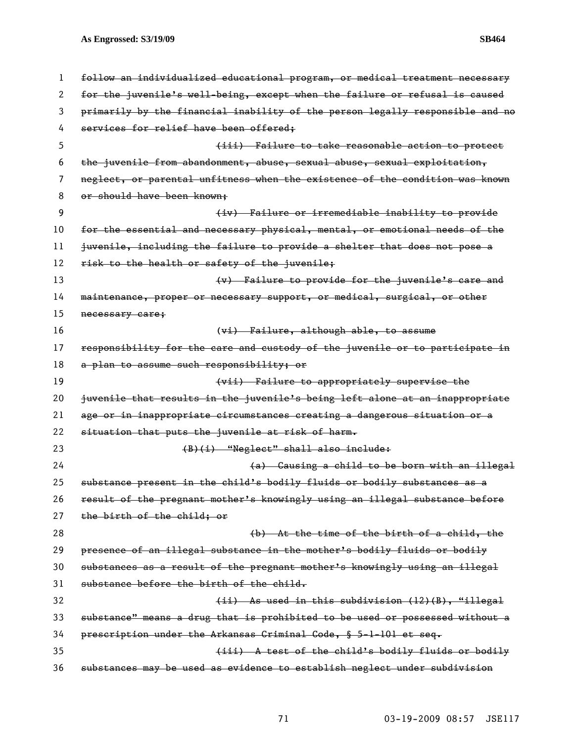~~follow an individualized educational program, or medical treatment necessary for the juvenile's well-being, except when the failure or refusal is caused primarily by the financial inability of the person legally responsible and no services for relief have been offered;~~

~~(iii) Failure to take reasonable action to protect the juvenile from abandonment, abuse, sexual abuse, sexual exploitation, neglect, or parental unfitness when the existence of the condition was known or should have been known;~~

~~(iv) Failure or irremediable inability to provide for the essential and necessary physical, mental, or emotional needs of the juvenile, including the failure to provide a shelter that does not pose a risk to the health or safety of the juvenile;~~

~~(v) Failure to provide for the juvenile's care and maintenance, proper or necessary support, or medical, surgical, or other necessary care;~~

~~(vi) Failure, although able, to assume responsibility for the care and custody of the juvenile or to participate in a plan to assume such responsibility; or~~

~~(vii) Failure to appropriately supervise the juvenile that results in the juvenile's being left alone at an inappropriate age or in inappropriate circumstances creating a dangerous situation or a situation that puts the juvenile at risk of harm.~~

~~(B)(i) "Neglect" shall also include:~~

~~(a) Causing a child to be born with an illegal substance present in the child's bodily fluids or bodily substances as a result of the pregnant mother's knowingly using an illegal substance before the birth of the child; or~~

~~(b) At the time of the birth of a child, the presence of an illegal substance in the mother's bodily fluids or bodily substances as a result of the pregnant mother's knowingly using an illegal substance before the birth of the child.~~

~~(ii) As used in this subdivision (12)(B), "illegal substance" means a drug that is prohibited to be used or possessed without a prescription under the Arkansas Criminal Code, § 5-1-101 et seq.~~

~~(iii) A test of the child's bodily fluids or bodily substances may be used as evidence to establish neglect under subdivision~~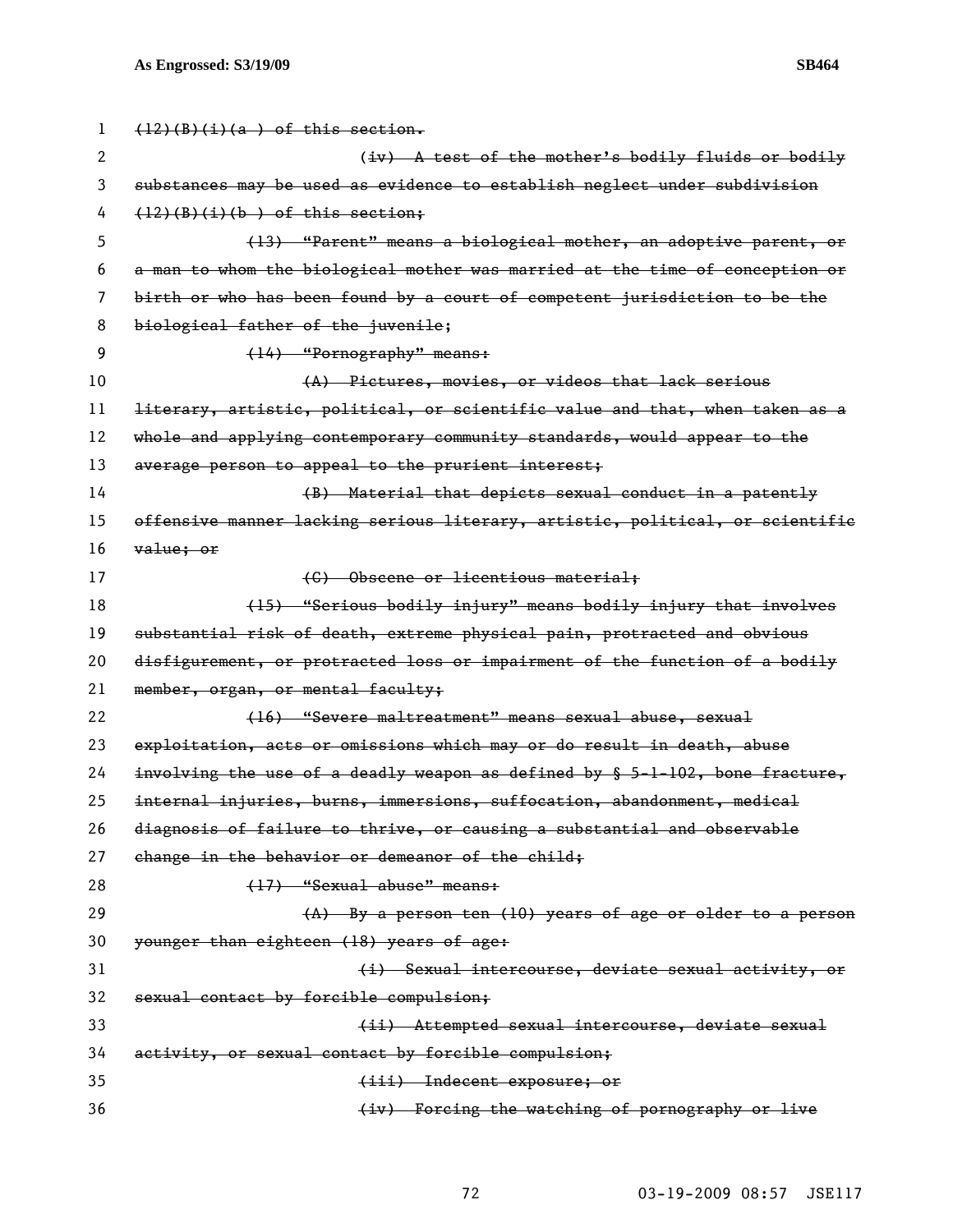(12)(B)(i)(a ) of this section.

(iv) A test of the mother's bodily fluids or bodily substances may be used as evidence to establish neglect under subdivision (12)(B)(i)(b ) of this section;

(13) "Parent" means a biological mother, an adoptive parent, or a man to whom the biological mother was married at the time of conception or birth or who has been found by a court of competent jurisdiction to be the biological father of the juvenile;

(14) "Pornography" means:

(A) Pictures, movies, or videos that lack serious literary, artistic, political, or scientific value and that, when taken as a whole and applying contemporary community standards, would appear to the average person to appeal to the prurient interest;

(B) Material that depicts sexual conduct in a patently offensive manner lacking serious literary, artistic, political, or scientific value; or

(C) Obscene or licentious material;

(15) "Serious bodily injury" means bodily injury that involves substantial risk of death, extreme physical pain, protracted and obvious disfigurement, or protracted loss or impairment of the function of a bodily member, organ, or mental faculty;

(16) "Severe maltreatment" means sexual abuse, sexual exploitation, acts or omissions which may or do result in death, abuse involving the use of a deadly weapon as defined by § 5-1-102, bone fracture, internal injuries, burns, immersions, suffocation, abandonment, medical diagnosis of failure to thrive, or causing a substantial and observable change in the behavior or demeanor of the child;

(17) "Sexual abuse" means:

(A) By a person ten (10) years of age or older to a person younger than eighteen (18) years of age:

(i) Sexual intercourse, deviate sexual activity, or sexual contact by forcible compulsion;

(ii) Attempted sexual intercourse, deviate sexual activity, or sexual contact by forcible compulsion;

(iii) Indecent exposure; or

(iv) Forcing the watching of pornography or live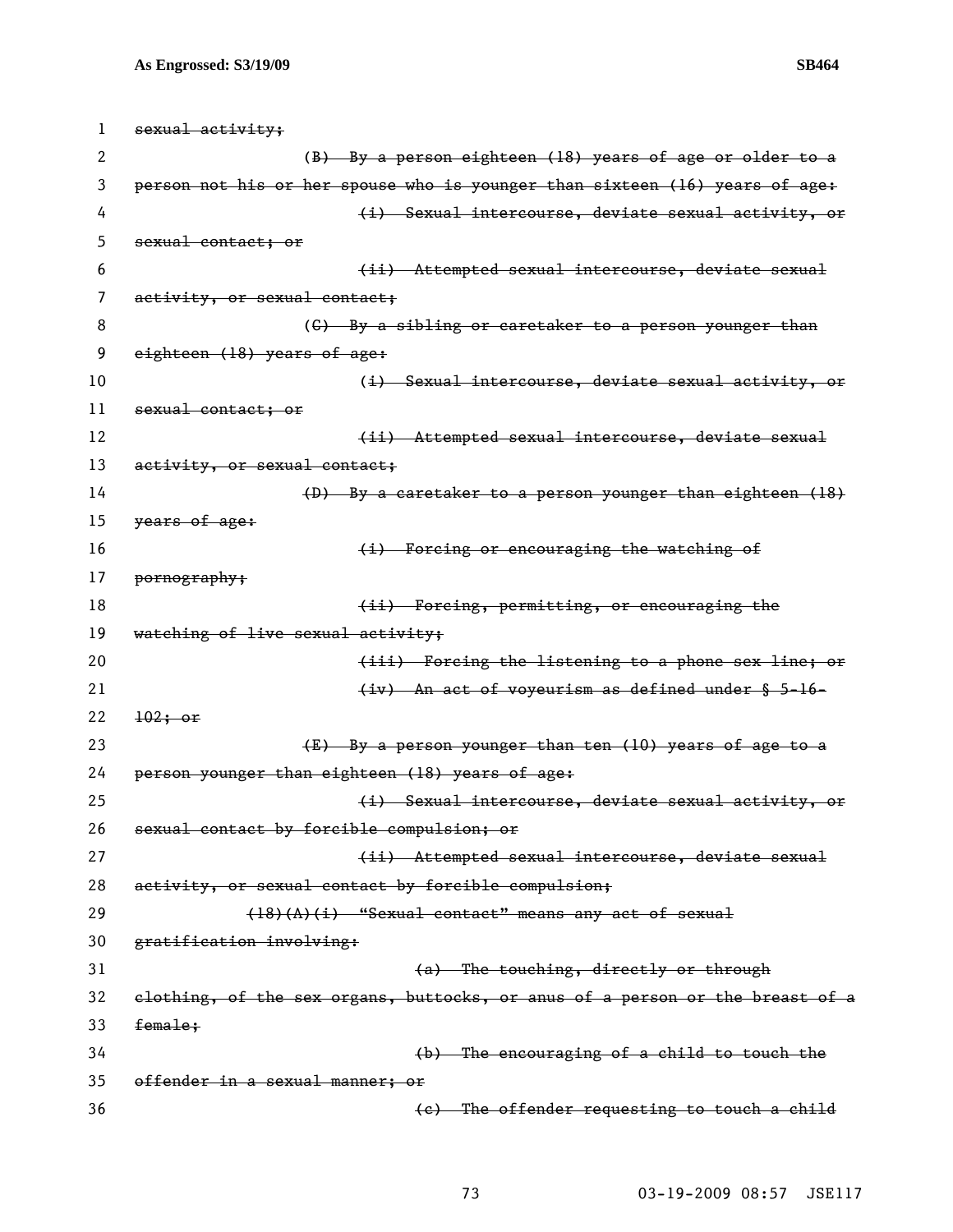~~sexual activity;~~

~~(B) By a person eighteen (18) years of age or older to a person not his or her spouse who is younger than sixteen (16) years of age:~~

~~(i) Sexual intercourse, deviate sexual activity, or sexual contact; or~~

~~(ii) Attempted sexual intercourse, deviate sexual activity, or sexual contact;~~

~~(C) By a sibling or caretaker to a person younger than eighteen (18) years of age:~~

~~(i) Sexual intercourse, deviate sexual activity, or sexual contact; or~~

~~(ii) Attempted sexual intercourse, deviate sexual activity, or sexual contact;~~

~~(D) By a caretaker to a person younger than eighteen (18) years of age:~~

~~(i) Forcing or encouraging the watching of pornography;~~

~~(ii) Forcing, permitting, or encouraging the watching of live sexual activity;~~

~~(iii) Forcing the listening to a phone sex line; or~~

~~(iv) An act of voyeurism as defined under § 5-16-102; or~~

~~(E) By a person younger than ten (10) years of age to a person younger than eighteen (18) years of age:~~

~~(i) Sexual intercourse, deviate sexual activity, or sexual contact by forcible compulsion; or~~

~~(ii) Attempted sexual intercourse, deviate sexual activity, or sexual contact by forcible compulsion;~~

~~(18)(A)(i) "Sexual contact" means any act of sexual gratification involving:~~

~~(a) The touching, directly or through clothing, of the sex organs, buttocks, or anus of a person or the breast of a female;~~

~~(b) The encouraging of a child to touch the offender in a sexual manner; or~~

~~(c) The offender requesting to touch a child~~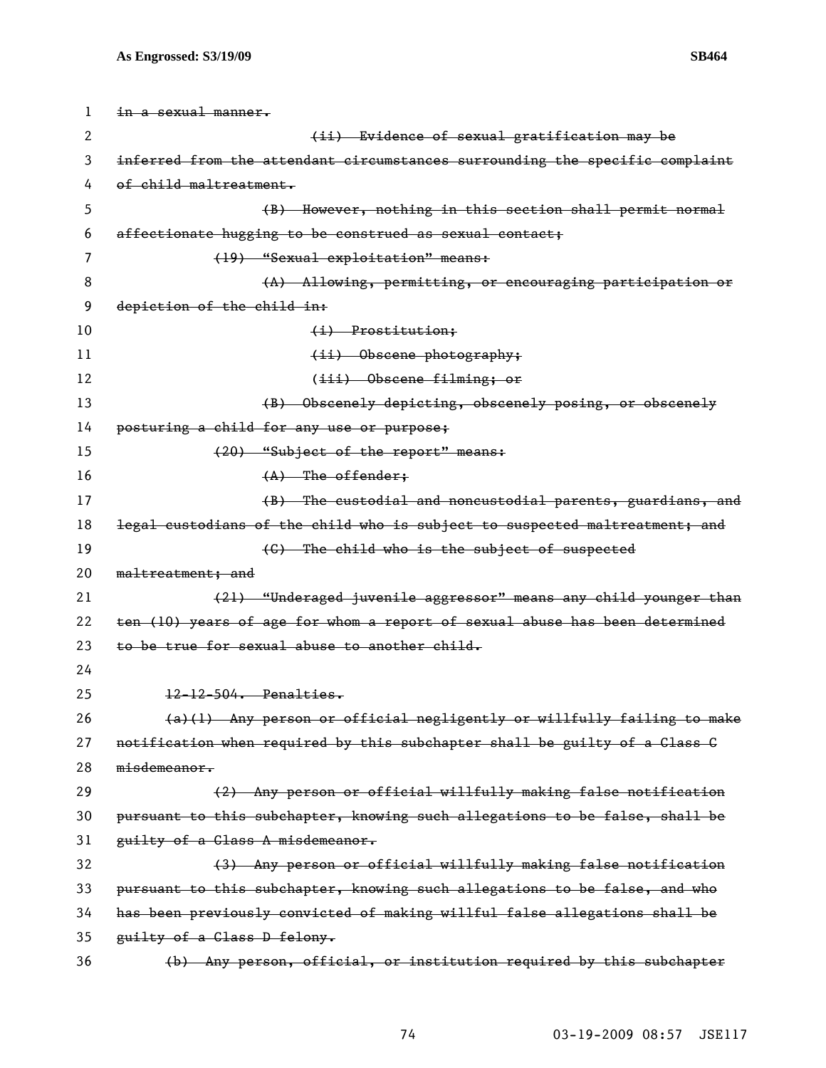~~in a sexual manner.~~

~~(ii) Evidence of sexual gratification may be inferred from the attendant circumstances surrounding the specific complaint of child maltreatment.~~

~~(B) However, nothing in this section shall permit normal affectionate hugging to be construed as sexual contact;~~

~~(19) "Sexual exploitation" means:~~

~~(A) Allowing, permitting, or encouraging participation or depiction of the child in:~~

~~(i) Prostitution;~~

~~(ii) Obscene photography;~~

~~(iii) Obscene filming; or~~

~~(B) Obscenely depicting, obscenely posing, or obscenely posturing a child for any use or purpose;~~

~~(20) "Subject of the report" means:~~

~~(A) The offender;~~

~~(B) The custodial and noncustodial parents, guardians, and legal custodians of the child who is subject to suspected maltreatment; and~~

~~(C) The child who is the subject of suspected maltreatment; and~~

~~(21) "Underaged juvenile aggressor" means any child younger than ten (10) years of age for whom a report of sexual abuse has been determined to be true for sexual abuse to another child.~~

~~12-12-504. Penalties.~~

~~(a)(1) Any person or official negligently or willfully failing to make notification when required by this subchapter shall be guilty of a Class C misdemeanor.~~

~~(2) Any person or official willfully making false notification pursuant to this subchapter, knowing such allegations to be false, shall be guilty of a Class A misdemeanor.~~

~~(3) Any person or official willfully making false notification pursuant to this subchapter, knowing such allegations to be false, and who has been previously convicted of making willful false allegations shall be guilty of a Class D felony.~~

~~(b) Any person, official, or institution required by this subchapter~~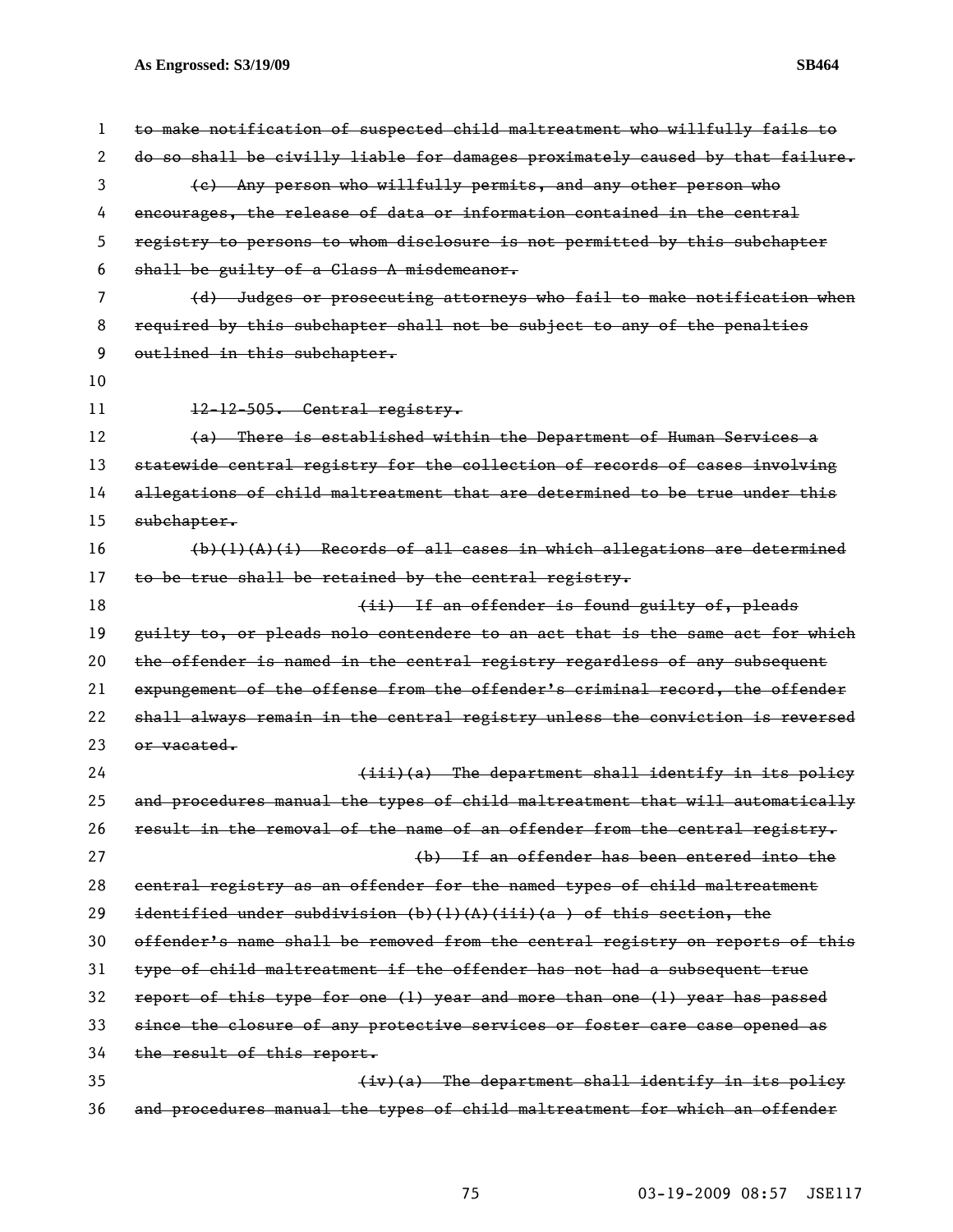~~to make notification of suspected child maltreatment who willfully fails to do so shall be civilly liable for damages proximately caused by that failure.~~

~~(c) Any person who willfully permits, and any other person who encourages, the release of data or information contained in the central registry to persons to whom disclosure is not permitted by this subchapter shall be guilty of a Class A misdemeanor.~~

~~(d) Judges or prosecuting attorneys who fail to make notification when required by this subchapter shall not be subject to any of the penalties outlined in this subchapter.~~

~~12-12-505. Central registry.~~

~~(a) There is established within the Department of Human Services a statewide central registry for the collection of records of cases involving allegations of child maltreatment that are determined to be true under this subchapter.~~

~~(b)(1)(A)(i) Records of all cases in which allegations are determined to be true shall be retained by the central registry.~~

~~(ii) If an offender is found guilty of, pleads guilty to, or pleads nolo contendere to an act that is the same act for which the offender is named in the central registry regardless of any subsequent expungement of the offense from the offender's criminal record, the offender shall always remain in the central registry unless the conviction is reversed or vacated.~~

~~(iii)(a) The department shall identify in its policy and procedures manual the types of child maltreatment that will automatically result in the removal of the name of an offender from the central registry.~~

~~(b) If an offender has been entered into the central registry as an offender for the named types of child maltreatment identified under subdivision (b)(1)(A)(iii)(a ) of this section, the offender's name shall be removed from the central registry on reports of this type of child maltreatment if the offender has not had a subsequent true report of this type for one (1) year and more than one (1) year has passed since the closure of any protective services or foster care case opened as the result of this report.~~

~~(iv)(a) The department shall identify in its policy and procedures manual the types of child maltreatment for which an offender~~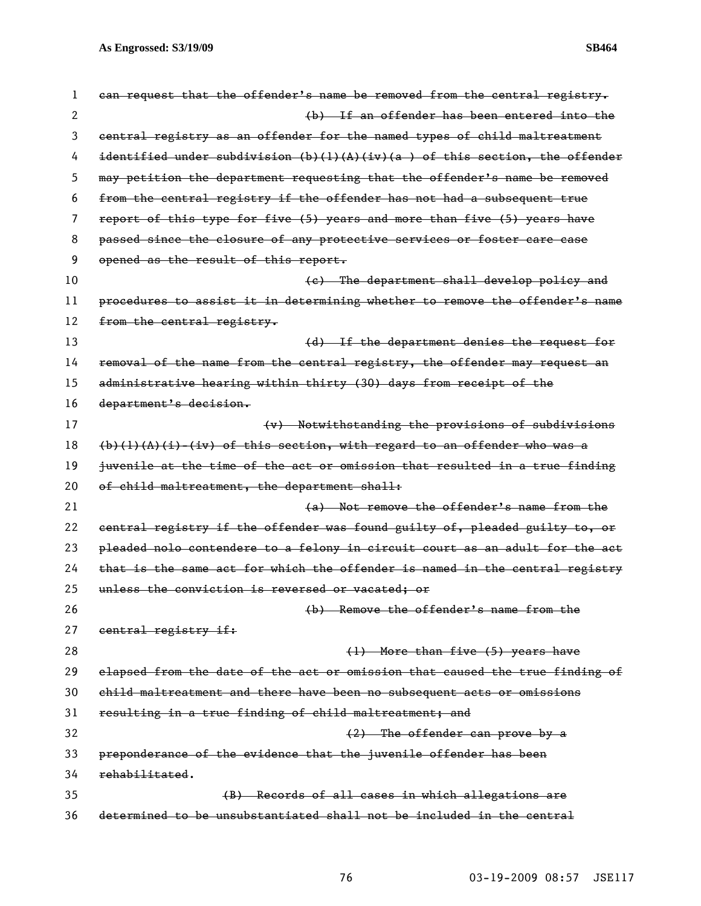~~can request that the offender's name be removed from the central registry.~~

~~(b) If an offender has been entered into the central registry as an offender for the named types of child maltreatment identified under subdivision (b)(1)(A)(iv)(a ) of this section, the offender may petition the department requesting that the offender's name be removed from the central registry if the offender has not had a subsequent true report of this type for five (5) years and more than five (5) years have passed since the closure of any protective services or foster care case opened as the result of this report.~~

~~(c) The department shall develop policy and procedures to assist it in determining whether to remove the offender's name from the central registry.~~

~~(d) If the department denies the request for removal of the name from the central registry, the offender may request an administrative hearing within thirty (30) days from receipt of the department's decision.~~

~~(v) Notwithstanding the provisions of subdivisions (b)(1)(A)(i)-(iv) of this section, with regard to an offender who was a juvenile at the time of the act or omission that resulted in a true finding of child maltreatment, the department shall:~~

~~(a) Not remove the offender's name from the central registry if the offender was found guilty of, pleaded guilty to, or pleaded nolo contendere to a felony in circuit court as an adult for the act that is the same act for which the offender is named in the central registry unless the conviction is reversed or vacated; or~~

~~(b) Remove the offender's name from the central registry if:~~

~~(1) More than five (5) years have elapsed from the date of the act or omission that caused the true finding of child maltreatment and there have been no subsequent acts or omissions resulting in a true finding of child maltreatment; and~~

~~(2) The offender can prove by a preponderance of the evidence that the juvenile offender has been rehabilitated.~~

~~(B) Records of all cases in which allegations are determined to be unsubstantiated shall not be included in the central~~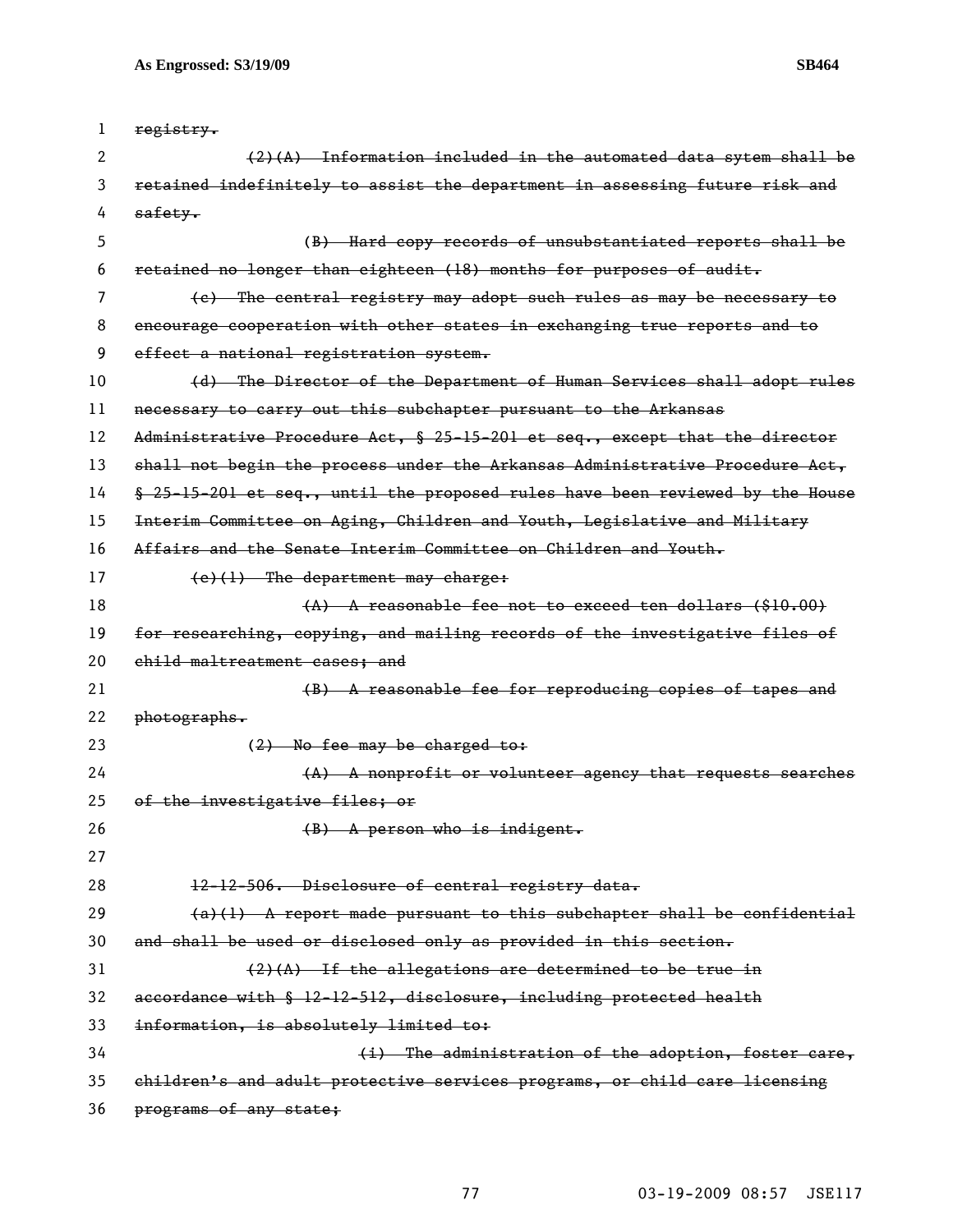~~registry.~~

~~(2)(A) Information included in the automated data sytem shall be retained indefinitely to assist the department in assessing future risk and safety.~~

~~(B) Hard copy records of unsubstantiated reports shall be retained no longer than eighteen (18) months for purposes of audit.~~

~~(c) The central registry may adopt such rules as may be necessary to encourage cooperation with other states in exchanging true reports and to effect a national registration system.~~

~~(d) The Director of the Department of Human Services shall adopt rules necessary to carry out this subchapter pursuant to the Arkansas Administrative Procedure Act, § 25-15-201 et seq., except that the director shall not begin the process under the Arkansas Administrative Procedure Act, § 25-15-201 et seq., until the proposed rules have been reviewed by the House Interim Committee on Aging, Children and Youth, Legislative and Military Affairs and the Senate Interim Committee on Children and Youth.~~

~~(e)(1) The department may charge:~~

~~(A) A reasonable fee not to exceed ten dollars ($10.00) for researching, copying, and mailing records of the investigative files of child maltreatment cases; and~~

~~(B) A reasonable fee for reproducing copies of tapes and photographs.~~

~~(2) No fee may be charged to:~~

~~(A) A nonprofit or volunteer agency that requests searches of the investigative files; or~~

~~(B) A person who is indigent.~~

~~12-12-506. Disclosure of central registry data.~~

~~(a)(1) A report made pursuant to this subchapter shall be confidential and shall be used or disclosed only as provided in this section.~~

~~(2)(A) If the allegations are determined to be true in accordance with § 12-12-512, disclosure, including protected health information, is absolutely limited to:~~

~~(i) The administration of the adoption, foster care, children's and adult protective services programs, or child care licensing programs of any state;~~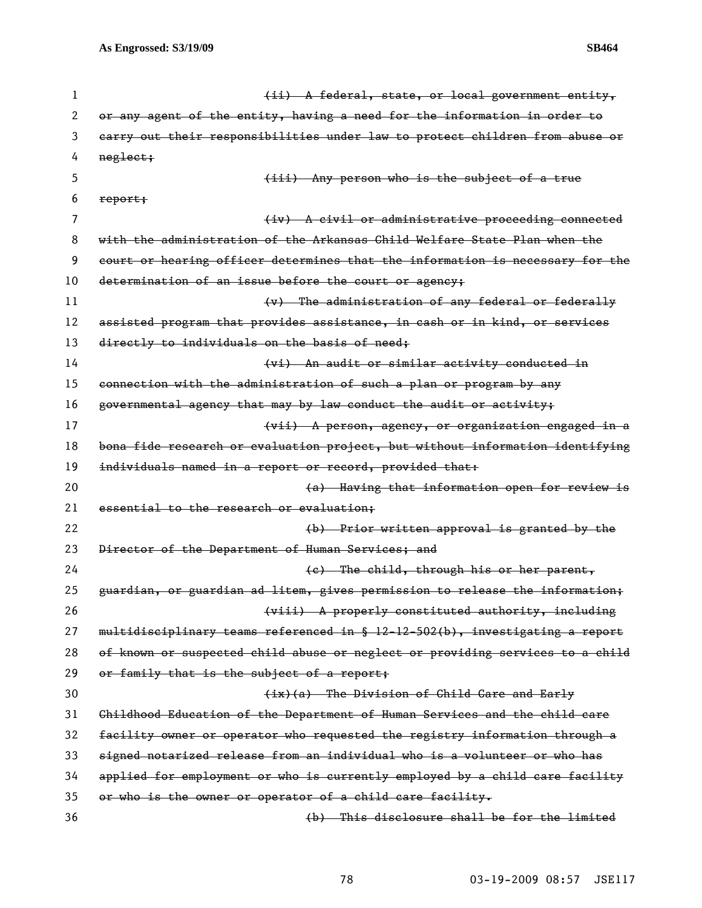~~(ii) A federal, state, or local government entity, or any agent of the entity, having a need for the information in order to carry out their responsibilities under law to protect children from abuse or neglect;~~

~~(iii) Any person who is the subject of a true report;~~

~~(iv) A civil or administrative proceeding connected with the administration of the Arkansas Child Welfare State Plan when the court or hearing officer determines that the information is necessary for the determination of an issue before the court or agency;~~

~~(v) The administration of any federal or federally assisted program that provides assistance, in cash or in kind, or services directly to individuals on the basis of need;~~

~~(vi) An audit or similar activity conducted in connection with the administration of such a plan or program by any governmental agency that may by law conduct the audit or activity;~~

~~(vii) A person, agency, or organization engaged in a bona fide research or evaluation project, but without information identifying individuals named in a report or record, provided that:~~

~~(a) Having that information open for review is essential to the research or evaluation;~~

~~(b) Prior written approval is granted by the Director of the Department of Human Services; and~~

~~(c) The child, through his or her parent, guardian, or guardian ad litem, gives permission to release the information;~~

~~(viii) A properly constituted authority, including multidisciplinary teams referenced in § 12-12-502(b), investigating a report of known or suspected child abuse or neglect or providing services to a child or family that is the subject of a report;~~

~~(ix)(a) The Division of Child Care and Early Childhood Education of the Department of Human Services and the child care facility owner or operator who requested the registry information through a signed notarized release from an individual who is a volunteer or who has applied for employment or who is currently employed by a child care facility or who is the owner or operator of a child care facility.~~

~~(b) This disclosure shall be for the limited~~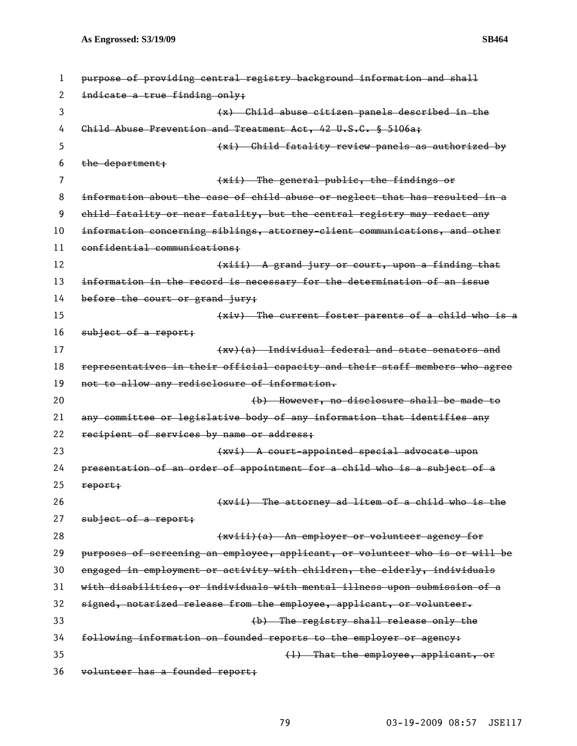~~purpose of providing central registry background information and shall indicate a true finding only;~~

~~(x) Child abuse citizen panels described in the Child Abuse Prevention and Treatment Act, 42 U.S.C. § 5106a;~~

~~(xi) Child fatality review panels as authorized by the department;~~

~~(xii) The general public, the findings or information about the case of child abuse or neglect that has resulted in a child fatality or near fatality, but the central registry may redact any information concerning siblings, attorney-client communications, and other confidential communications;~~

~~(xiii) A grand jury or court, upon a finding that information in the record is necessary for the determination of an issue before the court or grand jury;~~

~~(xiv) The current foster parents of a child who is a subject of a report;~~

~~(xv)(a) Individual federal and state senators and representatives in their official capacity and their staff members who agree not to allow any redisclosure of information.~~

~~(b) However, no disclosure shall be made to any committee or legislative body of any information that identifies any recipient of services by name or address;~~

~~(xvi) A court-appointed special advocate upon presentation of an order of appointment for a child who is a subject of a report;~~

~~(xvii) The attorney ad litem of a child who is the subject of a report;~~

~~(xviii)(a) An employer or volunteer agency for purposes of screening an employee, applicant, or volunteer who is or will be engaged in employment or activity with children, the elderly, individuals with disabilities, or individuals with mental illness upon submission of a signed, notarized release from the employee, applicant, or volunteer.~~

~~(b) The registry shall release only the following information on founded reports to the employer or agency:~~

~~(1) That the employee, applicant, or volunteer has a founded report;~~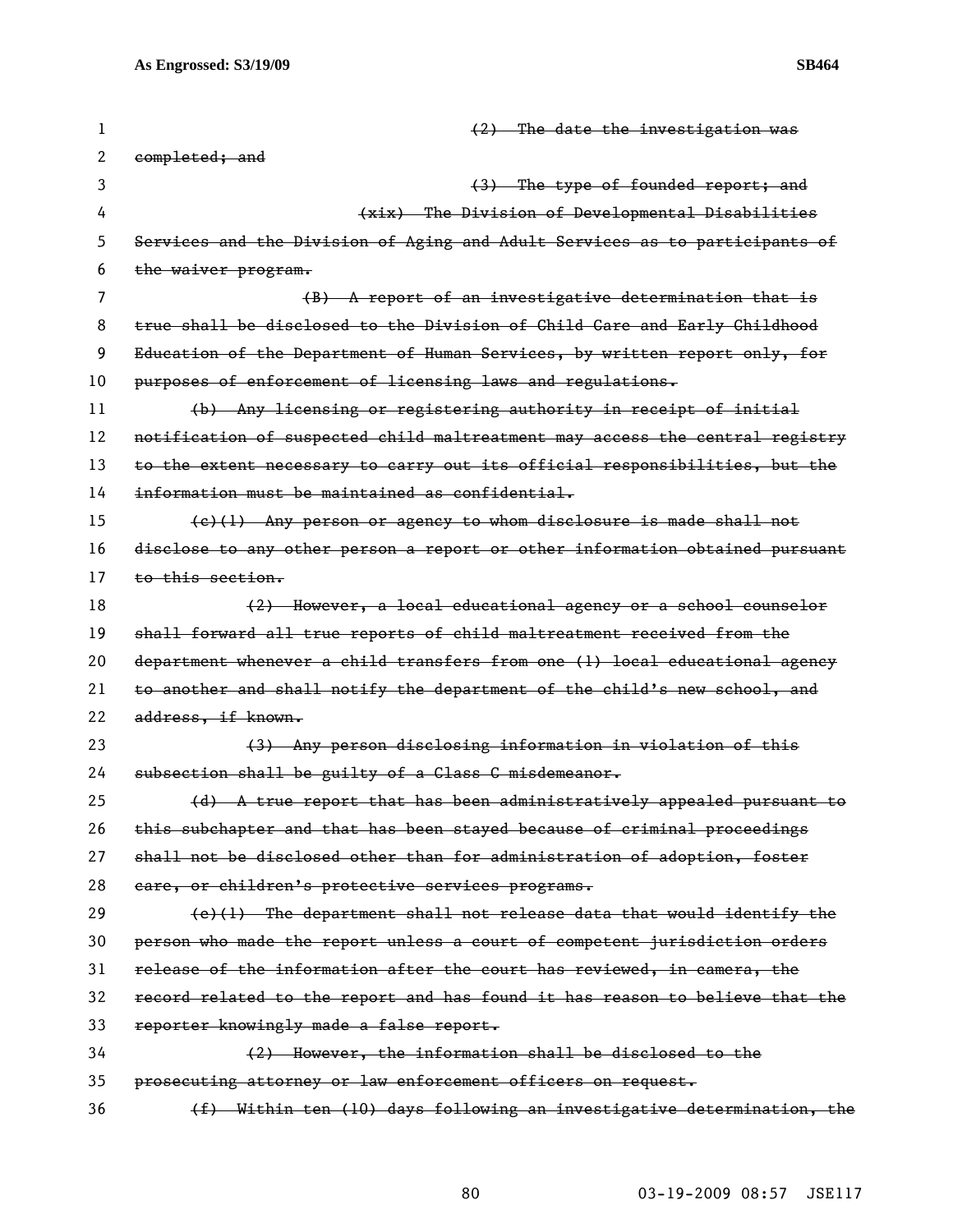~~(2) The date the investigation was completed; and~~

~~(3) The type of founded report; and~~

~~(xix) The Division of Developmental Disabilities Services and the Division of Aging and Adult Services as to participants of the waiver program.~~

~~(B) A report of an investigative determination that is true shall be disclosed to the Division of Child Care and Early Childhood Education of the Department of Human Services, by written report only, for purposes of enforcement of licensing laws and regulations.~~

~~(b) Any licensing or registering authority in receipt of initial notification of suspected child maltreatment may access the central registry to the extent necessary to carry out its official responsibilities, but the information must be maintained as confidential.~~

~~(c)(1) Any person or agency to whom disclosure is made shall not disclose to any other person a report or other information obtained pursuant to this section.~~

~~(2) However, a local educational agency or a school counselor shall forward all true reports of child maltreatment received from the department whenever a child transfers from one (1) local educational agency to another and shall notify the department of the child's new school, and address, if known.~~

~~(3) Any person disclosing information in violation of this subsection shall be guilty of a Class C misdemeanor.~~

~~(d) A true report that has been administratively appealed pursuant to this subchapter and that has been stayed because of criminal proceedings shall not be disclosed other than for administration of adoption, foster care, or children's protective services programs.~~

~~(e)(1) The department shall not release data that would identify the person who made the report unless a court of competent jurisdiction orders release of the information after the court has reviewed, in camera, the record related to the report and has found it has reason to believe that the reporter knowingly made a false report.~~

~~(2) However, the information shall be disclosed to the prosecuting attorney or law enforcement officers on request.~~

~~(f) Within ten (10) days following an investigative determination, the~~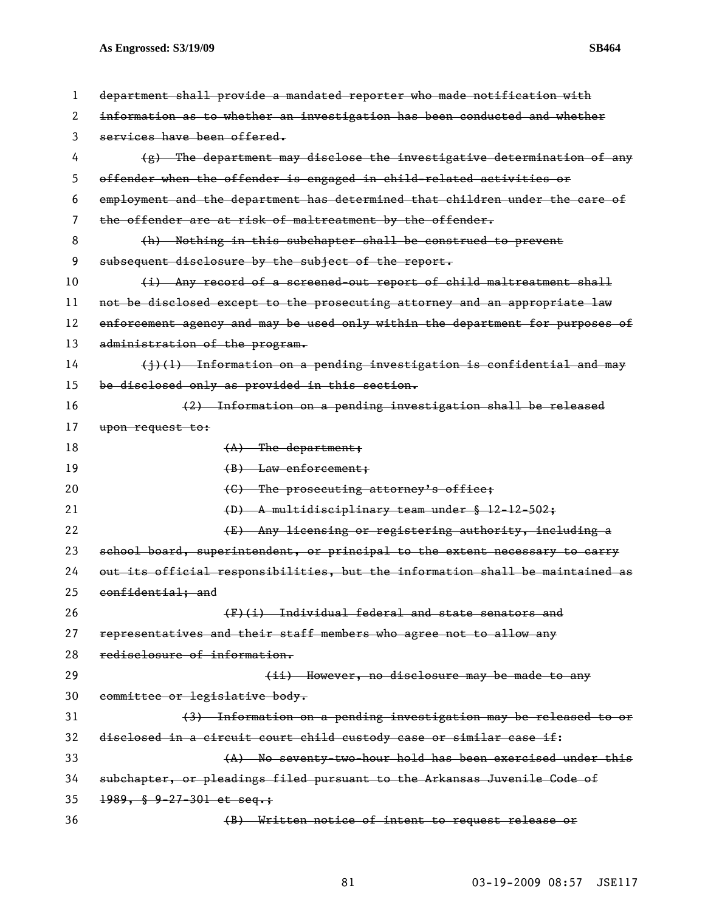~~department shall provide a mandated reporter who made notification with information as to whether an investigation has been conducted and whether services have been offered.~~

~~(g) The department may disclose the investigative determination of any offender when the offender is engaged in child-related activities or employment and the department has determined that children under the care of the offender are at risk of maltreatment by the offender.~~

~~(h) Nothing in this subchapter shall be construed to prevent subsequent disclosure by the subject of the report.~~

~~(i) Any record of a screened-out report of child maltreatment shall not be disclosed except to the prosecuting attorney and an appropriate law enforcement agency and may be used only within the department for purposes of administration of the program.~~

~~(j)(1) Information on a pending investigation is confidential and may be disclosed only as provided in this section.~~

~~(2) Information on a pending investigation shall be released upon request to:~~

~~(A) The department;~~

~~(B) Law enforcement;~~

~~(C) The prosecuting attorney's office;~~

~~(D) A multidisciplinary team under § 12-12-502;~~

~~(E) Any licensing or registering authority, including a school board, superintendent, or principal to the extent necessary to carry out its official responsibilities, but the information shall be maintained as confidential; and~~

~~(F)(i) Individual federal and state senators and representatives and their staff members who agree not to allow any redisclosure of information.~~

~~(ii) However, no disclosure may be made to any committee or legislative body.~~

~~(3) Information on a pending investigation may be released to or disclosed in a circuit court child custody case or similar case if:~~

~~(A) No seventy-two-hour hold has been exercised under this subchapter, or pleadings filed pursuant to the Arkansas Juvenile Code of 1989, § 9-27-301 et seq.;~~

~~(B) Written notice of intent to request release or~~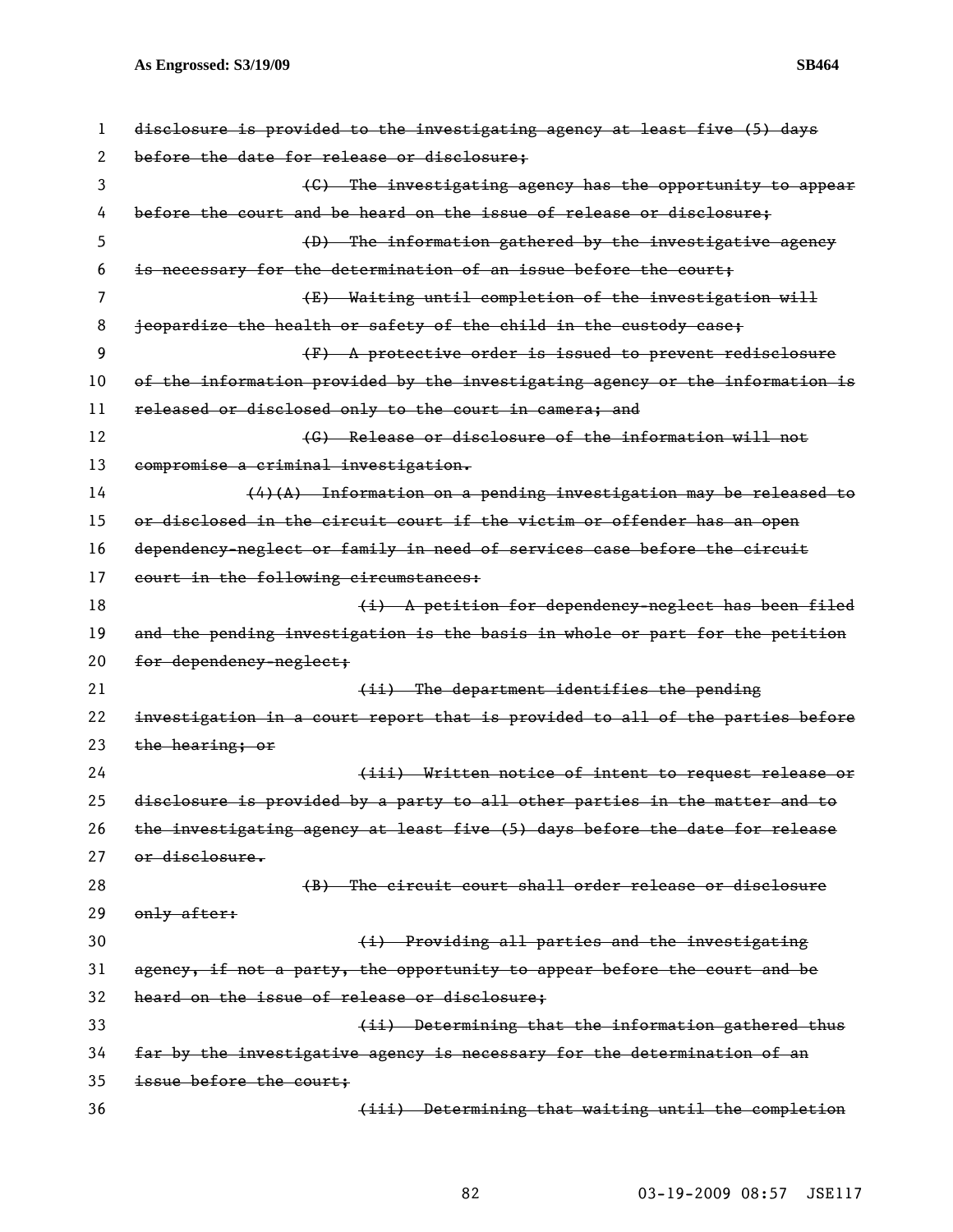~~disclosure is provided to the investigating agency at least five (5) days before the date for release or disclosure;~~

~~(C) The investigating agency has the opportunity to appear before the court and be heard on the issue of release or disclosure;~~

~~(D) The information gathered by the investigative agency is necessary for the determination of an issue before the court;~~

~~(E) Waiting until completion of the investigation will jeopardize the health or safety of the child in the custody case;~~

~~(F) A protective order is issued to prevent redisclosure of the information provided by the investigating agency or the information is released or disclosed only to the court in camera; and~~

~~(G) Release or disclosure of the information will not compromise a criminal investigation.~~

~~(4)(A) Information on a pending investigation may be released to or disclosed in the circuit court if the victim or offender has an open dependency-neglect or family in need of services case before the circuit court in the following circumstances:~~

~~(i) A petition for dependency-neglect has been filed and the pending investigation is the basis in whole or part for the petition for dependency-neglect;~~

~~(ii) The department identifies the pending investigation in a court report that is provided to all of the parties before the hearing; or~~

~~(iii) Written notice of intent to request release or disclosure is provided by a party to all other parties in the matter and to the investigating agency at least five (5) days before the date for release or disclosure.~~

~~(B) The circuit court shall order release or disclosure only after:~~

~~(i) Providing all parties and the investigating agency, if not a party, the opportunity to appear before the court and be heard on the issue of release or disclosure;~~

~~(ii) Determining that the information gathered thus far by the investigative agency is necessary for the determination of an issue before the court;~~

~~(iii) Determining that waiting until the completion~~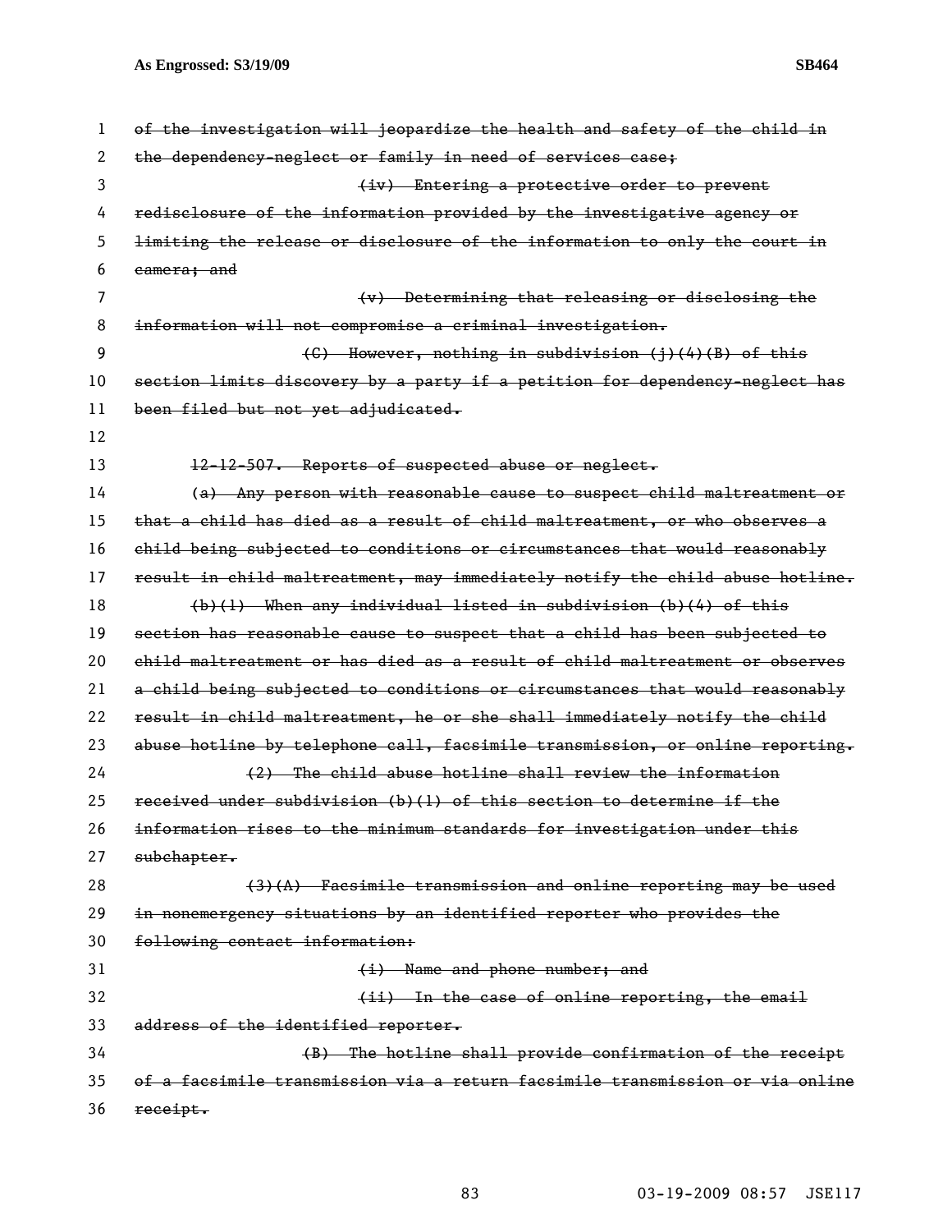of the investigation will jeopardize the health and safety of the child in the dependency-neglect or family in need of services case;

(iv) Entering a protective order to prevent redisclosure of the information provided by the investigative agency or limiting the release or disclosure of the information to only the court in camera; and

(v) Determining that releasing or disclosing the information will not compromise a criminal investigation.

(C) However, nothing in subdivision (j)(4)(B) of this section limits discovery by a party if a petition for dependency-neglect has been filed but not yet adjudicated.

12-12-507. Reports of suspected abuse or neglect.

(a) Any person with reasonable cause to suspect child maltreatment or that a child has died as a result of child maltreatment, or who observes a child being subjected to conditions or circumstances that would reasonably result in child maltreatment, may immediately notify the child abuse hotline.

(b)(1) When any individual listed in subdivision (b)(4) of this section has reasonable cause to suspect that a child has been subjected to child maltreatment or has died as a result of child maltreatment or observes a child being subjected to conditions or circumstances that would reasonably result in child maltreatment, he or she shall immediately notify the child abuse hotline by telephone call, facsimile transmission, or online reporting.

(2) The child abuse hotline shall review the information received under subdivision (b)(1) of this section to determine if the information rises to the minimum standards for investigation under this subchapter.

(3)(A) Facsimile transmission and online reporting may be used in nonemergency situations by an identified reporter who provides the following contact information:

(i) Name and phone number; and

(ii) In the case of online reporting, the email address of the identified reporter.

(B) The hotline shall provide confirmation of the receipt of a facsimile transmission via a return facsimile transmission or via online receipt.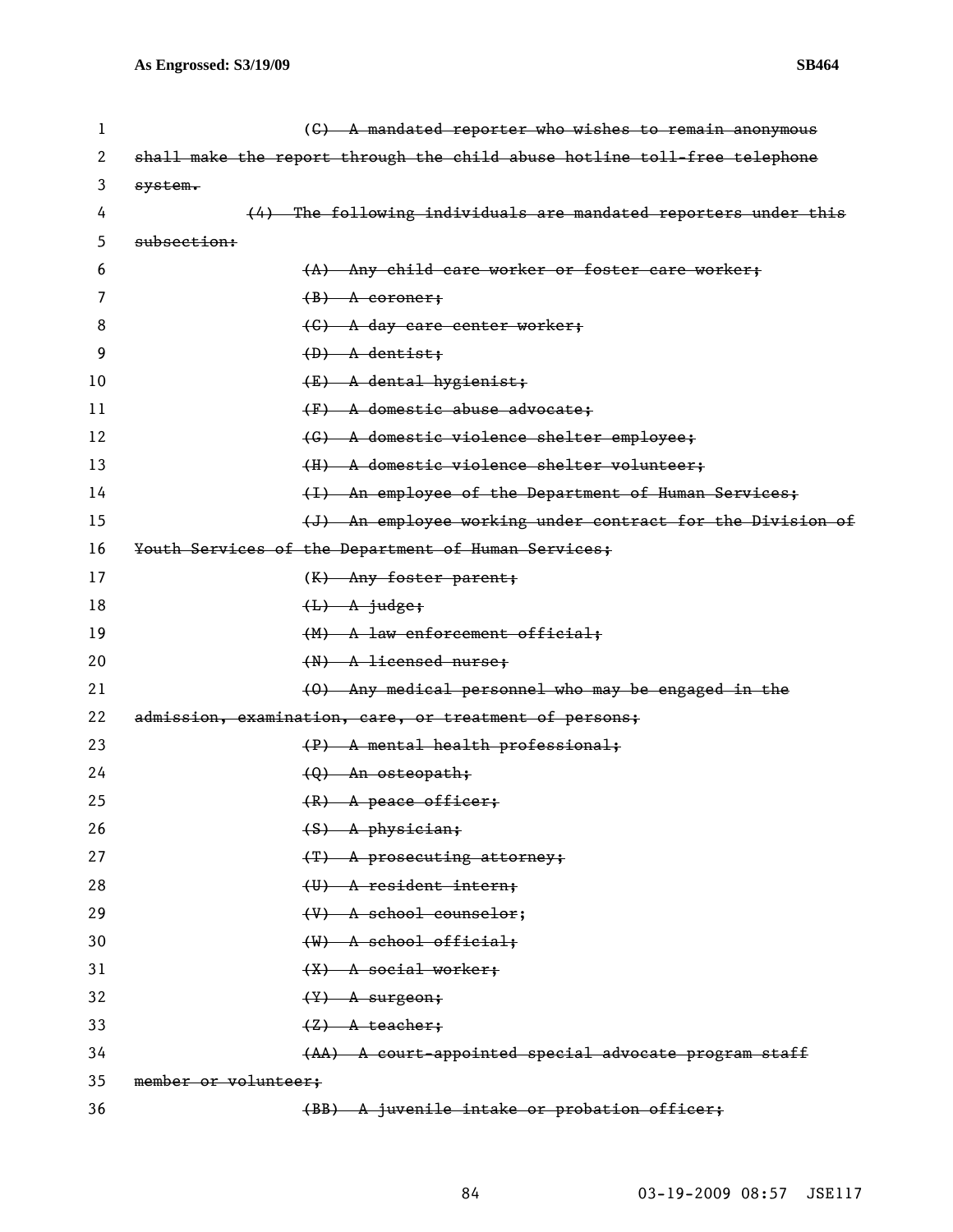~~(C) A mandated reporter who wishes to remain anonymous shall make the report through the child abuse hotline toll-free telephone system.~~

~~(4) The following individuals are mandated reporters under this subsection:~~

~~(A) Any child care worker or foster care worker;~~

~~(B) A coroner;~~

~~(C) A day care center worker;~~

~~(D) A dentist;~~

~~(E) A dental hygienist;~~

~~(F) A domestic abuse advocate;~~

~~(G) A domestic violence shelter employee;~~

~~(H) A domestic violence shelter volunteer;~~

~~(I) An employee of the Department of Human Services;~~

~~(J) An employee working under contract for the Division of Youth Services of the Department of Human Services;~~

~~(K) Any foster parent;~~

~~(L) A judge;~~

~~(M) A law enforcement official;~~

~~(N) A licensed nurse;~~

~~(O) Any medical personnel who may be engaged in the admission, examination, care, or treatment of persons;~~

~~(P) A mental health professional;~~

~~(Q) An osteopath;~~

~~(R) A peace officer;~~

~~(S) A physician;~~

~~(T) A prosecuting attorney;~~

~~(U) A resident intern;~~

~~(V) A school counselor;~~

~~(W) A school official;~~

~~(X) A social worker;~~

~~(Y) A surgeon;~~

~~(Z) A teacher;~~

~~(AA) A court-appointed special advocate program staff member or volunteer;~~

~~(BB) A juvenile intake or probation officer;~~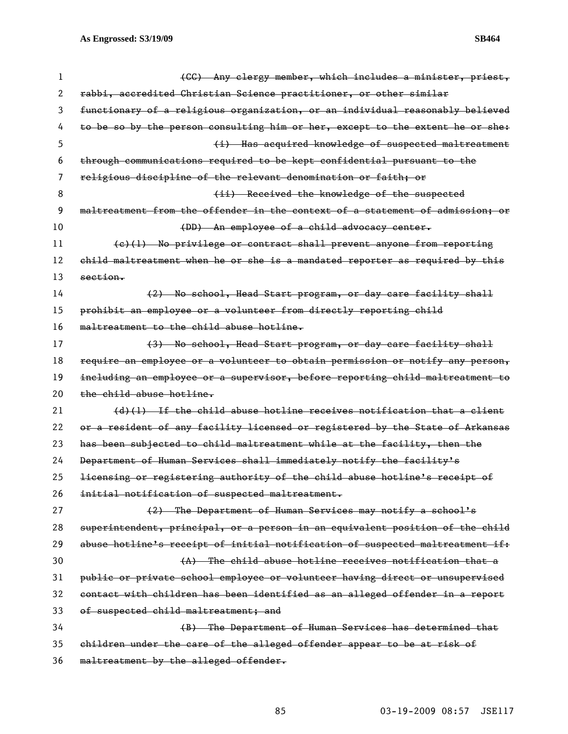(CC) Any clergy member, which includes a minister, priest, rabbi, accredited Christian Science practitioner, or other similar functionary of a religious organization, or an individual reasonably believed to be so by the person consulting him or her, except to the extent he or she:

(i) Has acquired knowledge of suspected maltreatment through communications required to be kept confidential pursuant to the religious discipline of the relevant denomination or faith; or

(ii) Received the knowledge of the suspected maltreatment from the offender in the context of a statement of admission; or

(DD) An employee of a child advocacy center.

(c)(1) No privilege or contract shall prevent anyone from reporting child maltreatment when he or she is a mandated reporter as required by this section.

(2) No school, Head Start program, or day care facility shall prohibit an employee or a volunteer from directly reporting child maltreatment to the child abuse hotline.

(3) No school, Head Start program, or day care facility shall require an employee or a volunteer to obtain permission or notify any person, including an employee or a supervisor, before reporting child maltreatment to the child abuse hotline.

(d)(1) If the child abuse hotline receives notification that a client or a resident of any facility licensed or registered by the State of Arkansas has been subjected to child maltreatment while at the facility, then the Department of Human Services shall immediately notify the facility's licensing or registering authority of the child abuse hotline's receipt of initial notification of suspected maltreatment.

(2) The Department of Human Services may notify a school's superintendent, principal, or a person in an equivalent position of the child abuse hotline's receipt of initial notification of suspected maltreatment if:

(A) The child abuse hotline receives notification that a public or private school employee or volunteer having direct or unsupervised contact with children has been identified as an alleged offender in a report of suspected child maltreatment; and

(B) The Department of Human Services has determined that children under the care of the alleged offender appear to be at risk of maltreatment by the alleged offender.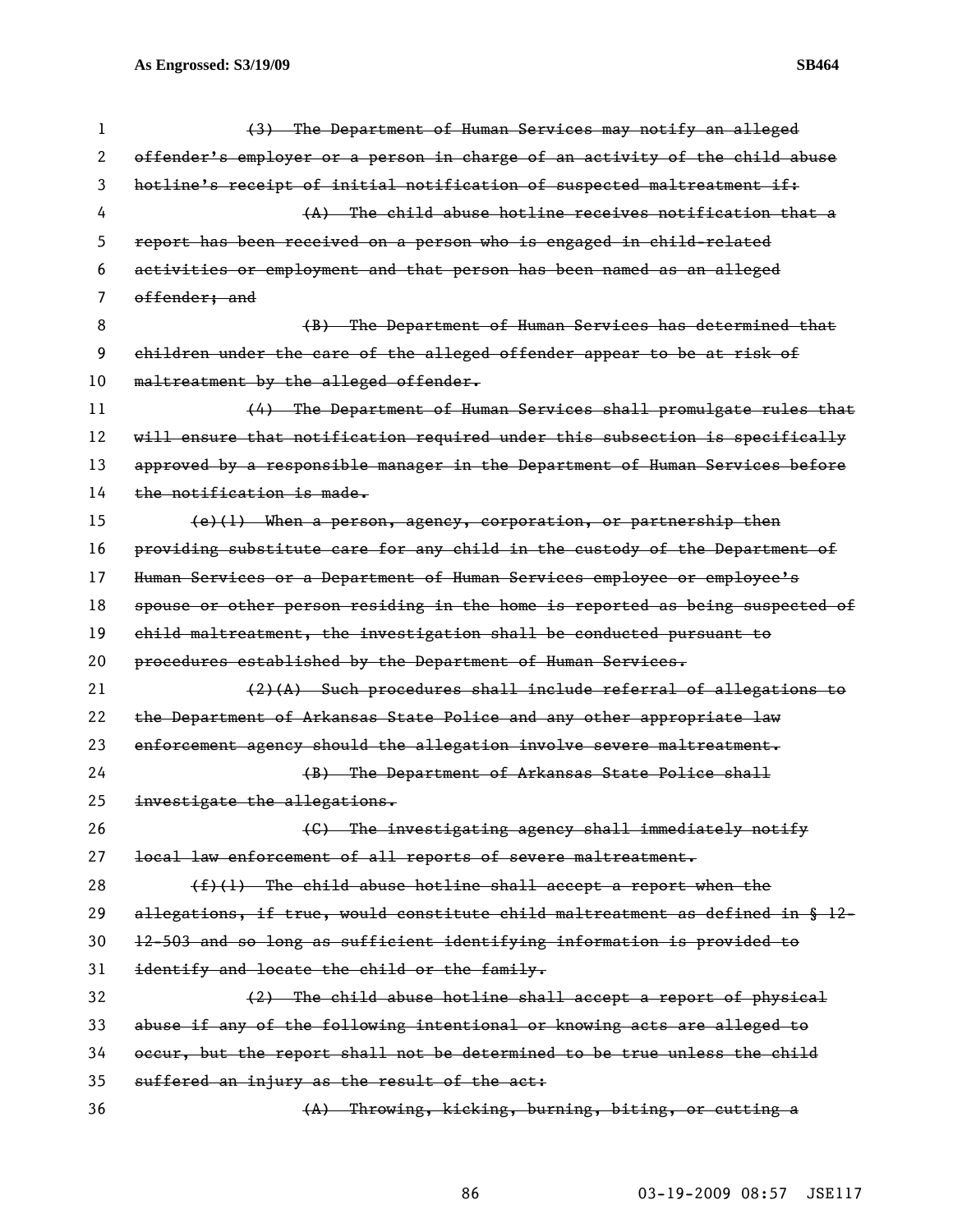~~(3) The Department of Human Services may notify an alleged offender's employer or a person in charge of an activity of the child abuse hotline's receipt of initial notification of suspected maltreatment if:~~

~~(A) The child abuse hotline receives notification that a report has been received on a person who is engaged in child-related activities or employment and that person has been named as an alleged offender; and~~

~~(B) The Department of Human Services has determined that children under the care of the alleged offender appear to be at risk of maltreatment by the alleged offender.~~

~~(4) The Department of Human Services shall promulgate rules that will ensure that notification required under this subsection is specifically approved by a responsible manager in the Department of Human Services before the notification is made.~~

~~(e)(1) When a person, agency, corporation, or partnership then providing substitute care for any child in the custody of the Department of Human Services or a Department of Human Services employee or employee's spouse or other person residing in the home is reported as being suspected of child maltreatment, the investigation shall be conducted pursuant to procedures established by the Department of Human Services.~~

~~(2)(A) Such procedures shall include referral of allegations to the Department of Arkansas State Police and any other appropriate law enforcement agency should the allegation involve severe maltreatment.~~

~~(B) The Department of Arkansas State Police shall investigate the allegations.~~

~~(C) The investigating agency shall immediately notify local law enforcement of all reports of severe maltreatment.~~

~~(f)(1) The child abuse hotline shall accept a report when the allegations, if true, would constitute child maltreatment as defined in § 12-12-503 and so long as sufficient identifying information is provided to identify and locate the child or the family.~~

~~(2) The child abuse hotline shall accept a report of physical abuse if any of the following intentional or knowing acts are alleged to occur, but the report shall not be determined to be true unless the child suffered an injury as the result of the act:~~

~~(A) Throwing, kicking, burning, biting, or cutting a~~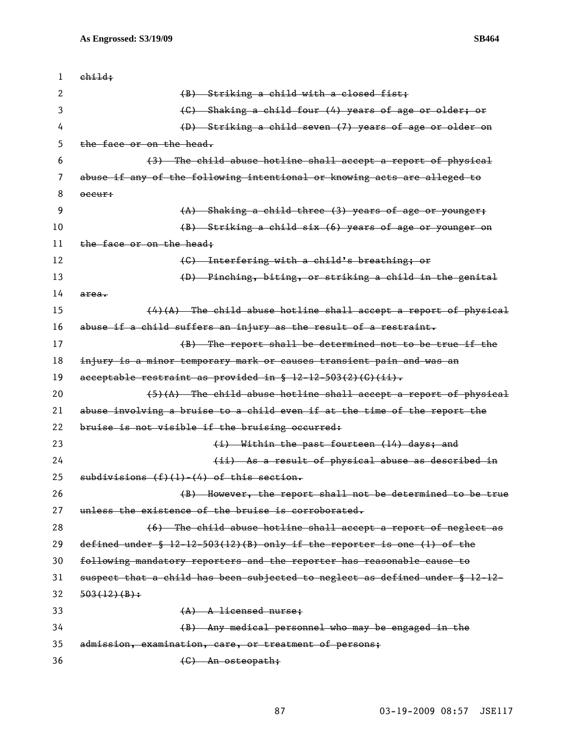~~child;~~

~~(B) Striking a child with a closed fist;~~

~~(C) Shaking a child four (4) years of age or older; or~~

~~(D) Striking a child seven (7) years of age or older on the face or on the head.~~

~~(3) The child abuse hotline shall accept a report of physical abuse if any of the following intentional or knowing acts are alleged to occur:~~

~~(A) Shaking a child three (3) years of age or younger;~~

~~(B) Striking a child six (6) years of age or younger on the face or on the head;~~

~~(C) Interfering with a child's breathing; or~~

~~(D) Pinching, biting, or striking a child in the genital area.~~

~~(4)(A) The child abuse hotline shall accept a report of physical abuse if a child suffers an injury as the result of a restraint.~~

~~(B) The report shall be determined not to be true if the injury is a minor temporary mark or causes transient pain and was an acceptable restraint as provided in § 12-12-503(2)(C)(ii).~~

~~(5)(A) The child abuse hotline shall accept a report of physical abuse involving a bruise to a child even if at the time of the report the bruise is not visible if the bruising occurred:~~

~~(i) Within the past fourteen (14) days; and~~

~~(ii) As a result of physical abuse as described in subdivisions (f)(1)-(4) of this section.~~

~~(B) However, the report shall not be determined to be true unless the existence of the bruise is corroborated.~~

~~(6) The child abuse hotline shall accept a report of neglect as defined under § 12-12-503(12)(B) only if the reporter is one (1) of the following mandatory reporters and the reporter has reasonable cause to suspect that a child has been subjected to neglect as defined under § 12-12-503(12)(B):~~

~~(A) A licensed nurse;~~

~~(B) Any medical personnel who may be engaged in the admission, examination, care, or treatment of persons;~~

~~(C) An osteopath;~~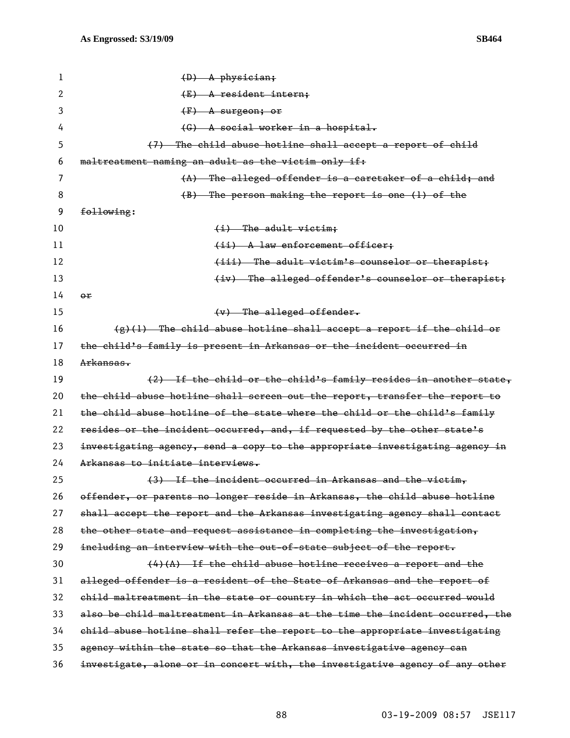~~(D) A physician;~~

~~(E) A resident intern;~~

~~(F) A surgeon; or~~

~~(G) A social worker in a hospital.~~

~~(7) The child abuse hotline shall accept a report of child maltreatment naming an adult as the victim only if:~~

~~(A) The alleged offender is a caretaker of a child; and~~

~~(B) The person making the report is one (1) of the following:~~

~~(i) The adult victim;~~

~~(ii) A law enforcement officer;~~

~~(iii) The adult victim's counselor or therapist;~~

~~(iv) The alleged offender's counselor or therapist; or~~

~~(v) The alleged offender.~~

~~(g)(1) The child abuse hotline shall accept a report if the child or the child's family is present in Arkansas or the incident occurred in Arkansas.~~

~~(2) If the child or the child's family resides in another state, the child abuse hotline shall screen out the report, transfer the report to the child abuse hotline of the state where the child or the child's family resides or the incident occurred, and, if requested by the other state's investigating agency, send a copy to the appropriate investigating agency in Arkansas to initiate interviews.~~

~~(3) If the incident occurred in Arkansas and the victim, offender, or parents no longer reside in Arkansas, the child abuse hotline shall accept the report and the Arkansas investigating agency shall contact the other state and request assistance in completing the investigation, including an interview with the out-of-state subject of the report.~~

~~(4)(A) If the child abuse hotline receives a report and the alleged offender is a resident of the State of Arkansas and the report of child maltreatment in the state or country in which the act occurred would also be child maltreatment in Arkansas at the time the incident occurred, the child abuse hotline shall refer the report to the appropriate investigating agency within the state so that the Arkansas investigative agency can investigate, alone or in concert with, the investigative agency of any other~~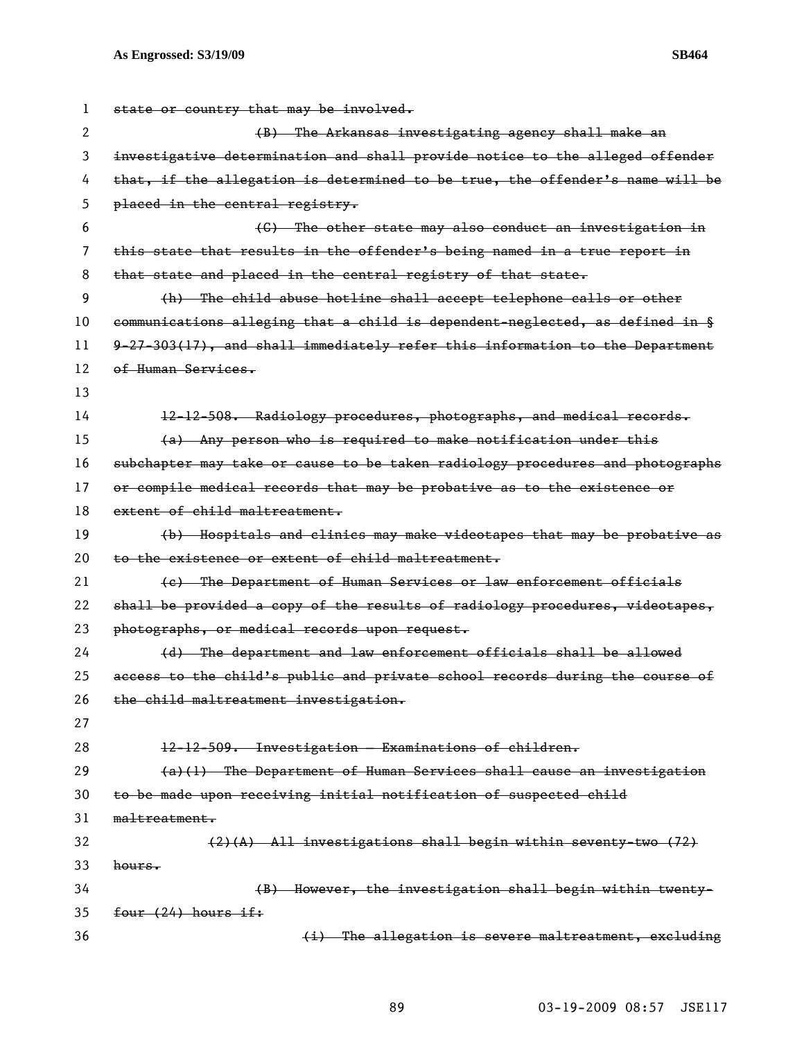state or country that may be involved.

(B) The Arkansas investigating agency shall make an investigative determination and shall provide notice to the alleged offender that, if the allegation is determined to be true, the offender's name will be placed in the central registry.

(C) The other state may also conduct an investigation in this state that results in the offender's being named in a true report in that state and placed in the central registry of that state.

(h) The child abuse hotline shall accept telephone calls or other communications alleging that a child is dependent-neglected, as defined in § 9-27-303(17), and shall immediately refer this information to the Department of Human Services.

12-12-508. Radiology procedures, photographs, and medical records.

(a) Any person who is required to make notification under this subchapter may take or cause to be taken radiology procedures and photographs or compile medical records that may be probative as to the existence or extent of child maltreatment.

(b) Hospitals and clinics may make videotapes that may be probative as to the existence or extent of child maltreatment.

(c) The Department of Human Services or law enforcement officials shall be provided a copy of the results of radiology procedures, videotapes, photographs, or medical records upon request.

(d) The department and law enforcement officials shall be allowed access to the child's public and private school records during the course of the child maltreatment investigation.

12-12-509. Investigation — Examinations of children.

(a)(1) The Department of Human Services shall cause an investigation to be made upon receiving initial notification of suspected child maltreatment.

(2)(A) All investigations shall begin within seventy-two (72) hours.

(B) However, the investigation shall begin within twenty-four (24) hours if:

(i) The allegation is severe maltreatment, excluding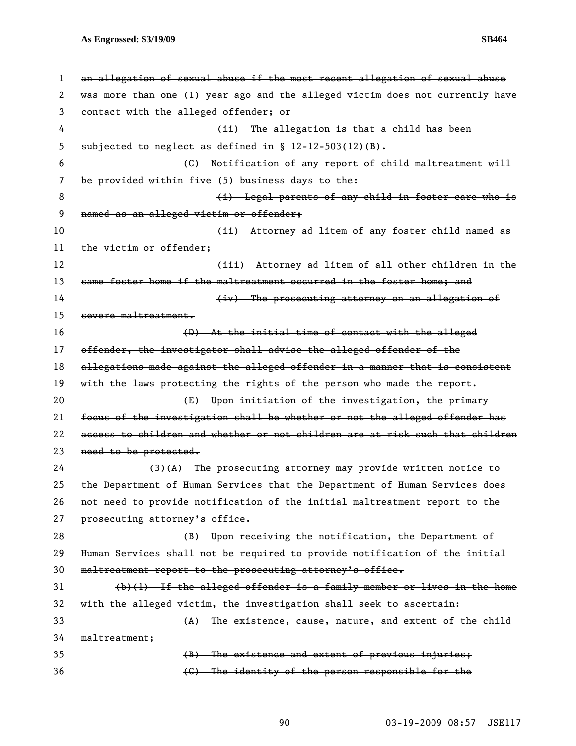~~an allegation of sexual abuse if the most recent allegation of sexual abuse was more than one (1) year ago and the alleged victim does not currently have contact with the alleged offender; or~~

~~(ii) The allegation is that a child has been subjected to neglect as defined in § 12-12-503(12)(B).~~

~~(C) Notification of any report of child maltreatment will be provided within five (5) business days to the:~~

~~(i) Legal parents of any child in foster care who is named as an alleged victim or offender;~~

~~(ii) Attorney ad litem of any foster child named as the victim or offender;~~

~~(iii) Attorney ad litem of all other children in the same foster home if the maltreatment occurred in the foster home; and~~

~~(iv) The prosecuting attorney on an allegation of severe maltreatment.~~

~~(D) At the initial time of contact with the alleged offender, the investigator shall advise the alleged offender of the allegations made against the alleged offender in a manner that is consistent with the laws protecting the rights of the person who made the report.~~

~~(E) Upon initiation of the investigation, the primary focus of the investigation shall be whether or not the alleged offender has access to children and whether or not children are at risk such that children need to be protected.~~

~~(3)(A) The prosecuting attorney may provide written notice to the Department of Human Services that the Department of Human Services does not need to provide notification of the initial maltreatment report to the prosecuting attorney's office.~~

~~(B) Upon receiving the notification, the Department of Human Services shall not be required to provide notification of the initial maltreatment report to the prosecuting attorney's office.~~

~~(b)(1) If the alleged offender is a family member or lives in the home with the alleged victim, the investigation shall seek to ascertain:~~

~~(A) The existence, cause, nature, and extent of the child maltreatment;~~

~~(B) The existence and extent of previous injuries;~~

~~(C) The identity of the person responsible for the~~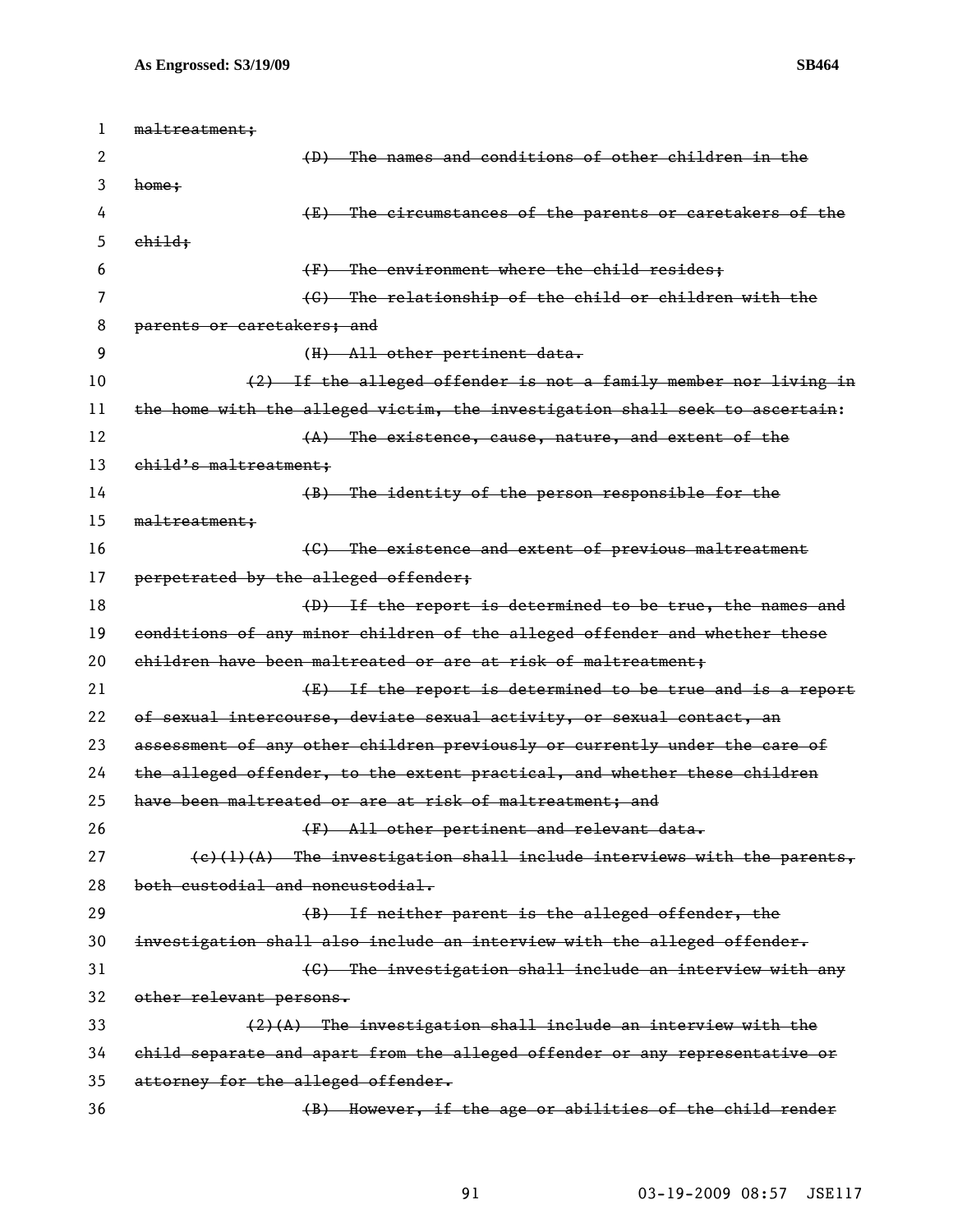~~maltreatment;~~

~~(D) The names and conditions of other children in the home;~~

~~(E) The circumstances of the parents or caretakers of the child;~~

~~(F) The environment where the child resides;~~

~~(G) The relationship of the child or children with the parents or caretakers; and~~

~~(H) All other pertinent data.~~

~~(2) If the alleged offender is not a family member nor living in the home with the alleged victim, the investigation shall seek to ascertain:~~

~~(A) The existence, cause, nature, and extent of the child's maltreatment;~~

~~(B) The identity of the person responsible for the maltreatment;~~

~~(C) The existence and extent of previous maltreatment perpetrated by the alleged offender;~~

~~(D) If the report is determined to be true, the names and conditions of any minor children of the alleged offender and whether these children have been maltreated or are at risk of maltreatment;~~

~~(E) If the report is determined to be true and is a report of sexual intercourse, deviate sexual activity, or sexual contact, an assessment of any other children previously or currently under the care of the alleged offender, to the extent practical, and whether these children have been maltreated or are at risk of maltreatment; and~~

~~(F) All other pertinent and relevant data.~~

~~(c)(1)(A) The investigation shall include interviews with the parents, both custodial and noncustodial.~~

~~(B) If neither parent is the alleged offender, the investigation shall also include an interview with the alleged offender.~~

~~(C) The investigation shall include an interview with any other relevant persons.~~

~~(2)(A) The investigation shall include an interview with the child separate and apart from the alleged offender or any representative or attorney for the alleged offender.~~

~~(B) However, if the age or abilities of the child render~~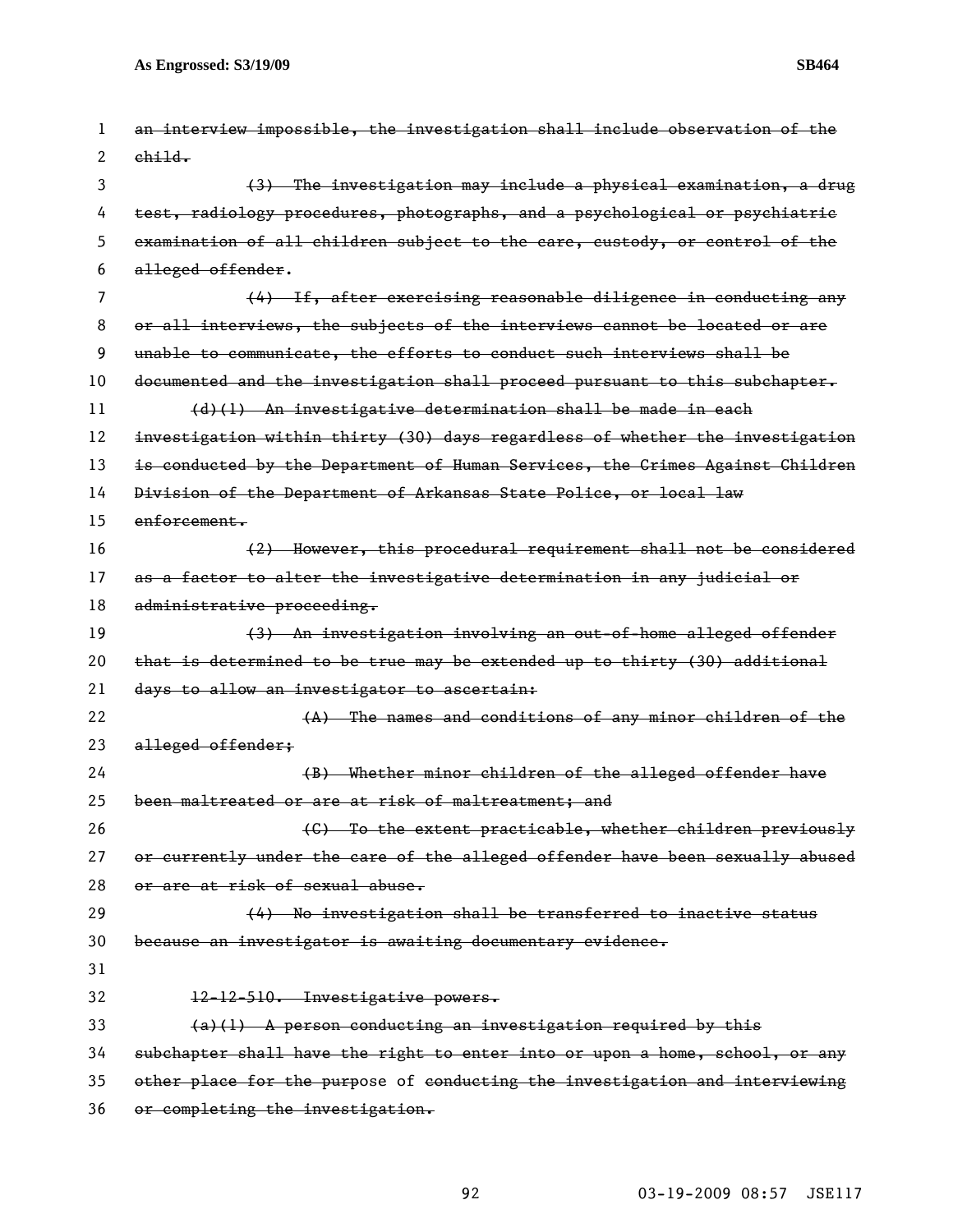~~an interview impossible, the investigation shall include observation of the child.~~

~~(3) The investigation may include a physical examination, a drug test, radiology procedures, photographs, and a psychological or psychiatric examination of all children subject to the care, custody, or control of the alleged offender.~~

~~(4) If, after exercising reasonable diligence in conducting any or all interviews, the subjects of the interviews cannot be located or are unable to communicate, the efforts to conduct such interviews shall be documented and the investigation shall proceed pursuant to this subchapter.~~

~~(d)(1) An investigative determination shall be made in each investigation within thirty (30) days regardless of whether the investigation is conducted by the Department of Human Services, the Crimes Against Children Division of the Department of Arkansas State Police, or local law enforcement.~~

~~(2) However, this procedural requirement shall not be considered as a factor to alter the investigative determination in any judicial or administrative proceeding.~~

~~(3) An investigation involving an out-of-home alleged offender that is determined to be true may be extended up to thirty (30) additional days to allow an investigator to ascertain:~~

~~(A) The names and conditions of any minor children of the alleged offender;~~

~~(B) Whether minor children of the alleged offender have been maltreated or are at risk of maltreatment; and~~

~~(C) To the extent practicable, whether children previously or currently under the care of the alleged offender have been sexually abused or are at risk of sexual abuse.~~

~~(4) No investigation shall be transferred to inactive status because an investigator is awaiting documentary evidence.~~

~~12-12-510. Investigative powers.~~

~~(a)(1) A person conducting an investigation required by this subchapter shall have the right to enter into or upon a home, school, or any other place for the purpose~~ of ~~conducting the investigation and interviewing or completing the investigation.~~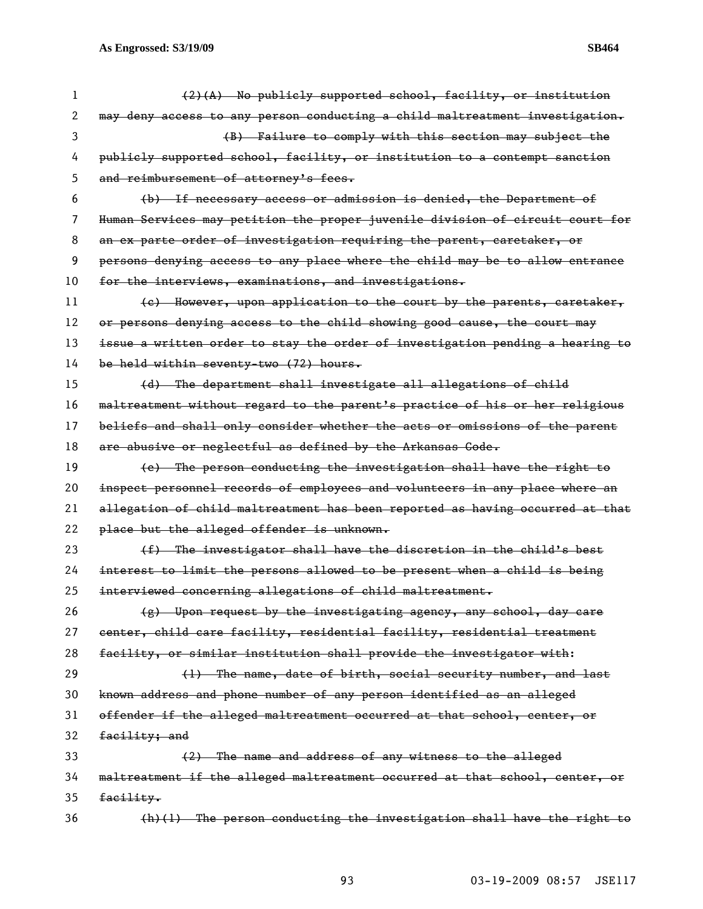~~(2)(A) No publicly supported school, facility, or institution may deny access to any person conducting a child maltreatment investigation.~~

~~(B) Failure to comply with this section may subject the publicly supported school, facility, or institution to a contempt sanction and reimbursement of attorney's fees.~~

~~(b) If necessary access or admission is denied, the Department of Human Services may petition the proper juvenile division of circuit court for an ex parte order of investigation requiring the parent, caretaker, or persons denying access to any place where the child may be to allow entrance for the interviews, examinations, and investigations.~~

~~(c) However, upon application to the court by the parents, caretaker, or persons denying access to the child showing good cause, the court may issue a written order to stay the order of investigation pending a hearing to be held within seventy-two (72) hours.~~

~~(d) The department shall investigate all allegations of child maltreatment without regard to the parent's practice of his or her religious beliefs and shall only consider whether the acts or omissions of the parent are abusive or neglectful as defined by the Arkansas Code.~~

~~(e) The person conducting the investigation shall have the right to inspect personnel records of employees and volunteers in any place where an allegation of child maltreatment has been reported as having occurred at that place but the alleged offender is unknown.~~

~~(f) The investigator shall have the discretion in the child's best interest to limit the persons allowed to be present when a child is being interviewed concerning allegations of child maltreatment.~~

~~(g) Upon request by the investigating agency, any school, day care center, child care facility, residential facility, residential treatment facility, or similar institution shall provide the investigator with:~~

~~(1) The name, date of birth, social security number, and last known address and phone number of any person identified as an alleged offender if the alleged maltreatment occurred at that school, center, or facility; and~~

~~(2) The name and address of any witness to the alleged maltreatment if the alleged maltreatment occurred at that school, center, or facility.~~

~~(h)(1) The person conducting the investigation shall have the right to~~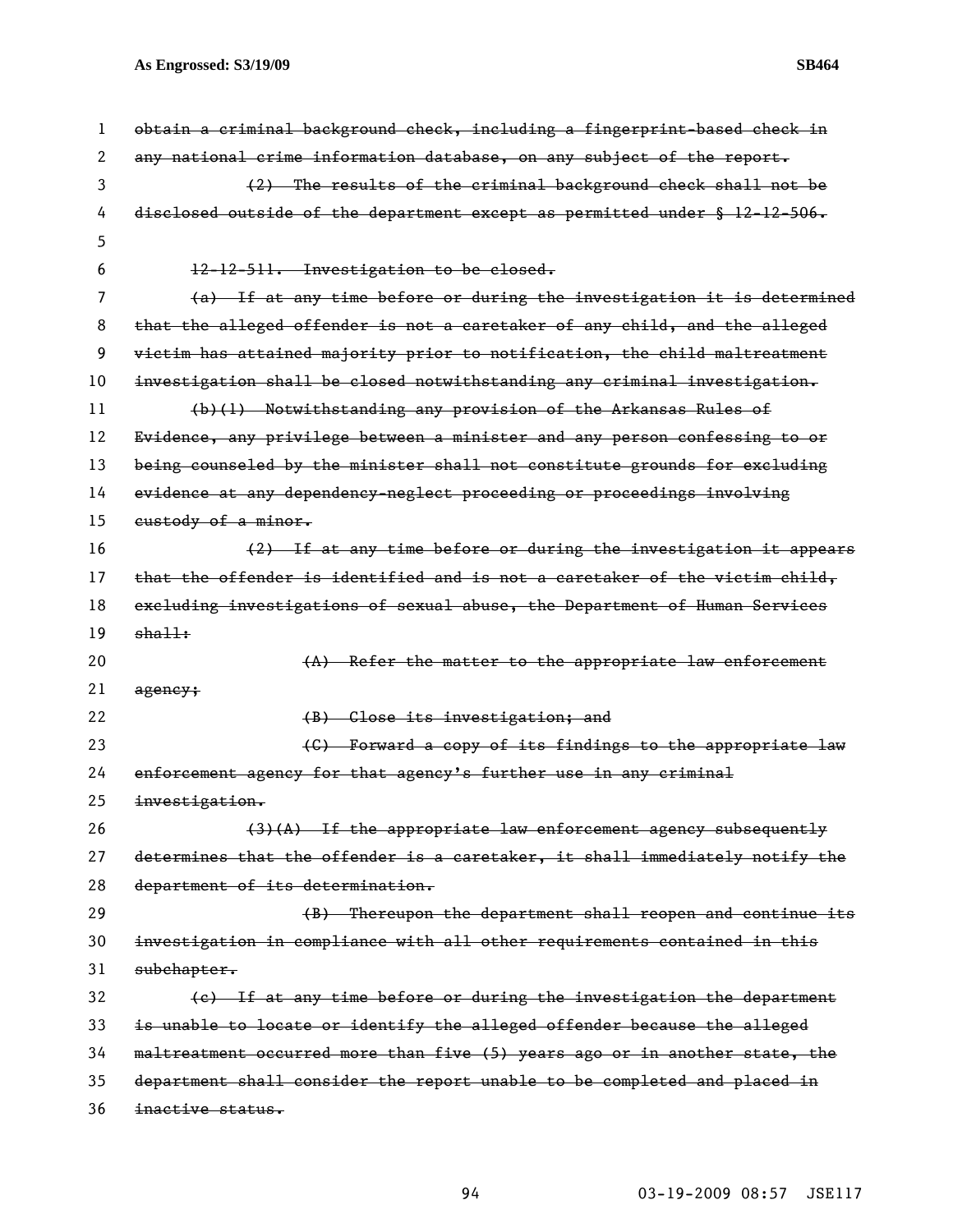obtain a criminal background check, including a fingerprint-based check in any national crime information database, on any subject of the report.

(2) The results of the criminal background check shall not be disclosed outside of the department except as permitted under § 12-12-506.

12-12-511. Investigation to be closed.

(a) If at any time before or during the investigation it is determined that the alleged offender is not a caretaker of any child, and the alleged victim has attained majority prior to notification, the child maltreatment investigation shall be closed notwithstanding any criminal investigation.

(b)(1) Notwithstanding any provision of the Arkansas Rules of Evidence, any privilege between a minister and any person confessing to or being counseled by the minister shall not constitute grounds for excluding evidence at any dependency-neglect proceeding or proceedings involving custody of a minor.

(2) If at any time before or during the investigation it appears that the offender is identified and is not a caretaker of the victim child, excluding investigations of sexual abuse, the Department of Human Services shall:

(A) Refer the matter to the appropriate law enforcement agency;

(B) Close its investigation; and

(C) Forward a copy of its findings to the appropriate law enforcement agency for that agency's further use in any criminal investigation.

(3)(A) If the appropriate law enforcement agency subsequently determines that the offender is a caretaker, it shall immediately notify the department of its determination.

(B) Thereupon the department shall reopen and continue its investigation in compliance with all other requirements contained in this subchapter.

(c) If at any time before or during the investigation the department is unable to locate or identify the alleged offender because the alleged maltreatment occurred more than five (5) years ago or in another state, the department shall consider the report unable to be completed and placed in inactive status.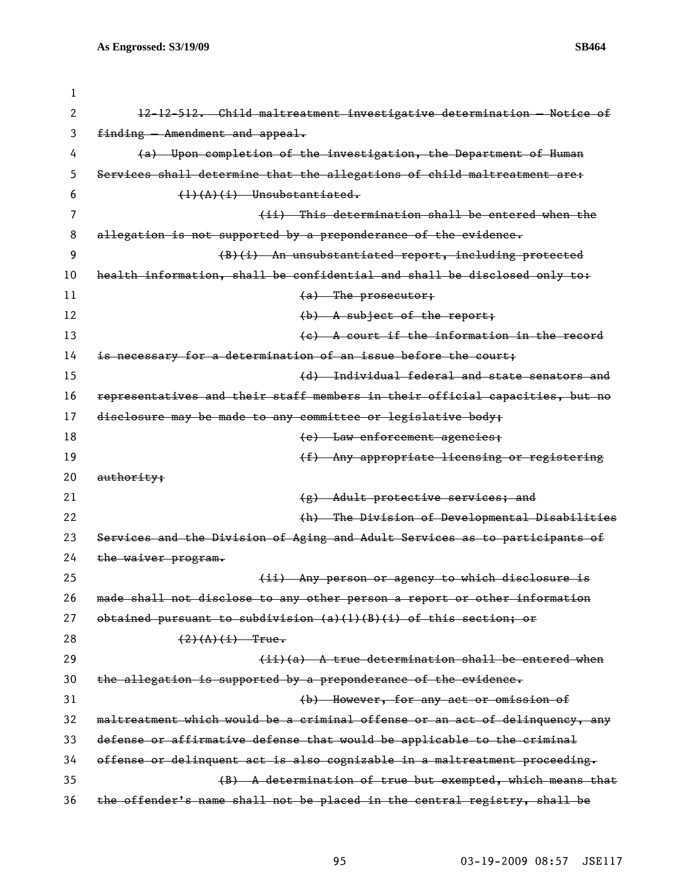~~12-12-512. Child maltreatment investigative determination — Notice of finding — Amendment and appeal.~~

~~(a) Upon completion of the investigation, the Department of Human Services shall determine that the allegations of child maltreatment are:~~

~~(1)(A)(i) Unsubstantiated.~~

~~(ii) This determination shall be entered when the allegation is not supported by a preponderance of the evidence.~~

~~(B)(i) An unsubstantiated report, including protected health information, shall be confidential and shall be disclosed only to:~~

~~(a) The prosecutor;~~

~~(b) A subject of the report;~~

~~(c) A court if the information in the record is necessary for a determination of an issue before the court;~~

~~(d) Individual federal and state senators and representatives and their staff members in their official capacities, but no disclosure may be made to any committee or legislative body;~~

~~(e) Law enforcement agencies;~~

~~(f) Any appropriate licensing or registering authority;~~

~~(g) Adult protective services; and~~

~~(h) The Division of Developmental Disabilities Services and the Division of Aging and Adult Services as to participants of the waiver program.~~

~~(ii) Any person or agency to which disclosure is made shall not disclose to any other person a report or other information obtained pursuant to subdivision (a)(1)(B)(i) of this section; or~~

~~(2)(A)(i) True.~~

~~(ii)(a) A true determination shall be entered when the allegation is supported by a preponderance of the evidence.~~

~~(b) However, for any act or omission of maltreatment which would be a criminal offense or an act of delinquency, any defense or affirmative defense that would be applicable to the criminal offense or delinquent act is also cognizable in a maltreatment proceeding.~~

~~(B) A determination of true but exempted, which means that the offender's name shall not be placed in the central registry, shall be~~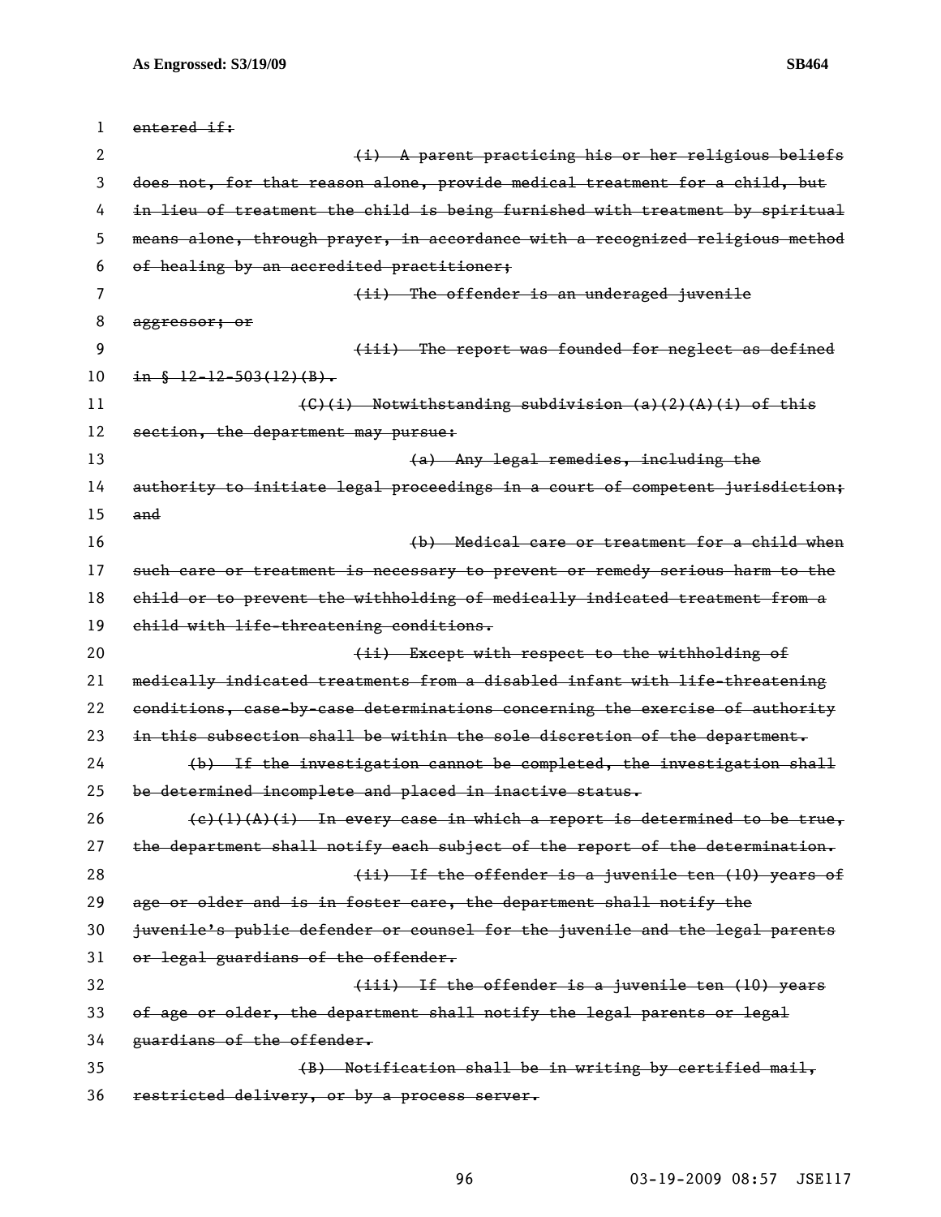~~entered if:~~

~~(i) A parent practicing his or her religious beliefs does not, for that reason alone, provide medical treatment for a child, but in lieu of treatment the child is being furnished with treatment by spiritual means alone, through prayer, in accordance with a recognized religious method of healing by an accredited practitioner;~~

~~(ii) The offender is an underaged juvenile aggressor; or~~

~~(iii) The report was founded for neglect as defined in § 12-12-503(12)(B).~~

~~(C)(i) Notwithstanding subdivision (a)(2)(A)(i) of this section, the department may pursue:~~

~~(a) Any legal remedies, including the authority to initiate legal proceedings in a court of competent jurisdiction; and~~

~~(b) Medical care or treatment for a child when such care or treatment is necessary to prevent or remedy serious harm to the child or to prevent the withholding of medically indicated treatment from a child with life-threatening conditions.~~

~~(ii) Except with respect to the withholding of medically indicated treatments from a disabled infant with life-threatening conditions, case-by-case determinations concerning the exercise of authority in this subsection shall be within the sole discretion of the department.~~

~~(b) If the investigation cannot be completed, the investigation shall be determined incomplete and placed in inactive status.~~

~~(c)(1)(A)(i) In every case in which a report is determined to be true, the department shall notify each subject of the report of the determination.~~

~~(ii) If the offender is a juvenile ten (10) years of age or older and is in foster care, the department shall notify the juvenile's public defender or counsel for the juvenile and the legal parents or legal guardians of the offender.~~

~~(iii) If the offender is a juvenile ten (10) years of age or older, the department shall notify the legal parents or legal guardians of the offender.~~

~~(B) Notification shall be in writing by certified mail, restricted delivery, or by a process server.~~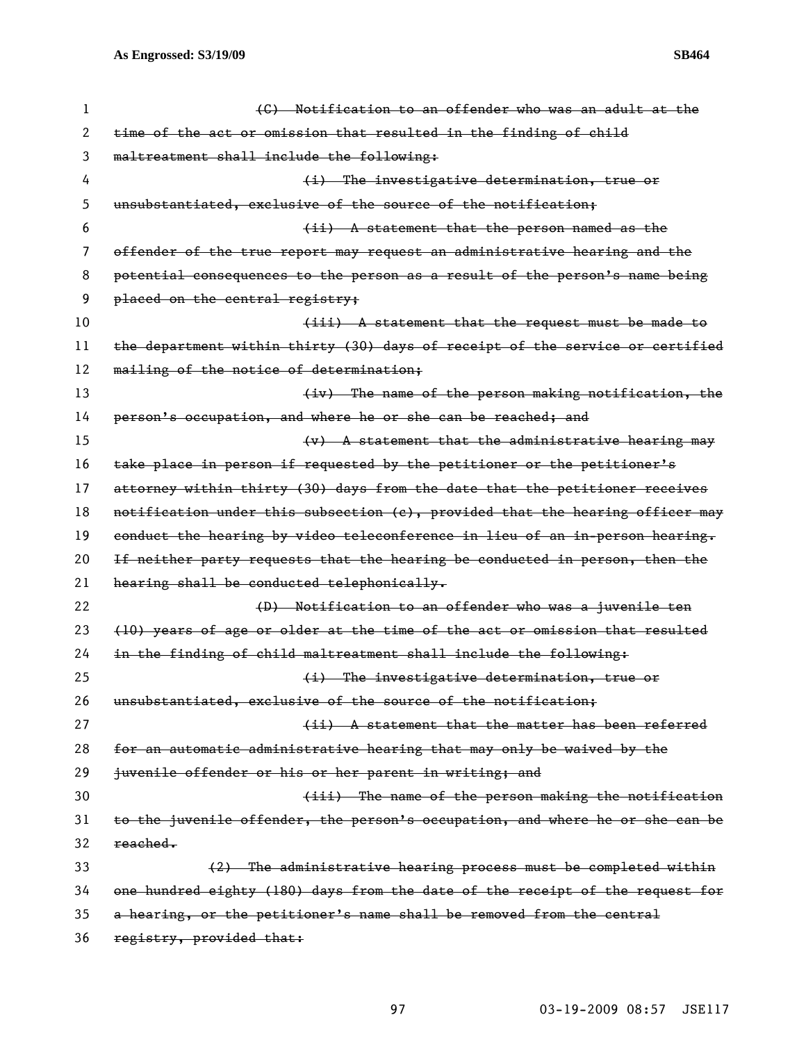(C) Notification to an offender who was an adult at the time of the act or omission that resulted in the finding of child maltreatment shall include the following:

(i) The investigative determination, true or unsubstantiated, exclusive of the source of the notification;

(ii) A statement that the person named as the offender of the true report may request an administrative hearing and the potential consequences to the person as a result of the person's name being placed on the central registry;

(iii) A statement that the request must be made to the department within thirty (30) days of receipt of the service or certified mailing of the notice of determination;

(iv) The name of the person making notification, the person's occupation, and where he or she can be reached; and

(v) A statement that the administrative hearing may take place in person if requested by the petitioner or the petitioner's attorney within thirty (30) days from the date that the petitioner receives notification under this subsection (c), provided that the hearing officer may conduct the hearing by video teleconference in lieu of an in-person hearing. If neither party requests that the hearing be conducted in person, then the hearing shall be conducted telephonically.

(D) Notification to an offender who was a juvenile ten (10) years of age or older at the time of the act or omission that resulted in the finding of child maltreatment shall include the following:

(i) The investigative determination, true or unsubstantiated, exclusive of the source of the notification;

(ii) A statement that the matter has been referred for an automatic administrative hearing that may only be waived by the juvenile offender or his or her parent in writing; and

(iii) The name of the person making the notification to the juvenile offender, the person's occupation, and where he or she can be reached.

(2) The administrative hearing process must be completed within one hundred eighty (180) days from the date of the receipt of the request for a hearing, or the petitioner's name shall be removed from the central registry, provided that: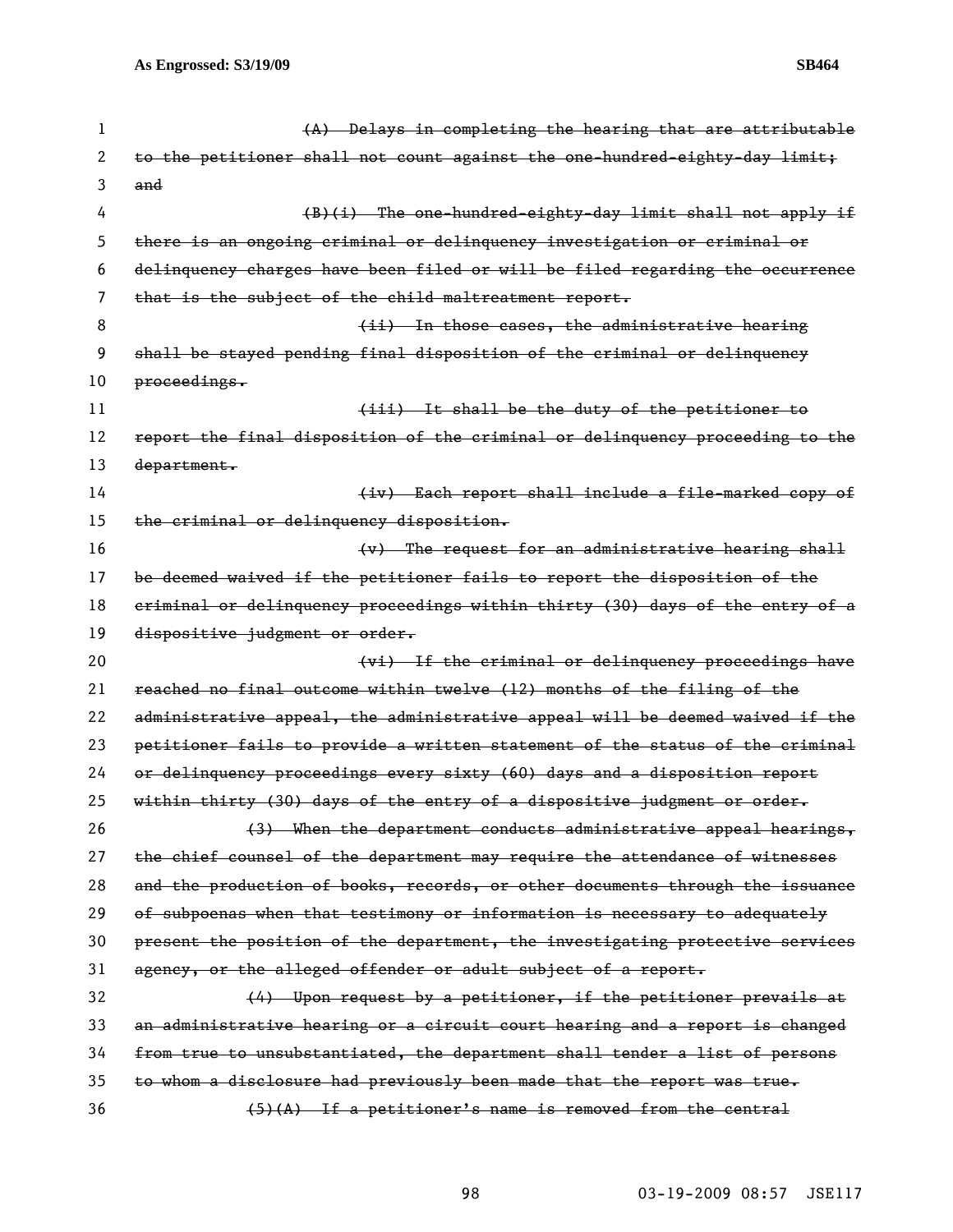~~(A) Delays in completing the hearing that are attributable to the petitioner shall not count against the one-hundred-eighty-day limit; and~~

~~(B)(i) The one-hundred-eighty-day limit shall not apply if there is an ongoing criminal or delinquency investigation or criminal or delinquency charges have been filed or will be filed regarding the occurrence that is the subject of the child maltreatment report.~~

~~(ii) In those cases, the administrative hearing shall be stayed pending final disposition of the criminal or delinquency proceedings.~~

~~(iii) It shall be the duty of the petitioner to report the final disposition of the criminal or delinquency proceeding to the department.~~

~~(iv) Each report shall include a file-marked copy of the criminal or delinquency disposition.~~

~~(v) The request for an administrative hearing shall be deemed waived if the petitioner fails to report the disposition of the criminal or delinquency proceedings within thirty (30) days of the entry of a dispositive judgment or order.~~

~~(vi) If the criminal or delinquency proceedings have reached no final outcome within twelve (12) months of the filing of the administrative appeal, the administrative appeal will be deemed waived if the petitioner fails to provide a written statement of the status of the criminal or delinquency proceedings every sixty (60) days and a disposition report within thirty (30) days of the entry of a dispositive judgment or order.~~

~~(3) When the department conducts administrative appeal hearings, the chief counsel of the department may require the attendance of witnesses and the production of books, records, or other documents through the issuance of subpoenas when that testimony or information is necessary to adequately present the position of the department, the investigating protective services agency, or the alleged offender or adult subject of a report.~~

~~(4) Upon request by a petitioner, if the petitioner prevails at an administrative hearing or a circuit court hearing and a report is changed from true to unsubstantiated, the department shall tender a list of persons to whom a disclosure had previously been made that the report was true.~~

~~(5)(A) If a petitioner's name is removed from the central~~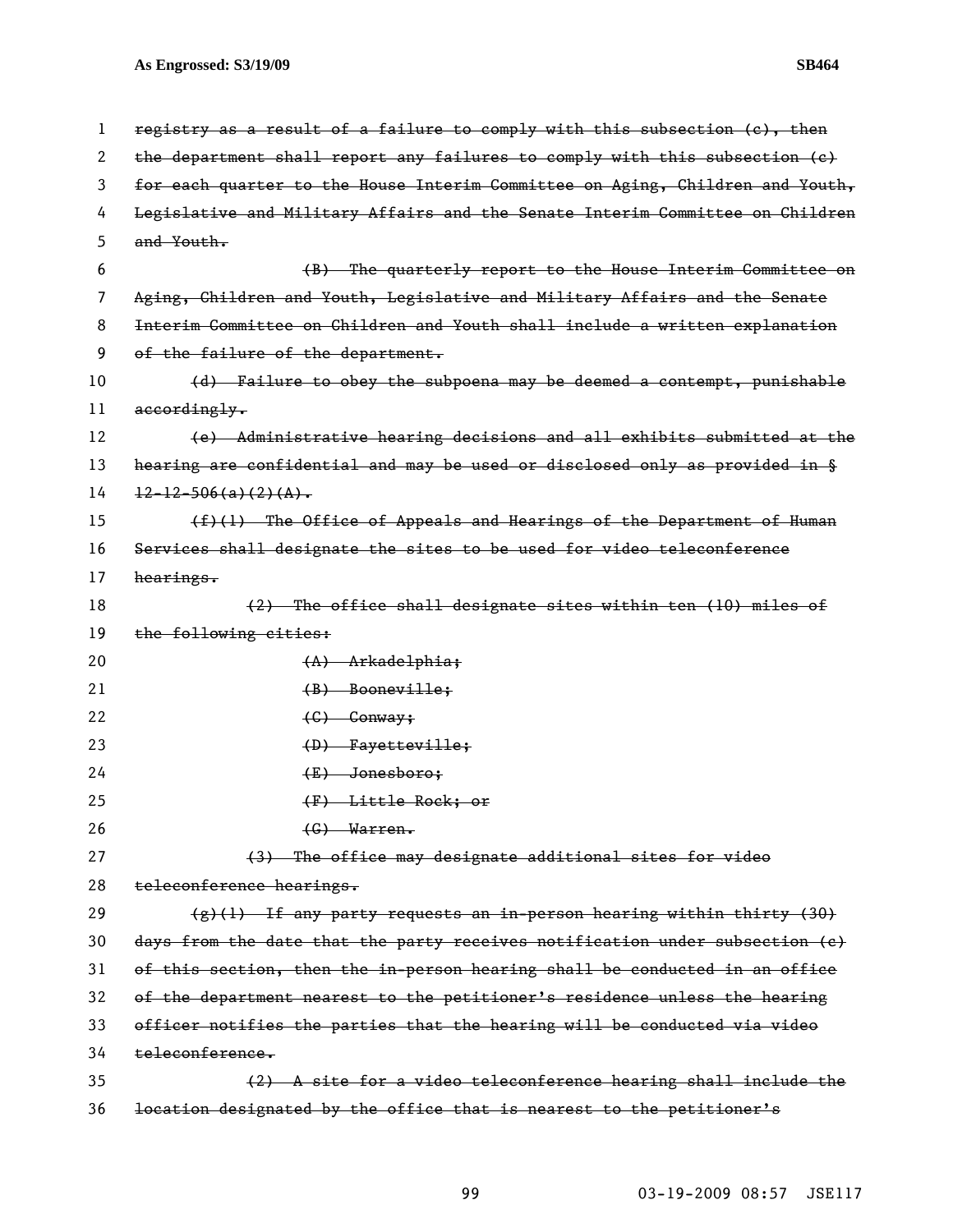~~registry as a result of a failure to comply with this subsection (c), then the department shall report any failures to comply with this subsection (c) for each quarter to the House Interim Committee on Aging, Children and Youth, Legislative and Military Affairs and the Senate Interim Committee on Children and Youth.~~

~~(B) The quarterly report to the House Interim Committee on Aging, Children and Youth, Legislative and Military Affairs and the Senate Interim Committee on Children and Youth shall include a written explanation of the failure of the department.~~

~~(d) Failure to obey the subpoena may be deemed a contempt, punishable accordingly.~~

~~(e) Administrative hearing decisions and all exhibits submitted at the hearing are confidential and may be used or disclosed only as provided in § 12-12-506(a)(2)(A).~~

~~(f)(1) The Office of Appeals and Hearings of the Department of Human Services shall designate the sites to be used for video teleconference hearings.~~

~~(2) The office shall designate sites within ten (10) miles of the following cities:~~

~~(A) Arkadelphia;~~

~~(B) Booneville;~~

~~(C) Conway;~~

~~(D) Fayetteville;~~

~~(E) Jonesboro;~~

~~(F) Little Rock; or~~

~~(G) Warren.~~

~~(3) The office may designate additional sites for video teleconference hearings.~~

~~(g)(1) If any party requests an in-person hearing within thirty (30) days from the date that the party receives notification under subsection (c) of this section, then the in-person hearing shall be conducted in an office of the department nearest to the petitioner's residence unless the hearing officer notifies the parties that the hearing will be conducted via video teleconference.~~

~~(2) A site for a video teleconference hearing shall include the location designated by the office that is nearest to the petitioner's~~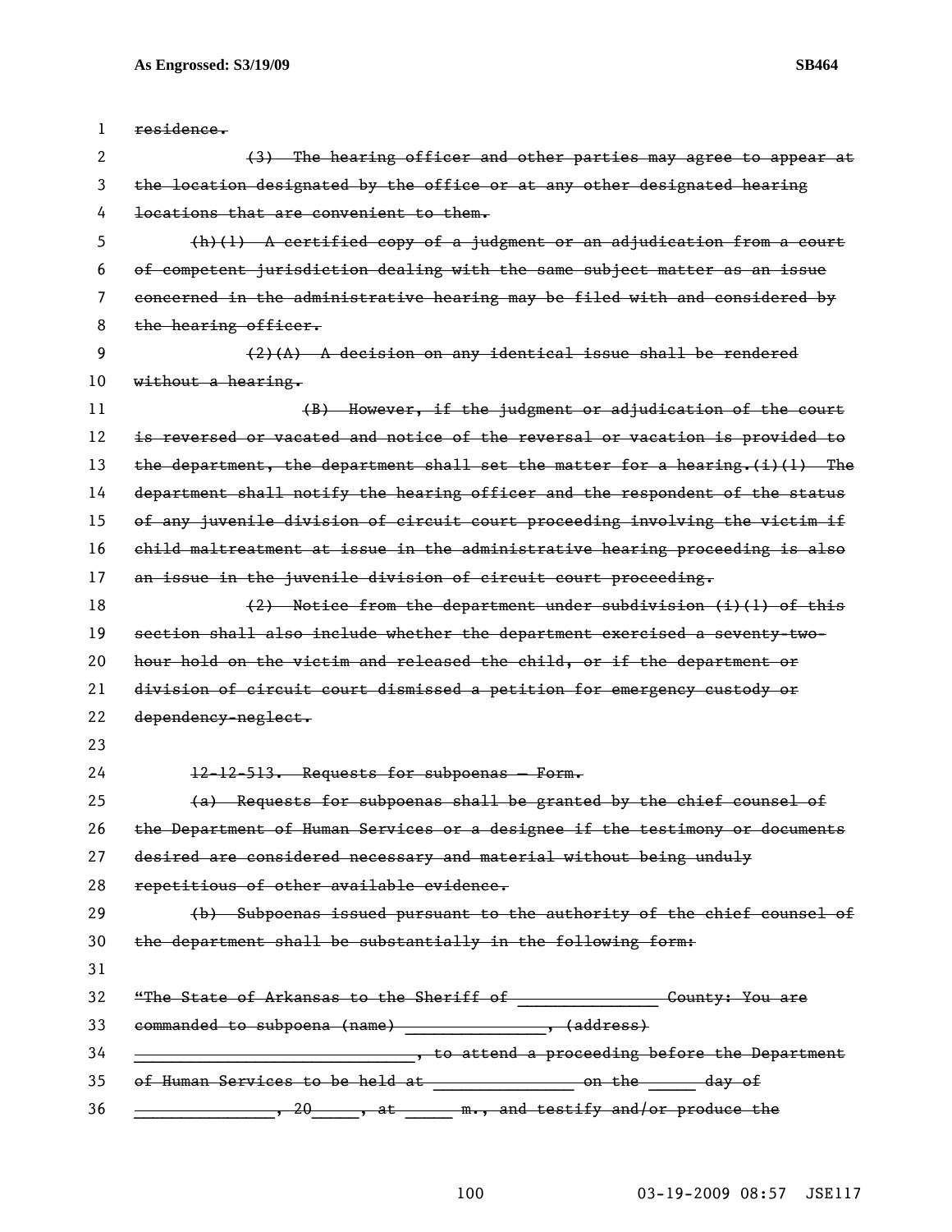~~residence.~~

~~(3) The hearing officer and other parties may agree to appear at the location designated by the office or at any other designated hearing locations that are convenient to them.~~

~~(h)(1) A certified copy of a judgment or an adjudication from a court of competent jurisdiction dealing with the same subject matter as an issue concerned in the administrative hearing may be filed with and considered by the hearing officer.~~

~~(2)(A) A decision on any identical issue shall be rendered without a hearing.~~

~~(B) However, if the judgment or adjudication of the court is reversed or vacated and notice of the reversal or vacation is provided to the department, the department shall set the matter for a hearing.(i)(1) The department shall notify the hearing officer and the respondent of the status of any juvenile division of circuit court proceeding involving the victim if child maltreatment at issue in the administrative hearing proceeding is also an issue in the juvenile division of circuit court proceeding.~~

~~(2) Notice from the department under subdivision (i)(1) of this section shall also include whether the department exercised a seventy-two-hour hold on the victim and released the child, or if the department or division of circuit court dismissed a petition for emergency custody or dependency-neglect.~~

~~12-12-513. Requests for subpoenas — Form.~~

~~(a) Requests for subpoenas shall be granted by the chief counsel of the Department of Human Services or a designee if the testimony or documents desired are considered necessary and material without being unduly repetitious of other available evidence.~~

~~(b) Subpoenas issued pursuant to the authority of the chief counsel of the department shall be substantially in the following form:~~

~~"The State of Arkansas to the Sheriff of _______________ County: You are commanded to subpoena (name) _______________, (address) ______________________________, to attend a proceeding before the Department of Human Services to be held at _______________ on the _____ day of _______________, 20_____, at _____ m., and testify and/or produce the~~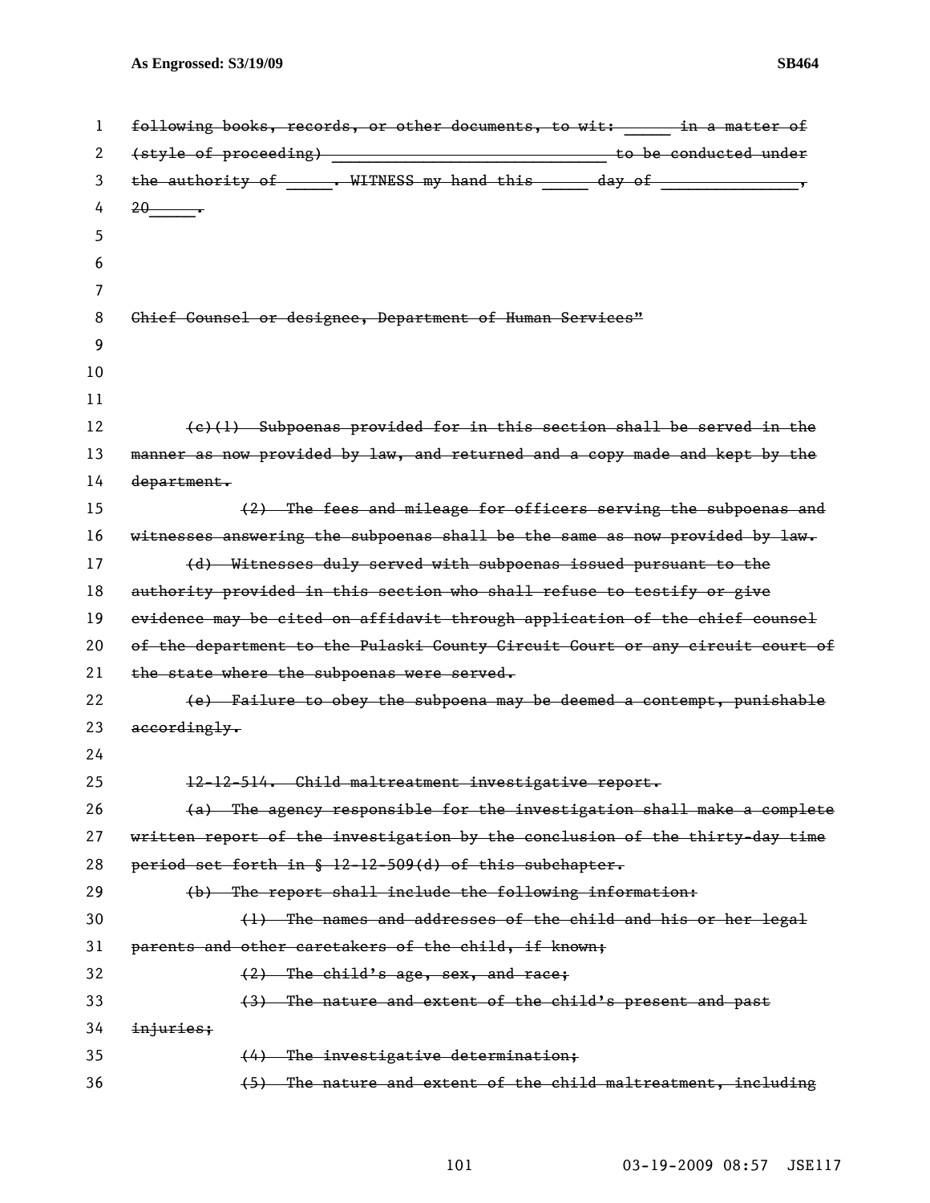~~following books, records, or other documents, to wit: _____ in a matter of (style of proceeding) _____________________________ to be conducted under the authority of _____. WITNESS my hand this _____ day of _______________, 20_____.~~

~~Chief Counsel or designee, Department of Human Services"~~

~~(c)(1) Subpoenas provided for in this section shall be served in the manner as now provided by law, and returned and a copy made and kept by the department.~~

~~(2) The fees and mileage for officers serving the subpoenas and witnesses answering the subpoenas shall be the same as now provided by law.~~

~~(d) Witnesses duly served with subpoenas issued pursuant to the authority provided in this section who shall refuse to testify or give evidence may be cited on affidavit through application of the chief counsel of the department to the Pulaski County Circuit Court or any circuit court of the state where the subpoenas were served.~~

~~(e) Failure to obey the subpoena may be deemed a contempt, punishable accordingly.~~

~~12-12-514. Child maltreatment investigative report.~~

~~(a) The agency responsible for the investigation shall make a complete written report of the investigation by the conclusion of the thirty-day time period set forth in § 12-12-509(d) of this subchapter.~~

~~(b) The report shall include the following information:~~

~~(1) The names and addresses of the child and his or her legal parents and other caretakers of the child, if known;~~

~~(2) The child's age, sex, and race;~~

~~(3) The nature and extent of the child's present and past injuries;~~

~~(4) The investigative determination;~~

~~(5) The nature and extent of the child maltreatment, including~~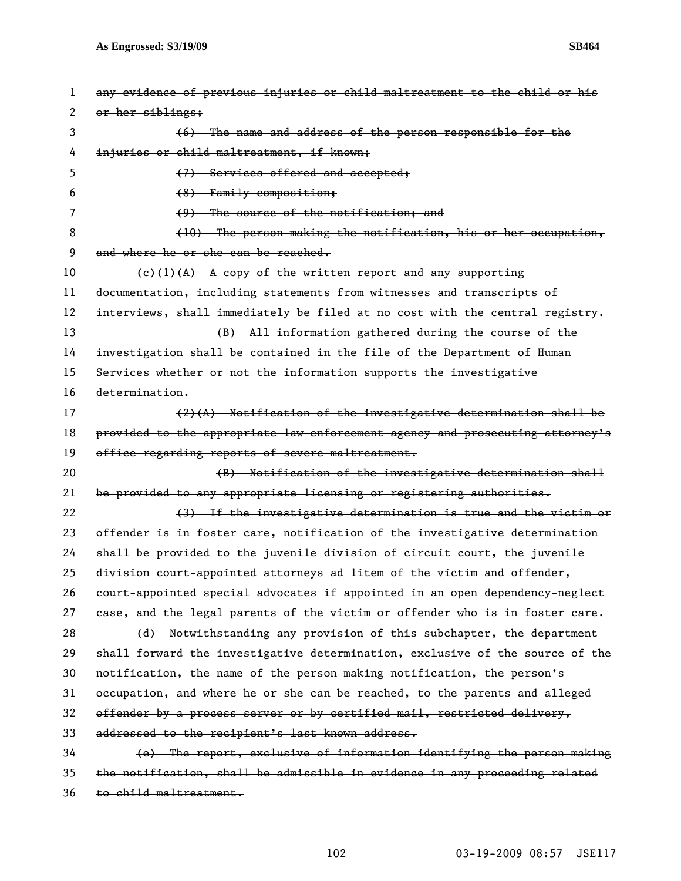~~any evidence of previous injuries or child maltreatment to the child or his or her siblings;~~

~~(6) The name and address of the person responsible for the injuries or child maltreatment, if known;~~

~~(7) Services offered and accepted;~~

~~(8) Family composition;~~

~~(9) The source of the notification; and~~

~~(10) The person making the notification, his or her occupation, and where he or she can be reached.~~

~~(c)(1)(A) A copy of the written report and any supporting documentation, including statements from witnesses and transcripts of interviews, shall immediately be filed at no cost with the central registry.~~

~~(B) All information gathered during the course of the investigation shall be contained in the file of the Department of Human Services whether or not the information supports the investigative determination.~~

~~(2)(A) Notification of the investigative determination shall be provided to the appropriate law enforcement agency and prosecuting attorney's office regarding reports of severe maltreatment.~~

~~(B) Notification of the investigative determination shall be provided to any appropriate licensing or registering authorities.~~

~~(3) If the investigative determination is true and the victim or offender is in foster care, notification of the investigative determination shall be provided to the juvenile division of circuit court, the juvenile division court-appointed attorneys ad litem of the victim and offender, court-appointed special advocates if appointed in an open dependency-neglect case, and the legal parents of the victim or offender who is in foster care.~~

~~(d) Notwithstanding any provision of this subchapter, the department shall forward the investigative determination, exclusive of the source of the notification, the name of the person making notification, the person's occupation, and where he or she can be reached, to the parents and alleged offender by a process server or by certified mail, restricted delivery, addressed to the recipient's last known address.~~

~~(e) The report, exclusive of information identifying the person making the notification, shall be admissible in evidence in any proceeding related to child maltreatment.~~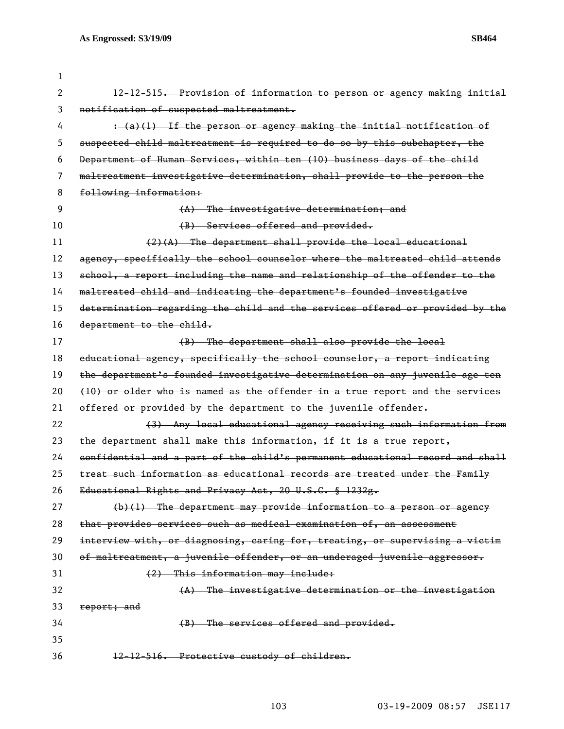12-12-515. Provision of information to person or agency making initial notification of suspected maltreatment.

: (a)(1) If the person or agency making the initial notification of suspected child maltreatment is required to do so by this subchapter, the Department of Human Services, within ten (10) business days of the child maltreatment investigative determination, shall provide to the person the following information:

(A) The investigative determination; and

(B) Services offered and provided.

(2)(A) The department shall provide the local educational agency, specifically the school counselor where the maltreated child attends school, a report including the name and relationship of the offender to the maltreated child and indicating the department's founded investigative determination regarding the child and the services offered or provided by the department to the child.

(B) The department shall also provide the local educational agency, specifically the school counselor, a report indicating the department's founded investigative determination on any juvenile age ten (10) or older who is named as the offender in a true report and the services offered or provided by the department to the juvenile offender.

(3) Any local educational agency receiving such information from the department shall make this information, if it is a true report, confidential and a part of the child's permanent educational record and shall treat such information as educational records are treated under the Family Educational Rights and Privacy Act, 20 U.S.C. § 1232g.

(b)(1) The department may provide information to a person or agency that provides services such as medical examination of, an assessment interview with, or diagnosing, caring for, treating, or supervising a victim of maltreatment, a juvenile offender, or an underaged juvenile aggressor.

(2) This information may include:

(A) The investigative determination or the investigation report; and

(B) The services offered and provided.

12-12-516. Protective custody of children.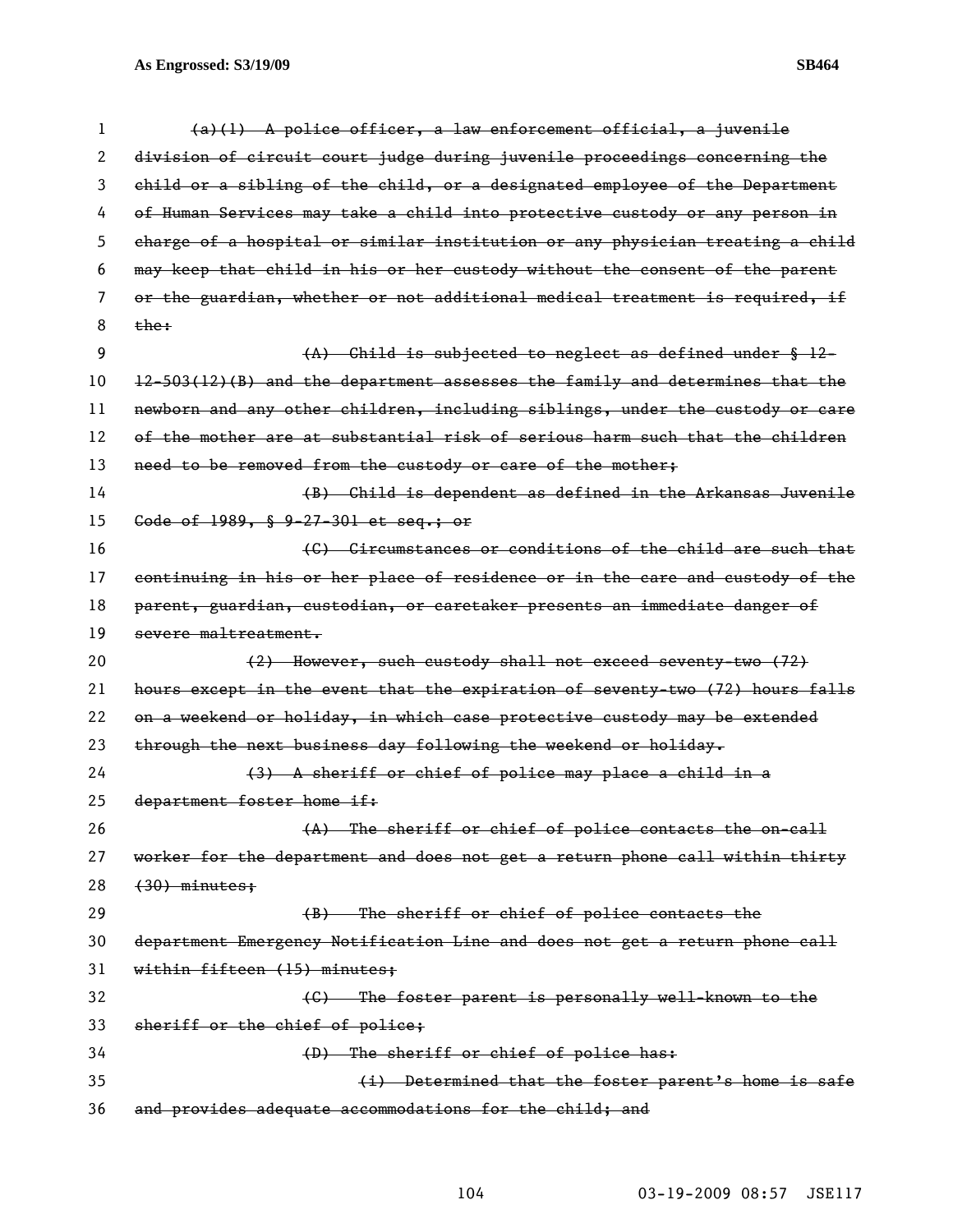~~(a)(1) A police officer, a law enforcement official, a juvenile division of circuit court judge during juvenile proceedings concerning the child or a sibling of the child, or a designated employee of the Department of Human Services may take a child into protective custody or any person in charge of a hospital or similar institution or any physician treating a child may keep that child in his or her custody without the consent of the parent or the guardian, whether or not additional medical treatment is required, if the:~~

~~(A) Child is subjected to neglect as defined under § 12-12-503(12)(B) and the department assesses the family and determines that the newborn and any other children, including siblings, under the custody or care of the mother are at substantial risk of serious harm such that the children need to be removed from the custody or care of the mother;~~

~~(B) Child is dependent as defined in the Arkansas Juvenile Code of 1989, § 9-27-301 et seq.; or~~

~~(C) Circumstances or conditions of the child are such that continuing in his or her place of residence or in the care and custody of the parent, guardian, custodian, or caretaker presents an immediate danger of severe maltreatment.~~

~~(2) However, such custody shall not exceed seventy-two (72) hours except in the event that the expiration of seventy-two (72) hours falls on a weekend or holiday, in which case protective custody may be extended through the next business day following the weekend or holiday.~~

~~(3) A sheriff or chief of police may place a child in a department foster home if:~~

~~(A) The sheriff or chief of police contacts the on-call worker for the department and does not get a return phone call within thirty (30) minutes;~~

~~(B) The sheriff or chief of police contacts the department Emergency Notification Line and does not get a return phone call within fifteen (15) minutes;~~

~~(C) The foster parent is personally well-known to the sheriff or the chief of police;~~

~~(D) The sheriff or chief of police has:~~

~~(i) Determined that the foster parent's home is safe and provides adequate accommodations for the child; and~~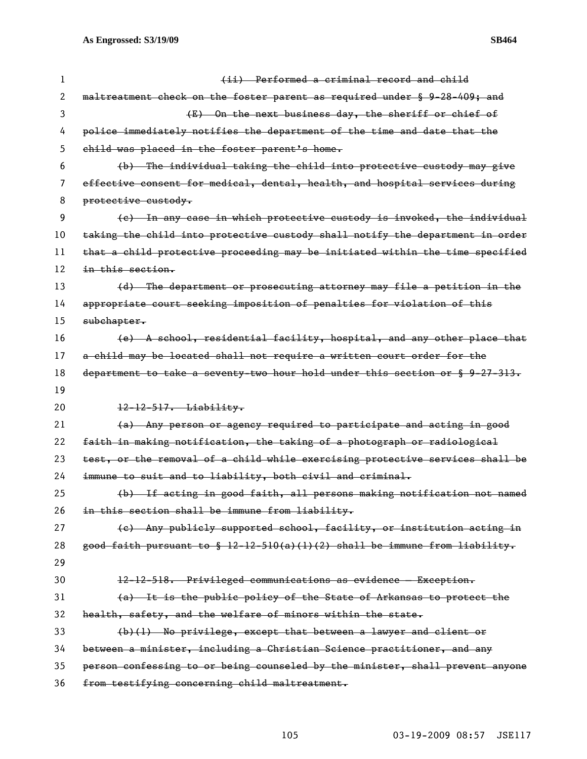(ii) Performed a criminal record and child maltreatment check on the foster parent as required under § 9-28-409; and

(E) On the next business day, the sheriff or chief of police immediately notifies the department of the time and date that the child was placed in the foster parent's home.

(b) The individual taking the child into protective custody may give effective consent for medical, dental, health, and hospital services during protective custody.

(c) In any case in which protective custody is invoked, the individual taking the child into protective custody shall notify the department in order that a child protective proceeding may be initiated within the time specified in this section.

(d) The department or prosecuting attorney may file a petition in the appropriate court seeking imposition of penalties for violation of this subchapter.

(e) A school, residential facility, hospital, and any other place that a child may be located shall not require a written court order for the department to take a seventy-two hour hold under this section or § 9-27-313.

12-12-517. Liability.

(a) Any person or agency required to participate and acting in good faith in making notification, the taking of a photograph or radiological test, or the removal of a child while exercising protective services shall be immune to suit and to liability, both civil and criminal.

(b) If acting in good faith, all persons making notification not named in this section shall be immune from liability.

(c) Any publicly supported school, facility, or institution acting in good faith pursuant to § 12-12-510(a)(1)(2) shall be immune from liability.

12-12-518. Privileged communications as evidence — Exception.

(a) It is the public policy of the State of Arkansas to protect the health, safety, and the welfare of minors within the state.

(b)(1) No privilege, except that between a lawyer and client or between a minister, including a Christian Science practitioner, and any person confessing to or being counseled by the minister, shall prevent anyone from testifying concerning child maltreatment.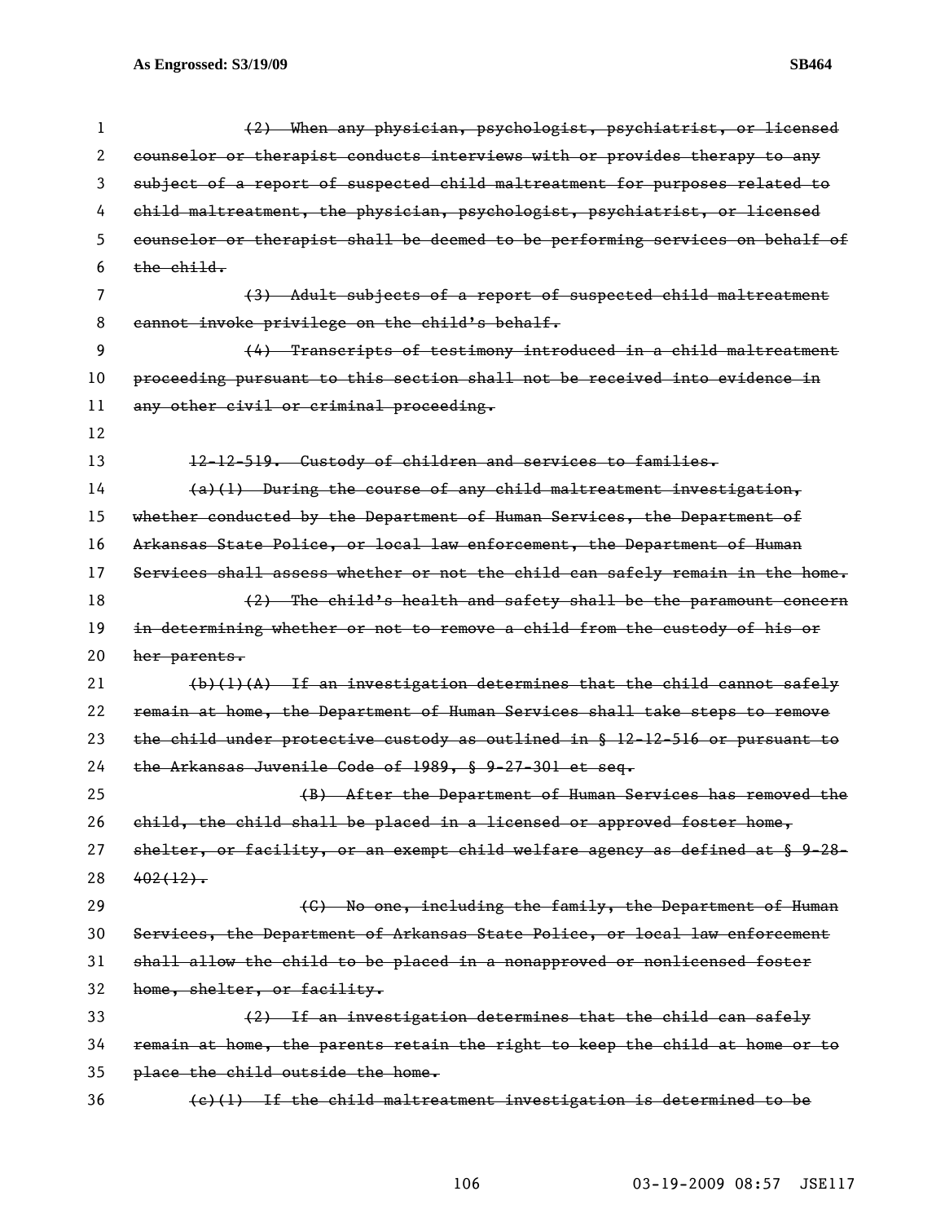~~(2) When any physician, psychologist, psychiatrist, or licensed counselor or therapist conducts interviews with or provides therapy to any subject of a report of suspected child maltreatment for purposes related to child maltreatment, the physician, psychologist, psychiatrist, or licensed counselor or therapist shall be deemed to be performing services on behalf of the child.~~

~~(3) Adult subjects of a report of suspected child maltreatment cannot invoke privilege on the child's behalf.~~

~~(4) Transcripts of testimony introduced in a child maltreatment proceeding pursuant to this section shall not be received into evidence in any other civil or criminal proceeding.~~

~~12-12-519. Custody of children and services to families.~~

~~(a)(1) During the course of any child maltreatment investigation, whether conducted by the Department of Human Services, the Department of Arkansas State Police, or local law enforcement, the Department of Human Services shall assess whether or not the child can safely remain in the home.~~

~~(2) The child's health and safety shall be the paramount concern in determining whether or not to remove a child from the custody of his or her parents.~~

~~(b)(1)(A) If an investigation determines that the child cannot safely remain at home, the Department of Human Services shall take steps to remove the child under protective custody as outlined in § 12-12-516 or pursuant to the Arkansas Juvenile Code of 1989, § 9-27-301 et seq.~~

~~(B) After the Department of Human Services has removed the child, the child shall be placed in a licensed or approved foster home, shelter, or facility, or an exempt child welfare agency as defined at § 9-28-402(12).~~

~~(C) No one, including the family, the Department of Human Services, the Department of Arkansas State Police, or local law enforcement shall allow the child to be placed in a nonapproved or nonlicensed foster home, shelter, or facility.~~

~~(2) If an investigation determines that the child can safely remain at home, the parents retain the right to keep the child at home or to place the child outside the home.~~

~~(c)(1) If the child maltreatment investigation is determined to be~~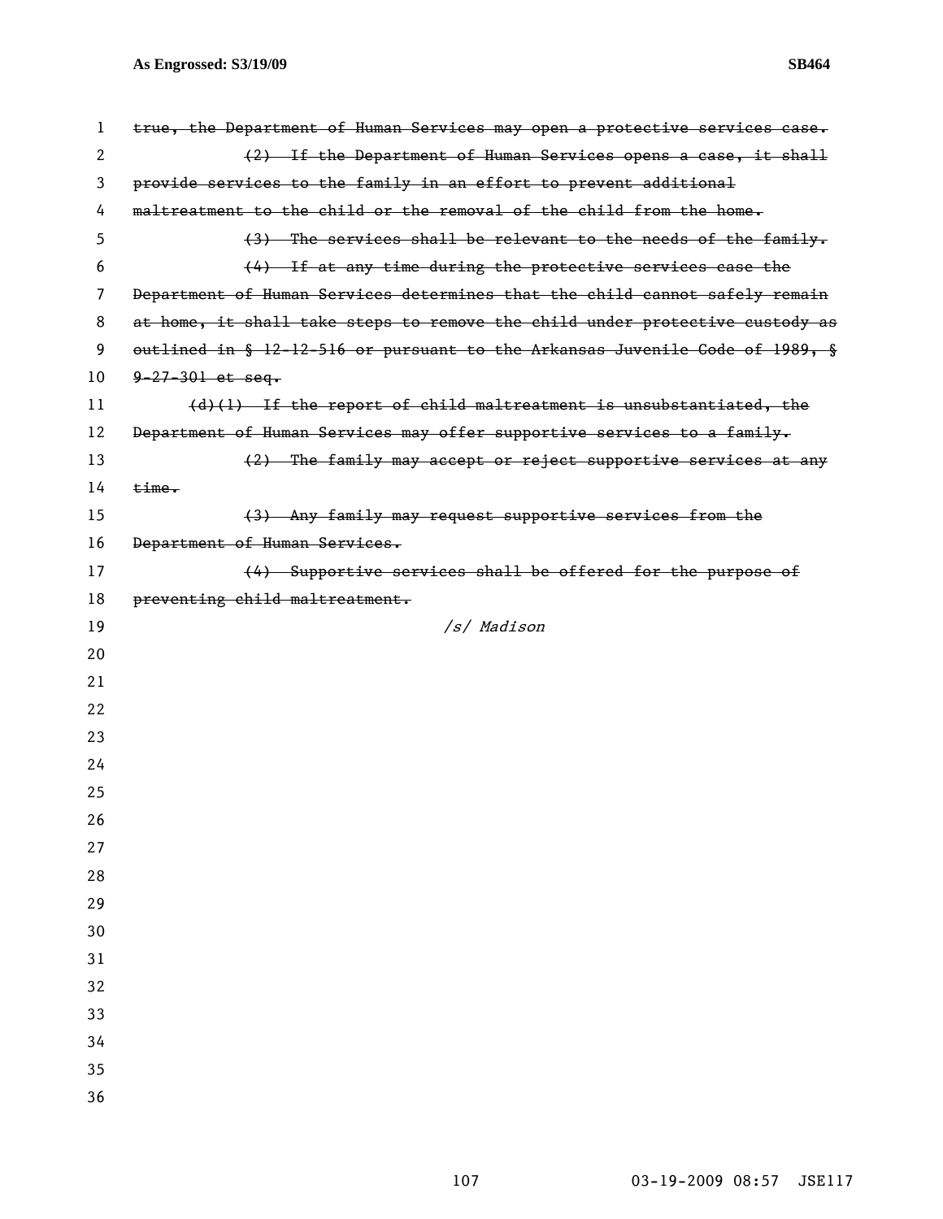~~true, the Department of Human Services may open a protective services case.~~

~~(2) If the Department of Human Services opens a case, it shall provide services to the family in an effort to prevent additional maltreatment to the child or the removal of the child from the home.~~

~~(3) The services shall be relevant to the needs of the family.~~

~~(4) If at any time during the protective services case the Department of Human Services determines that the child cannot safely remain at home, it shall take steps to remove the child under protective custody as outlined in § 12-12-516 or pursuant to the Arkansas Juvenile Code of 1989, § 9-27-301 et seq.~~

~~(d)(1) If the report of child maltreatment is unsubstantiated, the Department of Human Services may offer supportive services to a family.~~

~~(2) The family may accept or reject supportive services at any time.~~

~~(3) Any family may request supportive services from the Department of Human Services.~~

~~(4) Supportive services shall be offered for the purpose of preventing child maltreatment.~~

*/s/ Madison*